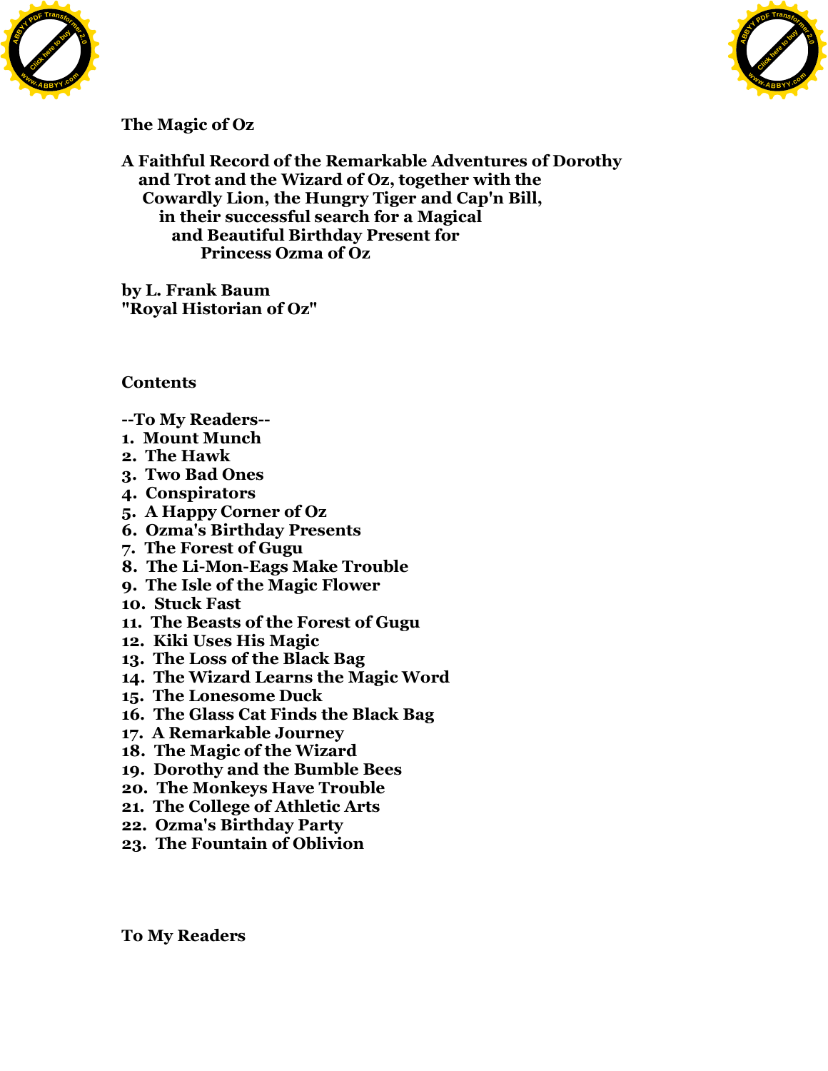# The Magic of Oz

**A Faithful Record of the Remarkable Adventures of Dorothy and Trot and the Wizard of Oz, together with the Cowardly Lion, the Hungry Tiger and Cap'n Bill, in their successful search for a Magical and Beautiful Birthday Present for Princess Ozma of Oz**

**by L. Frank Baum**
**"Royal Historian of Oz"**

## Contents

--To My Readers--
1. Mount Munch
2. The Hawk
3. Two Bad Ones
4. Conspirators
5. A Happy Corner of Oz
6. Ozma's Birthday Presents
7. The Forest of Gugu
8. The Li-Mon-Eags Make Trouble
9. The Isle of the Magic Flower
10. Stuck Fast
11. The Beasts of the Forest of Gugu
12. Kiki Uses His Magic
13. The Loss of the Black Bag
14. The Wizard Learns the Magic Word
15. The Lonesome Duck
16. The Glass Cat Finds the Black Bag
17. A Remarkable Journey
18. The Magic of the Wizard
19. Dorothy and the Bumble Bees
20. The Monkeys Have Trouble
21. The College of Athletic Arts
22. Ozma's Birthday Party
23. The Fountain of Oblivion

## To My Readers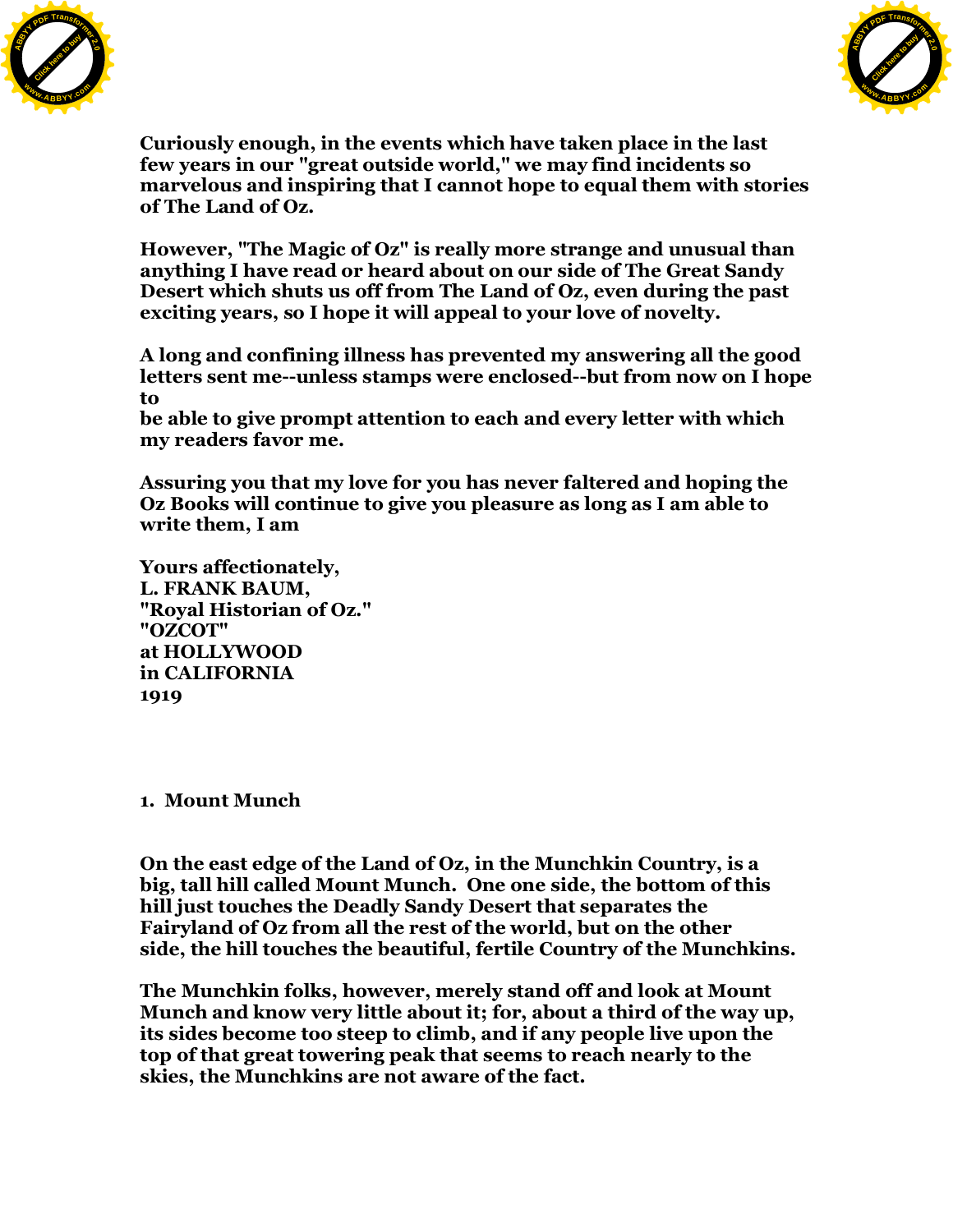Curiously enough, in the events which have taken place in the last few years in our "great outside world," we may find incidents so marvelous and inspiring that I cannot hope to equal them with stories of The Land of Oz.

However, "The Magic of Oz" is really more strange and unusual than anything I have read or heard about on our side of The Great Sandy Desert which shuts us off from The Land of Oz, even during the past exciting years, so I hope it will appeal to your love of novelty.

A long and confining illness has prevented my answering all the good letters sent me--unless stamps were enclosed--but from now on I hope to be able to give prompt attention to each and every letter with which my readers favor me.

Assuring you that my love for you has never faltered and hoping the Oz Books will continue to give you pleasure as long as I am able to write them, I am

Yours affectionately,
L. FRANK BAUM,
"Royal Historian of Oz."
"OZCOT"
at HOLLYWOOD
in CALIFORNIA
1919

## 1. Mount Munch

On the east edge of the Land of Oz, in the Munchkin Country, is a big, tall hill called Mount Munch. One one side, the bottom of this hill just touches the Deadly Sandy Desert that separates the Fairyland of Oz from all the rest of the world, but on the other side, the hill touches the beautiful, fertile Country of the Munchkins.

The Munchkin folks, however, merely stand off and look at Mount Munch and know very little about it; for, about a third of the way up, its sides become too steep to climb, and if any people live upon the top of that great towering peak that seems to reach nearly to the skies, the Munchkins are not aware of the fact.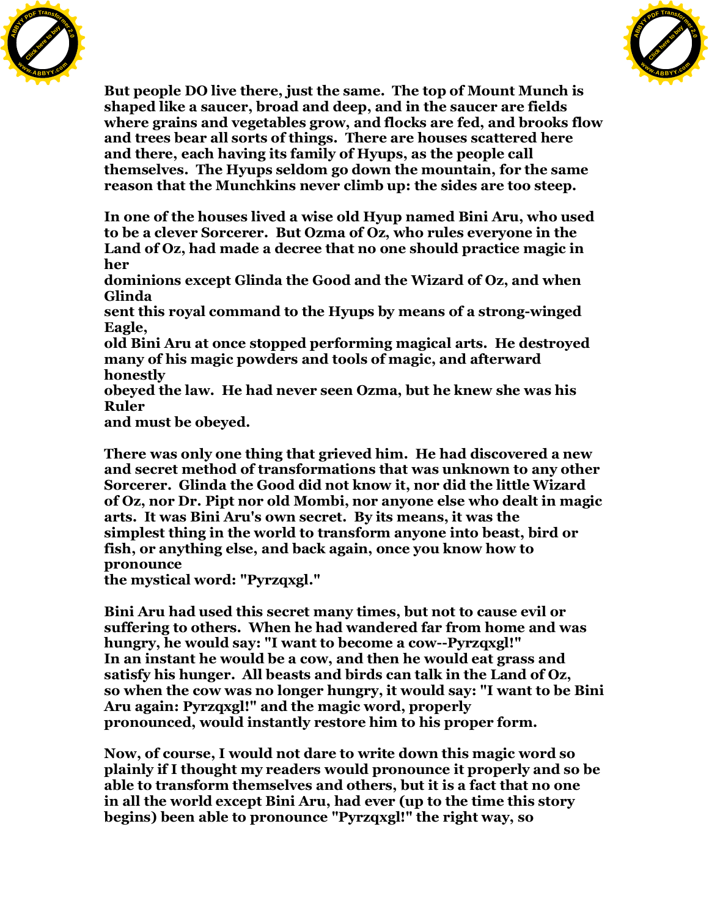But people DO live there, just the same. The top of Mount Munch is shaped like a saucer, broad and deep, and in the saucer are fields where grains and vegetables grow, and flocks are fed, and brooks flow and trees bear all sorts of things. There are houses scattered here and there, each having its family of Hyups, as the people call themselves. The Hyups seldom go down the mountain, for the same reason that the Munchkins never climb up: the sides are too steep.

In one of the houses lived a wise old Hyup named Bini Aru, who used to be a clever Sorcerer. But Ozma of Oz, who rules everyone in the Land of Oz, had made a decree that no one should practice magic in her dominions except Glinda the Good and the Wizard of Oz, and when Glinda sent this royal command to the Hyups by means of a strong-winged Eagle, old Bini Aru at once stopped performing magical arts. He destroyed many of his magic powders and tools of magic, and afterward honestly obeyed the law. He had never seen Ozma, but he knew she was his Ruler and must be obeyed.

There was only one thing that grieved him. He had discovered a new and secret method of transformations that was unknown to any other Sorcerer. Glinda the Good did not know it, nor did the little Wizard of Oz, nor Dr. Pipt nor old Mombi, nor anyone else who dealt in magic arts. It was Bini Aru's own secret. By its means, it was the simplest thing in the world to transform anyone into beast, bird or fish, or anything else, and back again, once you know how to pronounce the mystical word: "Pyrzqxgl."

Bini Aru had used this secret many times, but not to cause evil or suffering to others. When he had wandered far from home and was hungry, he would say: "I want to become a cow--Pyrzqxgl!" In an instant he would be a cow, and then he would eat grass and satisfy his hunger. All beasts and birds can talk in the Land of Oz, so when the cow was no longer hungry, it would say: "I want to be Bini Aru again: Pyrzqxgl!" and the magic word, properly pronounced, would instantly restore him to his proper form.

Now, of course, I would not dare to write down this magic word so plainly if I thought my readers would pronounce it properly and so be able to transform themselves and others, but it is a fact that no one in all the world except Bini Aru, had ever (up to the time this story begins) been able to pronounce "Pyrzqxgl!" the right way, so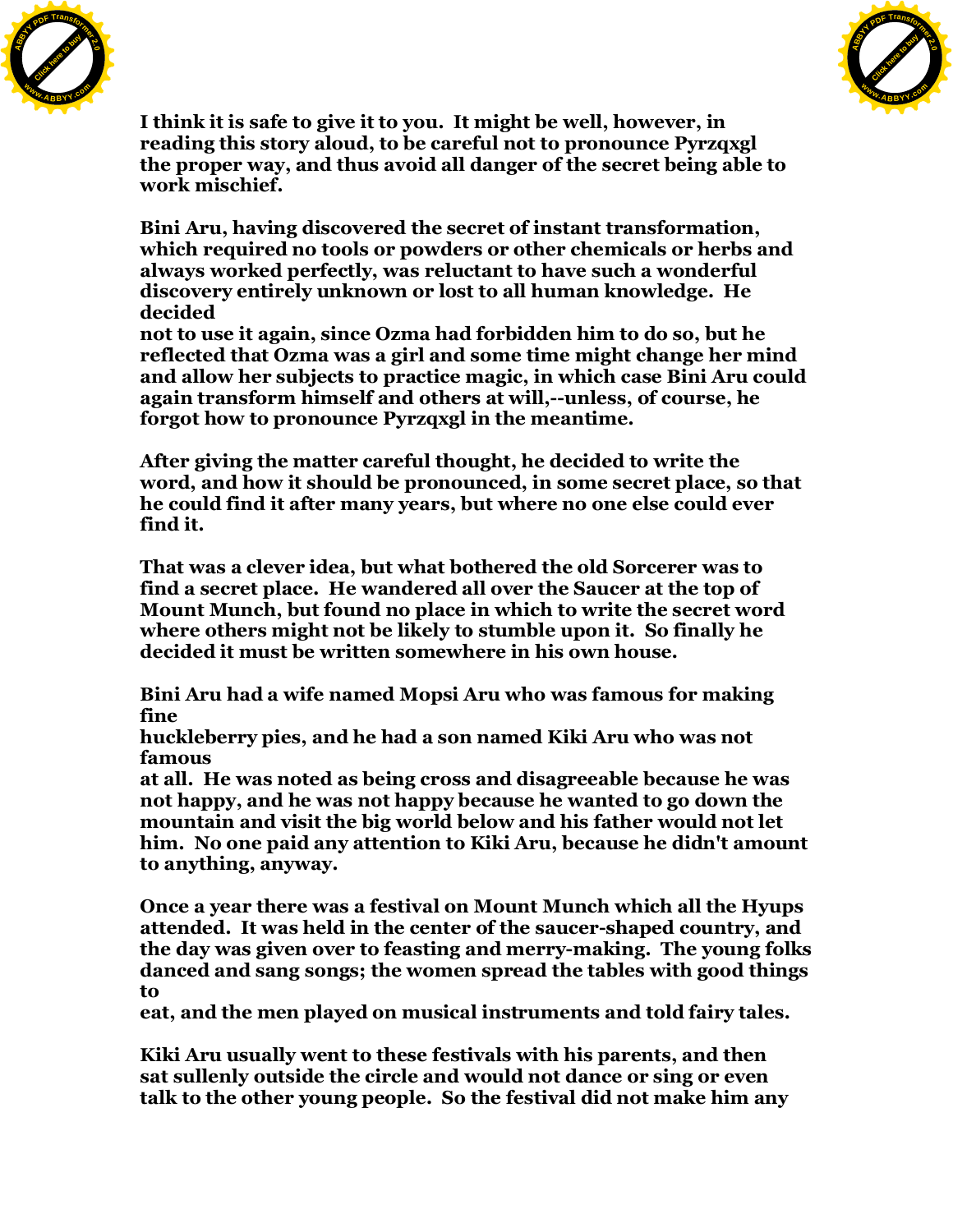I think it is safe to give it to you. It might be well, however, in reading this story aloud, to be careful not to pronounce Pyrzqxgl the proper way, and thus avoid all danger of the secret being able to work mischief.

Bini Aru, having discovered the secret of instant transformation, which required no tools or powders or other chemicals or herbs and always worked perfectly, was reluctant to have such a wonderful discovery entirely unknown or lost to all human knowledge. He decided not to use it again, since Ozma had forbidden him to do so, but he reflected that Ozma was a girl and some time might change her mind and allow her subjects to practice magic, in which case Bini Aru could again transform himself and others at will,--unless, of course, he forgot how to pronounce Pyrzqxgl in the meantime.

After giving the matter careful thought, he decided to write the word, and how it should be pronounced, in some secret place, so that he could find it after many years, but where no one else could ever find it.

That was a clever idea, but what bothered the old Sorcerer was to find a secret place. He wandered all over the Saucer at the top of Mount Munch, but found no place in which to write the secret word where others might not be likely to stumble upon it. So finally he decided it must be written somewhere in his own house.

Bini Aru had a wife named Mopsi Aru who was famous for making fine huckleberry pies, and he had a son named Kiki Aru who was not famous at all. He was noted as being cross and disagreeable because he was not happy, and he was not happy because he wanted to go down the mountain and visit the big world below and his father would not let him. No one paid any attention to Kiki Aru, because he didn't amount to anything, anyway.

Once a year there was a festival on Mount Munch which all the Hyups attended. It was held in the center of the saucer-shaped country, and the day was given over to feasting and merry-making. The young folks danced and sang songs; the women spread the tables with good things to eat, and the men played on musical instruments and told fairy tales.

Kiki Aru usually went to these festivals with his parents, and then sat sullenly outside the circle and would not dance or sing or even talk to the other young people. So the festival did not make him any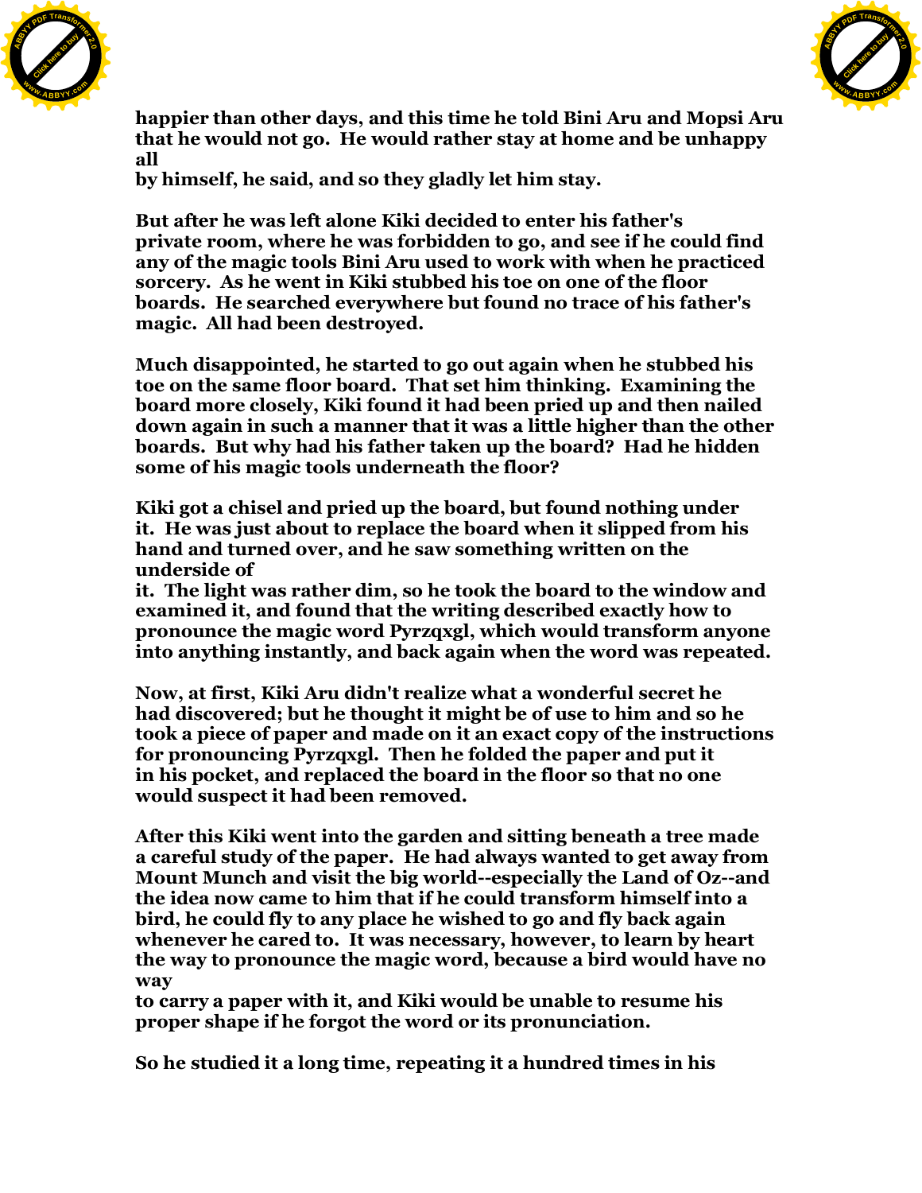happier than other days, and this time he told Bini Aru and Mopsi Aru that he would not go. He would rather stay at home and be unhappy all by himself, he said, and so they gladly let him stay.

But after he was left alone Kiki decided to enter his father's private room, where he was forbidden to go, and see if he could find any of the magic tools Bini Aru used to work with when he practiced sorcery. As he went in Kiki stubbed his toe on one of the floor boards. He searched everywhere but found no trace of his father's magic. All had been destroyed.

Much disappointed, he started to go out again when he stubbed his toe on the same floor board. That set him thinking. Examining the board more closely, Kiki found it had been pried up and then nailed down again in such a manner that it was a little higher than the other boards. But why had his father taken up the board? Had he hidden some of his magic tools underneath the floor?

Kiki got a chisel and pried up the board, but found nothing under it. He was just about to replace the board when it slipped from his hand and turned over, and he saw something written on the underside of it. The light was rather dim, so he took the board to the window and examined it, and found that the writing described exactly how to pronounce the magic word Pyrzqxgl, which would transform anyone into anything instantly, and back again when the word was repeated.

Now, at first, Kiki Aru didn't realize what a wonderful secret he had discovered; but he thought it might be of use to him and so he took a piece of paper and made on it an exact copy of the instructions for pronouncing Pyrzqxgl. Then he folded the paper and put it in his pocket, and replaced the board in the floor so that no one would suspect it had been removed.

After this Kiki went into the garden and sitting beneath a tree made a careful study of the paper. He had always wanted to get away from Mount Munch and visit the big world--especially the Land of Oz--and the idea now came to him that if he could transform himself into a bird, he could fly to any place he wished to go and fly back again whenever he cared to. It was necessary, however, to learn by heart the way to pronounce the magic word, because a bird would have no way to carry a paper with it, and Kiki would be unable to resume his proper shape if he forgot the word or its pronunciation.

So he studied it a long time, repeating it a hundred times in his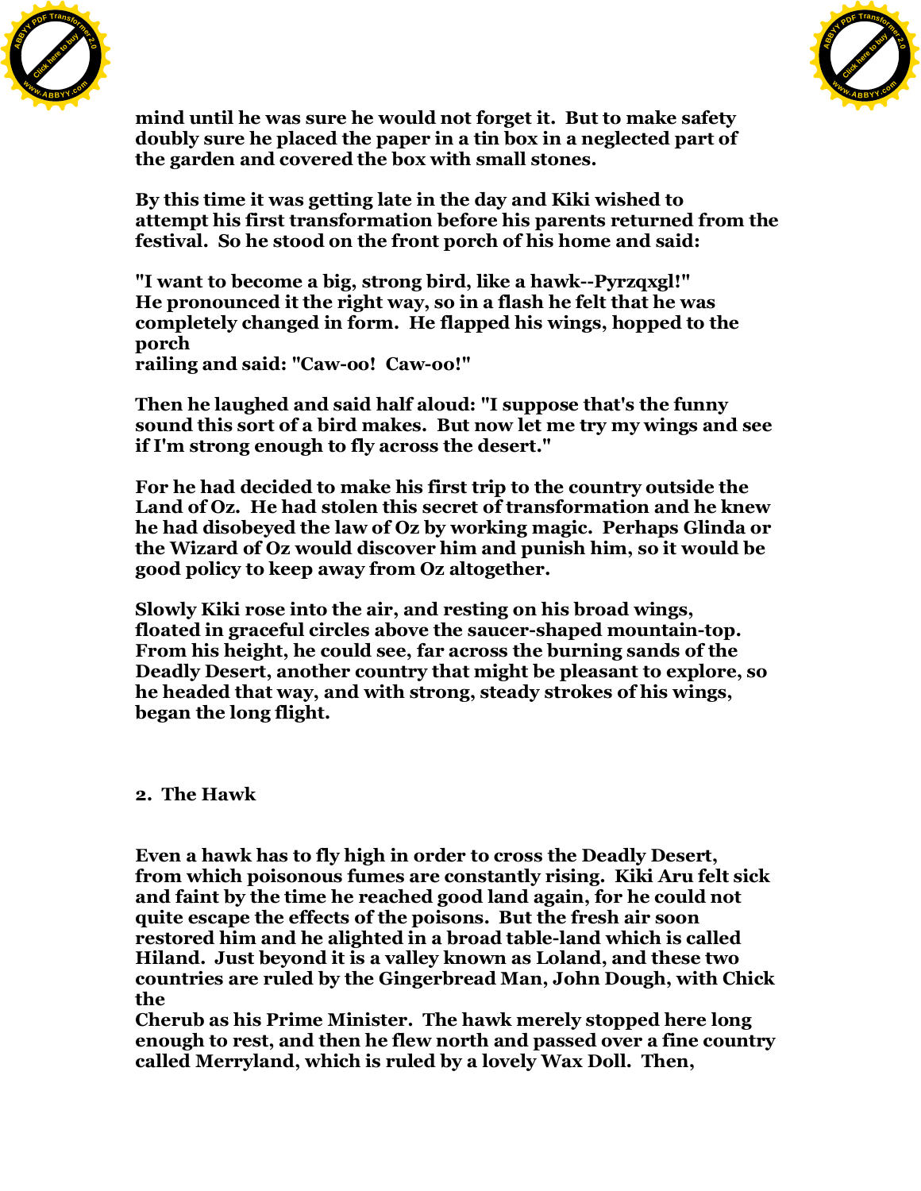mind until he was sure he would not forget it. But to make safety doubly sure he placed the paper in a tin box in a neglected part of the garden and covered the box with small stones.

By this time it was getting late in the day and Kiki wished to attempt his first transformation before his parents returned from the festival. So he stood on the front porch of his home and said:

"I want to become a big, strong bird, like a hawk--Pyrzqxgl!" He pronounced it the right way, so in a flash he felt that he was completely changed in form. He flapped his wings, hopped to the porch railing and said: "Caw-oo! Caw-oo!"

Then he laughed and said half aloud: "I suppose that's the funny sound this sort of a bird makes. But now let me try my wings and see if I'm strong enough to fly across the desert."

For he had decided to make his first trip to the country outside the Land of Oz. He had stolen this secret of transformation and he knew he had disobeyed the law of Oz by working magic. Perhaps Glinda or the Wizard of Oz would discover him and punish him, so it would be good policy to keep away from Oz altogether.

Slowly Kiki rose into the air, and resting on his broad wings, floated in graceful circles above the saucer-shaped mountain-top. From his height, he could see, far across the burning sands of the Deadly Desert, another country that might be pleasant to explore, so he headed that way, and with strong, steady strokes of his wings, began the long flight.

## 2. The Hawk

Even a hawk has to fly high in order to cross the Deadly Desert, from which poisonous fumes are constantly rising. Kiki Aru felt sick and faint by the time he reached good land again, for he could not quite escape the effects of the poisons. But the fresh air soon restored him and he alighted in a broad table-land which is called Hiland. Just beyond it is a valley known as Loland, and these two countries are ruled by the Gingerbread Man, John Dough, with Chick the Cherub as his Prime Minister. The hawk merely stopped here long enough to rest, and then he flew north and passed over a fine country called Merryland, which is ruled by a lovely Wax Doll. Then,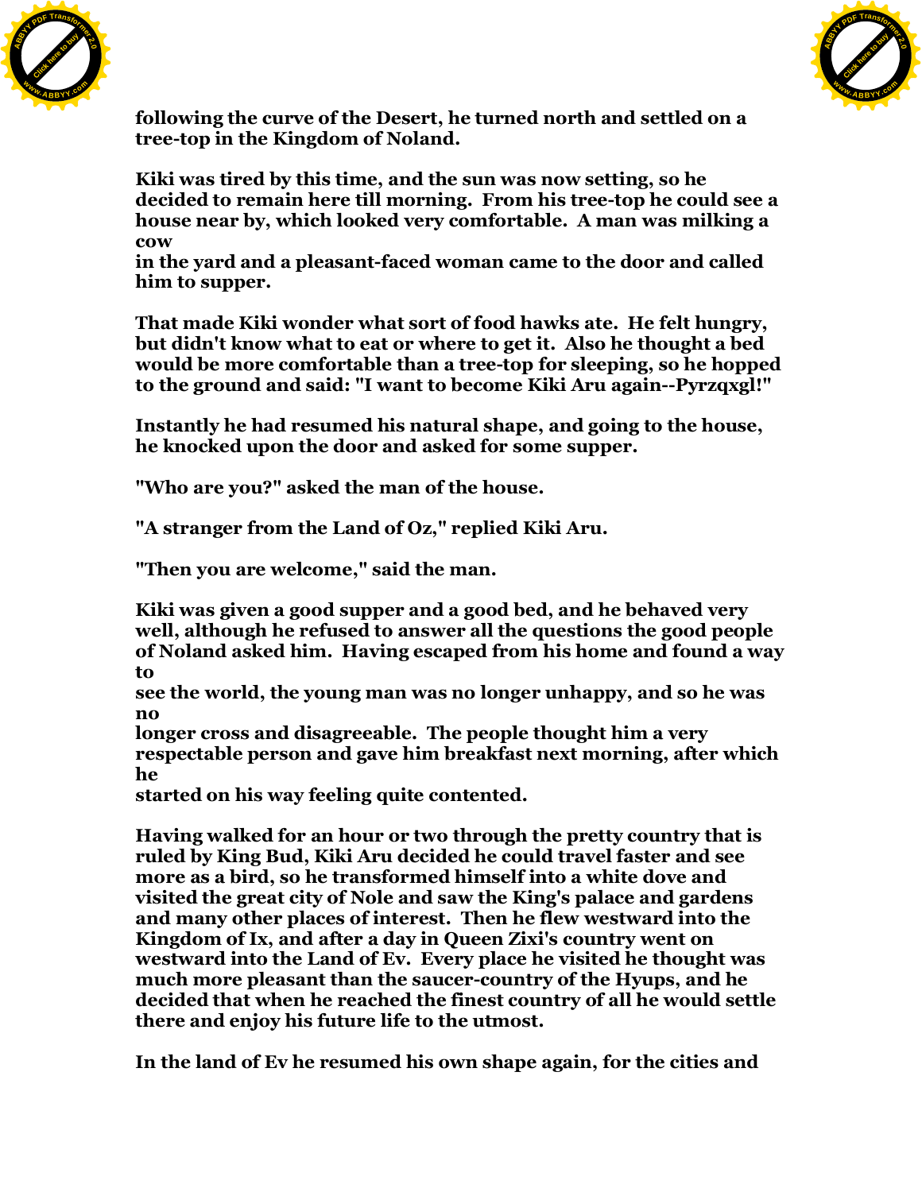following the curve of the Desert, he turned north and settled on a tree-top in the Kingdom of Noland.

Kiki was tired by this time, and the sun was now setting, so he decided to remain here till morning. From his tree-top he could see a house near by, which looked very comfortable. A man was milking a cow in the yard and a pleasant-faced woman came to the door and called him to supper.

That made Kiki wonder what sort of food hawks ate. He felt hungry, but didn't know what to eat or where to get it. Also he thought a bed would be more comfortable than a tree-top for sleeping, so he hopped to the ground and said: "I want to become Kiki Aru again--Pyrzqxgl!"

Instantly he had resumed his natural shape, and going to the house, he knocked upon the door and asked for some supper.

"Who are you?" asked the man of the house.

"A stranger from the Land of Oz," replied Kiki Aru.

"Then you are welcome," said the man.

Kiki was given a good supper and a good bed, and he behaved very well, although he refused to answer all the questions the good people of Noland asked him. Having escaped from his home and found a way to see the world, the young man was no longer unhappy, and so he was no longer cross and disagreeable. The people thought him a very respectable person and gave him breakfast next morning, after which he started on his way feeling quite contented.

Having walked for an hour or two through the pretty country that is ruled by King Bud, Kiki Aru decided he could travel faster and see more as a bird, so he transformed himself into a white dove and visited the great city of Nole and saw the King's palace and gardens and many other places of interest. Then he flew westward into the Kingdom of Ix, and after a day in Queen Zixi's country went on westward into the Land of Ev. Every place he visited he thought was much more pleasant than the saucer-country of the Hyups, and he decided that when he reached the finest country of all he would settle there and enjoy his future life to the utmost.

In the land of Ev he resumed his own shape again, for the cities and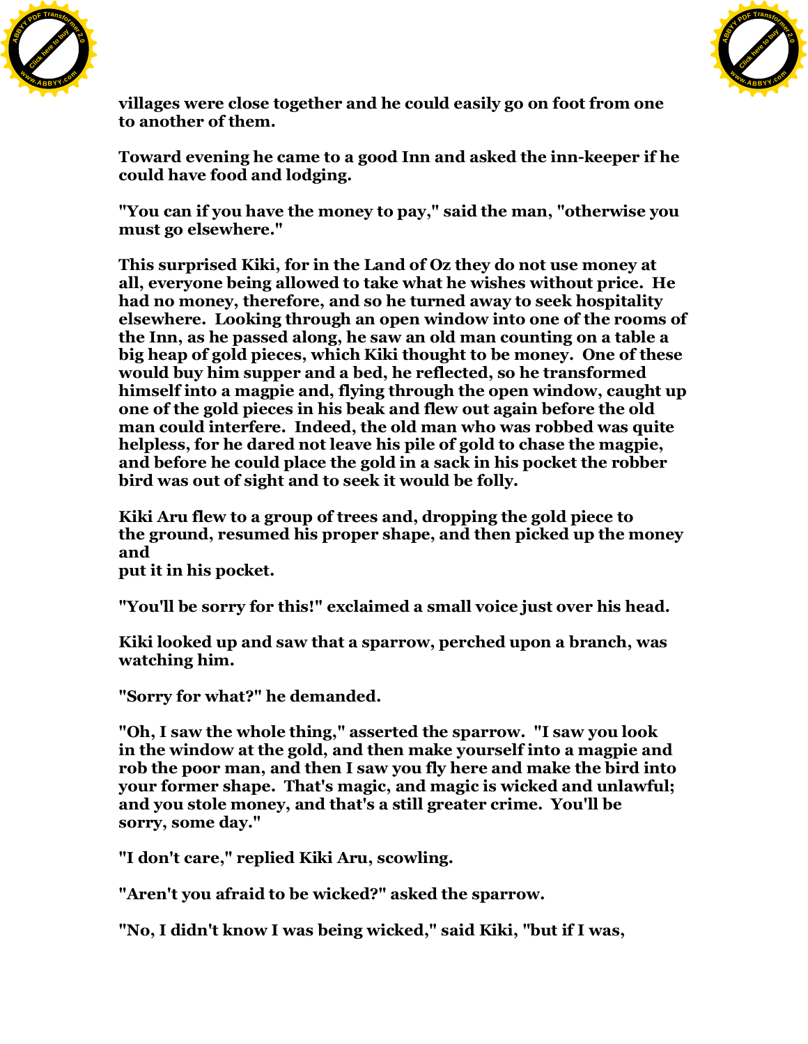villages were close together and he could easily go on foot from one to another of them.

Toward evening he came to a good Inn and asked the inn-keeper if he could have food and lodging.

"You can if you have the money to pay," said the man, "otherwise you must go elsewhere."

This surprised Kiki, for in the Land of Oz they do not use money at all, everyone being allowed to take what he wishes without price. He had no money, therefore, and so he turned away to seek hospitality elsewhere. Looking through an open window into one of the rooms of the Inn, as he passed along, he saw an old man counting on a table a big heap of gold pieces, which Kiki thought to be money. One of these would buy him supper and a bed, he reflected, so he transformed himself into a magpie and, flying through the open window, caught up one of the gold pieces in his beak and flew out again before the old man could interfere. Indeed, the old man who was robbed was quite helpless, for he dared not leave his pile of gold to chase the magpie, and before he could place the gold in a sack in his pocket the robber bird was out of sight and to seek it would be folly.

Kiki Aru flew to a group of trees and, dropping the gold piece to the ground, resumed his proper shape, and then picked up the money and put it in his pocket.

"You'll be sorry for this!" exclaimed a small voice just over his head.

Kiki looked up and saw that a sparrow, perched upon a branch, was watching him.

"Sorry for what?" he demanded.

"Oh, I saw the whole thing," asserted the sparrow. "I saw you look in the window at the gold, and then make yourself into a magpie and rob the poor man, and then I saw you fly here and make the bird into your former shape. That's magic, and magic is wicked and unlawful; and you stole money, and that's a still greater crime. You'll be sorry, some day."

"I don't care," replied Kiki Aru, scowling.

"Aren't you afraid to be wicked?" asked the sparrow.

"No, I didn't know I was being wicked," said Kiki, "but if I was,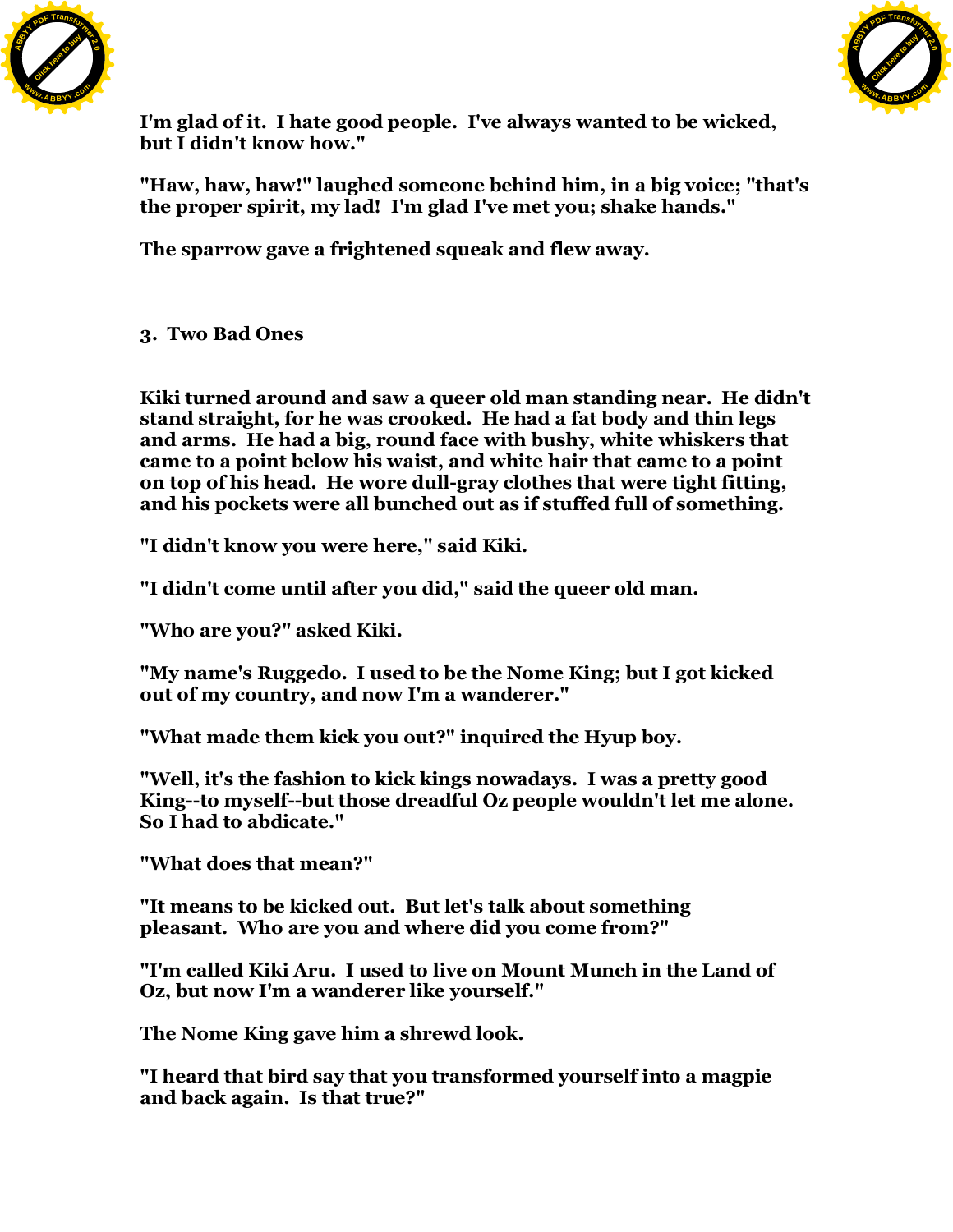I'm glad of it. I hate good people. I've always wanted to be wicked, but I didn't know how."

"Haw, haw, haw!" laughed someone behind him, in a big voice; "that's the proper spirit, my lad! I'm glad I've met you; shake hands."

The sparrow gave a frightened squeak and flew away.

## 3. Two Bad Ones

Kiki turned around and saw a queer old man standing near. He didn't stand straight, for he was crooked. He had a fat body and thin legs and arms. He had a big, round face with bushy, white whiskers that came to a point below his waist, and white hair that came to a point on top of his head. He wore dull-gray clothes that were tight fitting, and his pockets were all bunched out as if stuffed full of something.

"I didn't know you were here," said Kiki.

"I didn't come until after you did," said the queer old man.

"Who are you?" asked Kiki.

"My name's Ruggedo. I used to be the Nome King; but I got kicked out of my country, and now I'm a wanderer."

"What made them kick you out?" inquired the Hyup boy.

"Well, it's the fashion to kick kings nowadays. I was a pretty good King--to myself--but those dreadful Oz people wouldn't let me alone. So I had to abdicate."

"What does that mean?"

"It means to be kicked out. But let's talk about something pleasant. Who are you and where did you come from?"

"I'm called Kiki Aru. I used to live on Mount Munch in the Land of Oz, but now I'm a wanderer like yourself."

The Nome King gave him a shrewd look.

"I heard that bird say that you transformed yourself into a magpie and back again. Is that true?"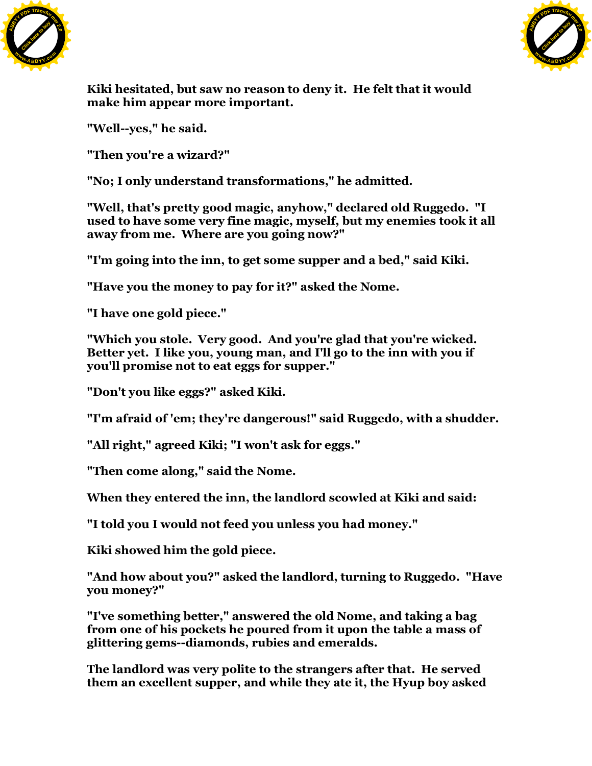Kiki hesitated, but saw no reason to deny it. He felt that it would make him appear more important.

"Well--yes," he said.

"Then you're a wizard?"

"No; I only understand transformations," he admitted.

"Well, that's pretty good magic, anyhow," declared old Ruggedo. "I used to have some very fine magic, myself, but my enemies took it all away from me. Where are you going now?"

"I'm going into the inn, to get some supper and a bed," said Kiki.

"Have you the money to pay for it?" asked the Nome.

"I have one gold piece."

"Which you stole. Very good. And you're glad that you're wicked. Better yet. I like you, young man, and I'll go to the inn with you if you'll promise not to eat eggs for supper."

"Don't you like eggs?" asked Kiki.

"I'm afraid of 'em; they're dangerous!" said Ruggedo, with a shudder.

"All right," agreed Kiki; "I won't ask for eggs."

"Then come along," said the Nome.

When they entered the inn, the landlord scowled at Kiki and said:

"I told you I would not feed you unless you had money."

Kiki showed him the gold piece.

"And how about you?" asked the landlord, turning to Ruggedo. "Have you money?"

"I've something better," answered the old Nome, and taking a bag from one of his pockets he poured from it upon the table a mass of glittering gems--diamonds, rubies and emeralds.

The landlord was very polite to the strangers after that. He served them an excellent supper, and while they ate it, the Hyup boy asked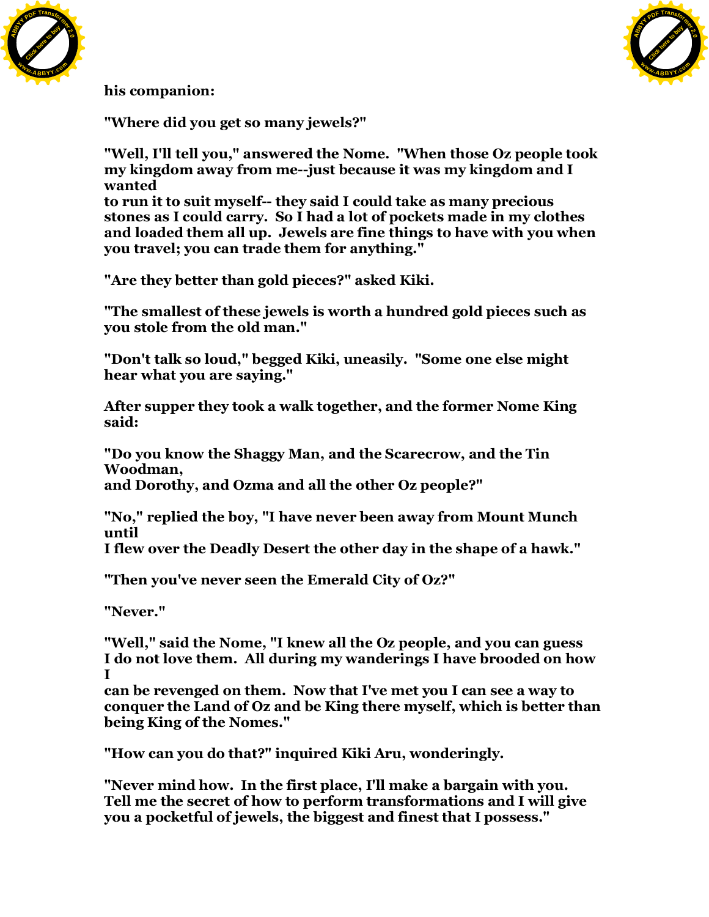his companion:

"Where did you get so many jewels?"

"Well, I'll tell you," answered the Nome. "When those Oz people took my kingdom away from me--just because it was my kingdom and I wanted to run it to suit myself-- they said I could take as many precious stones as I could carry. So I had a lot of pockets made in my clothes and loaded them all up. Jewels are fine things to have with you when you travel; you can trade them for anything."

"Are they better than gold pieces?" asked Kiki.

"The smallest of these jewels is worth a hundred gold pieces such as you stole from the old man."

"Don't talk so loud," begged Kiki, uneasily. "Some one else might hear what you are saying."

After supper they took a walk together, and the former Nome King said:

"Do you know the Shaggy Man, and the Scarecrow, and the Tin Woodman, and Dorothy, and Ozma and all the other Oz people?"

"No," replied the boy, "I have never been away from Mount Munch until I flew over the Deadly Desert the other day in the shape of a hawk."

"Then you've never seen the Emerald City of Oz?"

"Never."

"Well," said the Nome, "I knew all the Oz people, and you can guess I do not love them. All during my wanderings I have brooded on how I can be revenged on them. Now that I've met you I can see a way to conquer the Land of Oz and be King there myself, which is better than being King of the Nomes."

"How can you do that?" inquired Kiki Aru, wonderingly.

"Never mind how. In the first place, I'll make a bargain with you. Tell me the secret of how to perform transformations and I will give you a pocketful of jewels, the biggest and finest that I possess."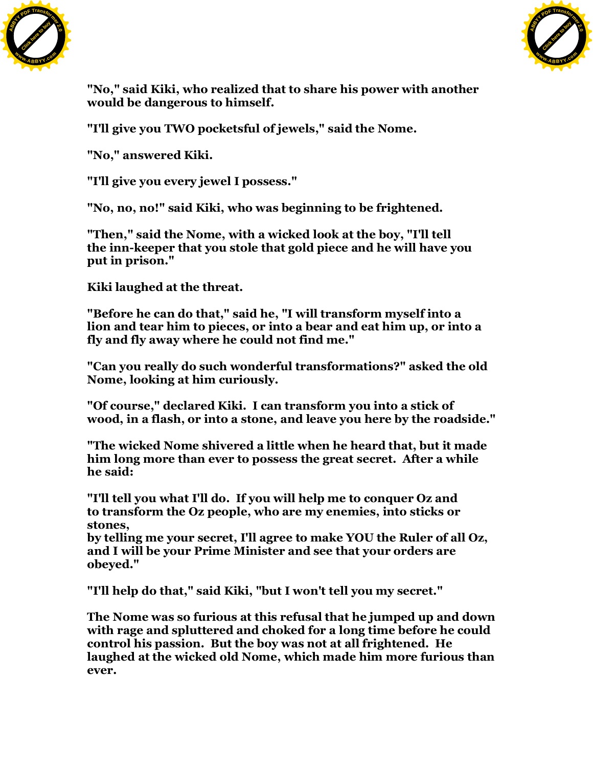"No," said Kiki, who realized that to share his power with another would be dangerous to himself.

"I'll give you TWO pocketsful of jewels," said the Nome.

"No," answered Kiki.

"I'll give you every jewel I possess."

"No, no, no!" said Kiki, who was beginning to be frightened.

"Then," said the Nome, with a wicked look at the boy, "I'll tell the inn-keeper that you stole that gold piece and he will have you put in prison."

Kiki laughed at the threat.

"Before he can do that," said he, "I will transform myself into a lion and tear him to pieces, or into a bear and eat him up, or into a fly and fly away where he could not find me."

"Can you really do such wonderful transformations?" asked the old Nome, looking at him curiously.

"Of course," declared Kiki. I can transform you into a stick of wood, in a flash, or into a stone, and leave you here by the roadside."

"The wicked Nome shivered a little when he heard that, but it made him long more than ever to possess the great secret. After a while he said:

"I'll tell you what I'll do. If you will help me to conquer Oz and to transform the Oz people, who are my enemies, into sticks or stones,
by telling me your secret, I'll agree to make YOU the Ruler of all Oz, and I will be your Prime Minister and see that your orders are obeyed."

"I'll help do that," said Kiki, "but I won't tell you my secret."

The Nome was so furious at this refusal that he jumped up and down with rage and spluttered and choked for a long time before he could control his passion. But the boy was not at all frightened. He laughed at the wicked old Nome, which made him more furious than ever.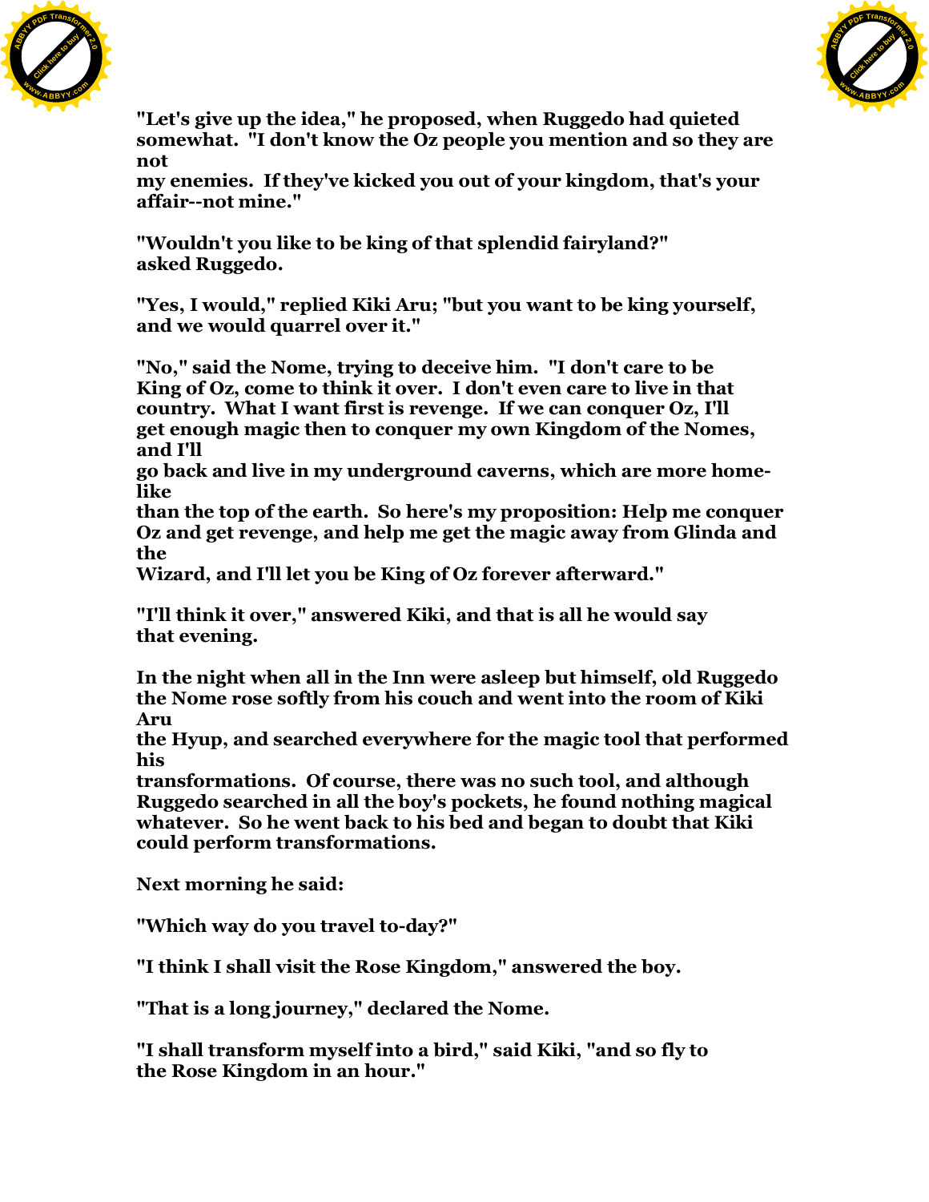"Let's give up the idea," he proposed, when Ruggedo had quieted somewhat. "I don't know the Oz people you mention and so they are not my enemies. If they've kicked you out of your kingdom, that's your affair--not mine."

"Wouldn't you like to be king of that splendid fairyland?" asked Ruggedo.

"Yes, I would," replied Kiki Aru; "but you want to be king yourself, and we would quarrel over it."

"No," said the Nome, trying to deceive him. "I don't care to be King of Oz, come to think it over. I don't even care to live in that country. What I want first is revenge. If we can conquer Oz, I'll get enough magic then to conquer my own Kingdom of the Nomes, and I'll go back and live in my underground caverns, which are more home-like than the top of the earth. So here's my proposition: Help me conquer Oz and get revenge, and help me get the magic away from Glinda and the Wizard, and I'll let you be King of Oz forever afterward."

"I'll think it over," answered Kiki, and that is all he would say that evening.

In the night when all in the Inn were asleep but himself, old Ruggedo the Nome rose softly from his couch and went into the room of Kiki Aru the Hyup, and searched everywhere for the magic tool that performed his transformations. Of course, there was no such tool, and although Ruggedo searched in all the boy's pockets, he found nothing magical whatever. So he went back to his bed and began to doubt that Kiki could perform transformations.

Next morning he said:

"Which way do you travel to-day?"

"I think I shall visit the Rose Kingdom," answered the boy.

"That is a long journey," declared the Nome.

"I shall transform myself into a bird," said Kiki, "and so fly to the Rose Kingdom in an hour."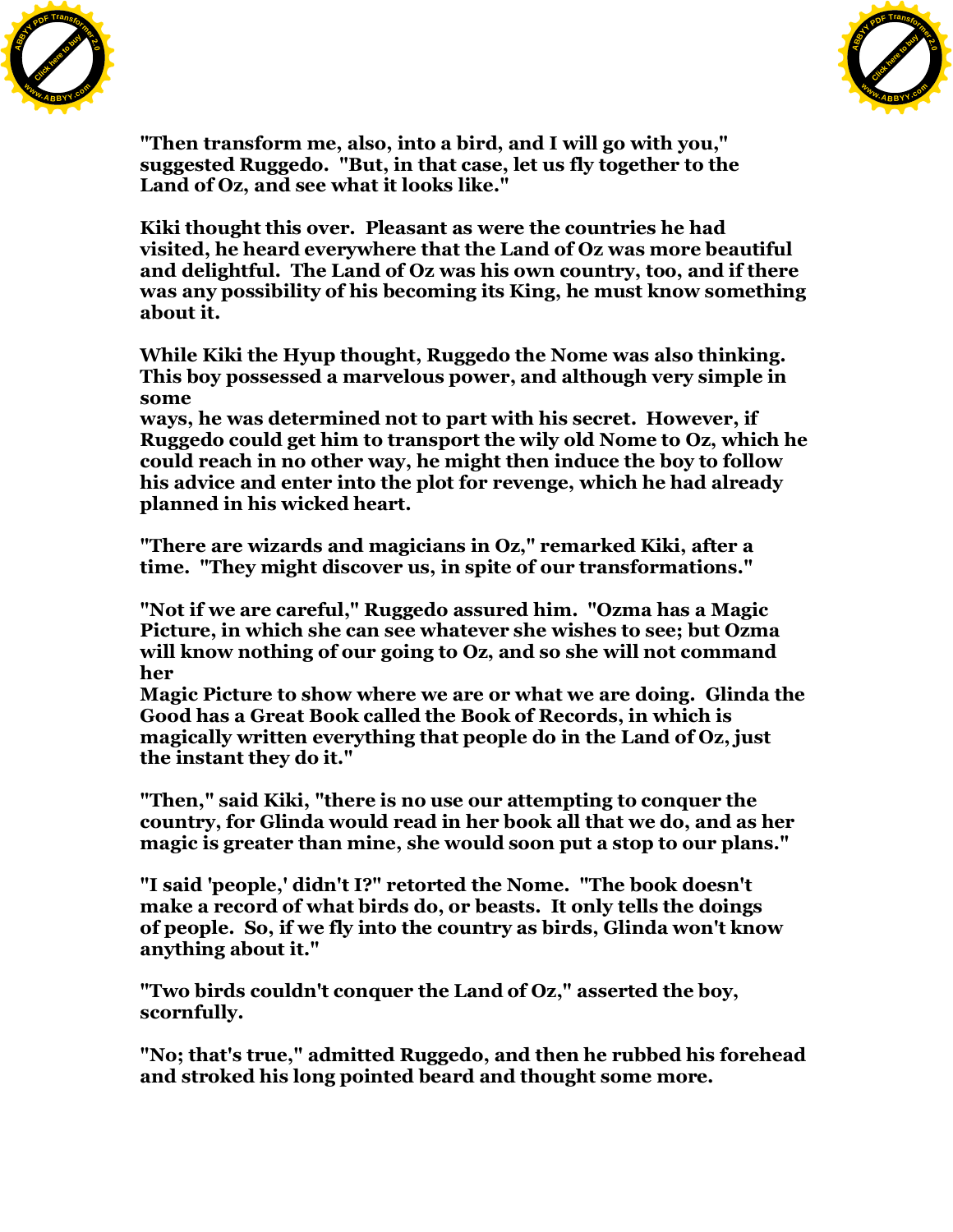"Then transform me, also, into a bird, and I will go with you," suggested Ruggedo. "But, in that case, let us fly together to the Land of Oz, and see what it looks like."

Kiki thought this over. Pleasant as were the countries he had visited, he heard everywhere that the Land of Oz was more beautiful and delightful. The Land of Oz was his own country, too, and if there was any possibility of his becoming its King, he must know something about it.

While Kiki the Hyup thought, Ruggedo the Nome was also thinking. This boy possessed a marvelous power, and although very simple in some ways, he was determined not to part with his secret. However, if Ruggedo could get him to transport the wily old Nome to Oz, which he could reach in no other way, he might then induce the boy to follow his advice and enter into the plot for revenge, which he had already planned in his wicked heart.

"There are wizards and magicians in Oz," remarked Kiki, after a time. "They might discover us, in spite of our transformations."

"Not if we are careful," Ruggedo assured him. "Ozma has a Magic Picture, in which she can see whatever she wishes to see; but Ozma will know nothing of our going to Oz, and so she will not command her Magic Picture to show where we are or what we are doing. Glinda the Good has a Great Book called the Book of Records, in which is magically written everything that people do in the Land of Oz, just the instant they do it."

"Then," said Kiki, "there is no use our attempting to conquer the country, for Glinda would read in her book all that we do, and as her magic is greater than mine, she would soon put a stop to our plans."

"I said 'people,' didn't I?" retorted the Nome. "The book doesn't make a record of what birds do, or beasts. It only tells the doings of people. So, if we fly into the country as birds, Glinda won't know anything about it."

"Two birds couldn't conquer the Land of Oz," asserted the boy, scornfully.

"No; that's true," admitted Ruggedo, and then he rubbed his forehead and stroked his long pointed beard and thought some more.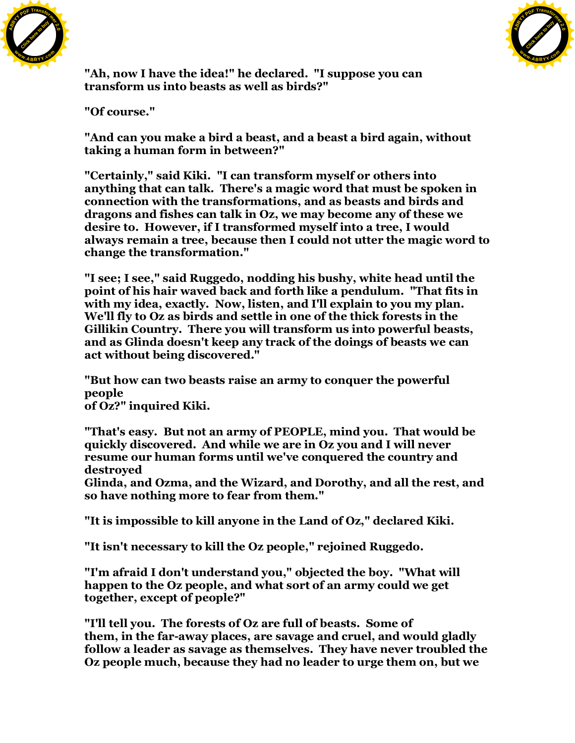"Ah, now I have the idea!" he declared. "I suppose you can transform us into beasts as well as birds?"

"Of course."

"And can you make a bird a beast, and a beast a bird again, without taking a human form in between?"

"Certainly," said Kiki. "I can transform myself or others into anything that can talk. There's a magic word that must be spoken in connection with the transformations, and as beasts and birds and dragons and fishes can talk in Oz, we may become any of these we desire to. However, if I transformed myself into a tree, I would always remain a tree, because then I could not utter the magic word to change the transformation."

"I see; I see," said Ruggedo, nodding his bushy, white head until the point of his hair waved back and forth like a pendulum. "That fits in with my idea, exactly. Now, listen, and I'll explain to you my plan. We'll fly to Oz as birds and settle in one of the thick forests in the Gillikin Country. There you will transform us into powerful beasts, and as Glinda doesn't keep any track of the doings of beasts we can act without being discovered."

"But how can two beasts raise an army to conquer the powerful people of Oz?" inquired Kiki.

"That's easy. But not an army of PEOPLE, mind you. That would be quickly discovered. And while we are in Oz you and I will never resume our human forms until we've conquered the country and destroyed Glinda, and Ozma, and the Wizard, and Dorothy, and all the rest, and so have nothing more to fear from them."

"It is impossible to kill anyone in the Land of Oz," declared Kiki.

"It isn't necessary to kill the Oz people," rejoined Ruggedo.

"I'm afraid I don't understand you," objected the boy. "What will happen to the Oz people, and what sort of an army could we get together, except of people?"

"I'll tell you. The forests of Oz are full of beasts. Some of them, in the far-away places, are savage and cruel, and would gladly follow a leader as savage as themselves. They have never troubled the Oz people much, because they had no leader to urge them on, but we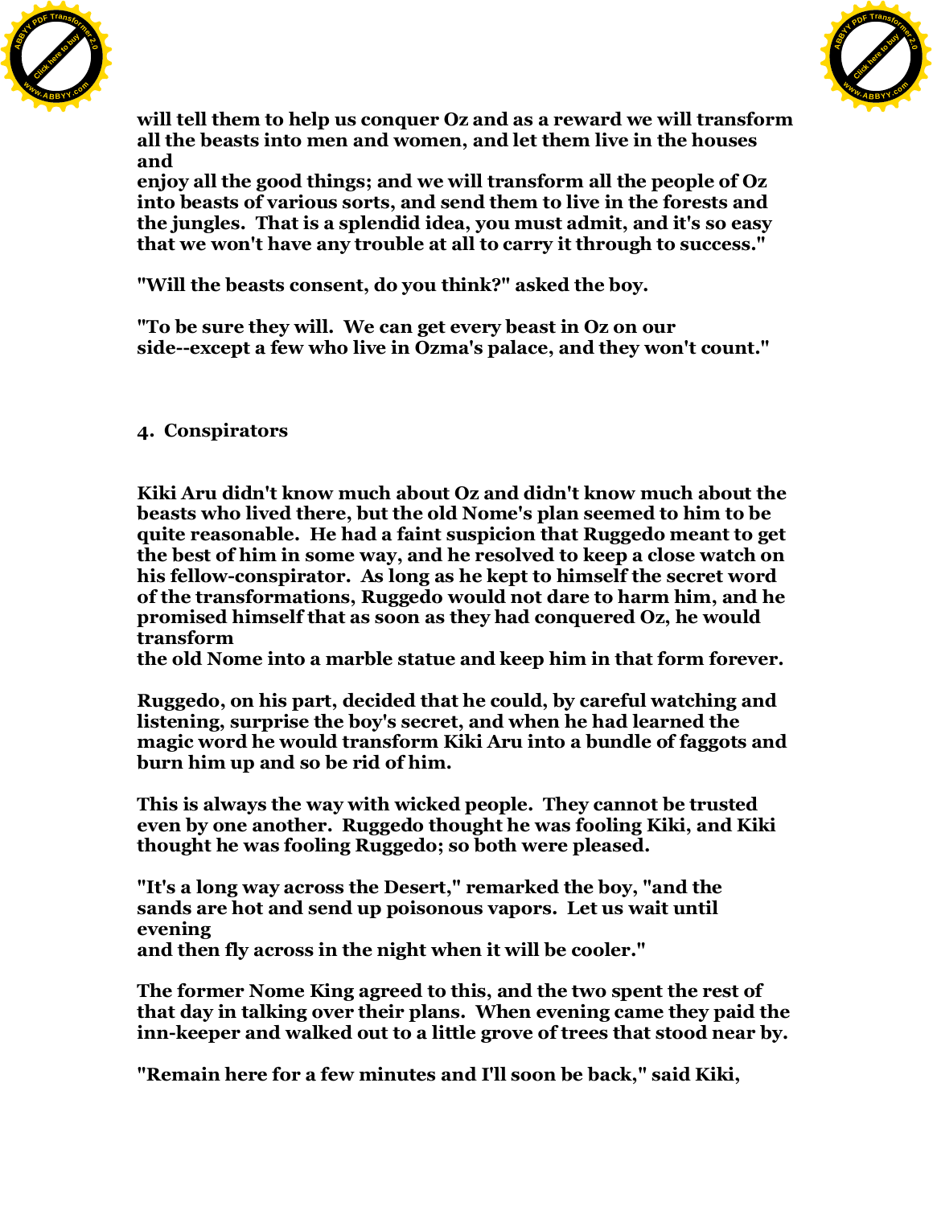will tell them to help us conquer Oz and as a reward we will transform all the beasts into men and women, and let them live in the houses and enjoy all the good things; and we will transform all the people of Oz into beasts of various sorts, and send them to live in the forests and the jungles. That is a splendid idea, you must admit, and it's so easy that we won't have any trouble at all to carry it through to success."

"Will the beasts consent, do you think?" asked the boy.

"To be sure they will. We can get every beast in Oz on our side--except a few who live in Ozma's palace, and they won't count."

## 4. Conspirators

Kiki Aru didn't know much about Oz and didn't know much about the beasts who lived there, but the old Nome's plan seemed to him to be quite reasonable. He had a faint suspicion that Ruggedo meant to get the best of him in some way, and he resolved to keep a close watch on his fellow-conspirator. As long as he kept to himself the secret word of the transformations, Ruggedo would not dare to harm him, and he promised himself that as soon as they had conquered Oz, he would transform the old Nome into a marble statue and keep him in that form forever.

Ruggedo, on his part, decided that he could, by careful watching and listening, surprise the boy's secret, and when he had learned the magic word he would transform Kiki Aru into a bundle of faggots and burn him up and so be rid of him.

This is always the way with wicked people. They cannot be trusted even by one another. Ruggedo thought he was fooling Kiki, and Kiki thought he was fooling Ruggedo; so both were pleased.

"It's a long way across the Desert," remarked the boy, "and the sands are hot and send up poisonous vapors. Let us wait until evening and then fly across in the night when it will be cooler."

The former Nome King agreed to this, and the two spent the rest of that day in talking over their plans. When evening came they paid the inn-keeper and walked out to a little grove of trees that stood near by.

"Remain here for a few minutes and I'll soon be back," said Kiki,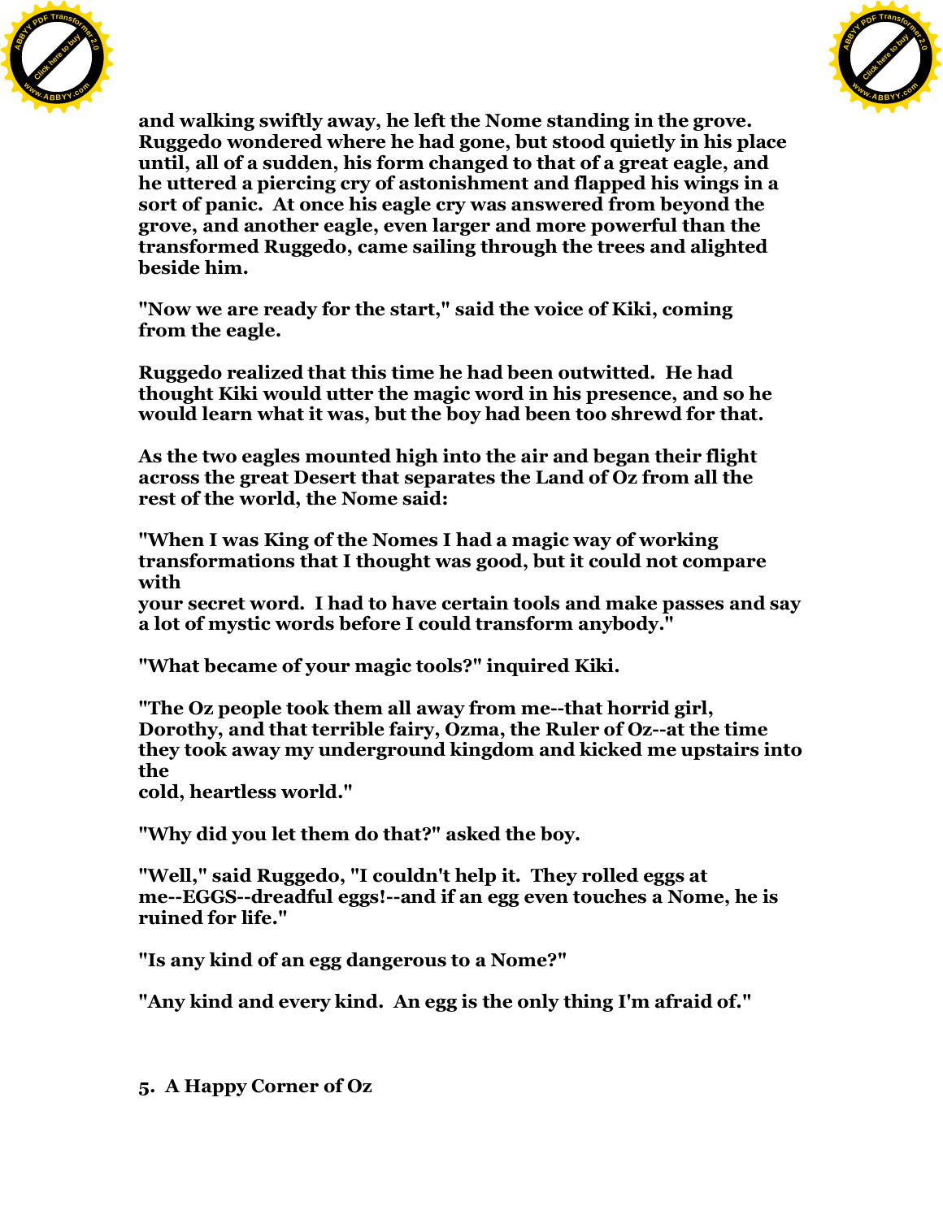and walking swiftly away, he left the Nome standing in the grove. Ruggedo wondered where he had gone, but stood quietly in his place until, all of a sudden, his form changed to that of a great eagle, and he uttered a piercing cry of astonishment and flapped his wings in a sort of panic. At once his eagle cry was answered from beyond the grove, and another eagle, even larger and more powerful than the transformed Ruggedo, came sailing through the trees and alighted beside him.

"Now we are ready for the start," said the voice of Kiki, coming from the eagle.

Ruggedo realized that this time he had been outwitted. He had thought Kiki would utter the magic word in his presence, and so he would learn what it was, but the boy had been too shrewd for that.

As the two eagles mounted high into the air and began their flight across the great Desert that separates the Land of Oz from all the rest of the world, the Nome said:

"When I was King of the Nomes I had a magic way of working transformations that I thought was good, but it could not compare with your secret word. I had to have certain tools and make passes and say a lot of mystic words before I could transform anybody."

"What became of your magic tools?" inquired Kiki.

"The Oz people took them all away from me--that horrid girl, Dorothy, and that terrible fairy, Ozma, the Ruler of Oz--at the time they took away my underground kingdom and kicked me upstairs into the cold, heartless world."

"Why did you let them do that?" asked the boy.

"Well," said Ruggedo, "I couldn't help it. They rolled eggs at me--EGGS--dreadful eggs!--and if an egg even touches a Nome, he is ruined for life."

"Is any kind of an egg dangerous to a Nome?"

"Any kind and every kind. An egg is the only thing I'm afraid of."

## 5. A Happy Corner of Oz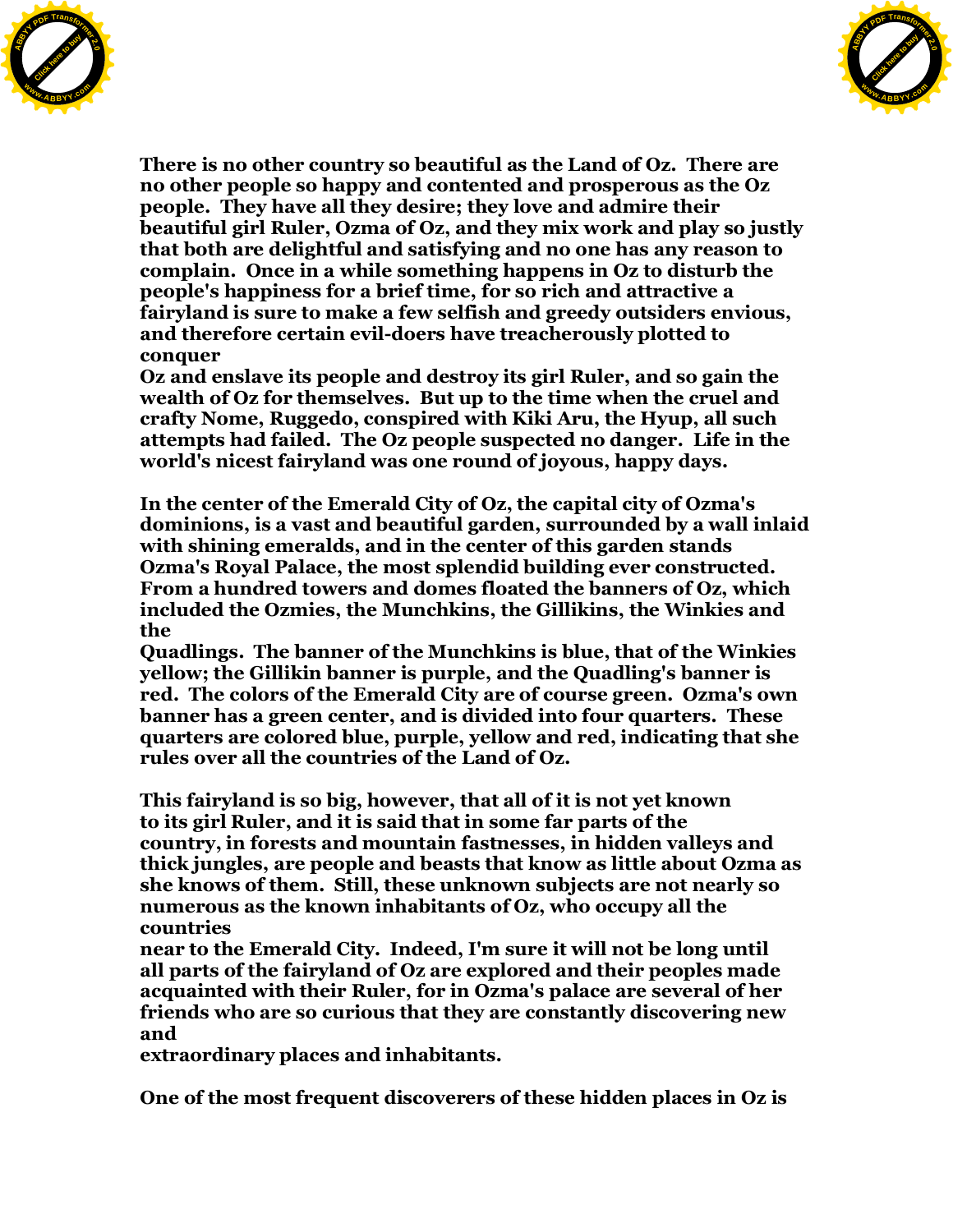There is no other country so beautiful as the Land of Oz. There are no other people so happy and contented and prosperous as the Oz people. They have all they desire; they love and admire their beautiful girl Ruler, Ozma of Oz, and they mix work and play so justly that both are delightful and satisfying and no one has any reason to complain. Once in a while something happens in Oz to disturb the people's happiness for a brief time, for so rich and attractive a fairyland is sure to make a few selfish and greedy outsiders envious, and therefore certain evil-doers have treacherously plotted to conquer Oz and enslave its people and destroy its girl Ruler, and so gain the wealth of Oz for themselves. But up to the time when the cruel and crafty Nome, Ruggedo, conspired with Kiki Aru, the Hyup, all such attempts had failed. The Oz people suspected no danger. Life in the world's nicest fairyland was one round of joyous, happy days.

In the center of the Emerald City of Oz, the capital city of Ozma's dominions, is a vast and beautiful garden, surrounded by a wall inlaid with shining emeralds, and in the center of this garden stands Ozma's Royal Palace, the most splendid building ever constructed. From a hundred towers and domes floated the banners of Oz, which included the Ozmies, the Munchkins, the Gillikins, the Winkies and the Quadlings. The banner of the Munchkins is blue, that of the Winkies yellow; the Gillikin banner is purple, and the Quadling's banner is red. The colors of the Emerald City are of course green. Ozma's own banner has a green center, and is divided into four quarters. These quarters are colored blue, purple, yellow and red, indicating that she rules over all the countries of the Land of Oz.

This fairyland is so big, however, that all of it is not yet known to its girl Ruler, and it is said that in some far parts of the country, in forests and mountain fastnesses, in hidden valleys and thick jungles, are people and beasts that know as little about Ozma as she knows of them. Still, these unknown subjects are not nearly so numerous as the known inhabitants of Oz, who occupy all the countries near to the Emerald City. Indeed, I'm sure it will not be long until all parts of the fairyland of Oz are explored and their peoples made acquainted with their Ruler, for in Ozma's palace are several of her friends who are so curious that they are constantly discovering new and extraordinary places and inhabitants.

One of the most frequent discoverers of these hidden places in Oz is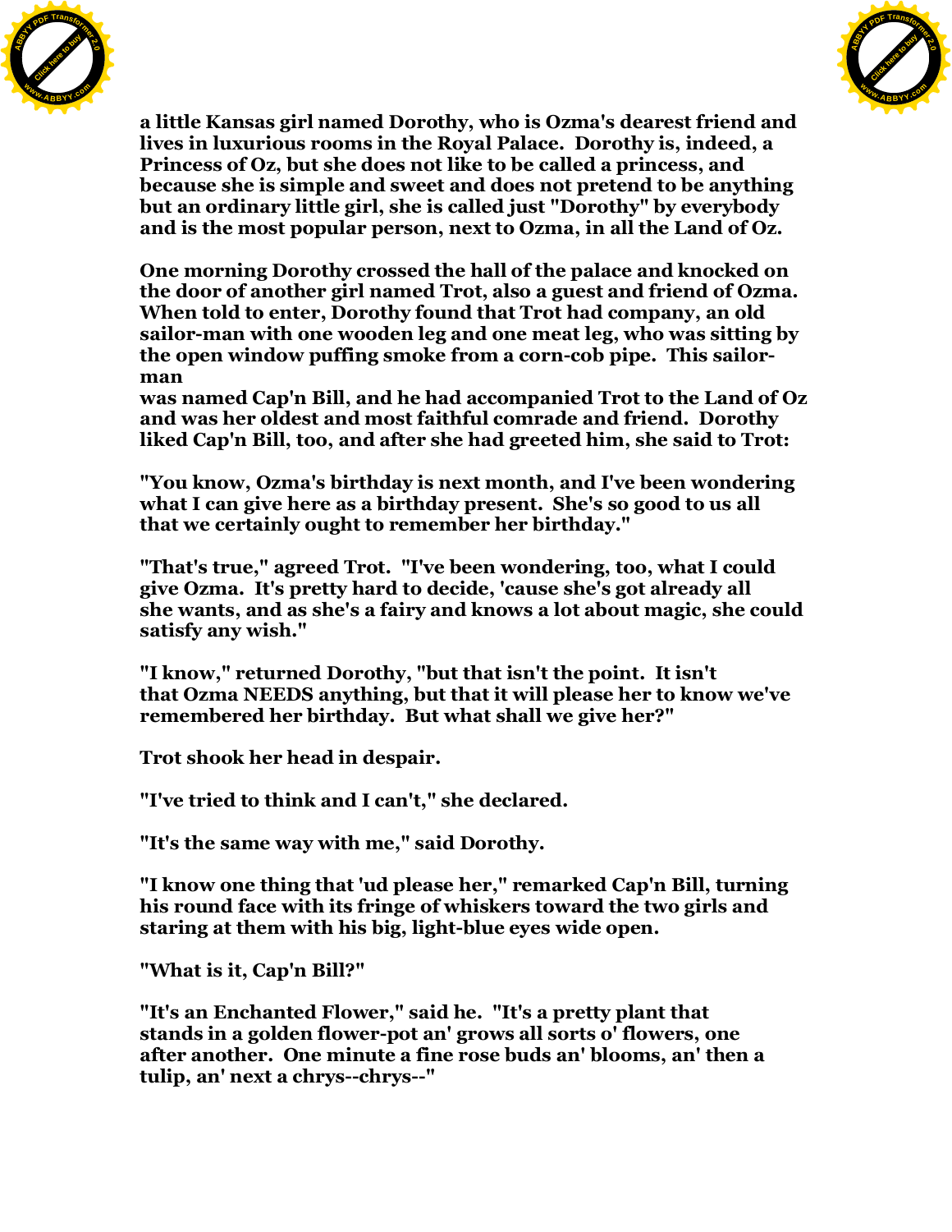a little Kansas girl named Dorothy, who is Ozma's dearest friend and lives in luxurious rooms in the Royal Palace. Dorothy is, indeed, a Princess of Oz, but she does not like to be called a princess, and because she is simple and sweet and does not pretend to be anything but an ordinary little girl, she is called just "Dorothy" by everybody and is the most popular person, next to Ozma, in all the Land of Oz.

One morning Dorothy crossed the hall of the palace and knocked on the door of another girl named Trot, also a guest and friend of Ozma. When told to enter, Dorothy found that Trot had company, an old sailor-man with one wooden leg and one meat leg, who was sitting by the open window puffing smoke from a corn-cob pipe. This sailor-man was named Cap'n Bill, and he had accompanied Trot to the Land of Oz and was her oldest and most faithful comrade and friend. Dorothy liked Cap'n Bill, too, and after she had greeted him, she said to Trot:

"You know, Ozma's birthday is next month, and I've been wondering what I can give here as a birthday present. She's so good to us all that we certainly ought to remember her birthday."

"That's true," agreed Trot. "I've been wondering, too, what I could give Ozma. It's pretty hard to decide, 'cause she's got already all she wants, and as she's a fairy and knows a lot about magic, she could satisfy any wish."

"I know," returned Dorothy, "but that isn't the point. It isn't that Ozma NEEDS anything, but that it will please her to know we've remembered her birthday. But what shall we give her?"

Trot shook her head in despair.

"I've tried to think and I can't," she declared.

"It's the same way with me," said Dorothy.

"I know one thing that 'ud please her," remarked Cap'n Bill, turning his round face with its fringe of whiskers toward the two girls and staring at them with his big, light-blue eyes wide open.

"What is it, Cap'n Bill?"

"It's an Enchanted Flower," said he. "It's a pretty plant that stands in a golden flower-pot an' grows all sorts o' flowers, one after another. One minute a fine rose buds an' blooms, an' then a tulip, an' next a chrys--chrys--"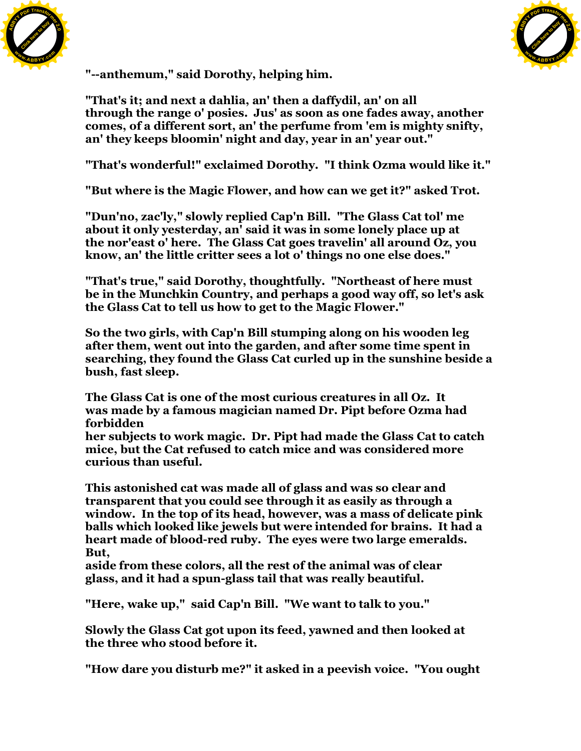"--anthemum," said Dorothy, helping him.

"That's it; and next a dahlia, an' then a daffydil, an' on all through the range o' posies. Jus' as soon as one fades away, another comes, of a different sort, an' the perfume from 'em is mighty snifty, an' they keeps bloomin' night and day, year in an' year out."

"That's wonderful!" exclaimed Dorothy. "I think Ozma would like it."

"But where is the Magic Flower, and how can we get it?" asked Trot.

"Dun'no, zac'ly," slowly replied Cap'n Bill. "The Glass Cat tol' me about it only yesterday, an' said it was in some lonely place up at the nor'east o' here. The Glass Cat goes travelin' all around Oz, you know, an' the little critter sees a lot o' things no one else does."

"That's true," said Dorothy, thoughtfully. "Northeast of here must be in the Munchkin Country, and perhaps a good way off, so let's ask the Glass Cat to tell us how to get to the Magic Flower."

So the two girls, with Cap'n Bill stumping along on his wooden leg after them, went out into the garden, and after some time spent in searching, they found the Glass Cat curled up in the sunshine beside a bush, fast sleep.

The Glass Cat is one of the most curious creatures in all Oz. It was made by a famous magician named Dr. Pipt before Ozma had forbidden her subjects to work magic. Dr. Pipt had made the Glass Cat to catch mice, but the Cat refused to catch mice and was considered more curious than useful.

This astonished cat was made all of glass and was so clear and transparent that you could see through it as easily as through a window. In the top of its head, however, was a mass of delicate pink balls which looked like jewels but were intended for brains. It had a heart made of blood-red ruby. The eyes were two large emeralds. But, aside from these colors, all the rest of the animal was of clear glass, and it had a spun-glass tail that was really beautiful.

"Here, wake up," said Cap'n Bill. "We want to talk to you."

Slowly the Glass Cat got upon its feed, yawned and then looked at the three who stood before it.

"How dare you disturb me?" it asked in a peevish voice. "You ought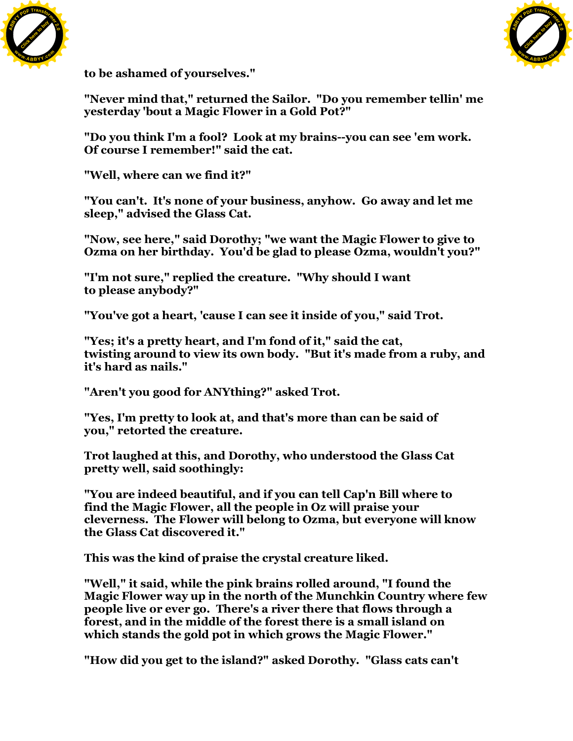to be ashamed of yourselves."

"Never mind that," returned the Sailor. "Do you remember tellin' me yesterday 'bout a Magic Flower in a Gold Pot?"

"Do you think I'm a fool? Look at my brains--you can see 'em work. Of course I remember!" said the cat.

"Well, where can we find it?"

"You can't. It's none of your business, anyhow. Go away and let me sleep," advised the Glass Cat.

"Now, see here," said Dorothy; "we want the Magic Flower to give to Ozma on her birthday. You'd be glad to please Ozma, wouldn't you?"

"I'm not sure," replied the creature. "Why should I want to please anybody?"

"You've got a heart, 'cause I can see it inside of you," said Trot.

"Yes; it's a pretty heart, and I'm fond of it," said the cat, twisting around to view its own body. "But it's made from a ruby, and it's hard as nails."

"Aren't you good for ANYthing?" asked Trot.

"Yes, I'm pretty to look at, and that's more than can be said of you," retorted the creature.

Trot laughed at this, and Dorothy, who understood the Glass Cat pretty well, said soothingly:

"You are indeed beautiful, and if you can tell Cap'n Bill where to find the Magic Flower, all the people in Oz will praise your cleverness. The Flower will belong to Ozma, but everyone will know the Glass Cat discovered it."

This was the kind of praise the crystal creature liked.

"Well," it said, while the pink brains rolled around, "I found the Magic Flower way up in the north of the Munchkin Country where few people live or ever go. There's a river there that flows through a forest, and in the middle of the forest there is a small island on which stands the gold pot in which grows the Magic Flower."

"How did you get to the island?" asked Dorothy. "Glass cats can't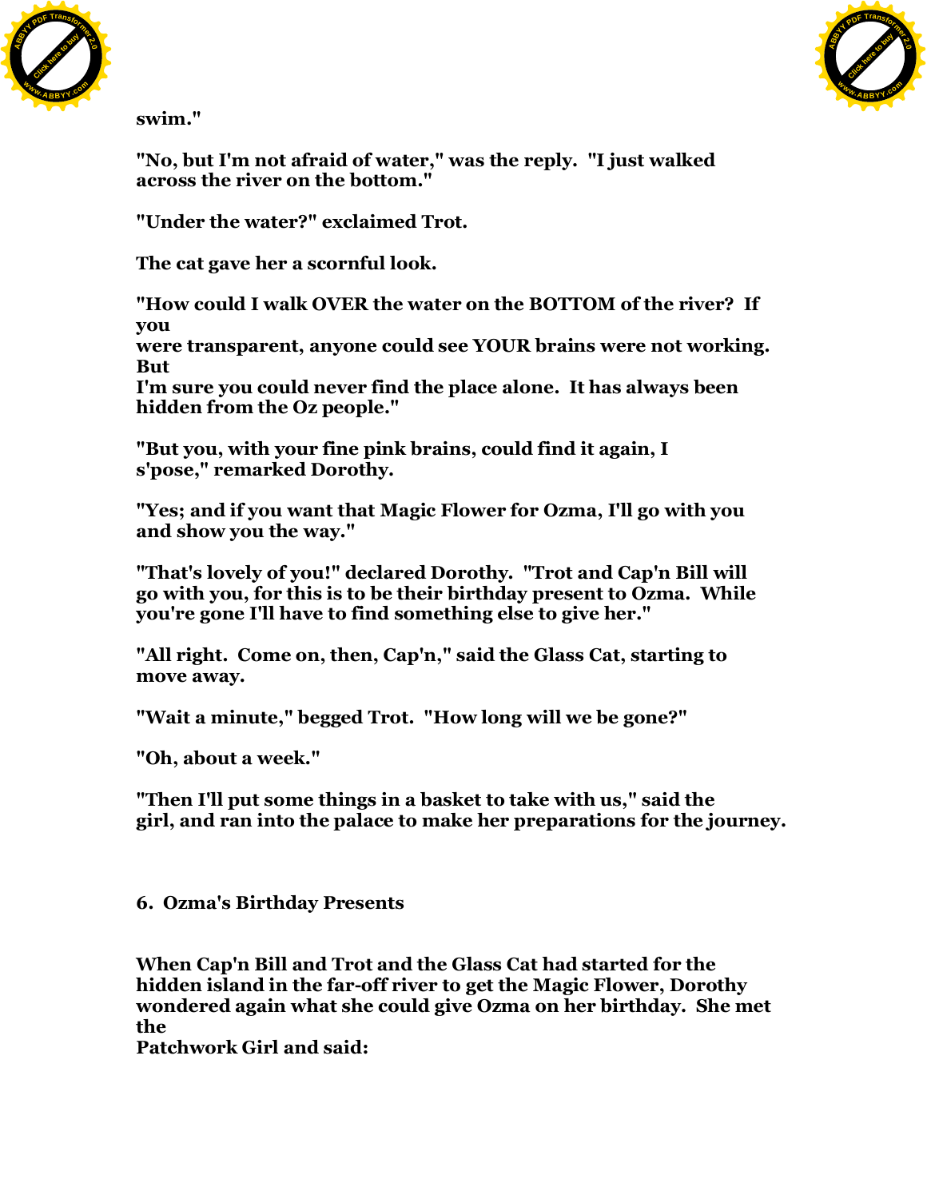swim."

"No, but I'm not afraid of water," was the reply. "I just walked across the river on the bottom."

"Under the water?" exclaimed Trot.

The cat gave her a scornful look.

"How could I walk OVER the water on the BOTTOM of the river? If you were transparent, anyone could see YOUR brains were not working. But I'm sure you could never find the place alone. It has always been hidden from the Oz people."

"But you, with your fine pink brains, could find it again, I s'pose," remarked Dorothy.

"Yes; and if you want that Magic Flower for Ozma, I'll go with you and show you the way."

"That's lovely of you!" declared Dorothy. "Trot and Cap'n Bill will go with you, for this is to be their birthday present to Ozma. While you're gone I'll have to find something else to give her."

"All right. Come on, then, Cap'n," said the Glass Cat, starting to move away.

"Wait a minute," begged Trot. "How long will we be gone?"

"Oh, about a week."

"Then I'll put some things in a basket to take with us," said the girl, and ran into the palace to make her preparations for the journey.

## 6. Ozma's Birthday Presents

When Cap'n Bill and Trot and the Glass Cat had started for the hidden island in the far-off river to get the Magic Flower, Dorothy wondered again what she could give Ozma on her birthday. She met the Patchwork Girl and said: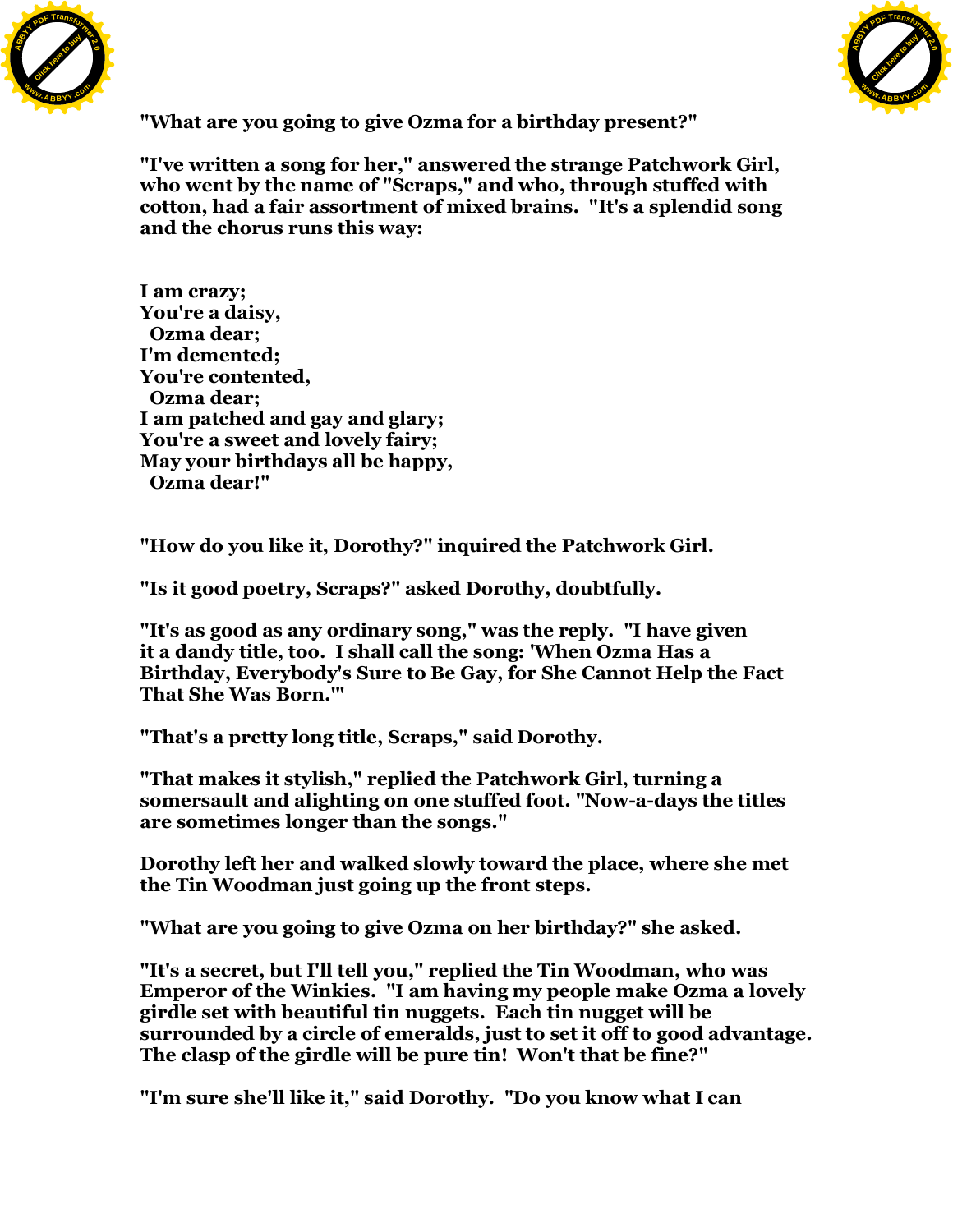"What are you going to give Ozma for a birthday present?"

"I've written a song for her," answered the strange Patchwork Girl, who went by the name of "Scraps," and who, through stuffed with cotton, had a fair assortment of mixed brains. "It's a splendid song and the chorus runs this way:

I am crazy;  
You're a daisy,  
  Ozma dear;  
I'm demented;  
You're contented,  
  Ozma dear;  
I am patched and gay and glary;  
You're a sweet and lovely fairy;  
May your birthdays all be happy,  
  Ozma dear!"

"How do you like it, Dorothy?" inquired the Patchwork Girl.

"Is it good poetry, Scraps?" asked Dorothy, doubtfully.

"It's as good as any ordinary song," was the reply. "I have given it a dandy title, too. I shall call the song: 'When Ozma Has a Birthday, Everybody's Sure to Be Gay, for She Cannot Help the Fact That She Was Born.'"

"That's a pretty long title, Scraps," said Dorothy.

"That makes it stylish," replied the Patchwork Girl, turning a somersault and alighting on one stuffed foot. "Now-a-days the titles are sometimes longer than the songs."

Dorothy left her and walked slowly toward the place, where she met the Tin Woodman just going up the front steps.

"What are you going to give Ozma on her birthday?" she asked.

"It's a secret, but I'll tell you," replied the Tin Woodman, who was Emperor of the Winkies. "I am having my people make Ozma a lovely girdle set with beautiful tin nuggets. Each tin nugget will be surrounded by a circle of emeralds, just to set it off to good advantage. The clasp of the girdle will be pure tin! Won't that be fine?"

"I'm sure she'll like it," said Dorothy. "Do you know what I can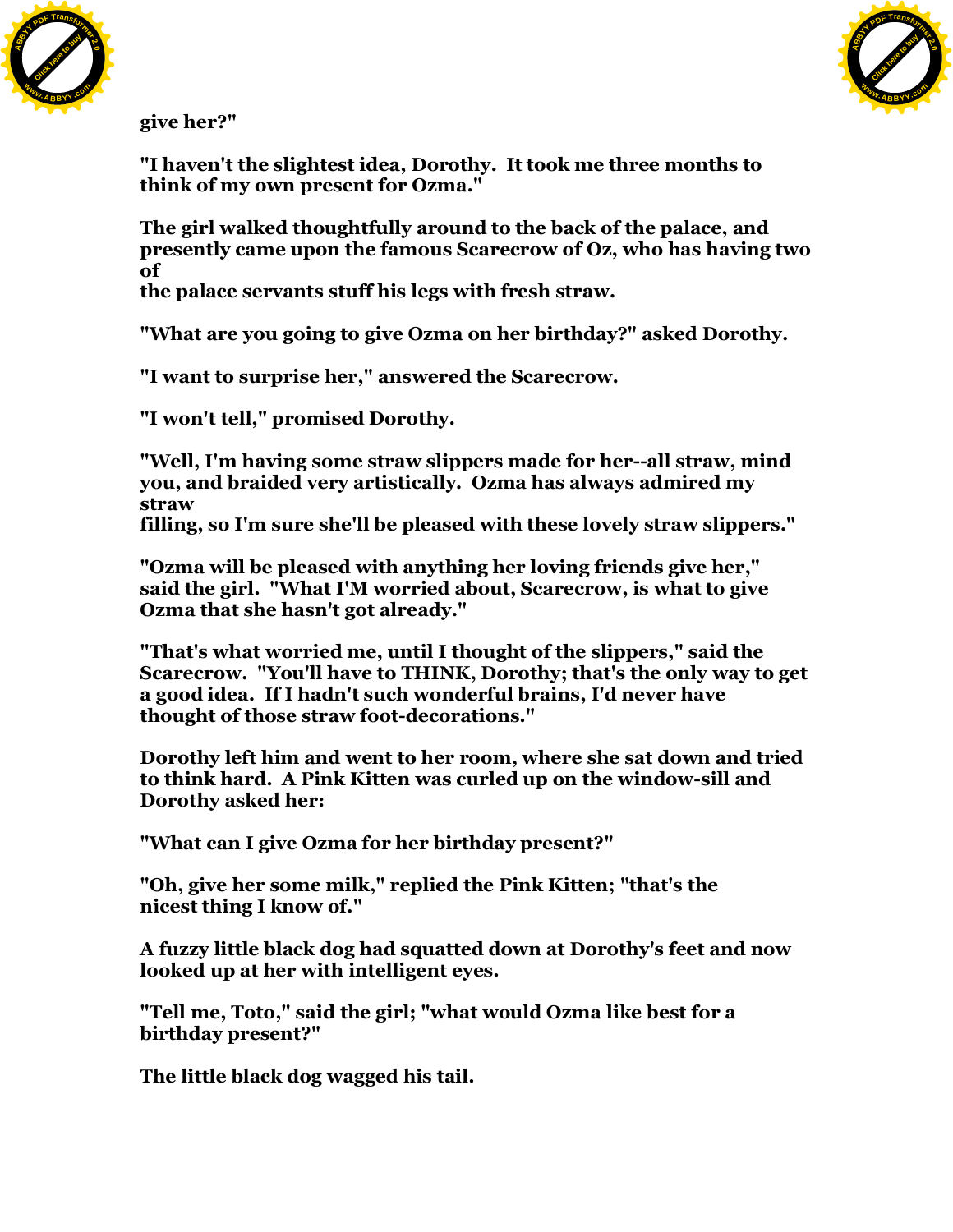give her?"

"I haven't the slightest idea, Dorothy.  It took me three months to think of my own present for Ozma."

The girl walked thoughtfully around to the back of the palace, and presently came upon the famous Scarecrow of Oz, who has having two of the palace servants stuff his legs with fresh straw.

"What are you going to give Ozma on her birthday?" asked Dorothy.

"I want to surprise her," answered the Scarecrow.

"I won't tell," promised Dorothy.

"Well, I'm having some straw slippers made for her--all straw, mind you, and braided very artistically.  Ozma has always admired my straw filling, so I'm sure she'll be pleased with these lovely straw slippers."

"Ozma will be pleased with anything her loving friends give her," said the girl.  "What I'M worried about, Scarecrow, is what to give Ozma that she hasn't got already."

"That's what worried me, until I thought of the slippers," said the Scarecrow.  "You'll have to THINK, Dorothy; that's the only way to get a good idea.  If I hadn't such wonderful brains, I'd never have thought of those straw foot-decorations."

Dorothy left him and went to her room, where she sat down and tried to think hard.  A Pink Kitten was curled up on the window-sill and Dorothy asked her:

"What can I give Ozma for her birthday present?"

"Oh, give her some milk," replied the Pink Kitten; "that's the nicest thing I know of."

A fuzzy little black dog had squatted down at Dorothy's feet and now looked up at her with intelligent eyes.

"Tell me, Toto," said the girl; "what would Ozma like best for a birthday present?"

The little black dog wagged his tail.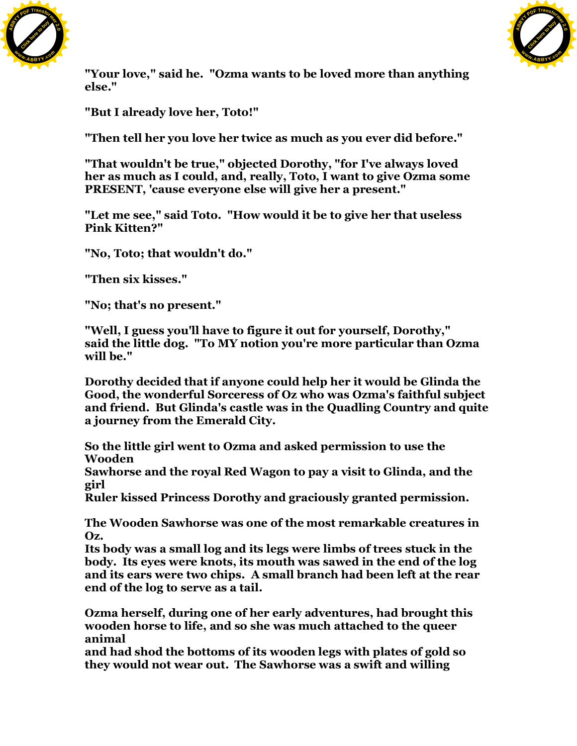"Your love," said he. "Ozma wants to be loved more than anything else."

"But I already love her, Toto!"

"Then tell her you love her twice as much as you ever did before."

"That wouldn't be true," objected Dorothy, "for I've always loved her as much as I could, and, really, Toto, I want to give Ozma some PRESENT, 'cause everyone else will give her a present."

"Let me see," said Toto. "How would it be to give her that useless Pink Kitten?"

"No, Toto; that wouldn't do."

"Then six kisses."

"No; that's no present."

"Well, I guess you'll have to figure it out for yourself, Dorothy," said the little dog. "To MY notion you're more particular than Ozma will be."

Dorothy decided that if anyone could help her it would be Glinda the Good, the wonderful Sorceress of Oz who was Ozma's faithful subject and friend. But Glinda's castle was in the Quadling Country and quite a journey from the Emerald City.

So the little girl went to Ozma and asked permission to use the Wooden Sawhorse and the royal Red Wagon to pay a visit to Glinda, and the girl Ruler kissed Princess Dorothy and graciously granted permission.

The Wooden Sawhorse was one of the most remarkable creatures in Oz. Its body was a small log and its legs were limbs of trees stuck in the body. Its eyes were knots, its mouth was sawed in the end of the log and its ears were two chips. A small branch had been left at the rear end of the log to serve as a tail.

Ozma herself, during one of her early adventures, had brought this wooden horse to life, and so she was much attached to the queer animal and had shod the bottoms of its wooden legs with plates of gold so they would not wear out. The Sawhorse was a swift and willing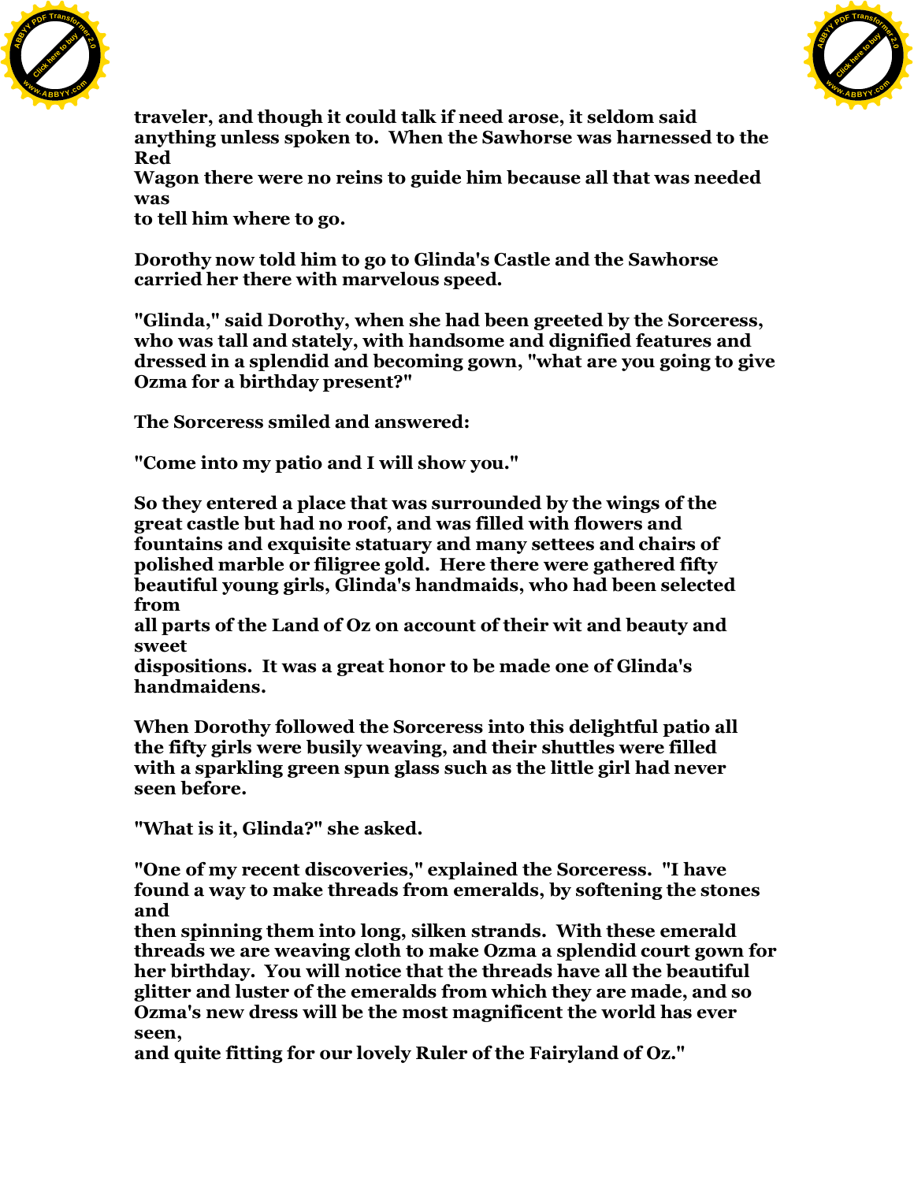traveler, and though it could talk if need arose, it seldom said anything unless spoken to. When the Sawhorse was harnessed to the Red Wagon there were no reins to guide him because all that was needed was to tell him where to go.

Dorothy now told him to go to Glinda's Castle and the Sawhorse carried her there with marvelous speed.

"Glinda," said Dorothy, when she had been greeted by the Sorceress, who was tall and stately, with handsome and dignified features and dressed in a splendid and becoming gown, "what are you going to give Ozma for a birthday present?"

The Sorceress smiled and answered:

"Come into my patio and I will show you."

So they entered a place that was surrounded by the wings of the great castle but had no roof, and was filled with flowers and fountains and exquisite statuary and many settees and chairs of polished marble or filigree gold. Here there were gathered fifty beautiful young girls, Glinda's handmaids, who had been selected from all parts of the Land of Oz on account of their wit and beauty and sweet dispositions. It was a great honor to be made one of Glinda's handmaidens.

When Dorothy followed the Sorceress into this delightful patio all the fifty girls were busily weaving, and their shuttles were filled with a sparkling green spun glass such as the little girl had never seen before.

"What is it, Glinda?" she asked.

"One of my recent discoveries," explained the Sorceress. "I have found a way to make threads from emeralds, by softening the stones and then spinning them into long, silken strands. With these emerald threads we are weaving cloth to make Ozma a splendid court gown for her birthday. You will notice that the threads have all the beautiful glitter and luster of the emeralds from which they are made, and so Ozma's new dress will be the most magnificent the world has ever seen, and quite fitting for our lovely Ruler of the Fairyland of Oz."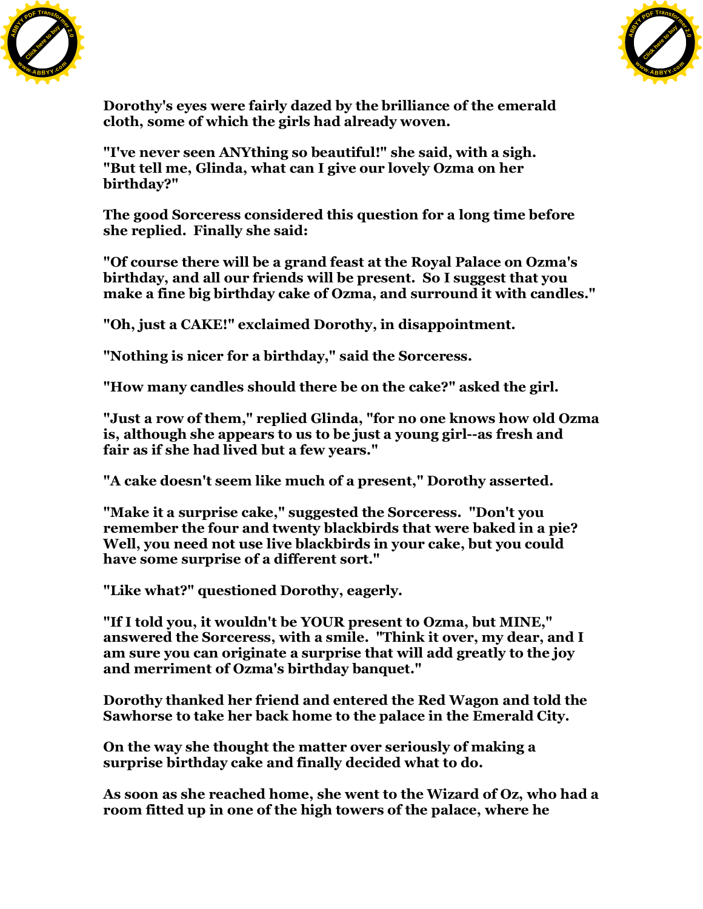Dorothy's eyes were fairly dazed by the brilliance of the emerald cloth, some of which the girls had already woven.

"I've never seen ANYthing so beautiful!" she said, with a sigh. "But tell me, Glinda, what can I give our lovely Ozma on her birthday?"

The good Sorceress considered this question for a long time before she replied. Finally she said:

"Of course there will be a grand feast at the Royal Palace on Ozma's birthday, and all our friends will be present. So I suggest that you make a fine big birthday cake of Ozma, and surround it with candles."

"Oh, just a CAKE!" exclaimed Dorothy, in disappointment.

"Nothing is nicer for a birthday," said the Sorceress.

"How many candles should there be on the cake?" asked the girl.

"Just a row of them," replied Glinda, "for no one knows how old Ozma is, although she appears to us to be just a young girl--as fresh and fair as if she had lived but a few years."

"A cake doesn't seem like much of a present," Dorothy asserted.

"Make it a surprise cake," suggested the Sorceress. "Don't you remember the four and twenty blackbirds that were baked in a pie? Well, you need not use live blackbirds in your cake, but you could have some surprise of a different sort."

"Like what?" questioned Dorothy, eagerly.

"If I told you, it wouldn't be YOUR present to Ozma, but MINE," answered the Sorceress, with a smile. "Think it over, my dear, and I am sure you can originate a surprise that will add greatly to the joy and merriment of Ozma's birthday banquet."

Dorothy thanked her friend and entered the Red Wagon and told the Sawhorse to take her back home to the palace in the Emerald City.

On the way she thought the matter over seriously of making a surprise birthday cake and finally decided what to do.

As soon as she reached home, she went to the Wizard of Oz, who had a room fitted up in one of the high towers of the palace, where he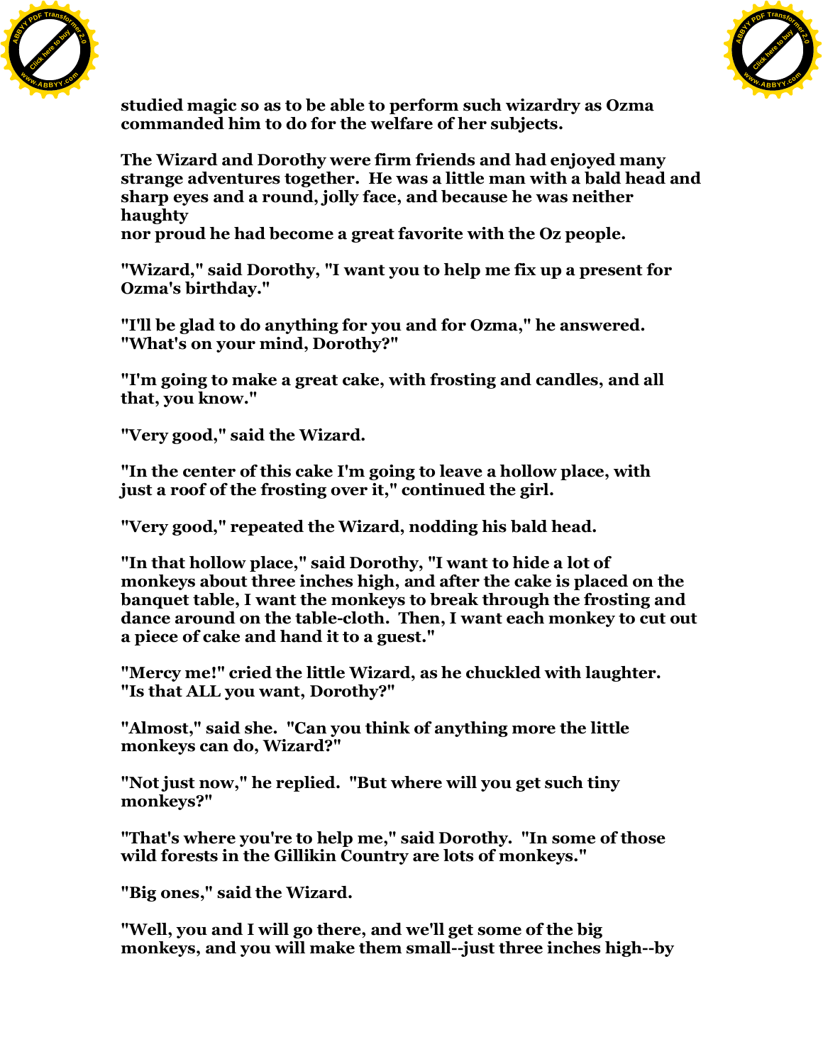studied magic so as to be able to perform such wizardry as Ozma commanded him to do for the welfare of her subjects.

The Wizard and Dorothy were firm friends and had enjoyed many strange adventures together. He was a little man with a bald head and sharp eyes and a round, jolly face, and because he was neither haughty nor proud he had become a great favorite with the Oz people.

"Wizard," said Dorothy, "I want you to help me fix up a present for Ozma's birthday."

"I'll be glad to do anything for you and for Ozma," he answered. "What's on your mind, Dorothy?"

"I'm going to make a great cake, with frosting and candles, and all that, you know."

"Very good," said the Wizard.

"In the center of this cake I'm going to leave a hollow place, with just a roof of the frosting over it," continued the girl.

"Very good," repeated the Wizard, nodding his bald head.

"In that hollow place," said Dorothy, "I want to hide a lot of monkeys about three inches high, and after the cake is placed on the banquet table, I want the monkeys to break through the frosting and dance around on the table-cloth. Then, I want each monkey to cut out a piece of cake and hand it to a guest."

"Mercy me!" cried the little Wizard, as he chuckled with laughter. "Is that ALL you want, Dorothy?"

"Almost," said she. "Can you think of anything more the little monkeys can do, Wizard?"

"Not just now," he replied. "But where will you get such tiny monkeys?"

"That's where you're to help me," said Dorothy. "In some of those wild forests in the Gillikin Country are lots of monkeys."

"Big ones," said the Wizard.

"Well, you and I will go there, and we'll get some of the big monkeys, and you will make them small--just three inches high--by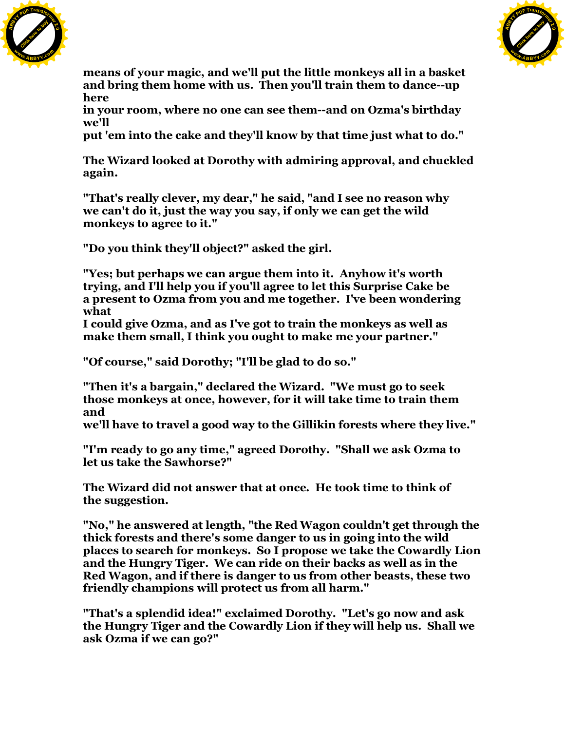means of your magic, and we'll put the little monkeys all in a basket and bring them home with us. Then you'll train them to dance--up here in your room, where no one can see them--and on Ozma's birthday we'll put 'em into the cake and they'll know by that time just what to do."

The Wizard looked at Dorothy with admiring approval, and chuckled again.

"That's really clever, my dear," he said, "and I see no reason why we can't do it, just the way you say, if only we can get the wild monkeys to agree to it."

"Do you think they'll object?" asked the girl.

"Yes; but perhaps we can argue them into it. Anyhow it's worth trying, and I'll help you if you'll agree to let this Surprise Cake be a present to Ozma from you and me together. I've been wondering what I could give Ozma, and as I've got to train the monkeys as well as make them small, I think you ought to make me your partner."

"Of course," said Dorothy; "I'll be glad to do so."

"Then it's a bargain," declared the Wizard. "We must go to seek those monkeys at once, however, for it will take time to train them and we'll have to travel a good way to the Gillikin forests where they live."

"I'm ready to go any time," agreed Dorothy. "Shall we ask Ozma to let us take the Sawhorse?"

The Wizard did not answer that at once. He took time to think of the suggestion.

"No," he answered at length, "the Red Wagon couldn't get through the thick forests and there's some danger to us in going into the wild places to search for monkeys. So I propose we take the Cowardly Lion and the Hungry Tiger. We can ride on their backs as well as in the Red Wagon, and if there is danger to us from other beasts, these two friendly champions will protect us from all harm."

"That's a splendid idea!" exclaimed Dorothy. "Let's go now and ask the Hungry Tiger and the Cowardly Lion if they will help us. Shall we ask Ozma if we can go?"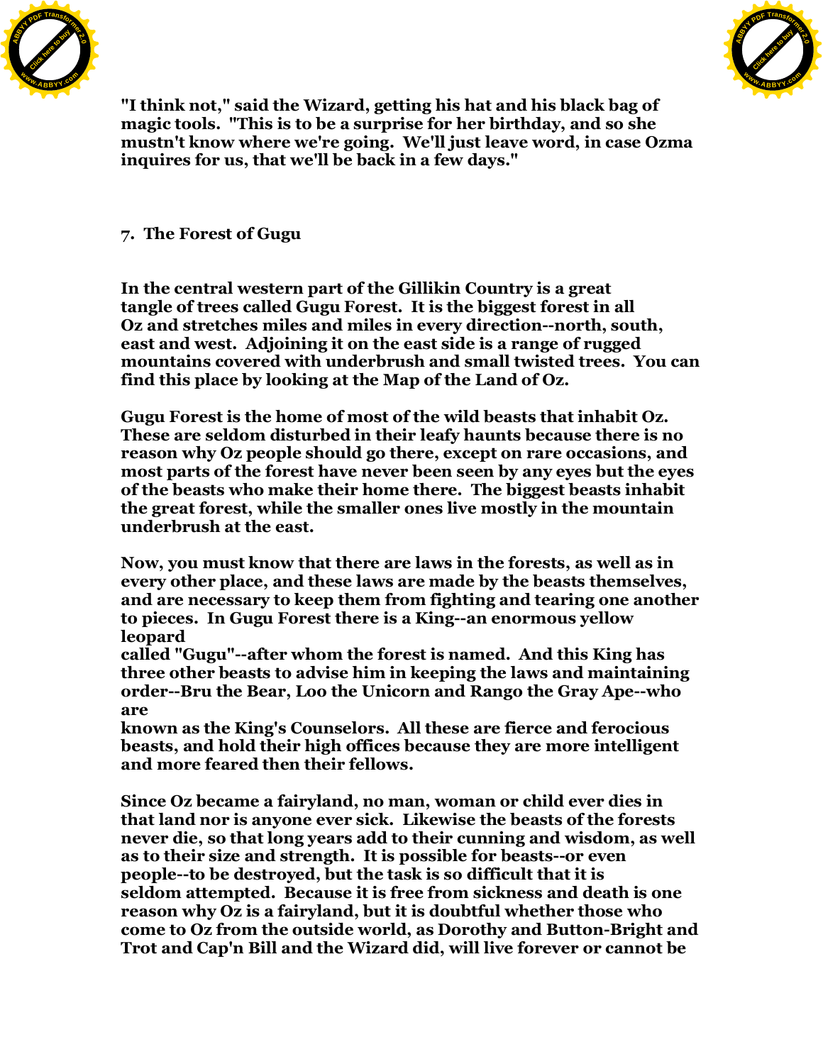"I think not," said the Wizard, getting his hat and his black bag of magic tools. "This is to be a surprise for her birthday, and so she mustn't know where we're going. We'll just leave word, in case Ozma inquires for us, that we'll be back in a few days."

## 7. The Forest of Gugu

In the central western part of the Gillikin Country is a great tangle of trees called Gugu Forest. It is the biggest forest in all Oz and stretches miles and miles in every direction--north, south, east and west. Adjoining it on the east side is a range of rugged mountains covered with underbrush and small twisted trees. You can find this place by looking at the Map of the Land of Oz.

Gugu Forest is the home of most of the wild beasts that inhabit Oz. These are seldom disturbed in their leafy haunts because there is no reason why Oz people should go there, except on rare occasions, and most parts of the forest have never been seen by any eyes but the eyes of the beasts who make their home there. The biggest beasts inhabit the great forest, while the smaller ones live mostly in the mountain underbrush at the east.

Now, you must know that there are laws in the forests, as well as in every other place, and these laws are made by the beasts themselves, and are necessary to keep them from fighting and tearing one another to pieces. In Gugu Forest there is a King--an enormous yellow leopard called "Gugu"--after whom the forest is named. And this King has three other beasts to advise him in keeping the laws and maintaining order--Bru the Bear, Loo the Unicorn and Rango the Gray Ape--who are known as the King's Counselors. All these are fierce and ferocious beasts, and hold their high offices because they are more intelligent and more feared then their fellows.

Since Oz became a fairyland, no man, woman or child ever dies in that land nor is anyone ever sick. Likewise the beasts of the forests never die, so that long years add to their cunning and wisdom, as well as to their size and strength. It is possible for beasts--or even people--to be destroyed, but the task is so difficult that it is seldom attempted. Because it is free from sickness and death is one reason why Oz is a fairyland, but it is doubtful whether those who come to Oz from the outside world, as Dorothy and Button-Bright and Trot and Cap'n Bill and the Wizard did, will live forever or cannot be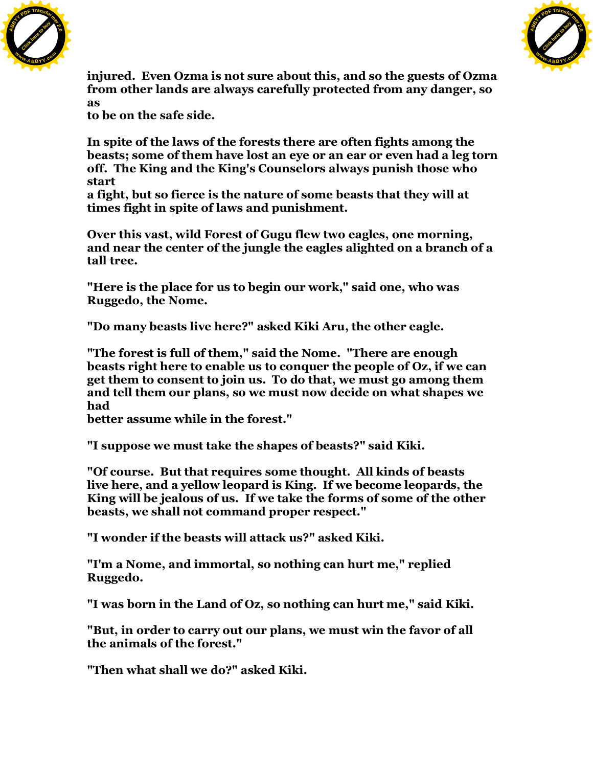injured. Even Ozma is not sure about this, and so the guests of Ozma from other lands are always carefully protected from any danger, so as to be on the safe side.

In spite of the laws of the forests there are often fights among the beasts; some of them have lost an eye or an ear or even had a leg torn off. The King and the King's Counselors always punish those who start a fight, but so fierce is the nature of some beasts that they will at times fight in spite of laws and punishment.

Over this vast, wild Forest of Gugu flew two eagles, one morning, and near the center of the jungle the eagles alighted on a branch of a tall tree.

"Here is the place for us to begin our work," said one, who was Ruggedo, the Nome.

"Do many beasts live here?" asked Kiki Aru, the other eagle.

"The forest is full of them," said the Nome. "There are enough beasts right here to enable us to conquer the people of Oz, if we can get them to consent to join us. To do that, we must go among them and tell them our plans, so we must now decide on what shapes we had better assume while in the forest."

"I suppose we must take the shapes of beasts?" said Kiki.

"Of course. But that requires some thought. All kinds of beasts live here, and a yellow leopard is King. If we become leopards, the King will be jealous of us. If we take the forms of some of the other beasts, we shall not command proper respect."

"I wonder if the beasts will attack us?" asked Kiki.

"I'm a Nome, and immortal, so nothing can hurt me," replied Ruggedo.

"I was born in the Land of Oz, so nothing can hurt me," said Kiki.

"But, in order to carry out our plans, we must win the favor of all the animals of the forest."

"Then what shall we do?" asked Kiki.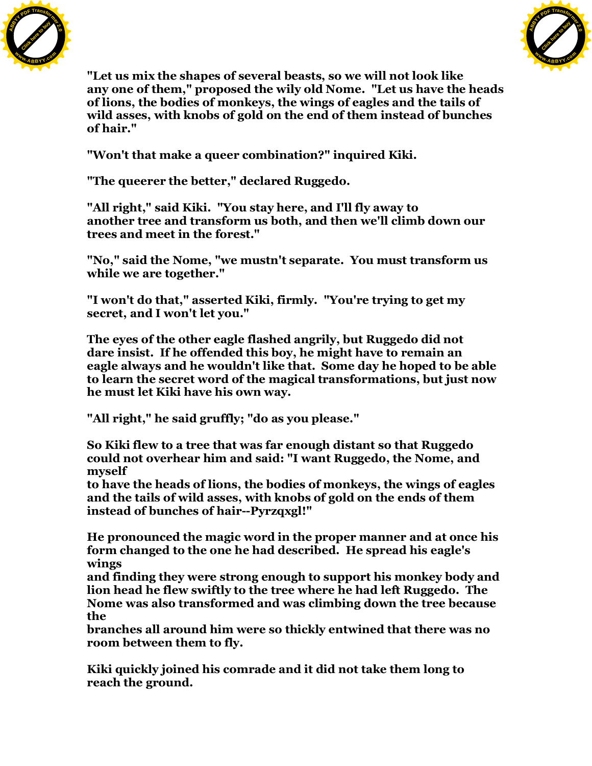"Let us mix the shapes of several beasts, so we will not look like any one of them," proposed the wily old Nome. "Let us have the heads of lions, the bodies of monkeys, the wings of eagles and the tails of wild asses, with knobs of gold on the end of them instead of bunches of hair."

"Won't that make a queer combination?" inquired Kiki.

"The queerer the better," declared Ruggedo.

"All right," said Kiki. "You stay here, and I'll fly away to another tree and transform us both, and then we'll climb down our trees and meet in the forest."

"No," said the Nome, "we mustn't separate. You must transform us while we are together."

"I won't do that," asserted Kiki, firmly. "You're trying to get my secret, and I won't let you."

The eyes of the other eagle flashed angrily, but Ruggedo did not dare insist. If he offended this boy, he might have to remain an eagle always and he wouldn't like that. Some day he hoped to be able to learn the secret word of the magical transformations, but just now he must let Kiki have his own way.

"All right," he said gruffly; "do as you please."

So Kiki flew to a tree that was far enough distant so that Ruggedo could not overhear him and said: "I want Ruggedo, the Nome, and myself to have the heads of lions, the bodies of monkeys, the wings of eagles and the tails of wild asses, with knobs of gold on the ends of them instead of bunches of hair--Pyrzqxgl!"

He pronounced the magic word in the proper manner and at once his form changed to the one he had described. He spread his eagle's wings and finding they were strong enough to support his monkey body and lion head he flew swiftly to the tree where he had left Ruggedo. The Nome was also transformed and was climbing down the tree because the branches all around him were so thickly entwined that there was no room between them to fly.

Kiki quickly joined his comrade and it did not take them long to reach the ground.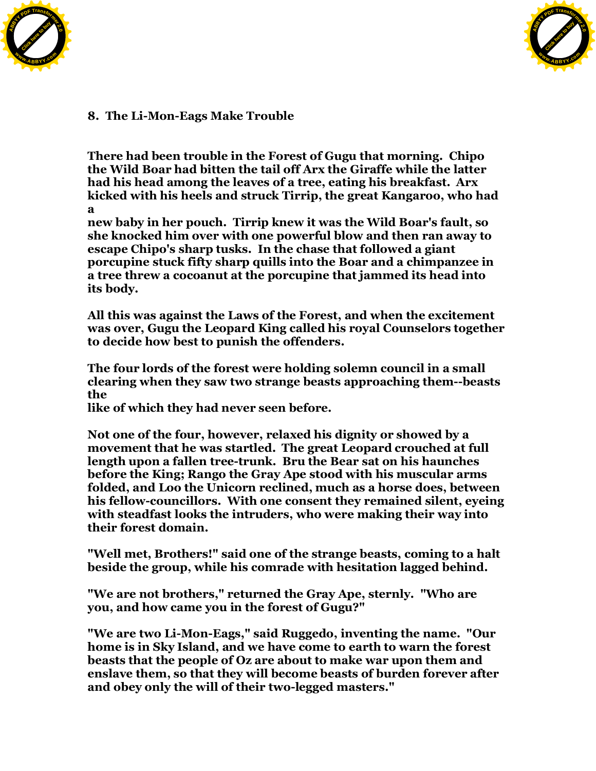## 8. The Li-Mon-Eags Make Trouble

There had been trouble in the Forest of Gugu that morning. Chipo the Wild Boar had bitten the tail off Arx the Giraffe while the latter had his head among the leaves of a tree, eating his breakfast. Arx kicked with his heels and struck Tirrip, the great Kangaroo, who had a new baby in her pouch. Tirrip knew it was the Wild Boar's fault, so she knocked him over with one powerful blow and then ran away to escape Chipo's sharp tusks. In the chase that followed a giant porcupine stuck fifty sharp quills into the Boar and a chimpanzee in a tree threw a cocoanut at the porcupine that jammed its head into its body.

All this was against the Laws of the Forest, and when the excitement was over, Gugu the Leopard King called his royal Counselors together to decide how best to punish the offenders.

The four lords of the forest were holding solemn council in a small clearing when they saw two strange beasts approaching them--beasts the like of which they had never seen before.

Not one of the four, however, relaxed his dignity or showed by a movement that he was startled. The great Leopard crouched at full length upon a fallen tree-trunk. Bru the Bear sat on his haunches before the King; Rango the Gray Ape stood with his muscular arms folded, and Loo the Unicorn reclined, much as a horse does, between his fellow-councillors. With one consent they remained silent, eyeing with steadfast looks the intruders, who were making their way into their forest domain.

"Well met, Brothers!" said one of the strange beasts, coming to a halt beside the group, while his comrade with hesitation lagged behind.

"We are not brothers," returned the Gray Ape, sternly. "Who are you, and how came you in the forest of Gugu?"

"We are two Li-Mon-Eags," said Ruggedo, inventing the name. "Our home is in Sky Island, and we have come to earth to warn the forest beasts that the people of Oz are about to make war upon them and enslave them, so that they will become beasts of burden forever after and obey only the will of their two-legged masters."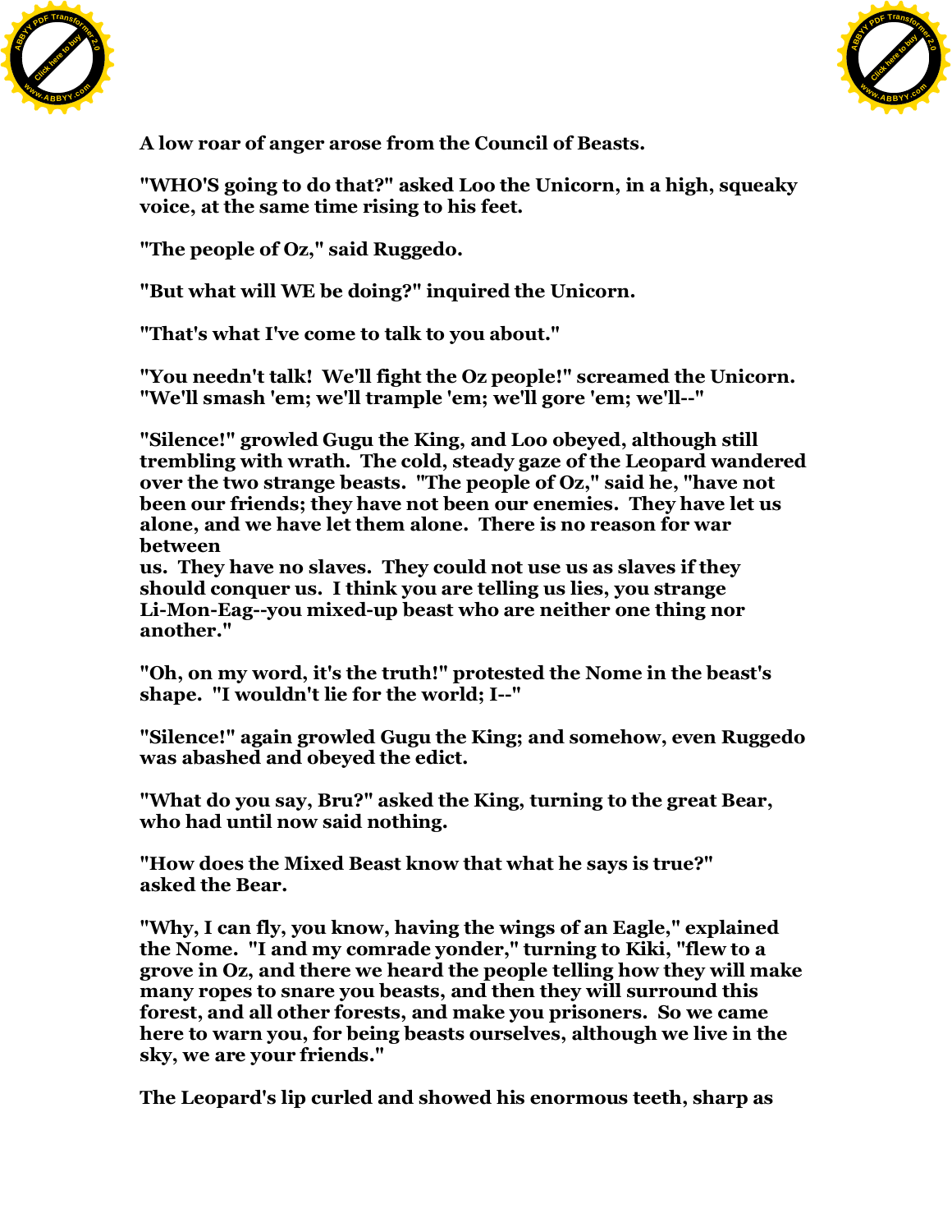A low roar of anger arose from the Council of Beasts.

"WHO'S going to do that?" asked Loo the Unicorn, in a high, squeaky voice, at the same time rising to his feet.

"The people of Oz," said Ruggedo.

"But what will WE be doing?" inquired the Unicorn.

"That's what I've come to talk to you about."

"You needn't talk! We'll fight the Oz people!" screamed the Unicorn. "We'll smash 'em; we'll trample 'em; we'll gore 'em; we'll--"

"Silence!" growled Gugu the King, and Loo obeyed, although still trembling with wrath. The cold, steady gaze of the Leopard wandered over the two strange beasts. "The people of Oz," said he, "have not been our friends; they have not been our enemies. They have let us alone, and we have let them alone. There is no reason for war between us. They have no slaves. They could not use us as slaves if they should conquer us. I think you are telling us lies, you strange Li-Mon-Eag--you mixed-up beast who are neither one thing nor another."

"Oh, on my word, it's the truth!" protested the Nome in the beast's shape. "I wouldn't lie for the world; I--"

"Silence!" again growled Gugu the King; and somehow, even Ruggedo was abashed and obeyed the edict.

"What do you say, Bru?" asked the King, turning to the great Bear, who had until now said nothing.

"How does the Mixed Beast know that what he says is true?" asked the Bear.

"Why, I can fly, you know, having the wings of an Eagle," explained the Nome. "I and my comrade yonder," turning to Kiki, "flew to a grove in Oz, and there we heard the people telling how they will make many ropes to snare you beasts, and then they will surround this forest, and all other forests, and make you prisoners. So we came here to warn you, for being beasts ourselves, although we live in the sky, we are your friends."

The Leopard's lip curled and showed his enormous teeth, sharp as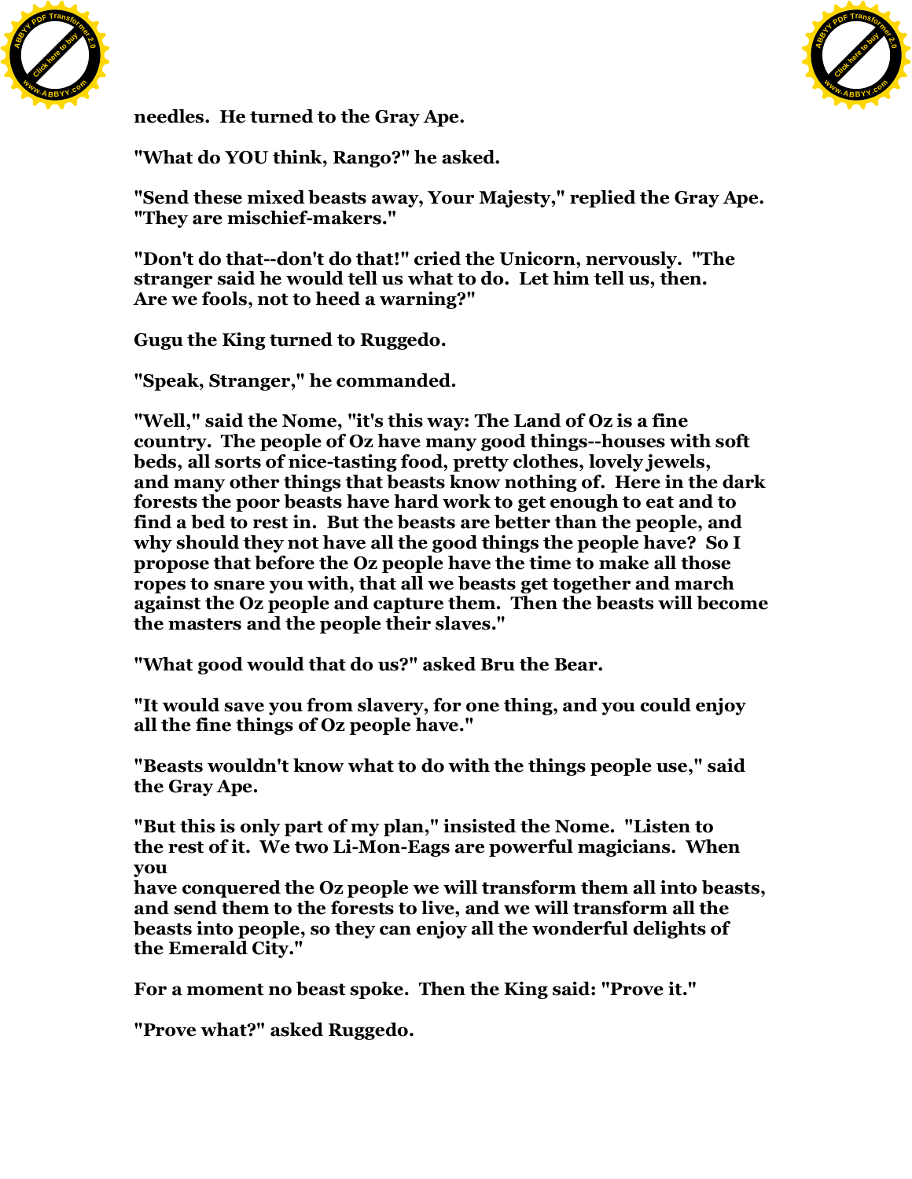needles. He turned to the Gray Ape.

"What do YOU think, Rango?" he asked.

"Send these mixed beasts away, Your Majesty," replied the Gray Ape. "They are mischief-makers."

"Don't do that--don't do that!" cried the Unicorn, nervously. "The stranger said he would tell us what to do. Let him tell us, then. Are we fools, not to heed a warning?"

Gugu the King turned to Ruggedo.

"Speak, Stranger," he commanded.

"Well," said the Nome, "it's this way: The Land of Oz is a fine country. The people of Oz have many good things--houses with soft beds, all sorts of nice-tasting food, pretty clothes, lovely jewels, and many other things that beasts know nothing of. Here in the dark forests the poor beasts have hard work to get enough to eat and to find a bed to rest in. But the beasts are better than the people, and why should they not have all the good things the people have? So I propose that before the Oz people have the time to make all those ropes to snare you with, that all we beasts get together and march against the Oz people and capture them. Then the beasts will become the masters and the people their slaves."

"What good would that do us?" asked Bru the Bear.

"It would save you from slavery, for one thing, and you could enjoy all the fine things of Oz people have."

"Beasts wouldn't know what to do with the things people use," said the Gray Ape.

"But this is only part of my plan," insisted the Nome. "Listen to the rest of it. We two Li-Mon-Eags are powerful magicians. When you have conquered the Oz people we will transform them all into beasts, and send them to the forests to live, and we will transform all the beasts into people, so they can enjoy all the wonderful delights of the Emerald City."

For a moment no beast spoke. Then the King said: "Prove it."

"Prove what?" asked Ruggedo.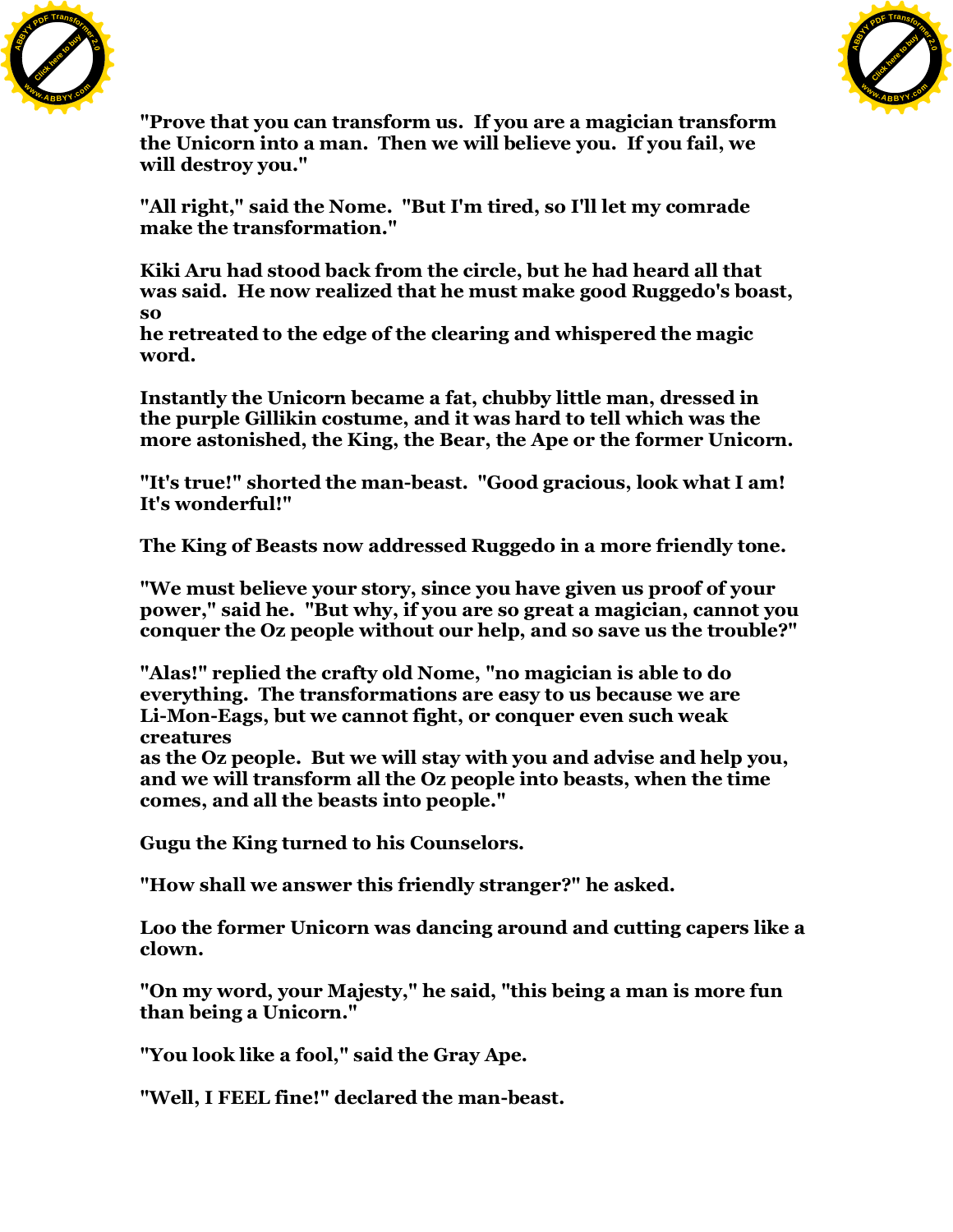"Prove that you can transform us. If you are a magician transform the Unicorn into a man. Then we will believe you. If you fail, we will destroy you."

"All right," said the Nome. "But I'm tired, so I'll let my comrade make the transformation."

Kiki Aru had stood back from the circle, but he had heard all that was said. He now realized that he must make good Ruggedo's boast, so he retreated to the edge of the clearing and whispered the magic word.

Instantly the Unicorn became a fat, chubby little man, dressed in the purple Gillikin costume, and it was hard to tell which was the more astonished, the King, the Bear, the Ape or the former Unicorn.

"It's true!" shorted the man-beast. "Good gracious, look what I am! It's wonderful!"

The King of Beasts now addressed Ruggedo in a more friendly tone.

"We must believe your story, since you have given us proof of your power," said he. "But why, if you are so great a magician, cannot you conquer the Oz people without our help, and so save us the trouble?"

"Alas!" replied the crafty old Nome, "no magician is able to do everything. The transformations are easy to us because we are Li-Mon-Eags, but we cannot fight, or conquer even such weak creatures as the Oz people. But we will stay with you and advise and help you, and we will transform all the Oz people into beasts, when the time comes, and all the beasts into people."

Gugu the King turned to his Counselors.

"How shall we answer this friendly stranger?" he asked.

Loo the former Unicorn was dancing around and cutting capers like a clown.

"On my word, your Majesty," he said, "this being a man is more fun than being a Unicorn."

"You look like a fool," said the Gray Ape.

"Well, I FEEL fine!" declared the man-beast.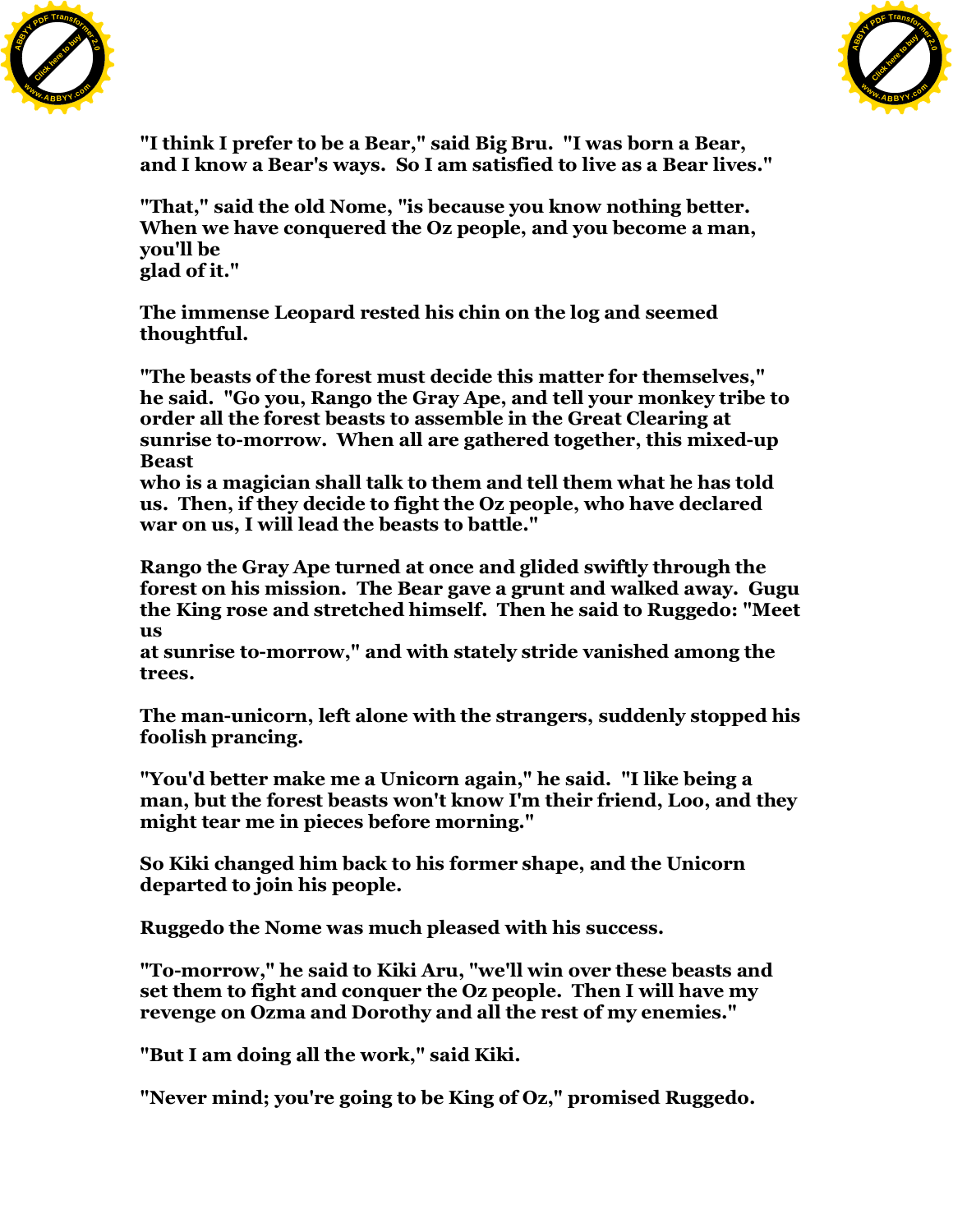"I think I prefer to be a Bear," said Big Bru. "I was born a Bear, and I know a Bear's ways. So I am satisfied to live as a Bear lives."

"That," said the old Nome, "is because you know nothing better. When we have conquered the Oz people, and you become a man, you'll be glad of it."

The immense Leopard rested his chin on the log and seemed thoughtful.

"The beasts of the forest must decide this matter for themselves," he said. "Go you, Rango the Gray Ape, and tell your monkey tribe to order all the forest beasts to assemble in the Great Clearing at sunrise to-morrow. When all are gathered together, this mixed-up Beast who is a magician shall talk to them and tell them what he has told us. Then, if they decide to fight the Oz people, who have declared war on us, I will lead the beasts to battle."

Rango the Gray Ape turned at once and glided swiftly through the forest on his mission. The Bear gave a grunt and walked away. Gugu the King rose and stretched himself. Then he said to Ruggedo: "Meet us at sunrise to-morrow," and with stately stride vanished among the trees.

The man-unicorn, left alone with the strangers, suddenly stopped his foolish prancing.

"You'd better make me a Unicorn again," he said. "I like being a man, but the forest beasts won't know I'm their friend, Loo, and they might tear me in pieces before morning."

So Kiki changed him back to his former shape, and the Unicorn departed to join his people.

Ruggedo the Nome was much pleased with his success.

"To-morrow," he said to Kiki Aru, "we'll win over these beasts and set them to fight and conquer the Oz people. Then I will have my revenge on Ozma and Dorothy and all the rest of my enemies."

"But I am doing all the work," said Kiki.

"Never mind; you're going to be King of Oz," promised Ruggedo.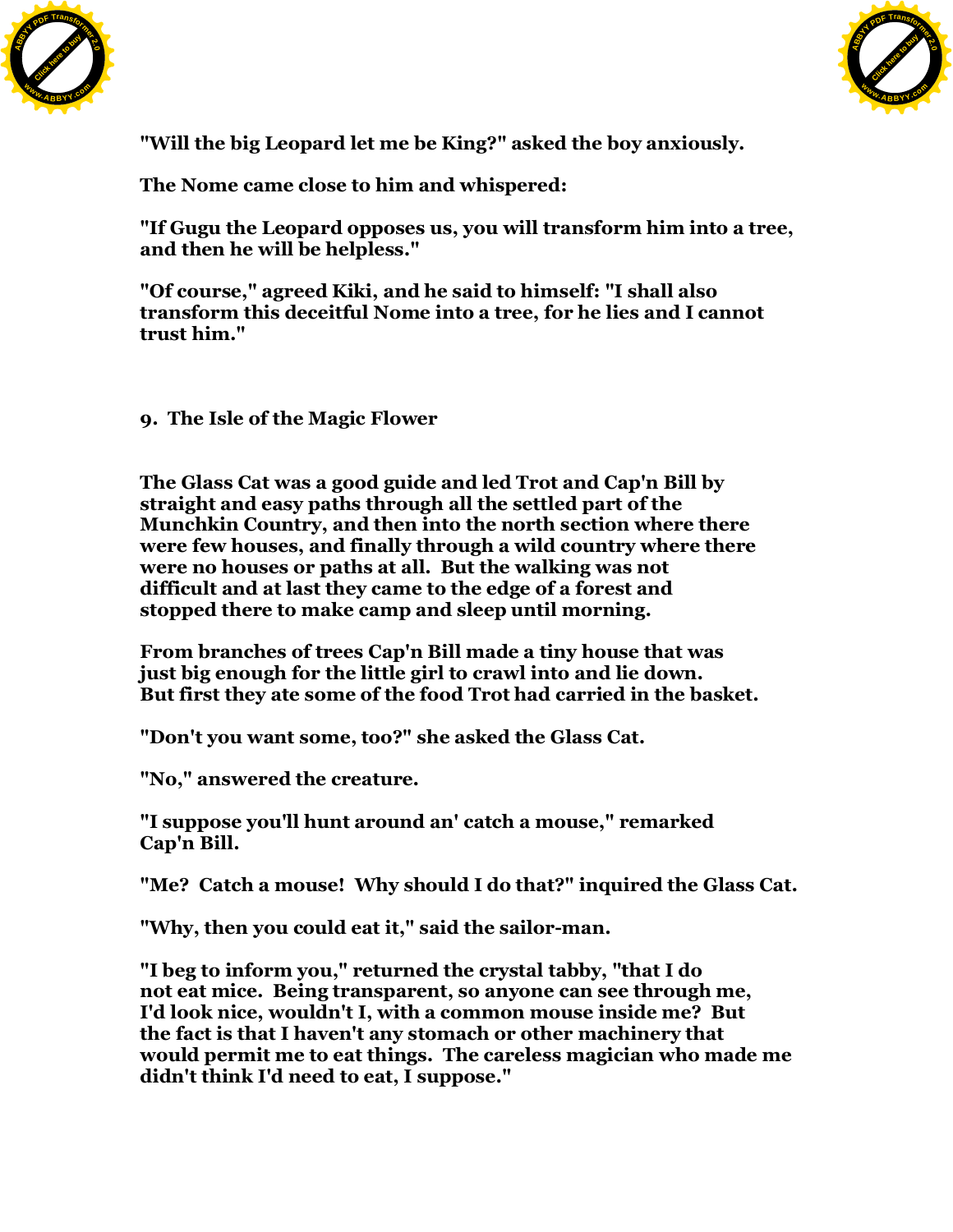"Will the big Leopard let me be King?" asked the boy anxiously.

The Nome came close to him and whispered:

"If Gugu the Leopard opposes us, you will transform him into a tree, and then he will be helpless."

"Of course," agreed Kiki, and he said to himself: "I shall also transform this deceitful Nome into a tree, for he lies and I cannot trust him."

## 9. The Isle of the Magic Flower

The Glass Cat was a good guide and led Trot and Cap'n Bill by straight and easy paths through all the settled part of the Munchkin Country, and then into the north section where there were few houses, and finally through a wild country where there were no houses or paths at all. But the walking was not difficult and at last they came to the edge of a forest and stopped there to make camp and sleep until morning.

From branches of trees Cap'n Bill made a tiny house that was just big enough for the little girl to crawl into and lie down. But first they ate some of the food Trot had carried in the basket.

"Don't you want some, too?" she asked the Glass Cat.

"No," answered the creature.

"I suppose you'll hunt around an' catch a mouse," remarked Cap'n Bill.

"Me? Catch a mouse! Why should I do that?" inquired the Glass Cat.

"Why, then you could eat it," said the sailor-man.

"I beg to inform you," returned the crystal tabby, "that I do not eat mice. Being transparent, so anyone can see through me, I'd look nice, wouldn't I, with a common mouse inside me? But the fact is that I haven't any stomach or other machinery that would permit me to eat things. The careless magician who made me didn't think I'd need to eat, I suppose."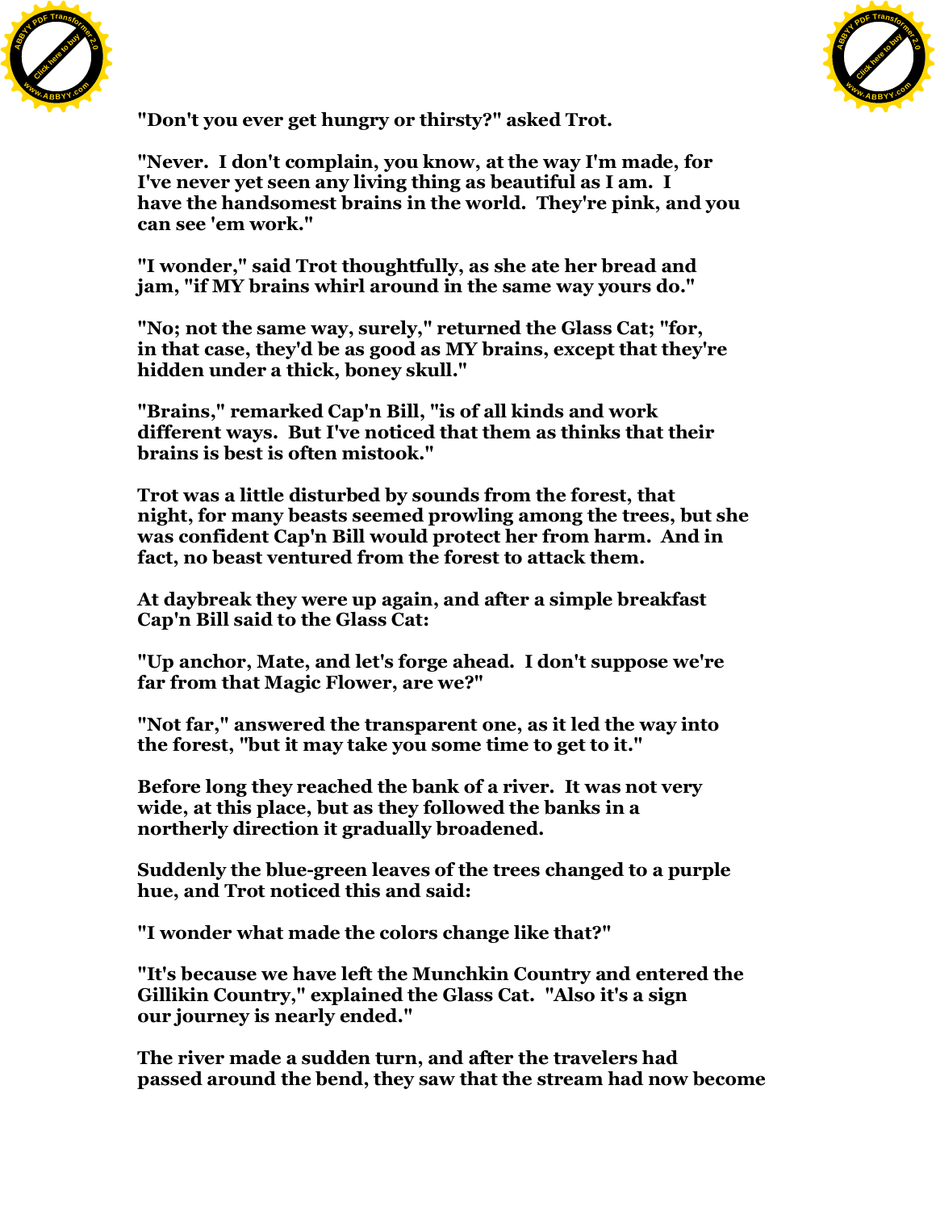"Don't you ever get hungry or thirsty?" asked Trot.

"Never. I don't complain, you know, at the way I'm made, for I've never yet seen any living thing as beautiful as I am. I have the handsomest brains in the world. They're pink, and you can see 'em work."

"I wonder," said Trot thoughtfully, as she ate her bread and jam, "if MY brains whirl around in the same way yours do."

"No; not the same way, surely," returned the Glass Cat; "for, in that case, they'd be as good as MY brains, except that they're hidden under a thick, boney skull."

"Brains," remarked Cap'n Bill, "is of all kinds and work different ways. But I've noticed that them as thinks that their brains is best is often mistook."

Trot was a little disturbed by sounds from the forest, that night, for many beasts seemed prowling among the trees, but she was confident Cap'n Bill would protect her from harm. And in fact, no beast ventured from the forest to attack them.

At daybreak they were up again, and after a simple breakfast Cap'n Bill said to the Glass Cat:

"Up anchor, Mate, and let's forge ahead. I don't suppose we're far from that Magic Flower, are we?"

"Not far," answered the transparent one, as it led the way into the forest, "but it may take you some time to get to it."

Before long they reached the bank of a river. It was not very wide, at this place, but as they followed the banks in a northerly direction it gradually broadened.

Suddenly the blue-green leaves of the trees changed to a purple hue, and Trot noticed this and said:

"I wonder what made the colors change like that?"

"It's because we have left the Munchkin Country and entered the Gillikin Country," explained the Glass Cat. "Also it's a sign our journey is nearly ended."

The river made a sudden turn, and after the travelers had passed around the bend, they saw that the stream had now become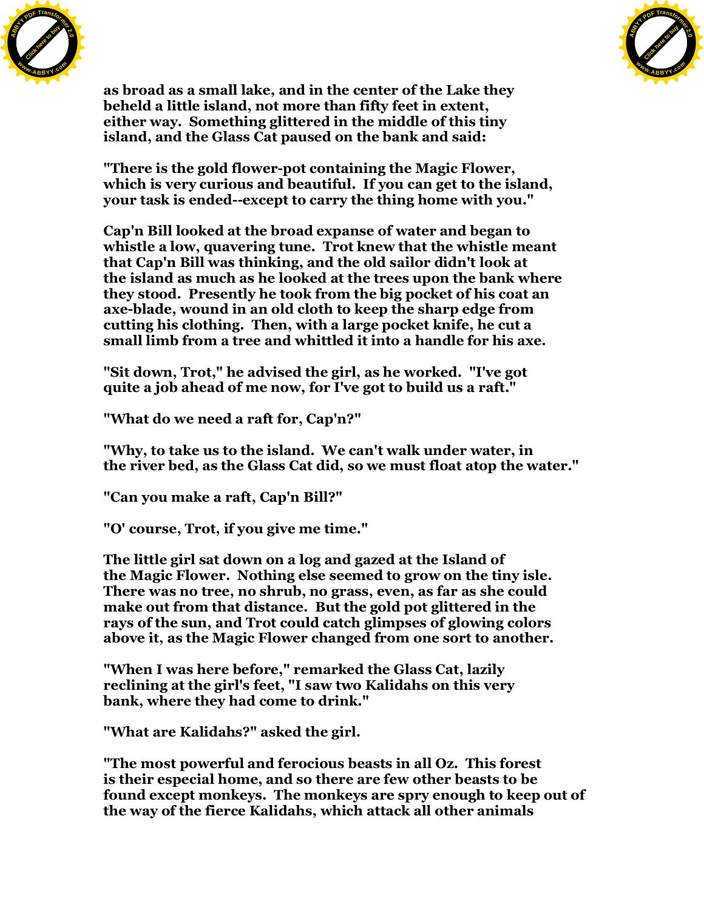as broad as a small lake, and in the center of the Lake they beheld a little island, not more than fifty feet in extent, either way. Something glittered in the middle of this tiny island, and the Glass Cat paused on the bank and said:

"There is the gold flower-pot containing the Magic Flower, which is very curious and beautiful. If you can get to the island, your task is ended--except to carry the thing home with you."

Cap'n Bill looked at the broad expanse of water and began to whistle a low, quavering tune. Trot knew that the whistle meant that Cap'n Bill was thinking, and the old sailor didn't look at the island as much as he looked at the trees upon the bank where they stood. Presently he took from the big pocket of his coat an axe-blade, wound in an old cloth to keep the sharp edge from cutting his clothing. Then, with a large pocket knife, he cut a small limb from a tree and whittled it into a handle for his axe.

"Sit down, Trot," he advised the girl, as he worked. "I've got quite a job ahead of me now, for I've got to build us a raft."

"What do we need a raft for, Cap'n?"

"Why, to take us to the island. We can't walk under water, in the river bed, as the Glass Cat did, so we must float atop the water."

"Can you make a raft, Cap'n Bill?"

"O' course, Trot, if you give me time."

The little girl sat down on a log and gazed at the Island of the Magic Flower. Nothing else seemed to grow on the tiny isle. There was no tree, no shrub, no grass, even, as far as she could make out from that distance. But the gold pot glittered in the rays of the sun, and Trot could catch glimpses of glowing colors above it, as the Magic Flower changed from one sort to another.

"When I was here before," remarked the Glass Cat, lazily reclining at the girl's feet, "I saw two Kalidahs on this very bank, where they had come to drink."

"What are Kalidahs?" asked the girl.

"The most powerful and ferocious beasts in all Oz. This forest is their especial home, and so there are few other beasts to be found except monkeys. The monkeys are spry enough to keep out of the way of the fierce Kalidahs, which attack all other animals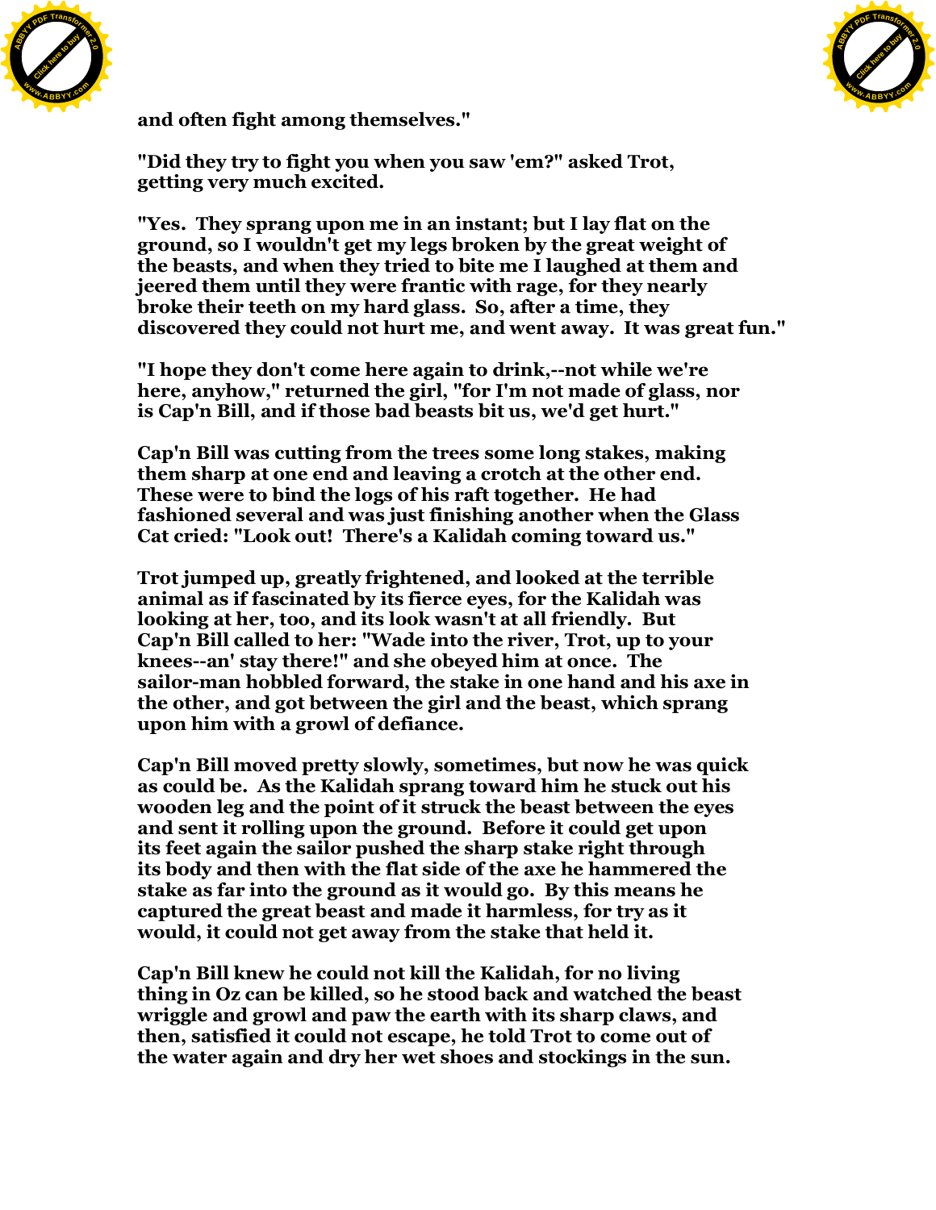and often fight among themselves."

"Did they try to fight you when you saw 'em?" asked Trot, getting very much excited.

"Yes. They sprang upon me in an instant; but I lay flat on the ground, so I wouldn't get my legs broken by the great weight of the beasts, and when they tried to bite me I laughed at them and jeered them until they were frantic with rage, for they nearly broke their teeth on my hard glass. So, after a time, they discovered they could not hurt me, and went away. It was great fun."

"I hope they don't come here again to drink,--not while we're here, anyhow," returned the girl, "for I'm not made of glass, nor is Cap'n Bill, and if those bad beasts bit us, we'd get hurt."

Cap'n Bill was cutting from the trees some long stakes, making them sharp at one end and leaving a crotch at the other end. These were to bind the logs of his raft together. He had fashioned several and was just finishing another when the Glass Cat cried: "Look out! There's a Kalidah coming toward us."

Trot jumped up, greatly frightened, and looked at the terrible animal as if fascinated by its fierce eyes, for the Kalidah was looking at her, too, and its look wasn't at all friendly. But Cap'n Bill called to her: "Wade into the river, Trot, up to your knees--an' stay there!" and she obeyed him at once. The sailor-man hobbled forward, the stake in one hand and his axe in the other, and got between the girl and the beast, which sprang upon him with a growl of defiance.

Cap'n Bill moved pretty slowly, sometimes, but now he was quick as could be. As the Kalidah sprang toward him he stuck out his wooden leg and the point of it struck the beast between the eyes and sent it rolling upon the ground. Before it could get upon its feet again the sailor pushed the sharp stake right through its body and then with the flat side of the axe he hammered the stake as far into the ground as it would go. By this means he captured the great beast and made it harmless, for try as it would, it could not get away from the stake that held it.

Cap'n Bill knew he could not kill the Kalidah, for no living thing in Oz can be killed, so he stood back and watched the beast wriggle and growl and paw the earth with its sharp claws, and then, satisfied it could not escape, he told Trot to come out of the water again and dry her wet shoes and stockings in the sun.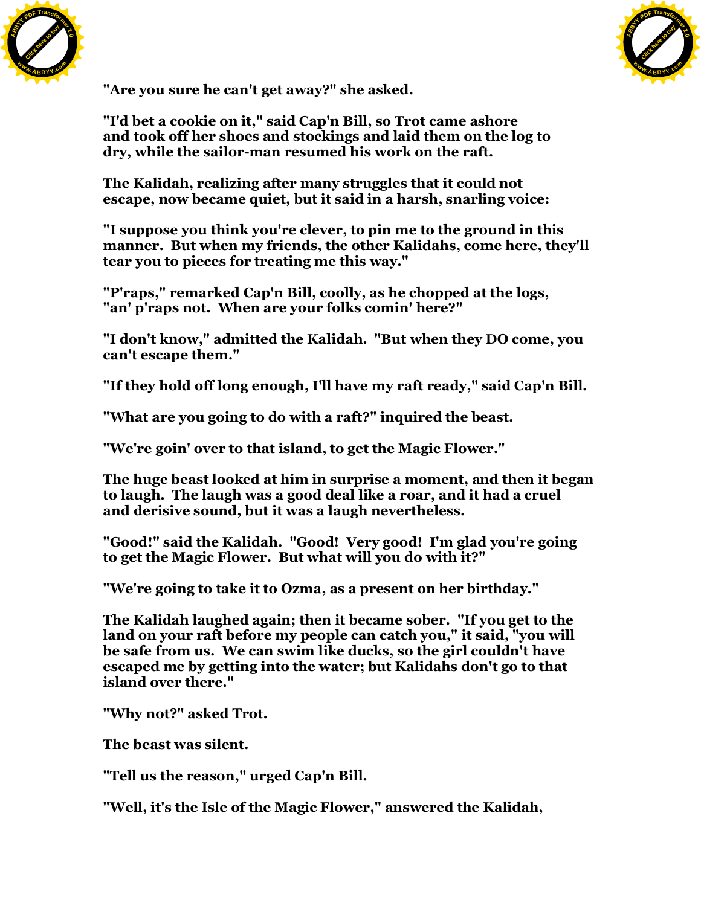"Are you sure he can't get away?" she asked.

"I'd bet a cookie on it," said Cap'n Bill, so Trot came ashore and took off her shoes and stockings and laid them on the log to dry, while the sailor-man resumed his work on the raft.

The Kalidah, realizing after many struggles that it could not escape, now became quiet, but it said in a harsh, snarling voice:

"I suppose you think you're clever, to pin me to the ground in this manner. But when my friends, the other Kalidahs, come here, they'll tear you to pieces for treating me this way."

"P'raps," remarked Cap'n Bill, coolly, as he chopped at the logs, "an' p'raps not. When are your folks comin' here?"

"I don't know," admitted the Kalidah. "But when they DO come, you can't escape them."

"If they hold off long enough, I'll have my raft ready," said Cap'n Bill.

"What are you going to do with a raft?" inquired the beast.

"We're goin' over to that island, to get the Magic Flower."

The huge beast looked at him in surprise a moment, and then it began to laugh. The laugh was a good deal like a roar, and it had a cruel and derisive sound, but it was a laugh nevertheless.

"Good!" said the Kalidah. "Good! Very good! I'm glad you're going to get the Magic Flower. But what will you do with it?"

"We're going to take it to Ozma, as a present on her birthday."

The Kalidah laughed again; then it became sober. "If you get to the land on your raft before my people can catch you," it said, "you will be safe from us. We can swim like ducks, so the girl couldn't have escaped me by getting into the water; but Kalidahs don't go to that island over there."

"Why not?" asked Trot.

The beast was silent.

"Tell us the reason," urged Cap'n Bill.

"Well, it's the Isle of the Magic Flower," answered the Kalidah,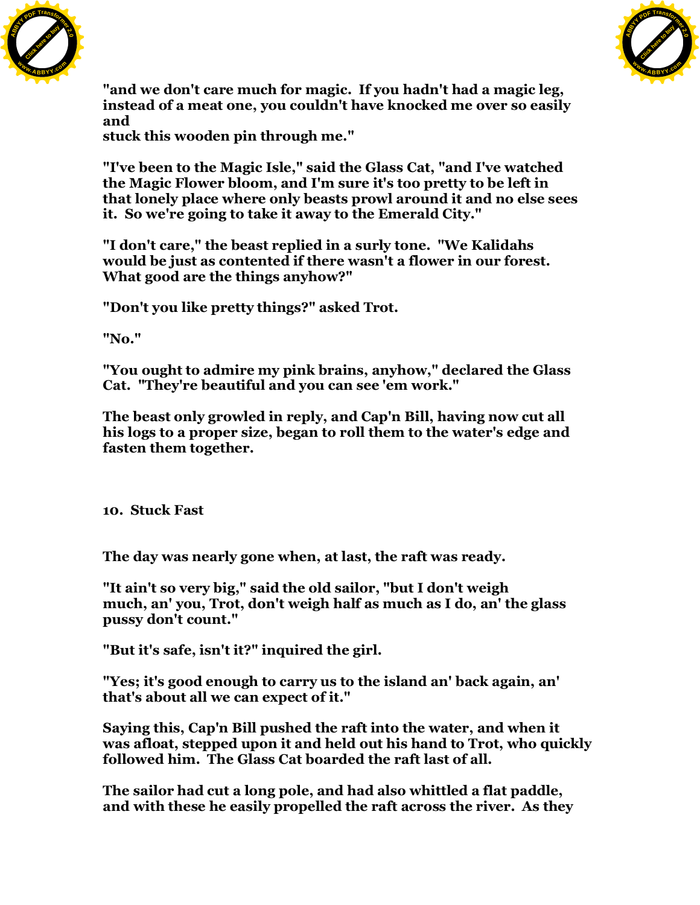"and we don't care much for magic. If you hadn't had a magic leg, instead of a meat one, you couldn't have knocked me over so easily and
stuck this wooden pin through me."

"I've been to the Magic Isle," said the Glass Cat, "and I've watched the Magic Flower bloom, and I'm sure it's too pretty to be left in that lonely place where only beasts prowl around it and no else sees it. So we're going to take it away to the Emerald City."

"I don't care," the beast replied in a surly tone. "We Kalidahs would be just as contented if there wasn't a flower in our forest. What good are the things anyhow?"

"Don't you like pretty things?" asked Trot.

"No."

"You ought to admire my pink brains, anyhow," declared the Glass Cat. "They're beautiful and you can see 'em work."

The beast only growled in reply, and Cap'n Bill, having now cut all his logs to a proper size, began to roll them to the water's edge and fasten them together.

## 10. Stuck Fast

The day was nearly gone when, at last, the raft was ready.

"It ain't so very big," said the old sailor, "but I don't weigh much, an' you, Trot, don't weigh half as much as I do, an' the glass pussy don't count."

"But it's safe, isn't it?" inquired the girl.

"Yes; it's good enough to carry us to the island an' back again, an' that's about all we can expect of it."

Saying this, Cap'n Bill pushed the raft into the water, and when it was afloat, stepped upon it and held out his hand to Trot, who quickly followed him. The Glass Cat boarded the raft last of all.

The sailor had cut a long pole, and had also whittled a flat paddle, and with these he easily propelled the raft across the river. As they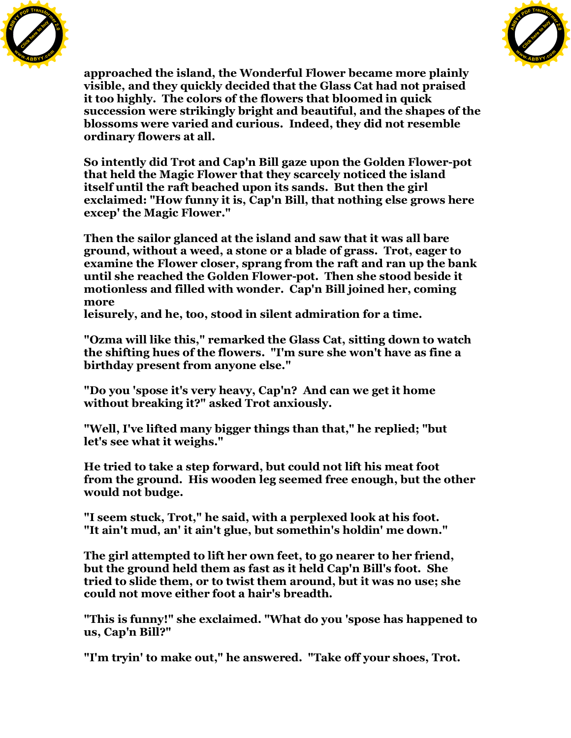approached the island, the Wonderful Flower became more plainly visible, and they quickly decided that the Glass Cat had not praised it too highly. The colors of the flowers that bloomed in quick succession were strikingly bright and beautiful, and the shapes of the blossoms were varied and curious. Indeed, they did not resemble ordinary flowers at all.

So intently did Trot and Cap'n Bill gaze upon the Golden Flower-pot that held the Magic Flower that they scarcely noticed the island itself until the raft beached upon its sands. But then the girl exclaimed: "How funny it is, Cap'n Bill, that nothing else grows here excep' the Magic Flower."

Then the sailor glanced at the island and saw that it was all bare ground, without a weed, a stone or a blade of grass. Trot, eager to examine the Flower closer, sprang from the raft and ran up the bank until she reached the Golden Flower-pot. Then she stood beside it motionless and filled with wonder. Cap'n Bill joined her, coming more leisurely, and he, too, stood in silent admiration for a time.

"Ozma will like this," remarked the Glass Cat, sitting down to watch the shifting hues of the flowers. "I'm sure she won't have as fine a birthday present from anyone else."

"Do you 'spose it's very heavy, Cap'n? And can we get it home without breaking it?" asked Trot anxiously.

"Well, I've lifted many bigger things than that," he replied; "but let's see what it weighs."

He tried to take a step forward, but could not lift his meat foot from the ground. His wooden leg seemed free enough, but the other would not budge.

"I seem stuck, Trot," he said, with a perplexed look at his foot. "It ain't mud, an' it ain't glue, but somethin's holdin' me down."

The girl attempted to lift her own feet, to go nearer to her friend, but the ground held them as fast as it held Cap'n Bill's foot. She tried to slide them, or to twist them around, but it was no use; she could not move either foot a hair's breadth.

"This is funny!" she exclaimed. "What do you 'spose has happened to us, Cap'n Bill?"

"I'm tryin' to make out," he answered. "Take off your shoes, Trot.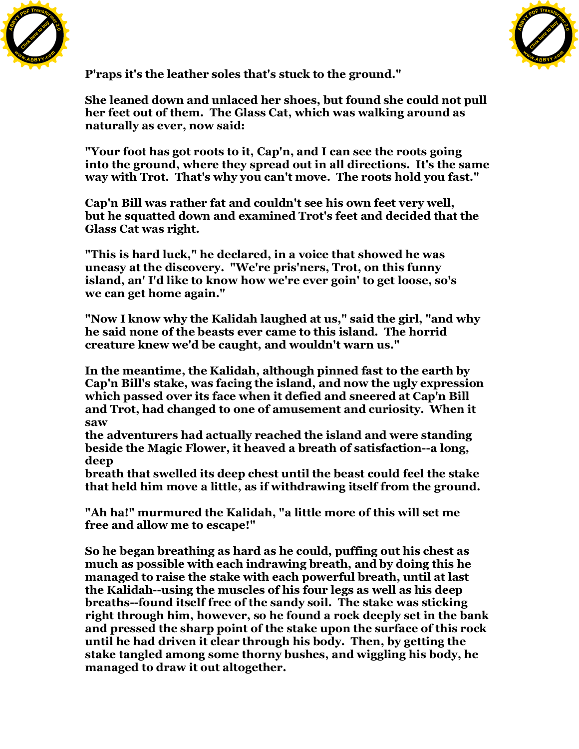P'raps it's the leather soles that's stuck to the ground."

She leaned down and unlaced her shoes, but found she could not pull her feet out of them. The Glass Cat, which was walking around as naturally as ever, now said:

"Your foot has got roots to it, Cap'n, and I can see the roots going into the ground, where they spread out in all directions. It's the same way with Trot. That's why you can't move. The roots hold you fast."

Cap'n Bill was rather fat and couldn't see his own feet very well, but he squatted down and examined Trot's feet and decided that the Glass Cat was right.

"This is hard luck," he declared, in a voice that showed he was uneasy at the discovery. "We're pris'ners, Trot, on this funny island, an' I'd like to know how we're ever goin' to get loose, so's we can get home again."

"Now I know why the Kalidah laughed at us," said the girl, "and why he said none of the beasts ever came to this island. The horrid creature knew we'd be caught, and wouldn't warn us."

In the meantime, the Kalidah, although pinned fast to the earth by Cap'n Bill's stake, was facing the island, and now the ugly expression which passed over its face when it defied and sneered at Cap'n Bill and Trot, had changed to one of amusement and curiosity. When it saw the adventurers had actually reached the island and were standing beside the Magic Flower, it heaved a breath of satisfaction--a long, deep breath that swelled its deep chest until the beast could feel the stake that held him move a little, as if withdrawing itself from the ground.

"Ah ha!" murmured the Kalidah, "a little more of this will set me free and allow me to escape!"

So he began breathing as hard as he could, puffing out his chest as much as possible with each indrawing breath, and by doing this he managed to raise the stake with each powerful breath, until at last the Kalidah--using the muscles of his four legs as well as his deep breaths--found itself free of the sandy soil. The stake was sticking right through him, however, so he found a rock deeply set in the bank and pressed the sharp point of the stake upon the surface of this rock until he had driven it clear through his body. Then, by getting the stake tangled among some thorny bushes, and wiggling his body, he managed to draw it out altogether.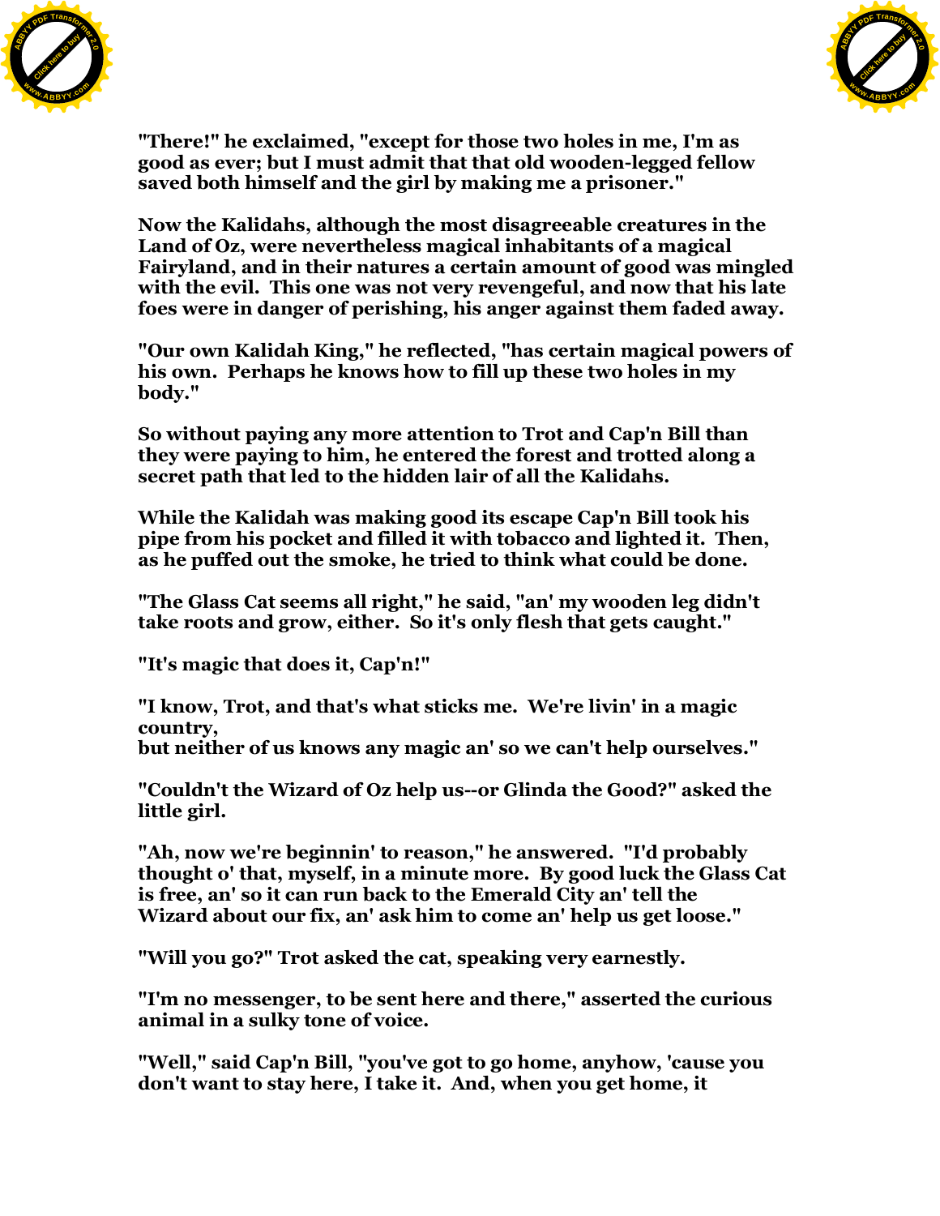"There!" he exclaimed, "except for those two holes in me, I'm as good as ever; but I must admit that that old wooden-legged fellow saved both himself and the girl by making me a prisoner."

Now the Kalidahs, although the most disagreeable creatures in the Land of Oz, were nevertheless magical inhabitants of a magical Fairyland, and in their natures a certain amount of good was mingled with the evil. This one was not very revengeful, and now that his late foes were in danger of perishing, his anger against them faded away.

"Our own Kalidah King," he reflected, "has certain magical powers of his own. Perhaps he knows how to fill up these two holes in my body."

So without paying any more attention to Trot and Cap'n Bill than they were paying to him, he entered the forest and trotted along a secret path that led to the hidden lair of all the Kalidahs.

While the Kalidah was making good its escape Cap'n Bill took his pipe from his pocket and filled it with tobacco and lighted it. Then, as he puffed out the smoke, he tried to think what could be done.

"The Glass Cat seems all right," he said, "an' my wooden leg didn't take roots and grow, either. So it's only flesh that gets caught."

"It's magic that does it, Cap'n!"

"I know, Trot, and that's what sticks me. We're livin' in a magic country,
but neither of us knows any magic an' so we can't help ourselves."

"Couldn't the Wizard of Oz help us--or Glinda the Good?" asked the little girl.

"Ah, now we're beginnin' to reason," he answered. "I'd probably thought o' that, myself, in a minute more. By good luck the Glass Cat is free, an' so it can run back to the Emerald City an' tell the Wizard about our fix, an' ask him to come an' help us get loose."

"Will you go?" Trot asked the cat, speaking very earnestly.

"I'm no messenger, to be sent here and there," asserted the curious animal in a sulky tone of voice.

"Well," said Cap'n Bill, "you've got to go home, anyhow, 'cause you don't want to stay here, I take it. And, when you get home, it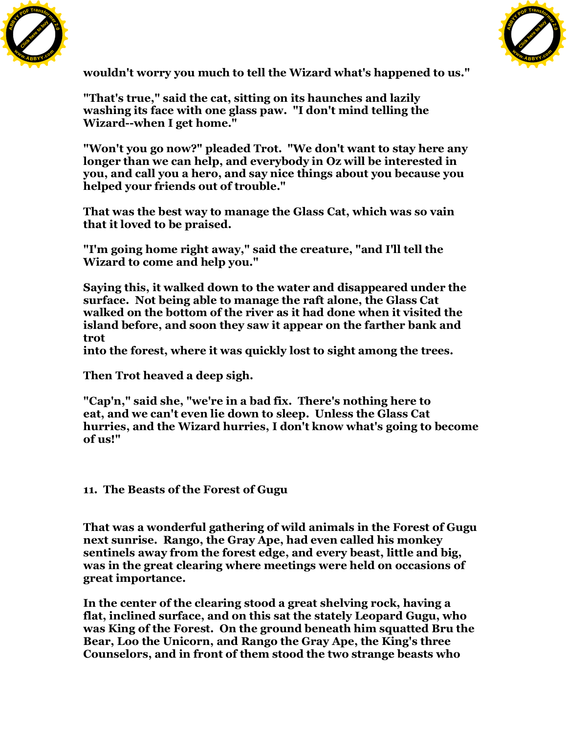wouldn't worry you much to tell the Wizard what's happened to us."

"That's true," said the cat, sitting on its haunches and lazily washing its face with one glass paw. "I don't mind telling the Wizard--when I get home."

"Won't you go now?" pleaded Trot. "We don't want to stay here any longer than we can help, and everybody in Oz will be interested in you, and call you a hero, and say nice things about you because you helped your friends out of trouble."

That was the best way to manage the Glass Cat, which was so vain that it loved to be praised.

"I'm going home right away," said the creature, "and I'll tell the Wizard to come and help you."

Saying this, it walked down to the water and disappeared under the surface. Not being able to manage the raft alone, the Glass Cat walked on the bottom of the river as it had done when it visited the island before, and soon they saw it appear on the farther bank and trot into the forest, where it was quickly lost to sight among the trees.

Then Trot heaved a deep sigh.

"Cap'n," said she, "we're in a bad fix. There's nothing here to eat, and we can't even lie down to sleep. Unless the Glass Cat hurries, and the Wizard hurries, I don't know what's going to become of us!"

## 11. The Beasts of the Forest of Gugu

That was a wonderful gathering of wild animals in the Forest of Gugu next sunrise. Rango, the Gray Ape, had even called his monkey sentinels away from the forest edge, and every beast, little and big, was in the great clearing where meetings were held on occasions of great importance.

In the center of the clearing stood a great shelving rock, having a flat, inclined surface, and on this sat the stately Leopard Gugu, who was King of the Forest. On the ground beneath him squatted Bru the Bear, Loo the Unicorn, and Rango the Gray Ape, the King's three Counselors, and in front of them stood the two strange beasts who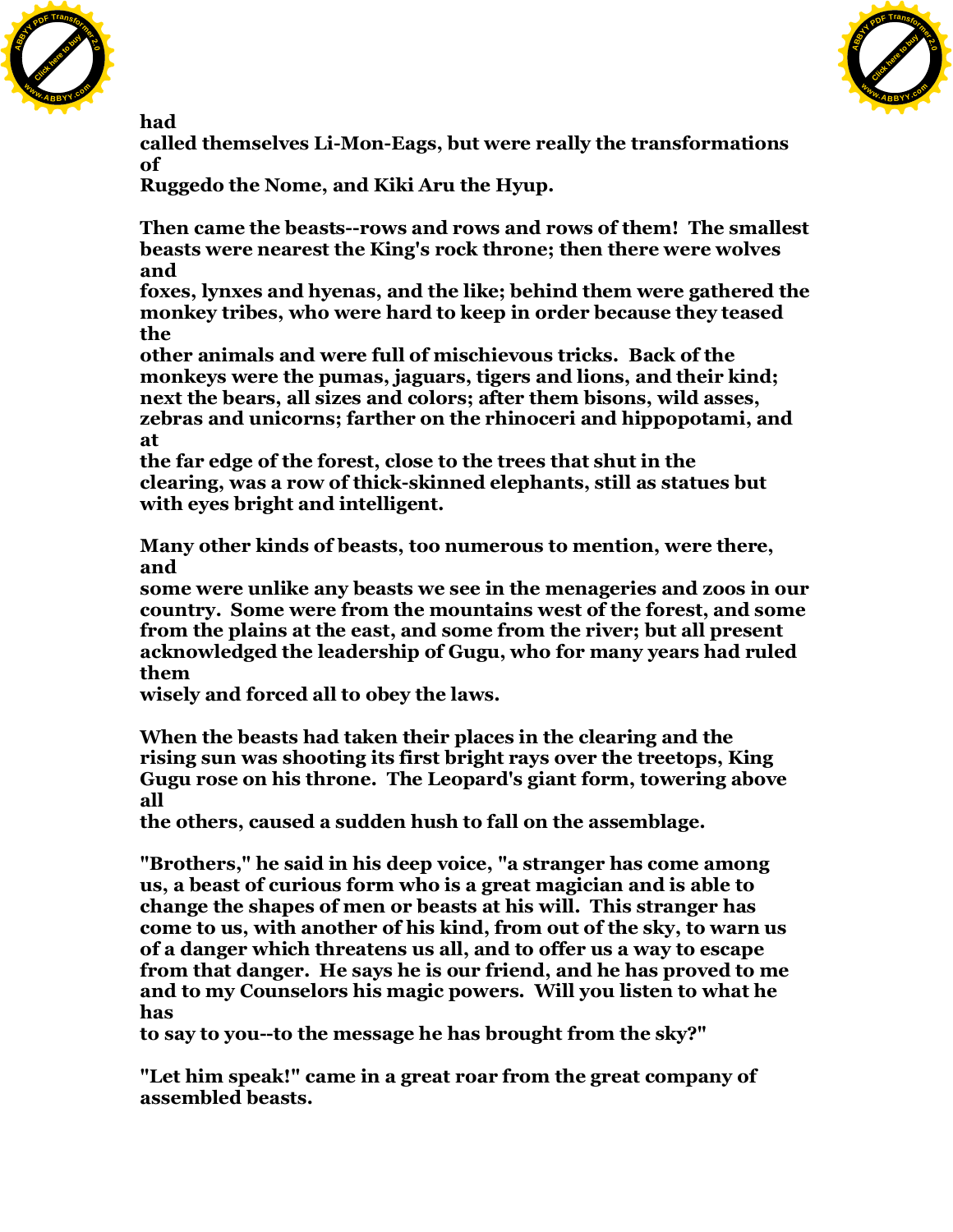had called themselves Li-Mon-Eags, but were really the transformations of Ruggedo the Nome, and Kiki Aru the Hyup.

Then came the beasts--rows and rows and rows of them! The smallest beasts were nearest the King's rock throne; then there were wolves and foxes, lynxes and hyenas, and the like; behind them were gathered the monkey tribes, who were hard to keep in order because they teased the other animals and were full of mischievous tricks. Back of the monkeys were the pumas, jaguars, tigers and lions, and their kind; next the bears, all sizes and colors; after them bisons, wild asses, zebras and unicorns; farther on the rhinoceri and hippopotami, and at the far edge of the forest, close to the trees that shut in the clearing, was a row of thick-skinned elephants, still as statues but with eyes bright and intelligent.

Many other kinds of beasts, too numerous to mention, were there, and some were unlike any beasts we see in the menageries and zoos in our country. Some were from the mountains west of the forest, and some from the plains at the east, and some from the river; but all present acknowledged the leadership of Gugu, who for many years had ruled them wisely and forced all to obey the laws.

When the beasts had taken their places in the clearing and the rising sun was shooting its first bright rays over the treetops, King Gugu rose on his throne. The Leopard's giant form, towering above all the others, caused a sudden hush to fall on the assemblage.

"Brothers," he said in his deep voice, "a stranger has come among us, a beast of curious form who is a great magician and is able to change the shapes of men or beasts at his will. This stranger has come to us, with another of his kind, from out of the sky, to warn us of a danger which threatens us all, and to offer us a way to escape from that danger. He says he is our friend, and he has proved to me and to my Counselors his magic powers. Will you listen to what he has to say to you--to the message he has brought from the sky?"

"Let him speak!" came in a great roar from the great company of assembled beasts.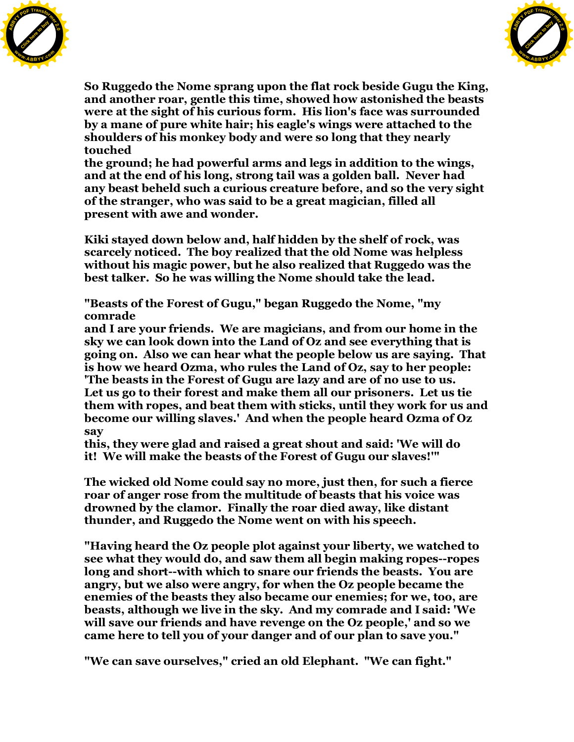So Ruggedo the Nome sprang upon the flat rock beside Gugu the King, and another roar, gentle this time, showed how astonished the beasts were at the sight of his curious form. His lion's face was surrounded by a mane of pure white hair; his eagle's wings were attached to the shoulders of his monkey body and were so long that they nearly touched the ground; he had powerful arms and legs in addition to the wings, and at the end of his long, strong tail was a golden ball. Never had any beast beheld such a curious creature before, and so the very sight of the stranger, who was said to be a great magician, filled all present with awe and wonder.

Kiki stayed down below and, half hidden by the shelf of rock, was scarcely noticed. The boy realized that the old Nome was helpless without his magic power, but he also realized that Ruggedo was the best talker. So he was willing the Nome should take the lead.

"Beasts of the Forest of Gugu," began Ruggedo the Nome, "my comrade and I are your friends. We are magicians, and from our home in the sky we can look down into the Land of Oz and see everything that is going on. Also we can hear what the people below us are saying. That is how we heard Ozma, who rules the Land of Oz, say to her people: 'The beasts in the Forest of Gugu are lazy and are of no use to us. Let us go to their forest and make them all our prisoners. Let us tie them with ropes, and beat them with sticks, until they work for us and become our willing slaves.' And when the people heard Ozma of Oz say this, they were glad and raised a great shout and said: 'We will do it! We will make the beasts of the Forest of Gugu our slaves!'"

The wicked old Nome could say no more, just then, for such a fierce roar of anger rose from the multitude of beasts that his voice was drowned by the clamor. Finally the roar died away, like distant thunder, and Ruggedo the Nome went on with his speech.

"Having heard the Oz people plot against your liberty, we watched to see what they would do, and saw them all begin making ropes--ropes long and short--with which to snare our friends the beasts. You are angry, but we also were angry, for when the Oz people became the enemies of the beasts they also became our enemies; for we, too, are beasts, although we live in the sky. And my comrade and I said: 'We will save our friends and have revenge on the Oz people,' and so we came here to tell you of your danger and of our plan to save you."

"We can save ourselves," cried an old Elephant. "We can fight."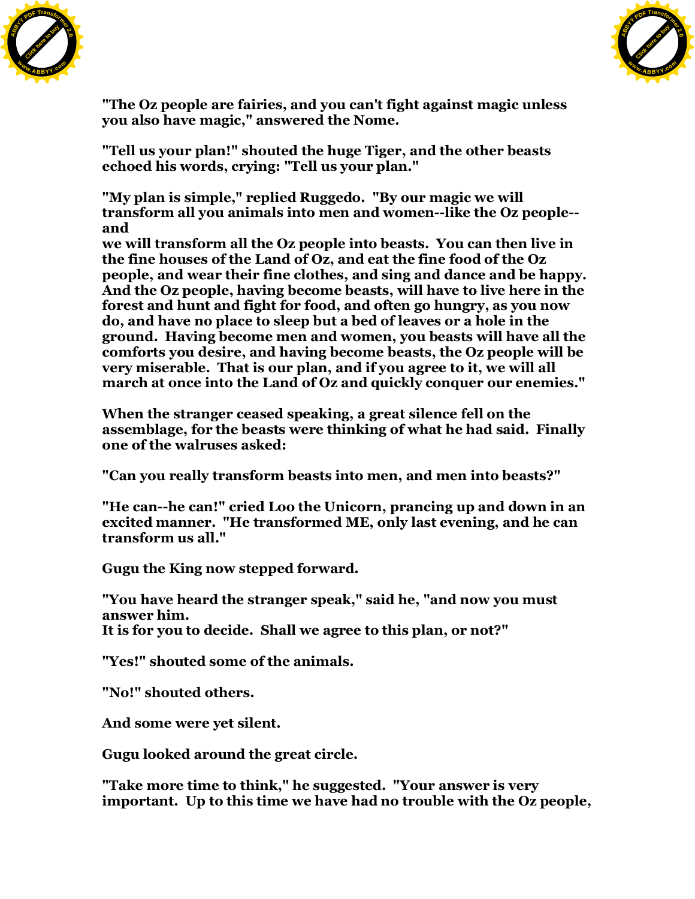"The Oz people are fairies, and you can't fight against magic unless you also have magic," answered the Nome.

"Tell us your plan!" shouted the huge Tiger, and the other beasts echoed his words, crying: "Tell us your plan."

"My plan is simple," replied Ruggedo. "By our magic we will transform all you animals into men and women--like the Oz people--and we will transform all the Oz people into beasts. You can then live in the fine houses of the Land of Oz, and eat the fine food of the Oz people, and wear their fine clothes, and sing and dance and be happy. And the Oz people, having become beasts, will have to live here in the forest and hunt and fight for food, and often go hungry, as you now do, and have no place to sleep but a bed of leaves or a hole in the ground. Having become men and women, you beasts will have all the comforts you desire, and having become beasts, the Oz people will be very miserable. That is our plan, and if you agree to it, we will all march at once into the Land of Oz and quickly conquer our enemies."

When the stranger ceased speaking, a great silence fell on the assemblage, for the beasts were thinking of what he had said. Finally one of the walruses asked:

"Can you really transform beasts into men, and men into beasts?"

"He can--he can!" cried Loo the Unicorn, prancing up and down in an excited manner. "He transformed ME, only last evening, and he can transform us all."

Gugu the King now stepped forward.

"You have heard the stranger speak," said he, "and now you must answer him. It is for you to decide. Shall we agree to this plan, or not?"

"Yes!" shouted some of the animals.

"No!" shouted others.

And some were yet silent.

Gugu looked around the great circle.

"Take more time to think," he suggested. "Your answer is very important. Up to this time we have had no trouble with the Oz people,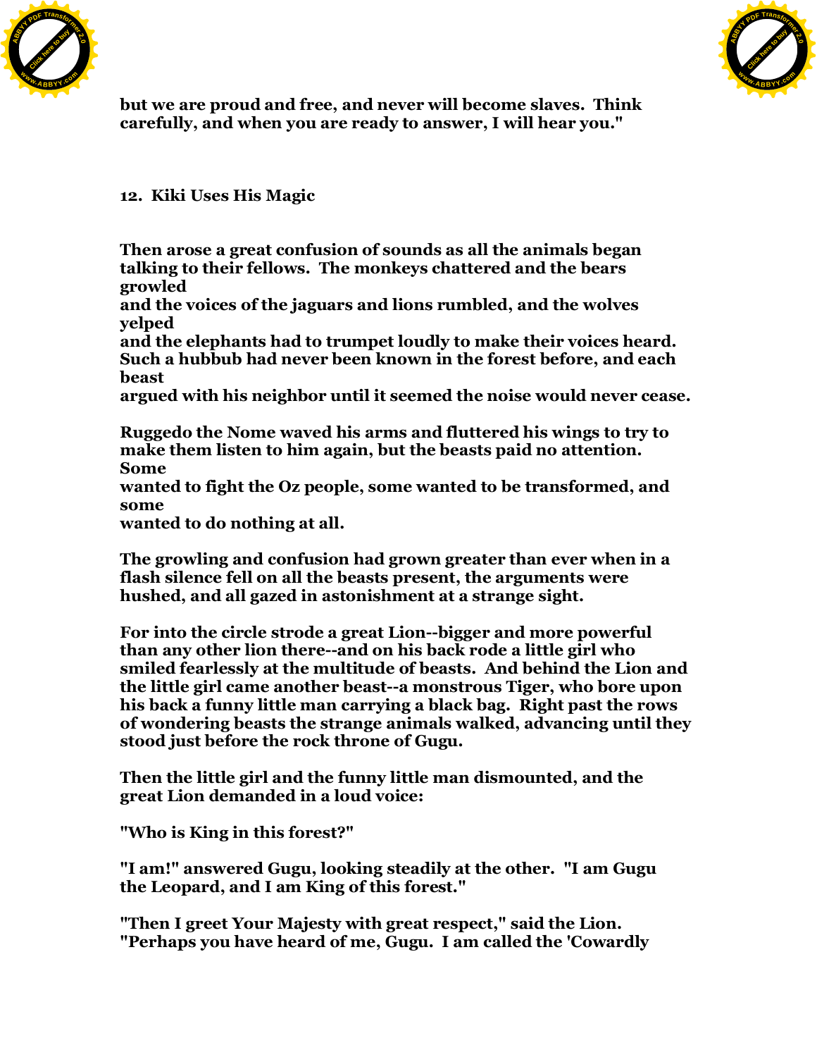but we are proud and free, and never will become slaves. Think carefully, and when you are ready to answer, I will hear you."

## 12. Kiki Uses His Magic

Then arose a great confusion of sounds as all the animals began talking to their fellows. The monkeys chattered and the bears growled and the voices of the jaguars and lions rumbled, and the wolves yelped and the elephants had to trumpet loudly to make their voices heard. Such a hubbub had never been known in the forest before, and each beast argued with his neighbor until it seemed the noise would never cease.

Ruggedo the Nome waved his arms and fluttered his wings to try to make them listen to him again, but the beasts paid no attention. Some wanted to fight the Oz people, some wanted to be transformed, and some wanted to do nothing at all.

The growling and confusion had grown greater than ever when in a flash silence fell on all the beasts present, the arguments were hushed, and all gazed in astonishment at a strange sight.

For into the circle strode a great Lion--bigger and more powerful than any other lion there--and on his back rode a little girl who smiled fearlessly at the multitude of beasts. And behind the Lion and the little girl came another beast--a monstrous Tiger, who bore upon his back a funny little man carrying a black bag. Right past the rows of wondering beasts the strange animals walked, advancing until they stood just before the rock throne of Gugu.

Then the little girl and the funny little man dismounted, and the great Lion demanded in a loud voice:

"Who is King in this forest?"

"I am!" answered Gugu, looking steadily at the other. "I am Gugu the Leopard, and I am King of this forest."

"Then I greet Your Majesty with great respect," said the Lion. "Perhaps you have heard of me, Gugu. I am called the 'Cowardly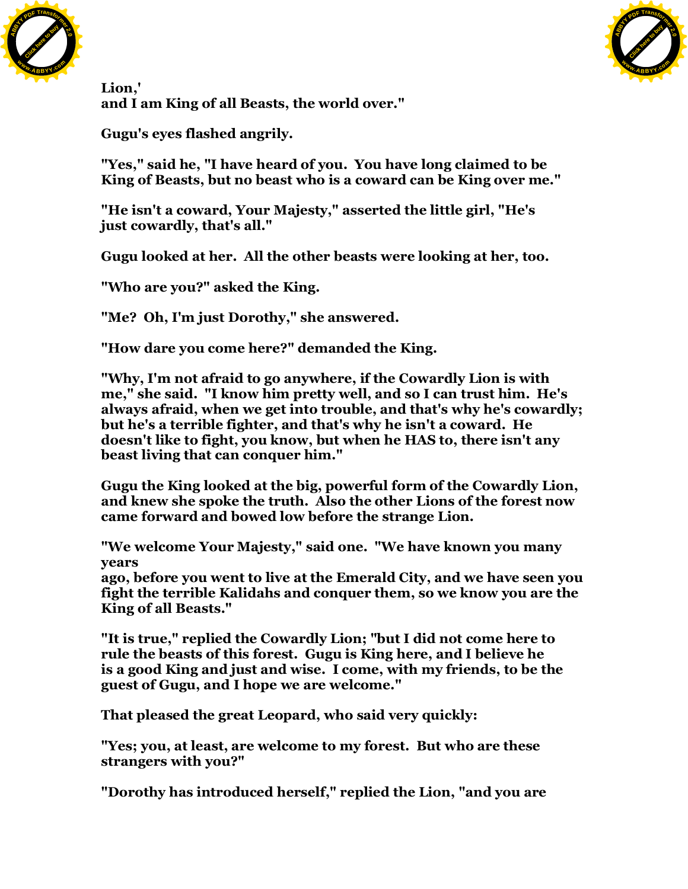Lion,'
and I am King of all Beasts, the world over."

Gugu's eyes flashed angrily.

"Yes," said he, "I have heard of you. You have long claimed to be King of Beasts, but no beast who is a coward can be King over me."

"He isn't a coward, Your Majesty," asserted the little girl, "He's just cowardly, that's all."

Gugu looked at her. All the other beasts were looking at her, too.

"Who are you?" asked the King.

"Me? Oh, I'm just Dorothy," she answered.

"How dare you come here?" demanded the King.

"Why, I'm not afraid to go anywhere, if the Cowardly Lion is with me," she said. "I know him pretty well, and so I can trust him. He's always afraid, when we get into trouble, and that's why he's cowardly; but he's a terrible fighter, and that's why he isn't a coward. He doesn't like to fight, you know, but when he HAS to, there isn't any beast living that can conquer him."

Gugu the King looked at the big, powerful form of the Cowardly Lion, and knew she spoke the truth. Also the other Lions of the forest now came forward and bowed low before the strange Lion.

"We welcome Your Majesty," said one. "We have known you many years
ago, before you went to live at the Emerald City, and we have seen you fight the terrible Kalidahs and conquer them, so we know you are the King of all Beasts."

"It is true," replied the Cowardly Lion; "but I did not come here to rule the beasts of this forest. Gugu is King here, and I believe he is a good King and just and wise. I come, with my friends, to be the guest of Gugu, and I hope we are welcome."

That pleased the great Leopard, who said very quickly:

"Yes; you, at least, are welcome to my forest. But who are these strangers with you?"

"Dorothy has introduced herself," replied the Lion, "and you are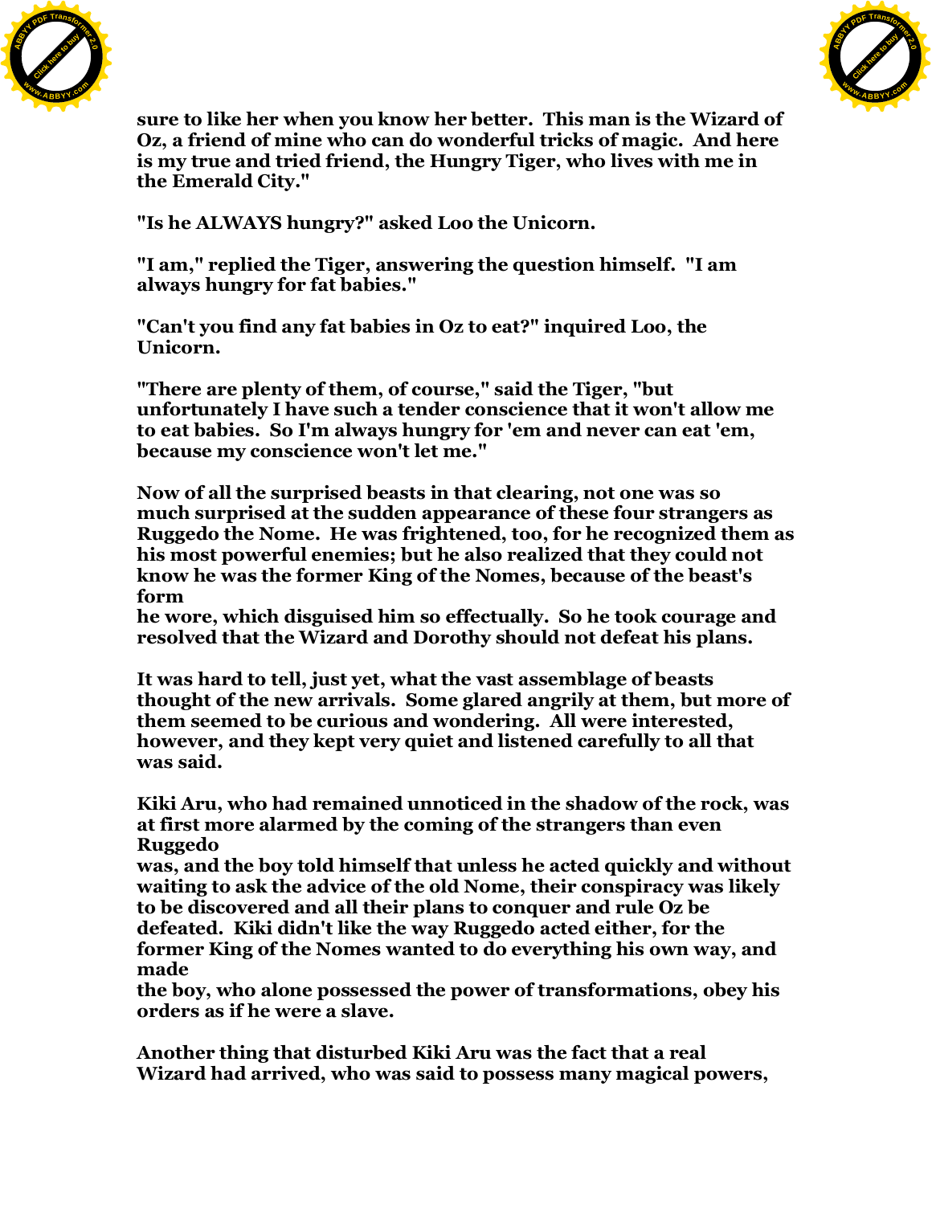sure to like her when you know her better. This man is the Wizard of Oz, a friend of mine who can do wonderful tricks of magic. And here is my true and tried friend, the Hungry Tiger, who lives with me in the Emerald City."

"Is he ALWAYS hungry?" asked Loo the Unicorn.

"I am," replied the Tiger, answering the question himself. "I am always hungry for fat babies."

"Can't you find any fat babies in Oz to eat?" inquired Loo, the Unicorn.

"There are plenty of them, of course," said the Tiger, "but unfortunately I have such a tender conscience that it won't allow me to eat babies. So I'm always hungry for 'em and never can eat 'em, because my conscience won't let me."

Now of all the surprised beasts in that clearing, not one was so much surprised at the sudden appearance of these four strangers as Ruggedo the Nome. He was frightened, too, for he recognized them as his most powerful enemies; but he also realized that they could not know he was the former King of the Nomes, because of the beast's form he wore, which disguised him so effectually. So he took courage and resolved that the Wizard and Dorothy should not defeat his plans.

It was hard to tell, just yet, what the vast assemblage of beasts thought of the new arrivals. Some glared angrily at them, but more of them seemed to be curious and wondering. All were interested, however, and they kept very quiet and listened carefully to all that was said.

Kiki Aru, who had remained unnoticed in the shadow of the rock, was at first more alarmed by the coming of the strangers than even Ruggedo was, and the boy told himself that unless he acted quickly and without waiting to ask the advice of the old Nome, their conspiracy was likely to be discovered and all their plans to conquer and rule Oz be defeated. Kiki didn't like the way Ruggedo acted either, for the former King of the Nomes wanted to do everything his own way, and made the boy, who alone possessed the power of transformations, obey his orders as if he were a slave.

Another thing that disturbed Kiki Aru was the fact that a real Wizard had arrived, who was said to possess many magical powers,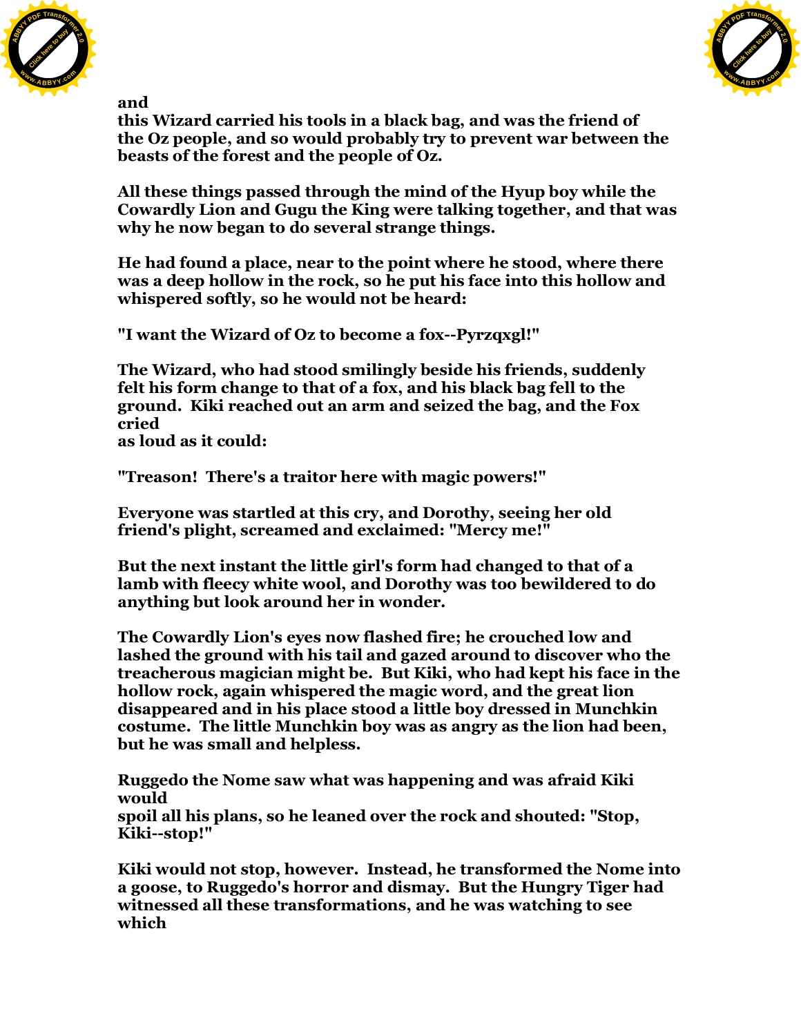and
this Wizard carried his tools in a black bag, and was the friend of the Oz people, and so would probably try to prevent war between the beasts of the forest and the people of Oz.

All these things passed through the mind of the Hyup boy while the Cowardly Lion and Gugu the King were talking together, and that was why he now began to do several strange things.

He had found a place, near to the point where he stood, where there was a deep hollow in the rock, so he put his face into this hollow and whispered softly, so he would not be heard:

"I want the Wizard of Oz to become a fox--Pyrzqxgl!"

The Wizard, who had stood smilingly beside his friends, suddenly felt his form change to that of a fox, and his black bag fell to the ground. Kiki reached out an arm and seized the bag, and the Fox cried
as loud as it could:

"Treason! There's a traitor here with magic powers!"

Everyone was startled at this cry, and Dorothy, seeing her old friend's plight, screamed and exclaimed: "Mercy me!"

But the next instant the little girl's form had changed to that of a lamb with fleecy white wool, and Dorothy was too bewildered to do anything but look around her in wonder.

The Cowardly Lion's eyes now flashed fire; he crouched low and lashed the ground with his tail and gazed around to discover who the treacherous magician might be. But Kiki, who had kept his face in the hollow rock, again whispered the magic word, and the great lion disappeared and in his place stood a little boy dressed in Munchkin costume. The little Munchkin boy was as angry as the lion had been, but he was small and helpless.

Ruggedo the Nome saw what was happening and was afraid Kiki would
spoil all his plans, so he leaned over the rock and shouted: "Stop, Kiki--stop!"

Kiki would not stop, however. Instead, he transformed the Nome into a goose, to Ruggedo's horror and dismay. But the Hungry Tiger had witnessed all these transformations, and he was watching to see which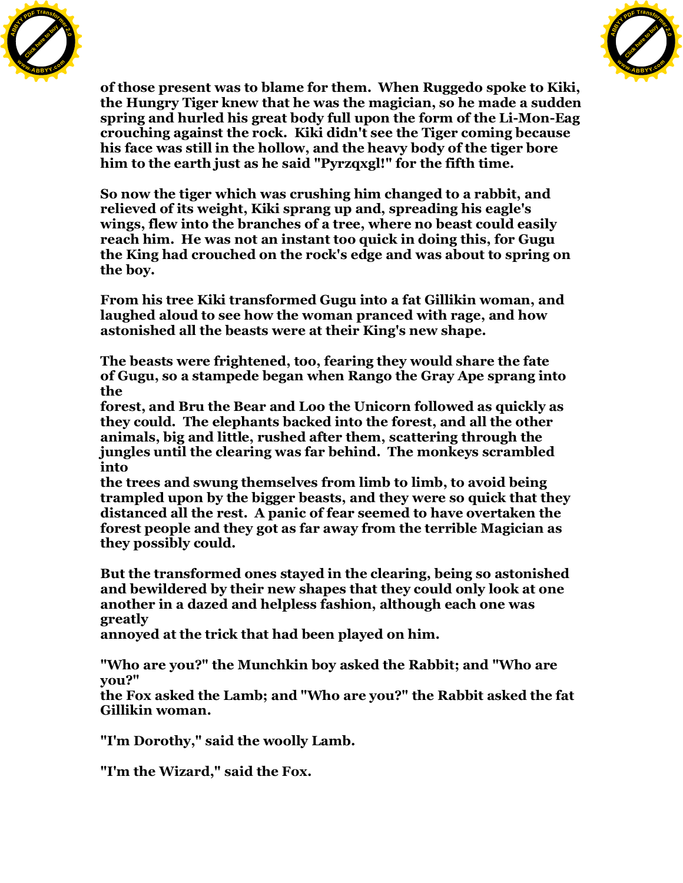of those present was to blame for them. When Ruggedo spoke to Kiki, the Hungry Tiger knew that he was the magician, so he made a sudden spring and hurled his great body full upon the form of the Li-Mon-Eag crouching against the rock. Kiki didn't see the Tiger coming because his face was still in the hollow, and the heavy body of the tiger bore him to the earth just as he said "Pyrzqxgl!" for the fifth time.

So now the tiger which was crushing him changed to a rabbit, and relieved of its weight, Kiki sprang up and, spreading his eagle's wings, flew into the branches of a tree, where no beast could easily reach him. He was not an instant too quick in doing this, for Gugu the King had crouched on the rock's edge and was about to spring on the boy.

From his tree Kiki transformed Gugu into a fat Gillikin woman, and laughed aloud to see how the woman pranced with rage, and how astonished all the beasts were at their King's new shape.

The beasts were frightened, too, fearing they would share the fate of Gugu, so a stampede began when Rango the Gray Ape sprang into the forest, and Bru the Bear and Loo the Unicorn followed as quickly as they could. The elephants backed into the forest, and all the other animals, big and little, rushed after them, scattering through the jungles until the clearing was far behind. The monkeys scrambled into the trees and swung themselves from limb to limb, to avoid being trampled upon by the bigger beasts, and they were so quick that they distanced all the rest. A panic of fear seemed to have overtaken the forest people and they got as far away from the terrible Magician as they possibly could.

But the transformed ones stayed in the clearing, being so astonished and bewildered by their new shapes that they could only look at one another in a dazed and helpless fashion, although each one was greatly annoyed at the trick that had been played on him.

"Who are you?" the Munchkin boy asked the Rabbit; and "Who are you?" the Fox asked the Lamb; and "Who are you?" the Rabbit asked the fat Gillikin woman.

"I'm Dorothy," said the woolly Lamb.

"I'm the Wizard," said the Fox.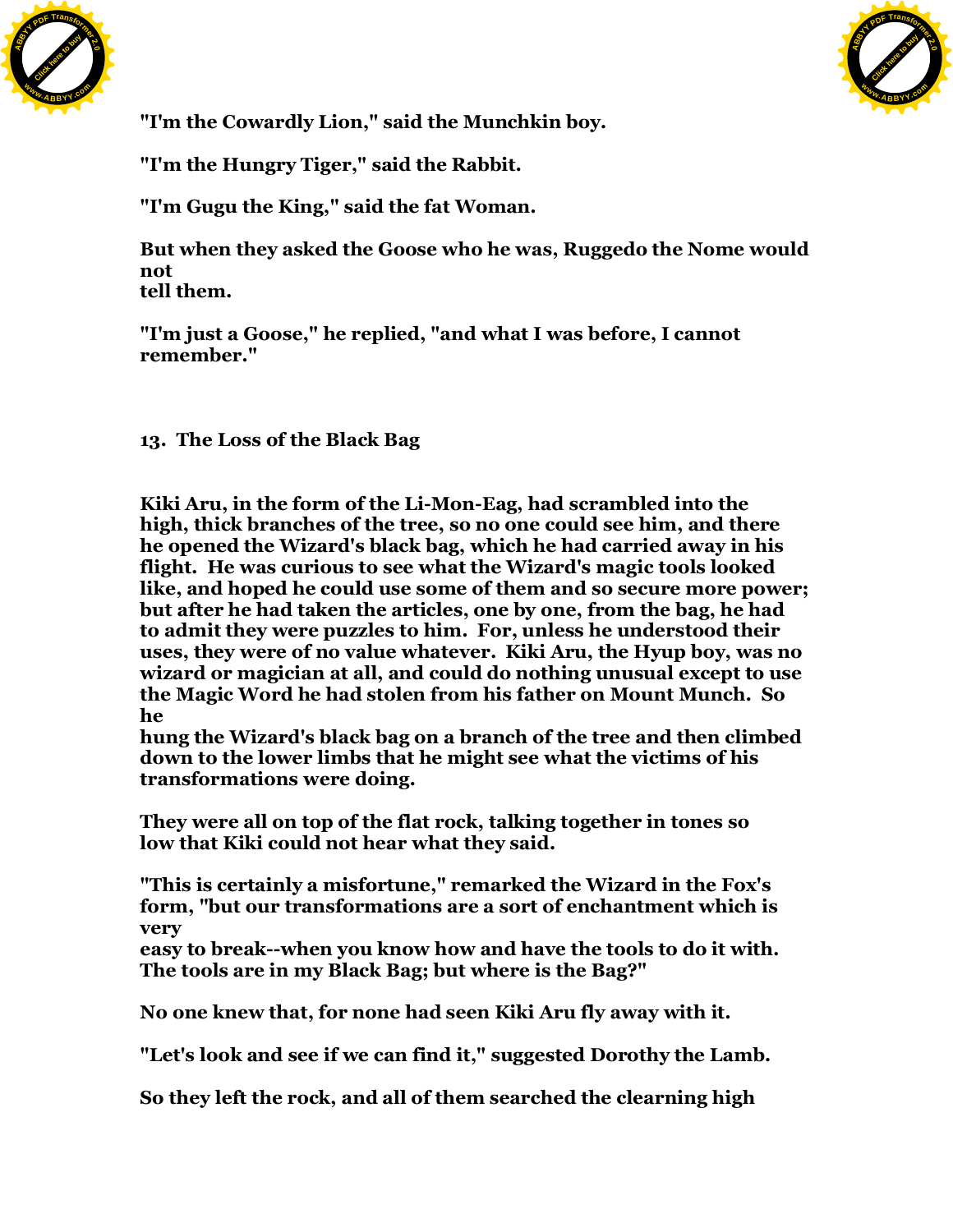"I'm the Cowardly Lion," said the Munchkin boy.

"I'm the Hungry Tiger," said the Rabbit.

"I'm Gugu the King," said the fat Woman.

But when they asked the Goose who he was, Ruggedo the Nome would not tell them.

"I'm just a Goose," he replied, "and what I was before, I cannot remember."

## 13. The Loss of the Black Bag

Kiki Aru, in the form of the Li-Mon-Eag, had scrambled into the high, thick branches of the tree, so no one could see him, and there he opened the Wizard's black bag, which he had carried away in his flight. He was curious to see what the Wizard's magic tools looked like, and hoped he could use some of them and so secure more power; but after he had taken the articles, one by one, from the bag, he had to admit they were puzzles to him. For, unless he understood their uses, they were of no value whatever. Kiki Aru, the Hyup boy, was no wizard or magician at all, and could do nothing unusual except to use the Magic Word he had stolen from his father on Mount Munch. So he hung the Wizard's black bag on a branch of the tree and then climbed down to the lower limbs that he might see what the victims of his transformations were doing.

They were all on top of the flat rock, talking together in tones so low that Kiki could not hear what they said.

"This is certainly a misfortune," remarked the Wizard in the Fox's form, "but our transformations are a sort of enchantment which is very easy to break--when you know how and have the tools to do it with. The tools are in my Black Bag; but where is the Bag?"

No one knew that, for none had seen Kiki Aru fly away with it.

"Let's look and see if we can find it," suggested Dorothy the Lamb.

So they left the rock, and all of them searched the clearning high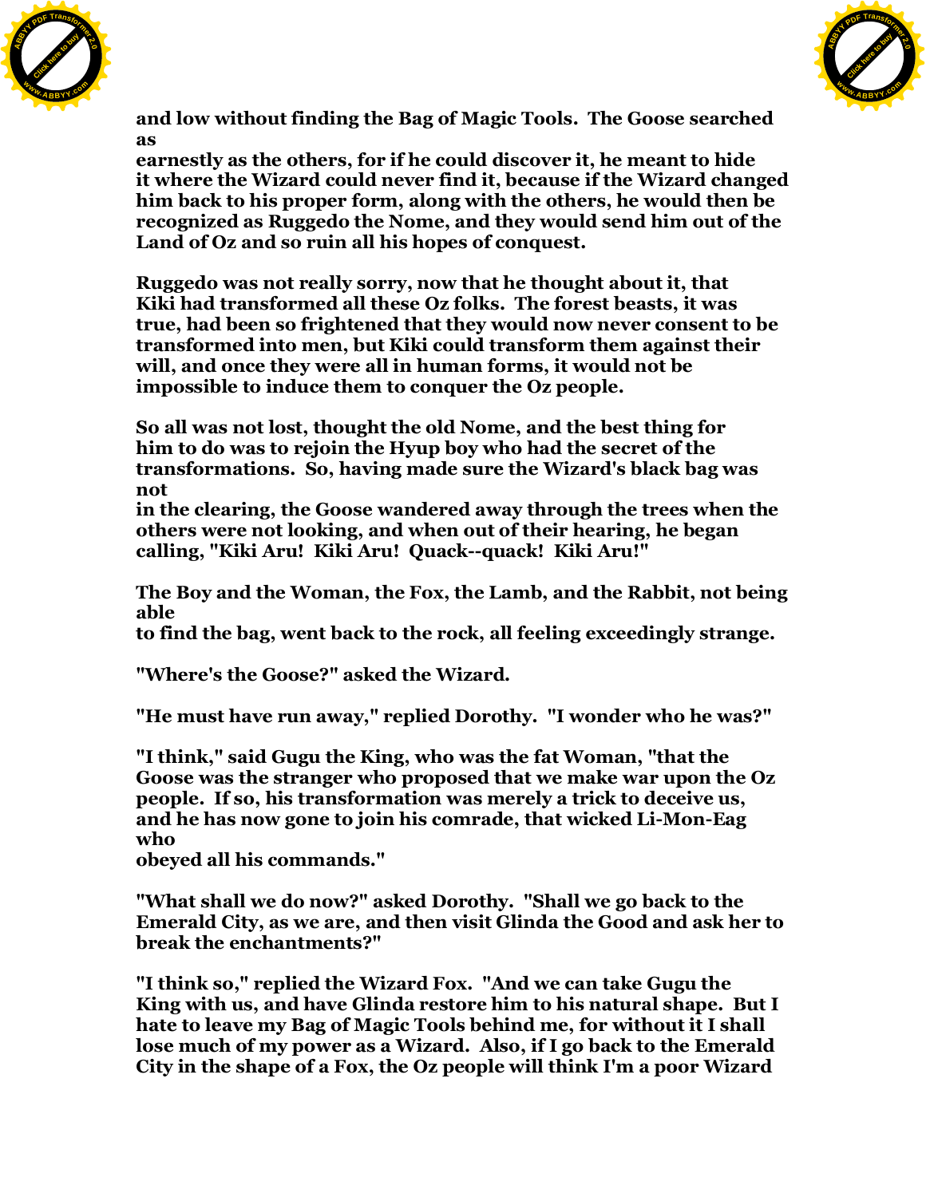and low without finding the Bag of Magic Tools. The Goose searched as earnestly as the others, for if he could discover it, he meant to hide it where the Wizard could never find it, because if the Wizard changed him back to his proper form, along with the others, he would then be recognized as Ruggedo the Nome, and they would send him out of the Land of Oz and so ruin all his hopes of conquest.

Ruggedo was not really sorry, now that he thought about it, that Kiki had transformed all these Oz folks. The forest beasts, it was true, had been so frightened that they would now never consent to be transformed into men, but Kiki could transform them against their will, and once they were all in human forms, it would not be impossible to induce them to conquer the Oz people.

So all was not lost, thought the old Nome, and the best thing for him to do was to rejoin the Hyup boy who had the secret of the transformations. So, having made sure the Wizard's black bag was not in the clearing, the Goose wandered away through the trees when the others were not looking, and when out of their hearing, he began calling, "Kiki Aru! Kiki Aru! Quack--quack! Kiki Aru!"

The Boy and the Woman, the Fox, the Lamb, and the Rabbit, not being able to find the bag, went back to the rock, all feeling exceedingly strange.

"Where's the Goose?" asked the Wizard.

"He must have run away," replied Dorothy. "I wonder who he was?"

"I think," said Gugu the King, who was the fat Woman, "that the Goose was the stranger who proposed that we make war upon the Oz people. If so, his transformation was merely a trick to deceive us, and he has now gone to join his comrade, that wicked Li-Mon-Eag who obeyed all his commands."

"What shall we do now?" asked Dorothy. "Shall we go back to the Emerald City, as we are, and then visit Glinda the Good and ask her to break the enchantments?"

"I think so," replied the Wizard Fox. "And we can take Gugu the King with us, and have Glinda restore him to his natural shape. But I hate to leave my Bag of Magic Tools behind me, for without it I shall lose much of my power as a Wizard. Also, if I go back to the Emerald City in the shape of a Fox, the Oz people will think I'm a poor Wizard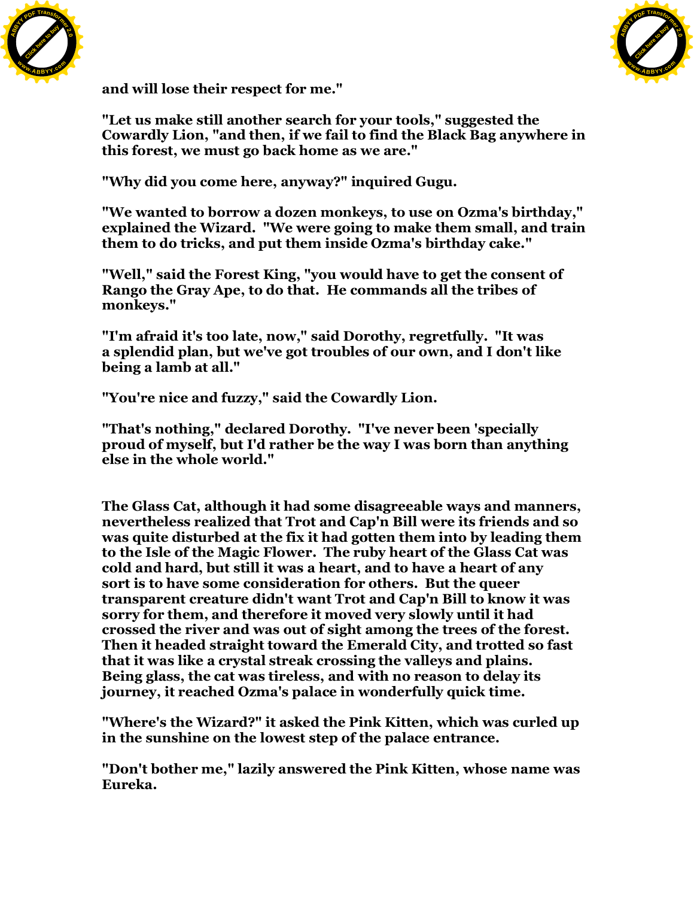and will lose their respect for me."

"Let us make still another search for your tools," suggested the Cowardly Lion, "and then, if we fail to find the Black Bag anywhere in this forest, we must go back home as we are."

"Why did you come here, anyway?" inquired Gugu.

"We wanted to borrow a dozen monkeys, to use on Ozma's birthday," explained the Wizard. "We were going to make them small, and train them to do tricks, and put them inside Ozma's birthday cake."

"Well," said the Forest King, "you would have to get the consent of Rango the Gray Ape, to do that. He commands all the tribes of monkeys."

"I'm afraid it's too late, now," said Dorothy, regretfully. "It was a splendid plan, but we've got troubles of our own, and I don't like being a lamb at all."

"You're nice and fuzzy," said the Cowardly Lion.

"That's nothing," declared Dorothy. "I've never been 'specially proud of myself, but I'd rather be the way I was born than anything else in the whole world."

The Glass Cat, although it had some disagreeable ways and manners, nevertheless realized that Trot and Cap'n Bill were its friends and so was quite disturbed at the fix it had gotten them into by leading them to the Isle of the Magic Flower. The ruby heart of the Glass Cat was cold and hard, but still it was a heart, and to have a heart of any sort is to have some consideration for others. But the queer transparent creature didn't want Trot and Cap'n Bill to know it was sorry for them, and therefore it moved very slowly until it had crossed the river and was out of sight among the trees of the forest. Then it headed straight toward the Emerald City, and trotted so fast that it was like a crystal streak crossing the valleys and plains. Being glass, the cat was tireless, and with no reason to delay its journey, it reached Ozma's palace in wonderfully quick time.

"Where's the Wizard?" it asked the Pink Kitten, which was curled up in the sunshine on the lowest step of the palace entrance.

"Don't bother me," lazily answered the Pink Kitten, whose name was Eureka.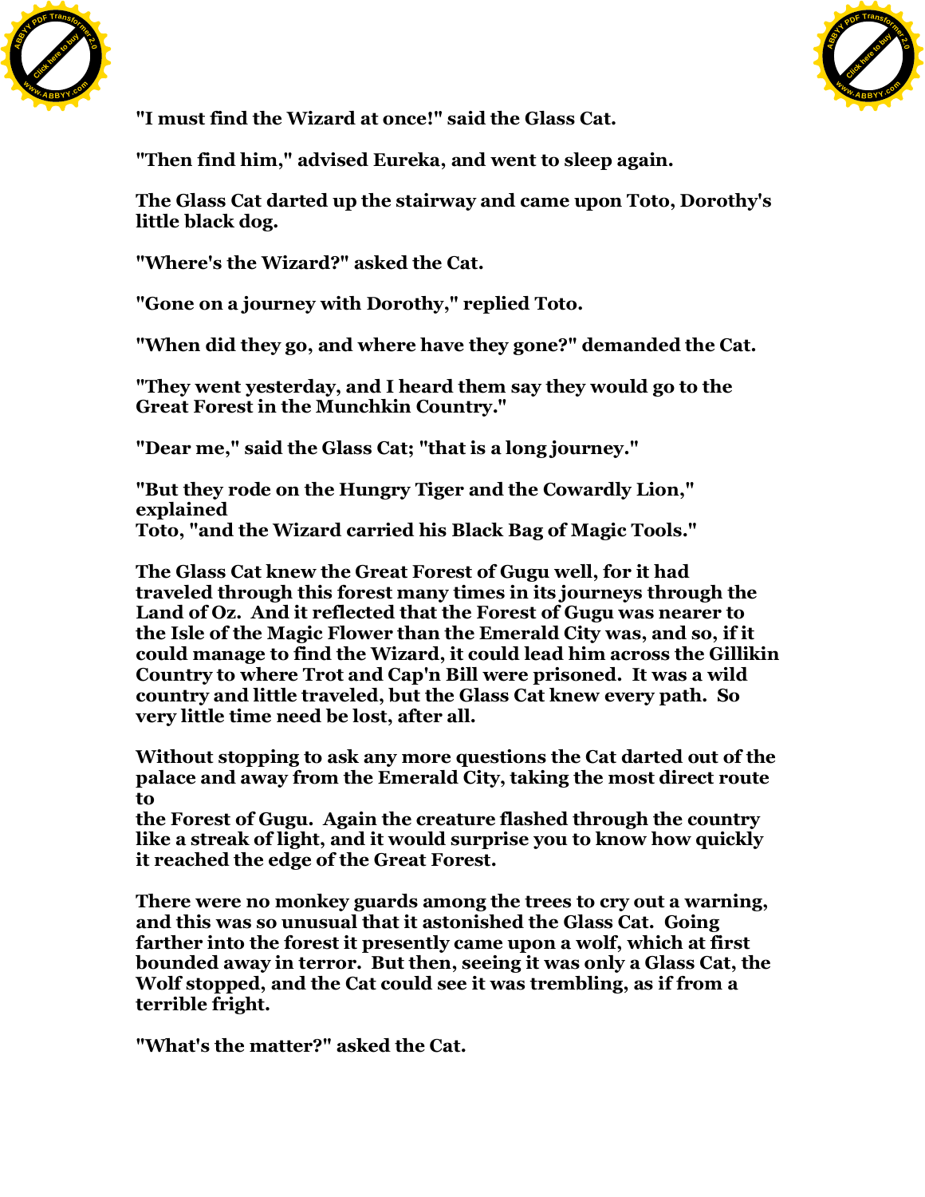"I must find the Wizard at once!" said the Glass Cat.

"Then find him," advised Eureka, and went to sleep again.

The Glass Cat darted up the stairway and came upon Toto, Dorothy's little black dog.

"Where's the Wizard?" asked the Cat.

"Gone on a journey with Dorothy," replied Toto.

"When did they go, and where have they gone?" demanded the Cat.

"They went yesterday, and I heard them say they would go to the Great Forest in the Munchkin Country."

"Dear me," said the Glass Cat; "that is a long journey."

"But they rode on the Hungry Tiger and the Cowardly Lion," explained Toto, "and the Wizard carried his Black Bag of Magic Tools."

The Glass Cat knew the Great Forest of Gugu well, for it had traveled through this forest many times in its journeys through the Land of Oz. And it reflected that the Forest of Gugu was nearer to the Isle of the Magic Flower than the Emerald City was, and so, if it could manage to find the Wizard, it could lead him across the Gillikin Country to where Trot and Cap'n Bill were prisoned. It was a wild country and little traveled, but the Glass Cat knew every path. So very little time need be lost, after all.

Without stopping to ask any more questions the Cat darted out of the palace and away from the Emerald City, taking the most direct route to the Forest of Gugu. Again the creature flashed through the country like a streak of light, and it would surprise you to know how quickly it reached the edge of the Great Forest.

There were no monkey guards among the trees to cry out a warning, and this was so unusual that it astonished the Glass Cat. Going farther into the forest it presently came upon a wolf, which at first bounded away in terror. But then, seeing it was only a Glass Cat, the Wolf stopped, and the Cat could see it was trembling, as if from a terrible fright.

"What's the matter?" asked the Cat.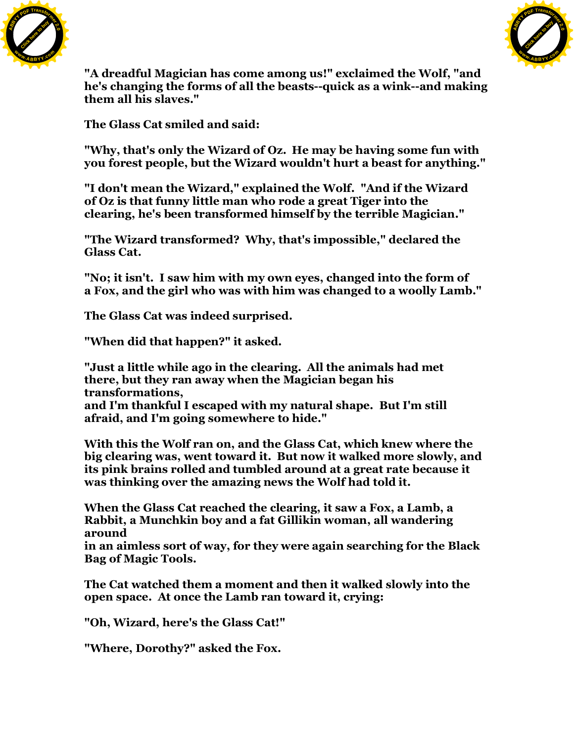"A dreadful Magician has come among us!" exclaimed the Wolf, "and he's changing the forms of all the beasts--quick as a wink--and making them all his slaves."

The Glass Cat smiled and said:

"Why, that's only the Wizard of Oz. He may be having some fun with you forest people, but the Wizard wouldn't hurt a beast for anything."

"I don't mean the Wizard," explained the Wolf. "And if the Wizard of Oz is that funny little man who rode a great Tiger into the clearing, he's been transformed himself by the terrible Magician."

"The Wizard transformed? Why, that's impossible," declared the Glass Cat.

"No; it isn't. I saw him with my own eyes, changed into the form of a Fox, and the girl who was with him was changed to a woolly Lamb."

The Glass Cat was indeed surprised.

"When did that happen?" it asked.

"Just a little while ago in the clearing. All the animals had met there, but they ran away when the Magician began his transformations, and I'm thankful I escaped with my natural shape. But I'm still afraid, and I'm going somewhere to hide."

With this the Wolf ran on, and the Glass Cat, which knew where the big clearing was, went toward it. But now it walked more slowly, and its pink brains rolled and tumbled around at a great rate because it was thinking over the amazing news the Wolf had told it.

When the Glass Cat reached the clearing, it saw a Fox, a Lamb, a Rabbit, a Munchkin boy and a fat Gillikin woman, all wandering around in an aimless sort of way, for they were again searching for the Black Bag of Magic Tools.

The Cat watched them a moment and then it walked slowly into the open space. At once the Lamb ran toward it, crying:

"Oh, Wizard, here's the Glass Cat!"

"Where, Dorothy?" asked the Fox.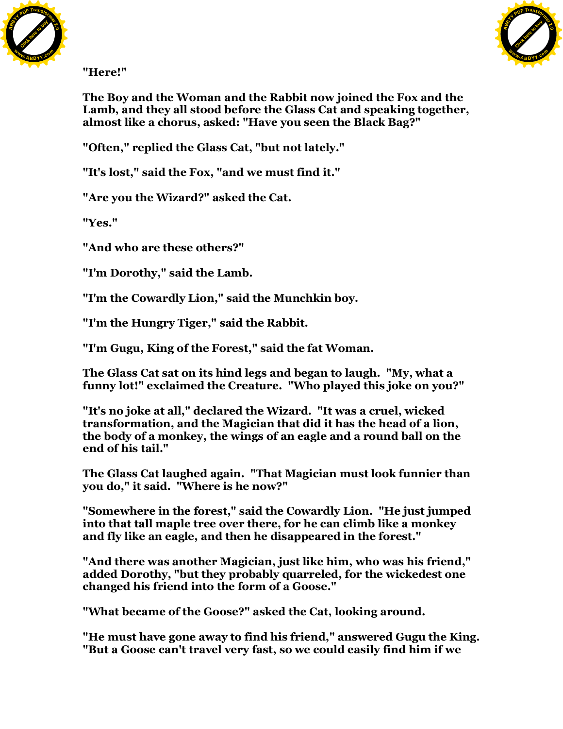"Here!"

The Boy and the Woman and the Rabbit now joined the Fox and the Lamb, and they all stood before the Glass Cat and speaking together, almost like a chorus, asked: "Have you seen the Black Bag?"

"Often," replied the Glass Cat, "but not lately."

"It's lost," said the Fox, "and we must find it."

"Are you the Wizard?" asked the Cat.

"Yes."

"And who are these others?"

"I'm Dorothy," said the Lamb.

"I'm the Cowardly Lion," said the Munchkin boy.

"I'm the Hungry Tiger," said the Rabbit.

"I'm Gugu, King of the Forest," said the fat Woman.

The Glass Cat sat on its hind legs and began to laugh. "My, what a funny lot!" exclaimed the Creature. "Who played this joke on you?"

"It's no joke at all," declared the Wizard. "It was a cruel, wicked transformation, and the Magician that did it has the head of a lion, the body of a monkey, the wings of an eagle and a round ball on the end of his tail."

The Glass Cat laughed again. "That Magician must look funnier than you do," it said. "Where is he now?"

"Somewhere in the forest," said the Cowardly Lion. "He just jumped into that tall maple tree over there, for he can climb like a monkey and fly like an eagle, and then he disappeared in the forest."

"And there was another Magician, just like him, who was his friend," added Dorothy, "but they probably quarreled, for the wickedest one changed his friend into the form of a Goose."

"What became of the Goose?" asked the Cat, looking around.

"He must have gone away to find his friend," answered Gugu the King. "But a Goose can't travel very fast, so we could easily find him if we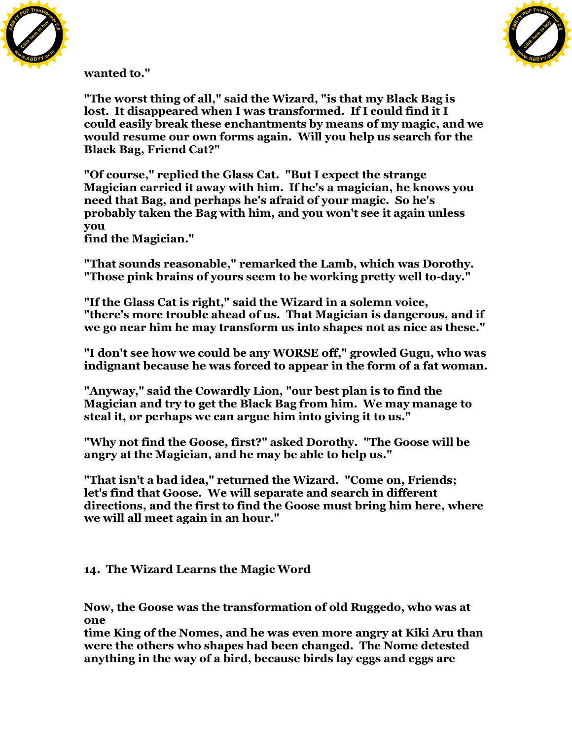wanted to."

"The worst thing of all," said the Wizard, "is that my Black Bag is lost. It disappeared when I was transformed. If I could find it I could easily break these enchantments by means of my magic, and we would resume our own forms again. Will you help us search for the Black Bag, Friend Cat?"

"Of course," replied the Glass Cat. "But I expect the strange Magician carried it away with him. If he's a magician, he knows you need that Bag, and perhaps he's afraid of your magic. So he's probably taken the Bag with him, and you won't see it again unless you find the Magician."

"That sounds reasonable," remarked the Lamb, which was Dorothy. "Those pink brains of yours seem to be working pretty well to-day."

"If the Glass Cat is right," said the Wizard in a solemn voice, "there's more trouble ahead of us. That Magician is dangerous, and if we go near him he may transform us into shapes not as nice as these."

"I don't see how we could be any WORSE off," growled Gugu, who was indignant because he was forced to appear in the form of a fat woman.

"Anyway," said the Cowardly Lion, "our best plan is to find the Magician and try to get the Black Bag from him. We may manage to steal it, or perhaps we can argue him into giving it to us."

"Why not find the Goose, first?" asked Dorothy. "The Goose will be angry at the Magician, and he may be able to help us."

"That isn't a bad idea," returned the Wizard. "Come on, Friends; let's find that Goose. We will separate and search in different directions, and the first to find the Goose must bring him here, where we will all meet again in an hour."

## 14. The Wizard Learns the Magic Word

Now, the Goose was the transformation of old Ruggedo, who was at one time King of the Nomes, and he was even more angry at Kiki Aru than were the others who shapes had been changed. The Nome detested anything in the way of a bird, because birds lay eggs and eggs are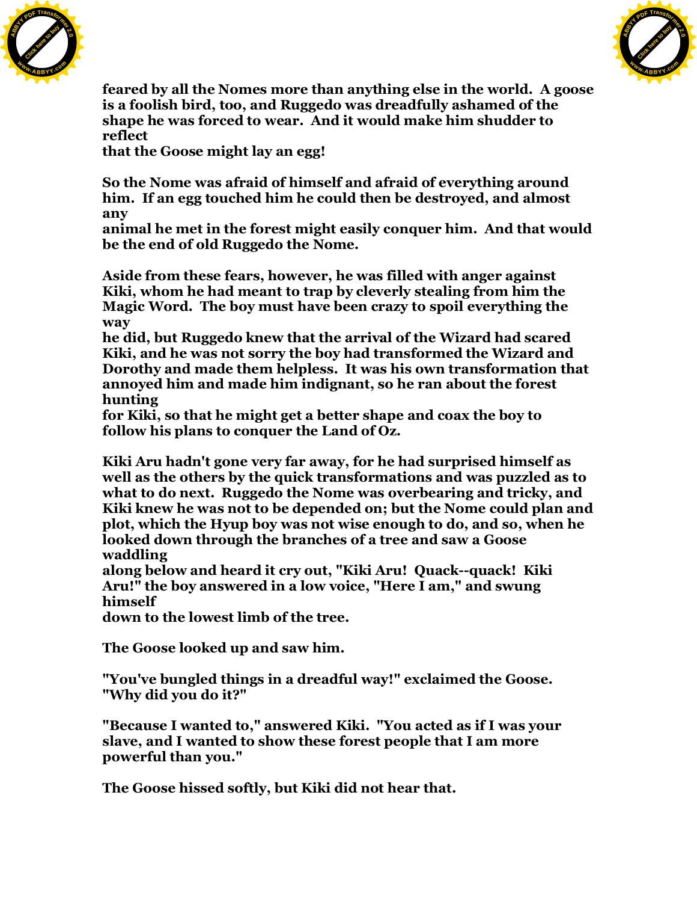feared by all the Nomes more than anything else in the world. A goose is a foolish bird, too, and Ruggedo was dreadfully ashamed of the shape he was forced to wear. And it would make him shudder to reflect that the Goose might lay an egg!

So the Nome was afraid of himself and afraid of everything around him. If an egg touched him he could then be destroyed, and almost any animal he met in the forest might easily conquer him. And that would be the end of old Ruggedo the Nome.

Aside from these fears, however, he was filled with anger against Kiki, whom he had meant to trap by cleverly stealing from him the Magic Word. The boy must have been crazy to spoil everything the way he did, but Ruggedo knew that the arrival of the Wizard had scared Kiki, and he was not sorry the boy had transformed the Wizard and Dorothy and made them helpless. It was his own transformation that annoyed him and made him indignant, so he ran about the forest hunting for Kiki, so that he might get a better shape and coax the boy to follow his plans to conquer the Land of Oz.

Kiki Aru hadn't gone very far away, for he had surprised himself as well as the others by the quick transformations and was puzzled as to what to do next. Ruggedo the Nome was overbearing and tricky, and Kiki knew he was not to be depended on; but the Nome could plan and plot, which the Hyup boy was not wise enough to do, and so, when he looked down through the branches of a tree and saw a Goose waddling along below and heard it cry out, "Kiki Aru! Quack--quack! Kiki Aru!" the boy answered in a low voice, "Here I am," and swung himself down to the lowest limb of the tree.

The Goose looked up and saw him.

"You've bungled things in a dreadful way!" exclaimed the Goose. "Why did you do it?"

"Because I wanted to," answered Kiki. "You acted as if I was your slave, and I wanted to show these forest people that I am more powerful than you."

The Goose hissed softly, but Kiki did not hear that.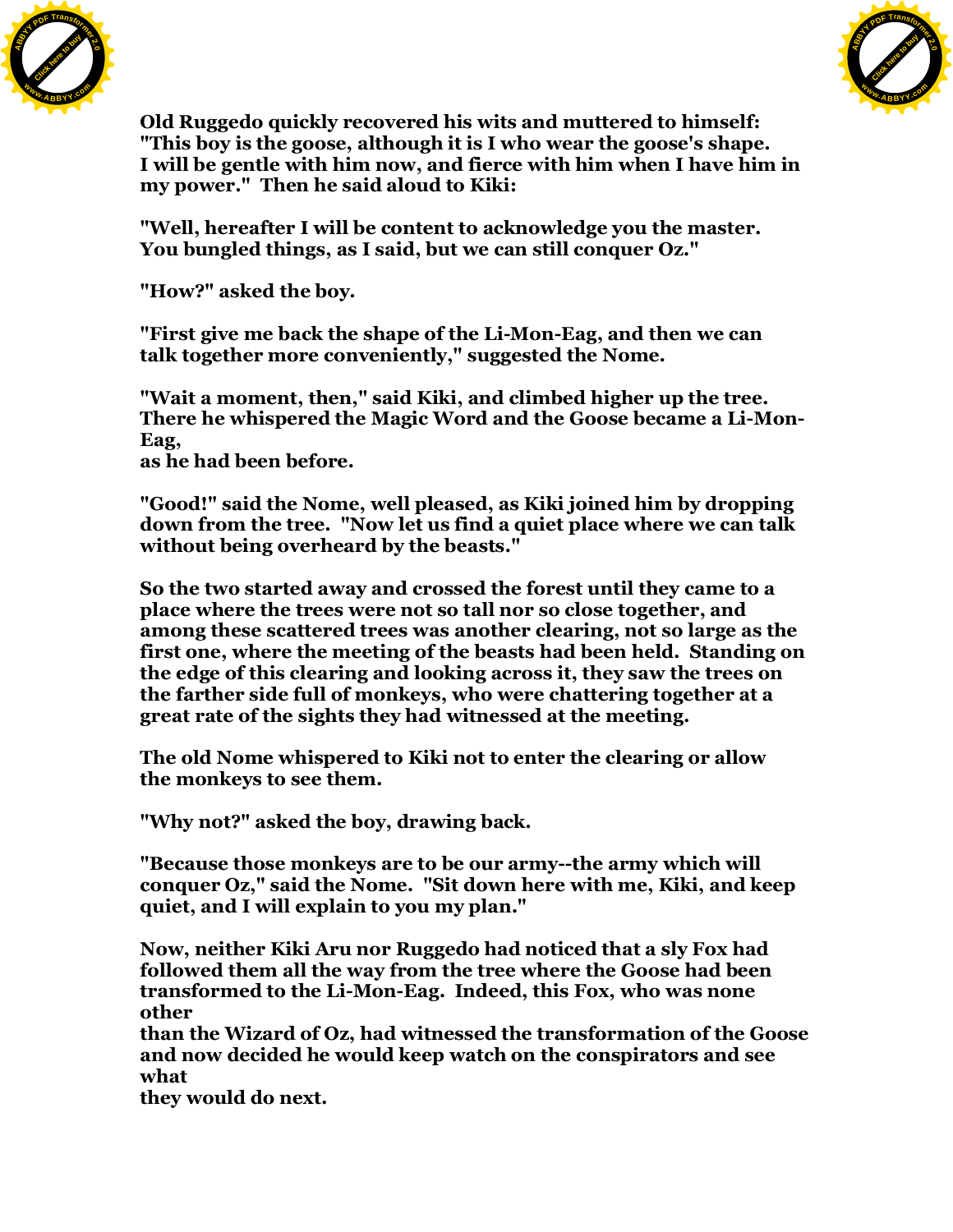Old Ruggedo quickly recovered his wits and muttered to himself: "This boy is the goose, although it is I who wear the goose's shape. I will be gentle with him now, and fierce with him when I have him in my power." Then he said aloud to Kiki:

"Well, hereafter I will be content to acknowledge you the master. You bungled things, as I said, but we can still conquer Oz."

"How?" asked the boy.

"First give me back the shape of the Li-Mon-Eag, and then we can talk together more conveniently," suggested the Nome.

"Wait a moment, then," said Kiki, and climbed higher up the tree. There he whispered the Magic Word and the Goose became a Li-Mon-Eag, as he had been before.

"Good!" said the Nome, well pleased, as Kiki joined him by dropping down from the tree. "Now let us find a quiet place where we can talk without being overheard by the beasts."

So the two started away and crossed the forest until they came to a place where the trees were not so tall nor so close together, and among these scattered trees was another clearing, not so large as the first one, where the meeting of the beasts had been held. Standing on the edge of this clearing and looking across it, they saw the trees on the farther side full of monkeys, who were chattering together at a great rate of the sights they had witnessed at the meeting.

The old Nome whispered to Kiki not to enter the clearing or allow the monkeys to see them.

"Why not?" asked the boy, drawing back.

"Because those monkeys are to be our army--the army which will conquer Oz," said the Nome. "Sit down here with me, Kiki, and keep quiet, and I will explain to you my plan."

Now, neither Kiki Aru nor Ruggedo had noticed that a sly Fox had followed them all the way from the tree where the Goose had been transformed to the Li-Mon-Eag. Indeed, this Fox, who was none other than the Wizard of Oz, had witnessed the transformation of the Goose and now decided he would keep watch on the conspirators and see what they would do next.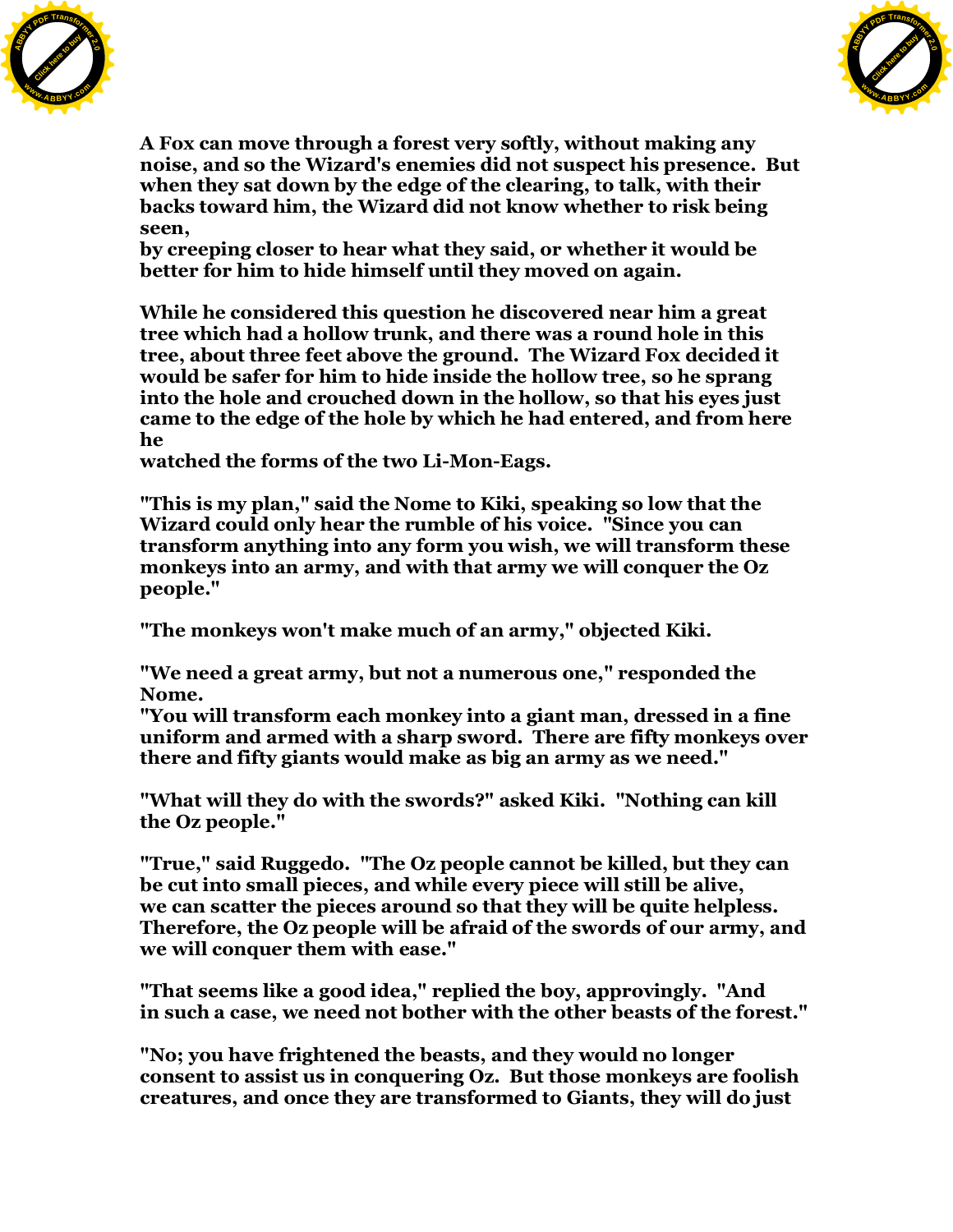A Fox can move through a forest very softly, without making any noise, and so the Wizard's enemies did not suspect his presence. But when they sat down by the edge of the clearing, to talk, with their backs toward him, the Wizard did not know whether to risk being seen, by creeping closer to hear what they said, or whether it would be better for him to hide himself until they moved on again.

While he considered this question he discovered near him a great tree which had a hollow trunk, and there was a round hole in this tree, about three feet above the ground. The Wizard Fox decided it would be safer for him to hide inside the hollow tree, so he sprang into the hole and crouched down in the hollow, so that his eyes just came to the edge of the hole by which he had entered, and from here he watched the forms of the two Li-Mon-Eags.

"This is my plan," said the Nome to Kiki, speaking so low that the Wizard could only hear the rumble of his voice. "Since you can transform anything into any form you wish, we will transform these monkeys into an army, and with that army we will conquer the Oz people."

"The monkeys won't make much of an army," objected Kiki.

"We need a great army, but not a numerous one," responded the Nome. "You will transform each monkey into a giant man, dressed in a fine uniform and armed with a sharp sword. There are fifty monkeys over there and fifty giants would make as big an army as we need."

"What will they do with the swords?" asked Kiki. "Nothing can kill the Oz people."

"True," said Ruggedo. "The Oz people cannot be killed, but they can be cut into small pieces, and while every piece will still be alive, we can scatter the pieces around so that they will be quite helpless. Therefore, the Oz people will be afraid of the swords of our army, and we will conquer them with ease."

"That seems like a good idea," replied the boy, approvingly. "And in such a case, we need not bother with the other beasts of the forest."

"No; you have frightened the beasts, and they would no longer consent to assist us in conquering Oz. But those monkeys are foolish creatures, and once they are transformed to Giants, they will do just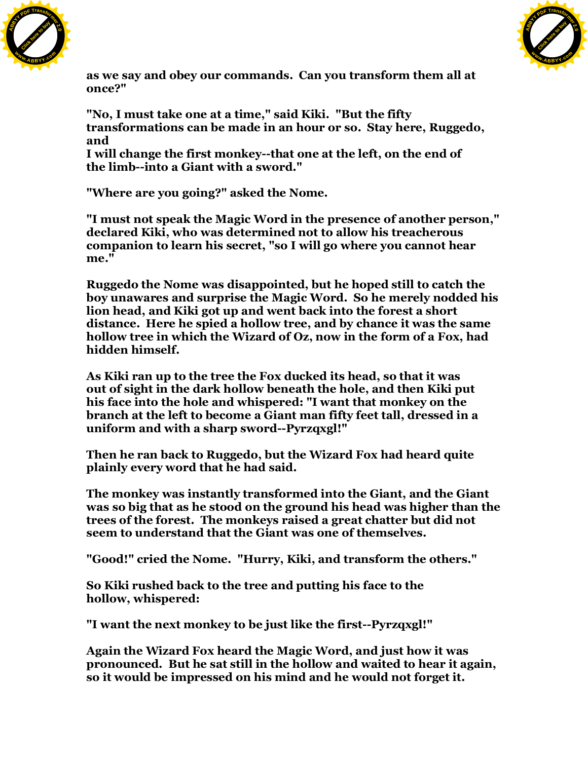as we say and obey our commands. Can you transform them all at once?"

"No, I must take one at a time," said Kiki. "But the fifty transformations can be made in an hour or so. Stay here, Ruggedo, and
I will change the first monkey--that one at the left, on the end of the limb--into a Giant with a sword."

"Where are you going?" asked the Nome.

"I must not speak the Magic Word in the presence of another person," declared Kiki, who was determined not to allow his treacherous companion to learn his secret, "so I will go where you cannot hear me."

Ruggedo the Nome was disappointed, but he hoped still to catch the boy unawares and surprise the Magic Word. So he merely nodded his lion head, and Kiki got up and went back into the forest a short distance. Here he spied a hollow tree, and by chance it was the same hollow tree in which the Wizard of Oz, now in the form of a Fox, had hidden himself.

As Kiki ran up to the tree the Fox ducked its head, so that it was out of sight in the dark hollow beneath the hole, and then Kiki put his face into the hole and whispered: "I want that monkey on the branch at the left to become a Giant man fifty feet tall, dressed in a uniform and with a sharp sword--Pyrzqxgl!"

Then he ran back to Ruggedo, but the Wizard Fox had heard quite plainly every word that he had said.

The monkey was instantly transformed into the Giant, and the Giant was so big that as he stood on the ground his head was higher than the trees of the forest. The monkeys raised a great chatter but did not seem to understand that the Giant was one of themselves.

"Good!" cried the Nome. "Hurry, Kiki, and transform the others."

So Kiki rushed back to the tree and putting his face to the hollow, whispered:

"I want the next monkey to be just like the first--Pyrzqxgl!"

Again the Wizard Fox heard the Magic Word, and just how it was pronounced. But he sat still in the hollow and waited to hear it again, so it would be impressed on his mind and he would not forget it.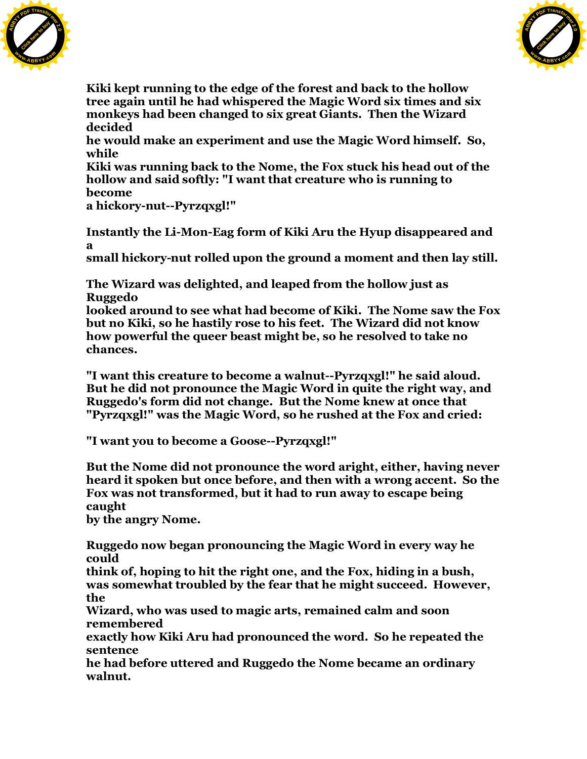Kiki kept running to the edge of the forest and back to the hollow tree again until he had whispered the Magic Word six times and six monkeys had been changed to six great Giants. Then the Wizard decided he would make an experiment and use the Magic Word himself. So, while Kiki was running back to the Nome, the Fox stuck his head out of the hollow and said softly: "I want that creature who is running to become a hickory-nut--Pyrzqxgl!"

Instantly the Li-Mon-Eag form of Kiki Aru the Hyup disappeared and a small hickory-nut rolled upon the ground a moment and then lay still.

The Wizard was delighted, and leaped from the hollow just as Ruggedo looked around to see what had become of Kiki. The Nome saw the Fox but no Kiki, so he hastily rose to his feet. The Wizard did not know how powerful the queer beast might be, so he resolved to take no chances.

"I want this creature to become a walnut--Pyrzqxgl!" he said aloud. But he did not pronounce the Magic Word in quite the right way, and Ruggedo's form did not change. But the Nome knew at once that "Pyrzqxgl!" was the Magic Word, so he rushed at the Fox and cried:

"I want you to become a Goose--Pyrzqxgl!"

But the Nome did not pronounce the word aright, either, having never heard it spoken but once before, and then with a wrong accent. So the Fox was not transformed, but it had to run away to escape being caught by the angry Nome.

Ruggedo now began pronouncing the Magic Word in every way he could think of, hoping to hit the right one, and the Fox, hiding in a bush, was somewhat troubled by the fear that he might succeed. However, the Wizard, who was used to magic arts, remained calm and soon remembered exactly how Kiki Aru had pronounced the word. So he repeated the sentence he had before uttered and Ruggedo the Nome became an ordinary walnut.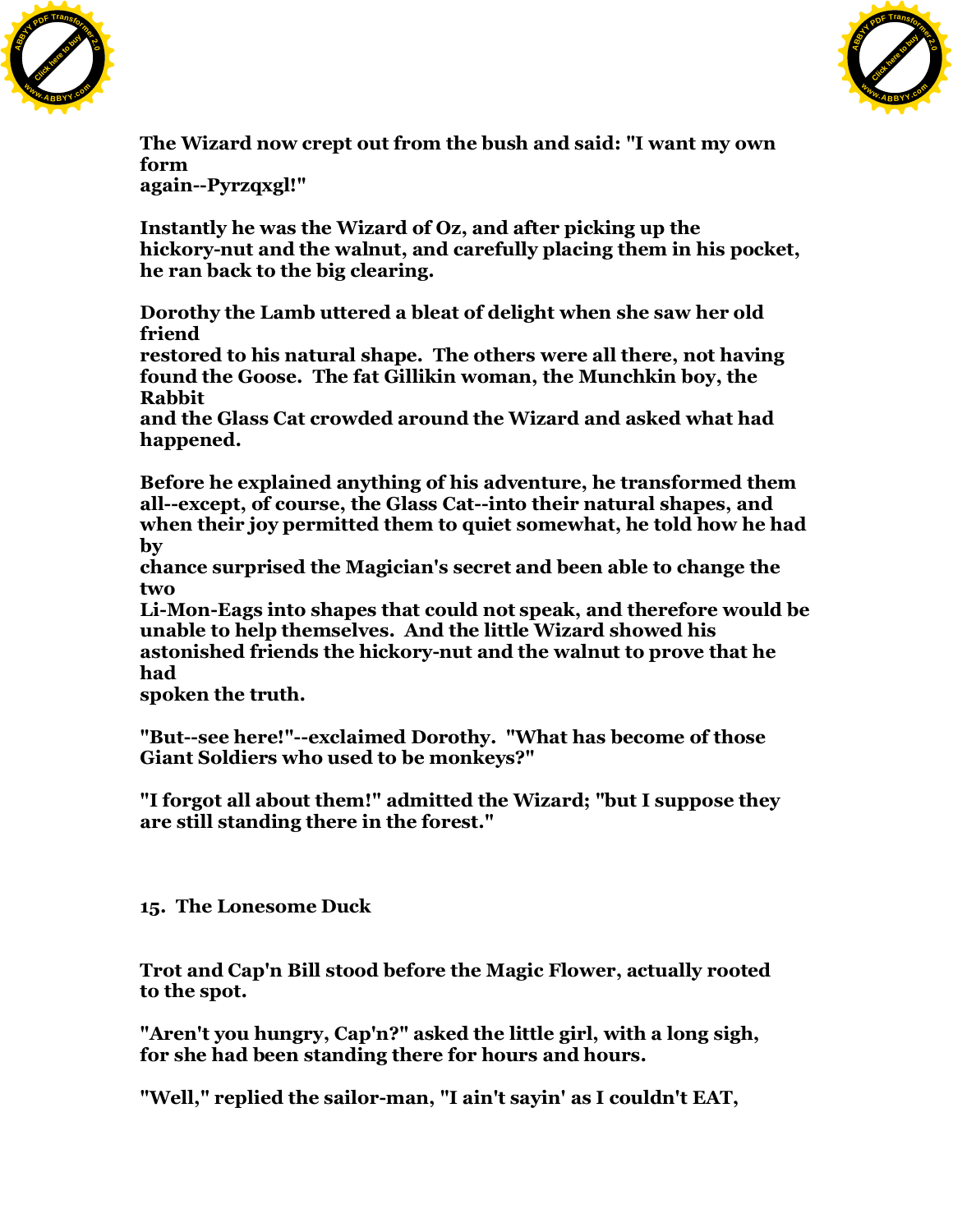The Wizard now crept out from the bush and said: "I want my own form again--Pyrzqxgl!"

Instantly he was the Wizard of Oz, and after picking up the hickory-nut and the walnut, and carefully placing them in his pocket, he ran back to the big clearing.

Dorothy the Lamb uttered a bleat of delight when she saw her old friend restored to his natural shape. The others were all there, not having found the Goose. The fat Gillikin woman, the Munchkin boy, the Rabbit and the Glass Cat crowded around the Wizard and asked what had happened.

Before he explained anything of his adventure, he transformed them all--except, of course, the Glass Cat--into their natural shapes, and when their joy permitted them to quiet somewhat, he told how he had by chance surprised the Magician's secret and been able to change the two Li-Mon-Eags into shapes that could not speak, and therefore would be unable to help themselves. And the little Wizard showed his astonished friends the hickory-nut and the walnut to prove that he had spoken the truth.

"But--see here!"--exclaimed Dorothy. "What has become of those Giant Soldiers who used to be monkeys?"

"I forgot all about them!" admitted the Wizard; "but I suppose they are still standing there in the forest."

## 15. The Lonesome Duck

Trot and Cap'n Bill stood before the Magic Flower, actually rooted to the spot.

"Aren't you hungry, Cap'n?" asked the little girl, with a long sigh, for she had been standing there for hours and hours.

"Well," replied the sailor-man, "I ain't sayin' as I couldn't EAT,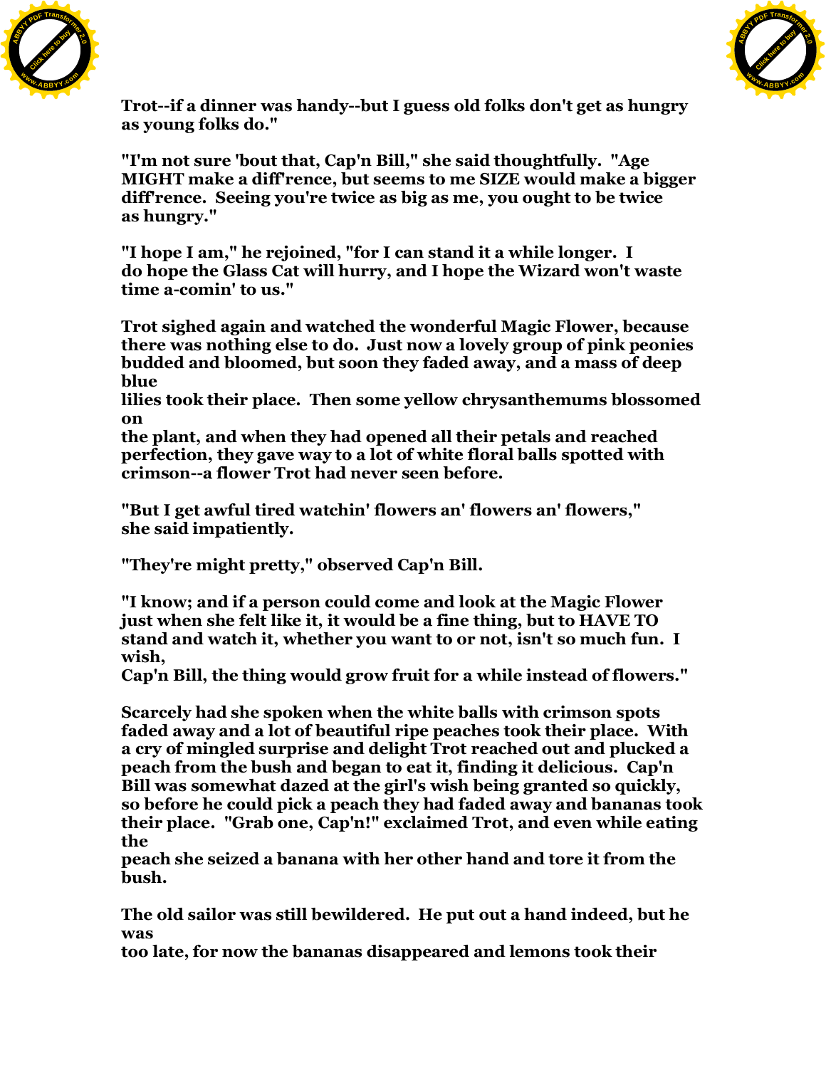Trot--if a dinner was handy--but I guess old folks don't get as hungry as young folks do."

"I'm not sure 'bout that, Cap'n Bill," she said thoughtfully. "Age MIGHT make a diff'rence, but seems to me SIZE would make a bigger diff'rence. Seeing you're twice as big as me, you ought to be twice as hungry."

"I hope I am," he rejoined, "for I can stand it a while longer. I do hope the Glass Cat will hurry, and I hope the Wizard won't waste time a-comin' to us."

Trot sighed again and watched the wonderful Magic Flower, because there was nothing else to do. Just now a lovely group of pink peonies budded and bloomed, but soon they faded away, and a mass of deep blue lilies took their place. Then some yellow chrysanthemums blossomed on the plant, and when they had opened all their petals and reached perfection, they gave way to a lot of white floral balls spotted with crimson--a flower Trot had never seen before.

"But I get awful tired watchin' flowers an' flowers an' flowers," she said impatiently.

"They're might pretty," observed Cap'n Bill.

"I know; and if a person could come and look at the Magic Flower just when she felt like it, it would be a fine thing, but to HAVE TO stand and watch it, whether you want to or not, isn't so much fun. I wish, Cap'n Bill, the thing would grow fruit for a while instead of flowers."

Scarcely had she spoken when the white balls with crimson spots faded away and a lot of beautiful ripe peaches took their place. With a cry of mingled surprise and delight Trot reached out and plucked a peach from the bush and began to eat it, finding it delicious. Cap'n Bill was somewhat dazed at the girl's wish being granted so quickly, so before he could pick a peach they had faded away and bananas took their place. "Grab one, Cap'n!" exclaimed Trot, and even while eating the peach she seized a banana with her other hand and tore it from the bush.

The old sailor was still bewildered. He put out a hand indeed, but he was too late, for now the bananas disappeared and lemons took their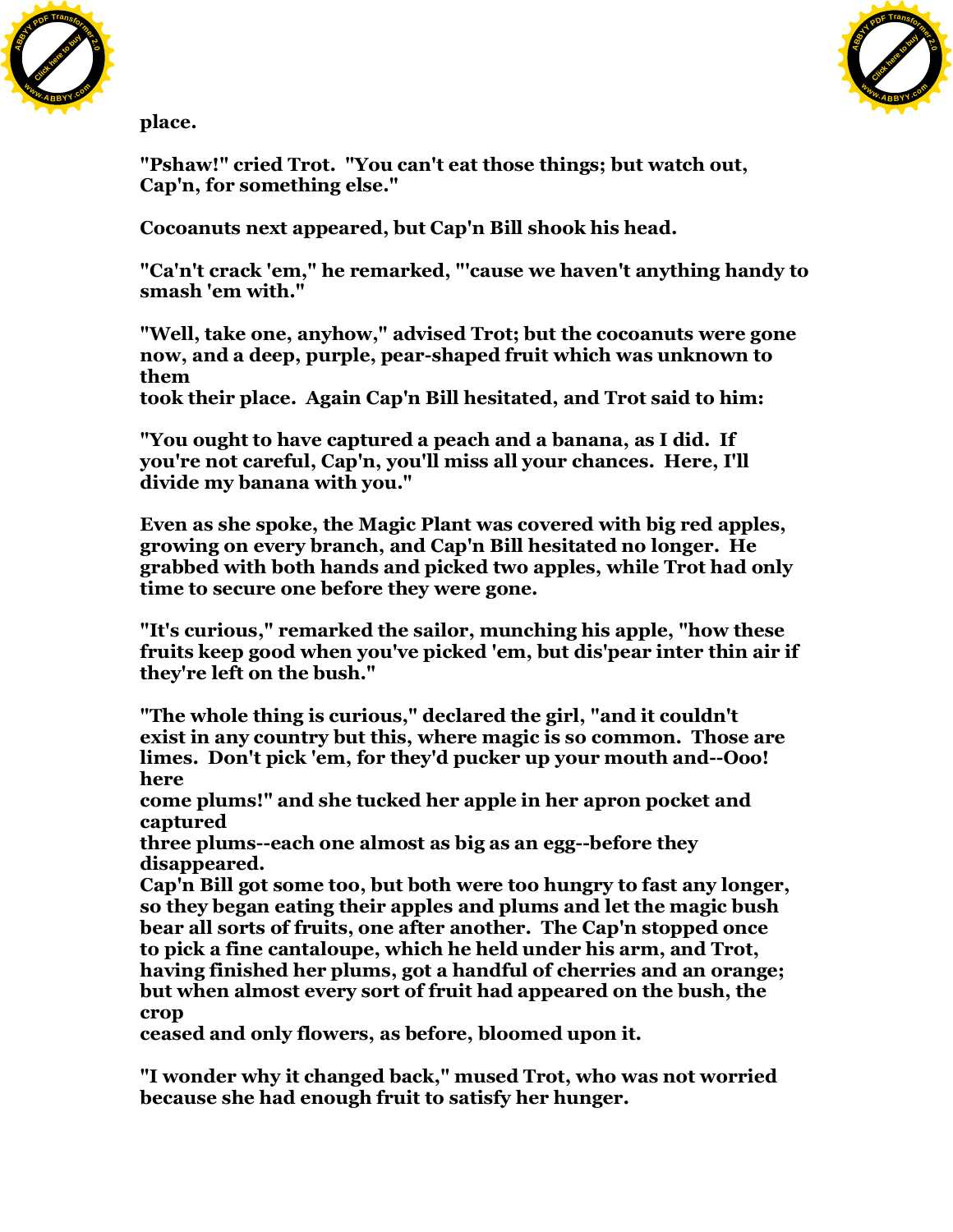place.

"Pshaw!" cried Trot. "You can't eat those things; but watch out, Cap'n, for something else."

Cocoanuts next appeared, but Cap'n Bill shook his head.

"Ca'n't crack 'em," he remarked, "'cause we haven't anything handy to smash 'em with."

"Well, take one, anyhow," advised Trot; but the cocoanuts were gone now, and a deep, purple, pear-shaped fruit which was unknown to them took their place. Again Cap'n Bill hesitated, and Trot said to him:

"You ought to have captured a peach and a banana, as I did. If you're not careful, Cap'n, you'll miss all your chances. Here, I'll divide my banana with you."

Even as she spoke, the Magic Plant was covered with big red apples, growing on every branch, and Cap'n Bill hesitated no longer. He grabbed with both hands and picked two apples, while Trot had only time to secure one before they were gone.

"It's curious," remarked the sailor, munching his apple, "how these fruits keep good when you've picked 'em, but dis'pear inter thin air if they're left on the bush."

"The whole thing is curious," declared the girl, "and it couldn't exist in any country but this, where magic is so common. Those are limes. Don't pick 'em, for they'd pucker up your mouth and--Ooo! here come plums!" and she tucked her apple in her apron pocket and captured three plums--each one almost as big as an egg--before they disappeared.
Cap'n Bill got some too, but both were too hungry to fast any longer, so they began eating their apples and plums and let the magic bush bear all sorts of fruits, one after another. The Cap'n stopped once to pick a fine cantaloupe, which he held under his arm, and Trot, having finished her plums, got a handful of cherries and an orange; but when almost every sort of fruit had appeared on the bush, the crop ceased and only flowers, as before, bloomed upon it.

"I wonder why it changed back," mused Trot, who was not worried because she had enough fruit to satisfy her hunger.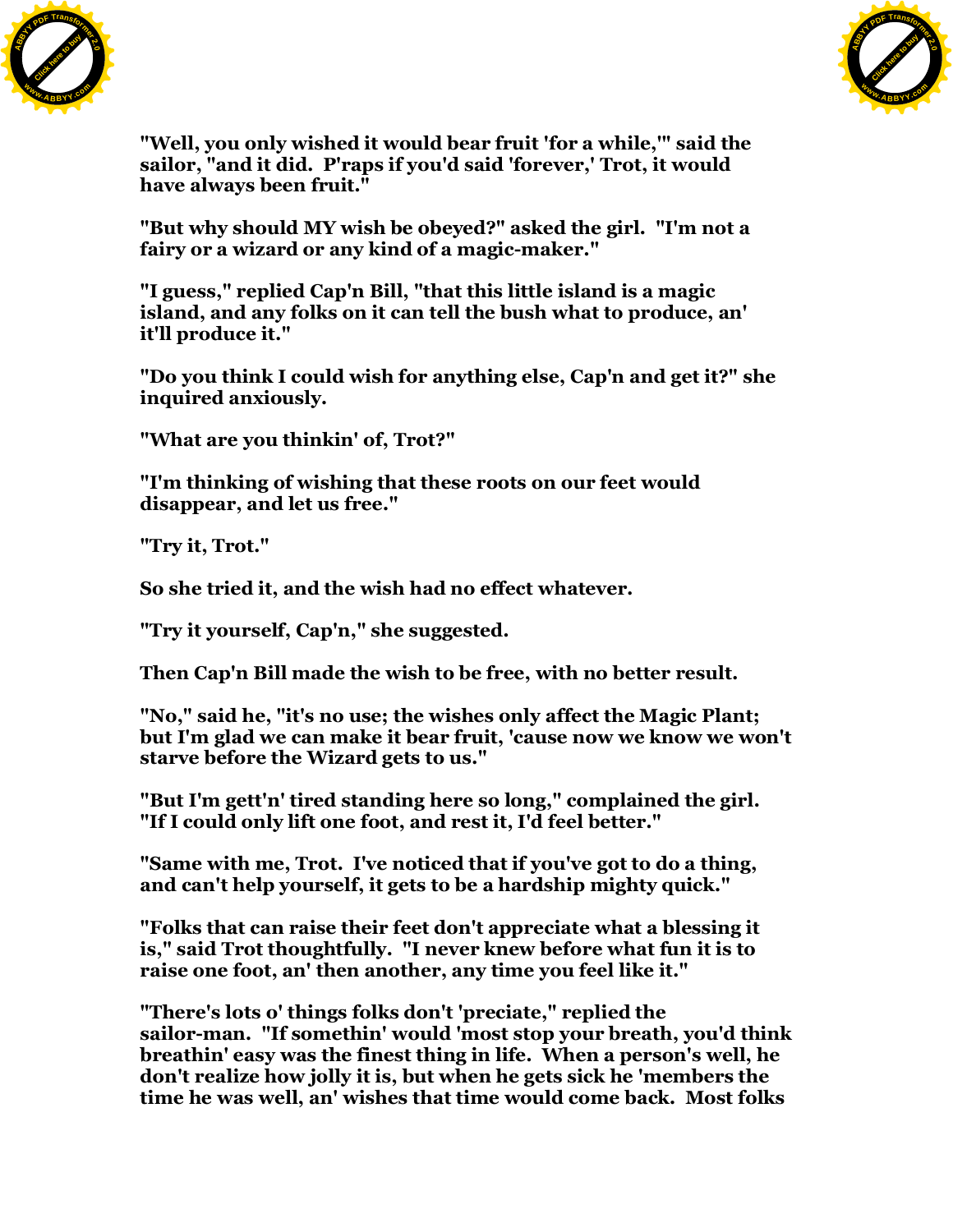"Well, you only wished it would bear fruit 'for a while,'" said the sailor, "and it did. P'raps if you'd said 'forever,' Trot, it would have always been fruit."

"But why should MY wish be obeyed?" asked the girl. "I'm not a fairy or a wizard or any kind of a magic-maker."

"I guess," replied Cap'n Bill, "that this little island is a magic island, and any folks on it can tell the bush what to produce, an' it'll produce it."

"Do you think I could wish for anything else, Cap'n and get it?" she inquired anxiously.

"What are you thinkin' of, Trot?"

"I'm thinking of wishing that these roots on our feet would disappear, and let us free."

"Try it, Trot."

So she tried it, and the wish had no effect whatever.

"Try it yourself, Cap'n," she suggested.

Then Cap'n Bill made the wish to be free, with no better result.

"No," said he, "it's no use; the wishes only affect the Magic Plant; but I'm glad we can make it bear fruit, 'cause now we know we won't starve before the Wizard gets to us."

"But I'm gett'n' tired standing here so long," complained the girl. "If I could only lift one foot, and rest it, I'd feel better."

"Same with me, Trot. I've noticed that if you've got to do a thing, and can't help yourself, it gets to be a hardship mighty quick."

"Folks that can raise their feet don't appreciate what a blessing it is," said Trot thoughtfully. "I never knew before what fun it is to raise one foot, an' then another, any time you feel like it."

"There's lots o' things folks don't 'preciate," replied the sailor-man. "If somethin' would 'most stop your breath, you'd think breathin' easy was the finest thing in life. When a person's well, he don't realize how jolly it is, but when he gets sick he 'members the time he was well, an' wishes that time would come back. Most folks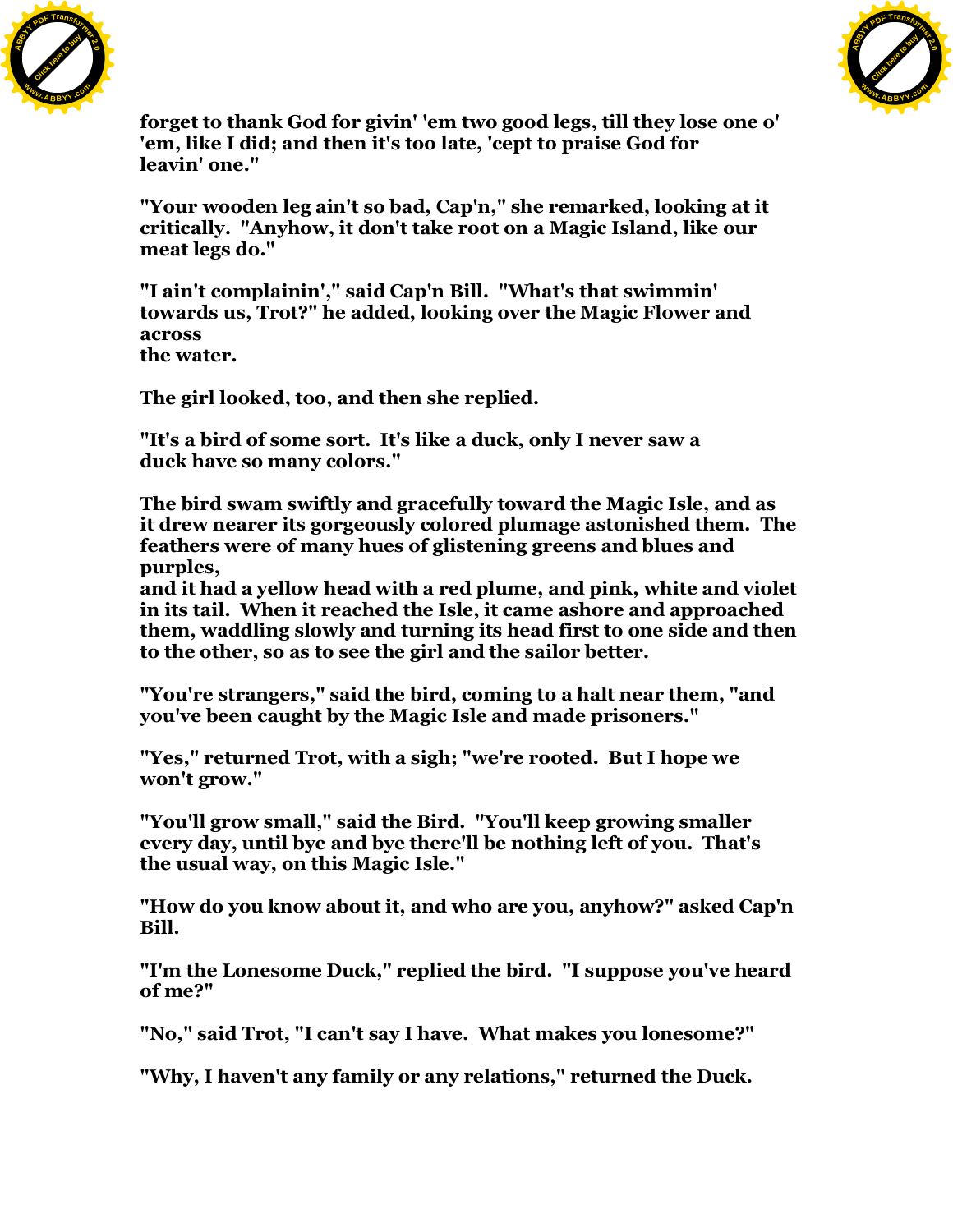forget to thank God for givin' 'em two good legs, till they lose one o' 'em, like I did; and then it's too late, 'cept to praise God for leavin' one."

"Your wooden leg ain't so bad, Cap'n," she remarked, looking at it critically. "Anyhow, it don't take root on a Magic Island, like our meat legs do."

"I ain't complainin'," said Cap'n Bill. "What's that swimmin' towards us, Trot?" he added, looking over the Magic Flower and across the water.

The girl looked, too, and then she replied.

"It's a bird of some sort. It's like a duck, only I never saw a duck have so many colors."

The bird swam swiftly and gracefully toward the Magic Isle, and as it drew nearer its gorgeously colored plumage astonished them. The feathers were of many hues of glistening greens and blues and purples, and it had a yellow head with a red plume, and pink, white and violet in its tail. When it reached the Isle, it came ashore and approached them, waddling slowly and turning its head first to one side and then to the other, so as to see the girl and the sailor better.

"You're strangers," said the bird, coming to a halt near them, "and you've been caught by the Magic Isle and made prisoners."

"Yes," returned Trot, with a sigh; "we're rooted. But I hope we won't grow."

"You'll grow small," said the Bird. "You'll keep growing smaller every day, until bye and bye there'll be nothing left of you. That's the usual way, on this Magic Isle."

"How do you know about it, and who are you, anyhow?" asked Cap'n Bill.

"I'm the Lonesome Duck," replied the bird. "I suppose you've heard of me?"

"No," said Trot, "I can't say I have. What makes you lonesome?"

"Why, I haven't any family or any relations," returned the Duck.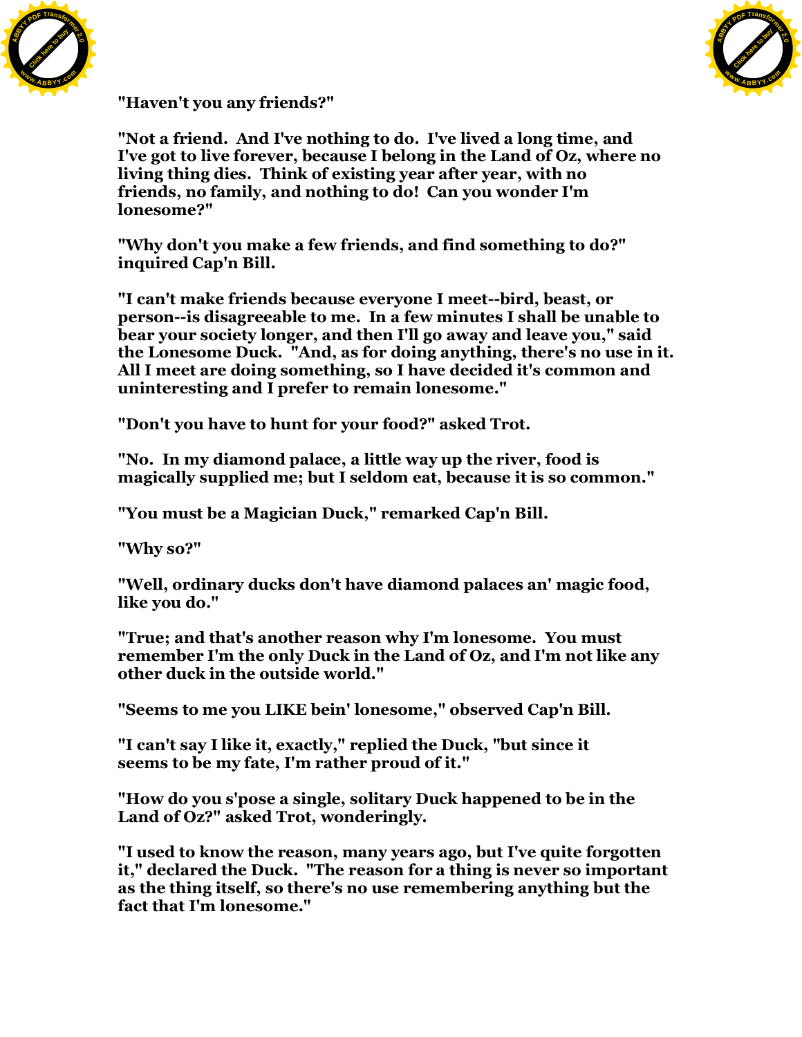"Haven't you any friends?"

"Not a friend. And I've nothing to do. I've lived a long time, and I've got to live forever, because I belong in the Land of Oz, where no living thing dies. Think of existing year after year, with no friends, no family, and nothing to do! Can you wonder I'm lonesome?"

"Why don't you make a few friends, and find something to do?" inquired Cap'n Bill.

"I can't make friends because everyone I meet--bird, beast, or person--is disagreeable to me. In a few minutes I shall be unable to bear your society longer, and then I'll go away and leave you," said the Lonesome Duck. "And, as for doing anything, there's no use in it. All I meet are doing something, so I have decided it's common and uninteresting and I prefer to remain lonesome."

"Don't you have to hunt for your food?" asked Trot.

"No. In my diamond palace, a little way up the river, food is magically supplied me; but I seldom eat, because it is so common."

"You must be a Magician Duck," remarked Cap'n Bill.

"Why so?"

"Well, ordinary ducks don't have diamond palaces an' magic food, like you do."

"True; and that's another reason why I'm lonesome. You must remember I'm the only Duck in the Land of Oz, and I'm not like any other duck in the outside world."

"Seems to me you LIKE bein' lonesome," observed Cap'n Bill.

"I can't say I like it, exactly," replied the Duck, "but since it seems to be my fate, I'm rather proud of it."

"How do you s'pose a single, solitary Duck happened to be in the Land of Oz?" asked Trot, wonderingly.

"I used to know the reason, many years ago, but I've quite forgotten it," declared the Duck. "The reason for a thing is never so important as the thing itself, so there's no use remembering anything but the fact that I'm lonesome."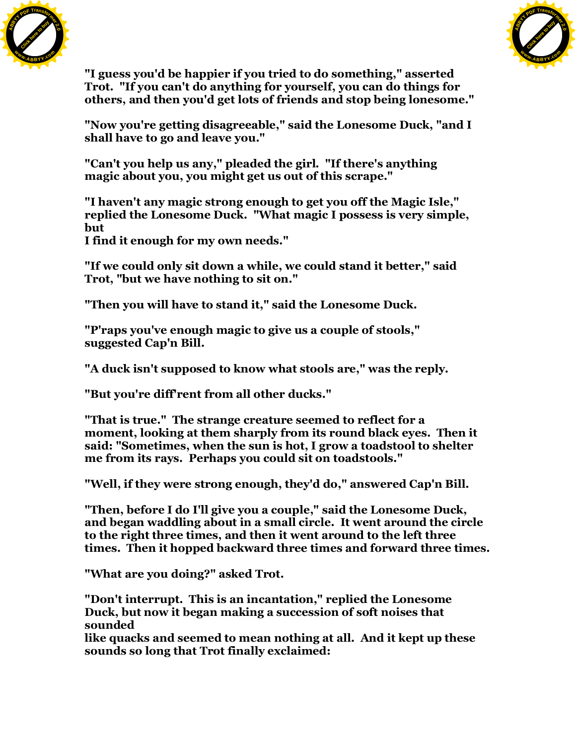"I guess you'd be happier if you tried to do something," asserted Trot. "If you can't do anything for yourself, you can do things for others, and then you'd get lots of friends and stop being lonesome."

"Now you're getting disagreeable," said the Lonesome Duck, "and I shall have to go and leave you."

"Can't you help us any," pleaded the girl. "If there's anything magic about you, you might get us out of this scrape."

"I haven't any magic strong enough to get you off the Magic Isle," replied the Lonesome Duck. "What magic I possess is very simple, but I find it enough for my own needs."

"If we could only sit down a while, we could stand it better," said Trot, "but we have nothing to sit on."

"Then you will have to stand it," said the Lonesome Duck.

"P'raps you've enough magic to give us a couple of stools," suggested Cap'n Bill.

"A duck isn't supposed to know what stools are," was the reply.

"But you're diff'rent from all other ducks."

"That is true." The strange creature seemed to reflect for a moment, looking at them sharply from its round black eyes. Then it said: "Sometimes, when the sun is hot, I grow a toadstool to shelter me from its rays. Perhaps you could sit on toadstools."

"Well, if they were strong enough, they'd do," answered Cap'n Bill.

"Then, before I do I'll give you a couple," said the Lonesome Duck, and began waddling about in a small circle. It went around the circle to the right three times, and then it went around to the left three times. Then it hopped backward three times and forward three times.

"What are you doing?" asked Trot.

"Don't interrupt. This is an incantation," replied the Lonesome Duck, but now it began making a succession of soft noises that sounded like quacks and seemed to mean nothing at all. And it kept up these sounds so long that Trot finally exclaimed: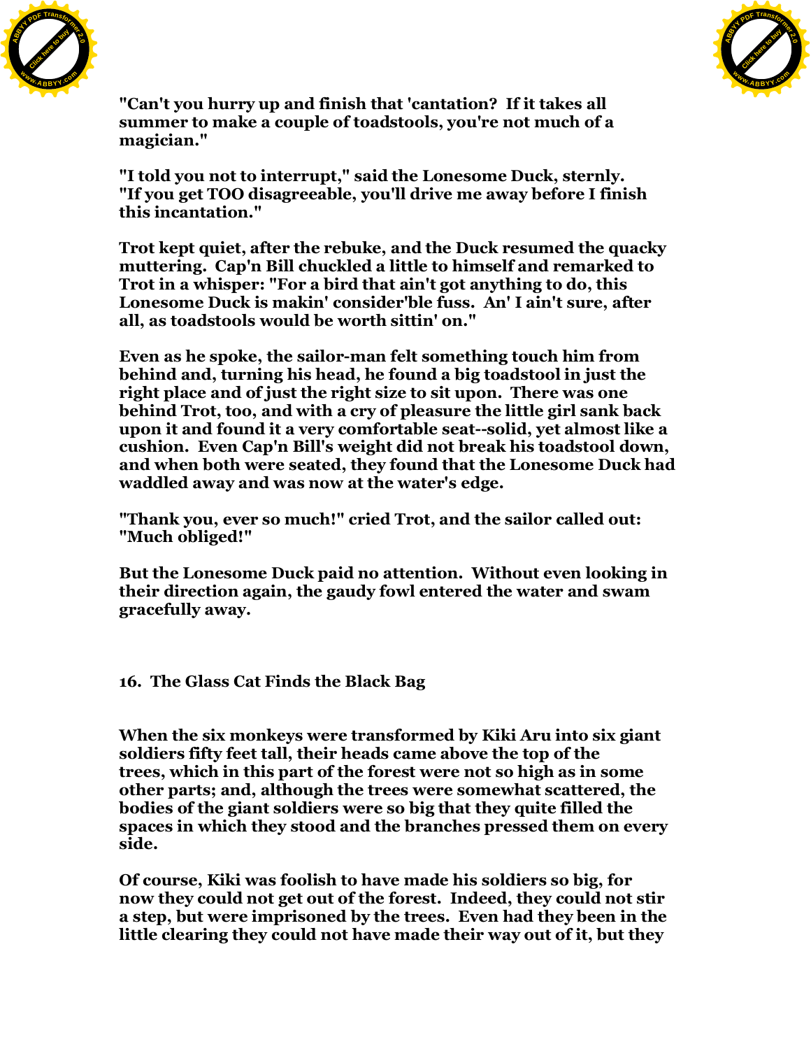"Can't you hurry up and finish that 'cantation? If it takes all summer to make a couple of toadstools, you're not much of a magician."

"I told you not to interrupt," said the Lonesome Duck, sternly. "If you get TOO disagreeable, you'll drive me away before I finish this incantation."

Trot kept quiet, after the rebuke, and the Duck resumed the quacky muttering. Cap'n Bill chuckled a little to himself and remarked to Trot in a whisper: "For a bird that ain't got anything to do, this Lonesome Duck is makin' consider'ble fuss. An' I ain't sure, after all, as toadstools would be worth sittin' on."

Even as he spoke, the sailor-man felt something touch him from behind and, turning his head, he found a big toadstool in just the right place and of just the right size to sit upon. There was one behind Trot, too, and with a cry of pleasure the little girl sank back upon it and found it a very comfortable seat--solid, yet almost like a cushion. Even Cap'n Bill's weight did not break his toadstool down, and when both were seated, they found that the Lonesome Duck had waddled away and was now at the water's edge.

"Thank you, ever so much!" cried Trot, and the sailor called out: "Much obliged!"

But the Lonesome Duck paid no attention. Without even looking in their direction again, the gaudy fowl entered the water and swam gracefully away.

## 16. The Glass Cat Finds the Black Bag

When the six monkeys were transformed by Kiki Aru into six giant soldiers fifty feet tall, their heads came above the top of the trees, which in this part of the forest were not so high as in some other parts; and, although the trees were somewhat scattered, the bodies of the giant soldiers were so big that they quite filled the spaces in which they stood and the branches pressed them on every side.

Of course, Kiki was foolish to have made his soldiers so big, for now they could not get out of the forest. Indeed, they could not stir a step, but were imprisoned by the trees. Even had they been in the little clearing they could not have made their way out of it, but they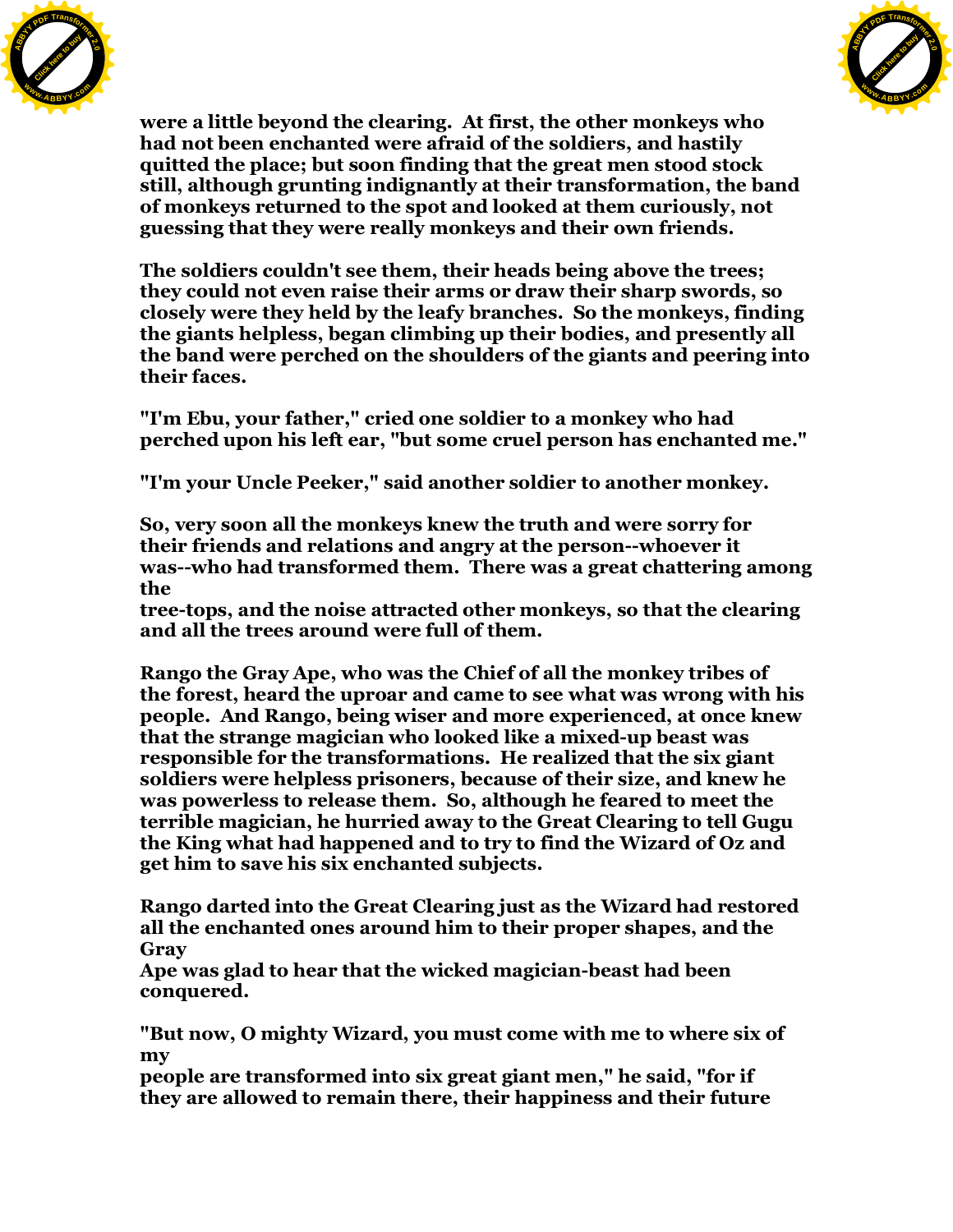were a little beyond the clearing. At first, the other monkeys who had not been enchanted were afraid of the soldiers, and hastily quitted the place; but soon finding that the great men stood stock still, although grunting indignantly at their transformation, the band of monkeys returned to the spot and looked at them curiously, not guessing that they were really monkeys and their own friends.

The soldiers couldn't see them, their heads being above the trees; they could not even raise their arms or draw their sharp swords, so closely were they held by the leafy branches. So the monkeys, finding the giants helpless, began climbing up their bodies, and presently all the band were perched on the shoulders of the giants and peering into their faces.

"I'm Ebu, your father," cried one soldier to a monkey who had perched upon his left ear, "but some cruel person has enchanted me."

"I'm your Uncle Peeker," said another soldier to another monkey.

So, very soon all the monkeys knew the truth and were sorry for their friends and relations and angry at the person--whoever it was--who had transformed them. There was a great chattering among the tree-tops, and the noise attracted other monkeys, so that the clearing and all the trees around were full of them.

Rango the Gray Ape, who was the Chief of all the monkey tribes of the forest, heard the uproar and came to see what was wrong with his people. And Rango, being wiser and more experienced, at once knew that the strange magician who looked like a mixed-up beast was responsible for the transformations. He realized that the six giant soldiers were helpless prisoners, because of their size, and knew he was powerless to release them. So, although he feared to meet the terrible magician, he hurried away to the Great Clearing to tell Gugu the King what had happened and to try to find the Wizard of Oz and get him to save his six enchanted subjects.

Rango darted into the Great Clearing just as the Wizard had restored all the enchanted ones around him to their proper shapes, and the Gray Ape was glad to hear that the wicked magician-beast had been conquered.

"But now, O mighty Wizard, you must come with me to where six of my people are transformed into six great giant men," he said, "for if they are allowed to remain there, their happiness and their future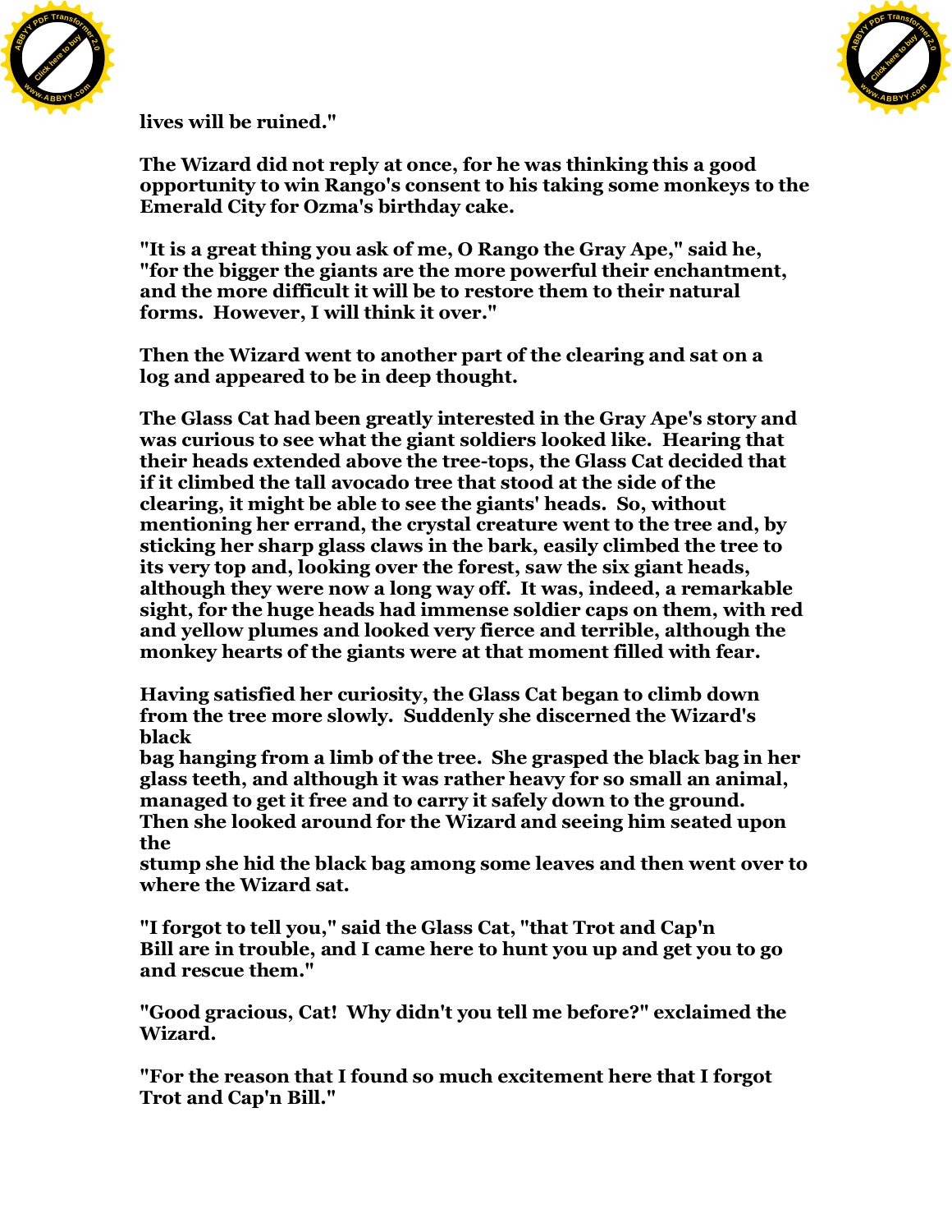lives will be ruined."

The Wizard did not reply at once, for he was thinking this a good opportunity to win Rango's consent to his taking some monkeys to the Emerald City for Ozma's birthday cake.

"It is a great thing you ask of me, O Rango the Gray Ape," said he, "for the bigger the giants are the more powerful their enchantment, and the more difficult it will be to restore them to their natural forms. However, I will think it over."

Then the Wizard went to another part of the clearing and sat on a log and appeared to be in deep thought.

The Glass Cat had been greatly interested in the Gray Ape's story and was curious to see what the giant soldiers looked like. Hearing that their heads extended above the tree-tops, the Glass Cat decided that if it climbed the tall avocado tree that stood at the side of the clearing, it might be able to see the giants' heads. So, without mentioning her errand, the crystal creature went to the tree and, by sticking her sharp glass claws in the bark, easily climbed the tree to its very top and, looking over the forest, saw the six giant heads, although they were now a long way off. It was, indeed, a remarkable sight, for the huge heads had immense soldier caps on them, with red and yellow plumes and looked very fierce and terrible, although the monkey hearts of the giants were at that moment filled with fear.

Having satisfied her curiosity, the Glass Cat began to climb down from the tree more slowly. Suddenly she discerned the Wizard's black bag hanging from a limb of the tree. She grasped the black bag in her glass teeth, and although it was rather heavy for so small an animal, managed to get it free and to carry it safely down to the ground. Then she looked around for the Wizard and seeing him seated upon the stump she hid the black bag among some leaves and then went over to where the Wizard sat.

"I forgot to tell you," said the Glass Cat, "that Trot and Cap'n Bill are in trouble, and I came here to hunt you up and get you to go and rescue them."

"Good gracious, Cat! Why didn't you tell me before?" exclaimed the Wizard.

"For the reason that I found so much excitement here that I forgot Trot and Cap'n Bill."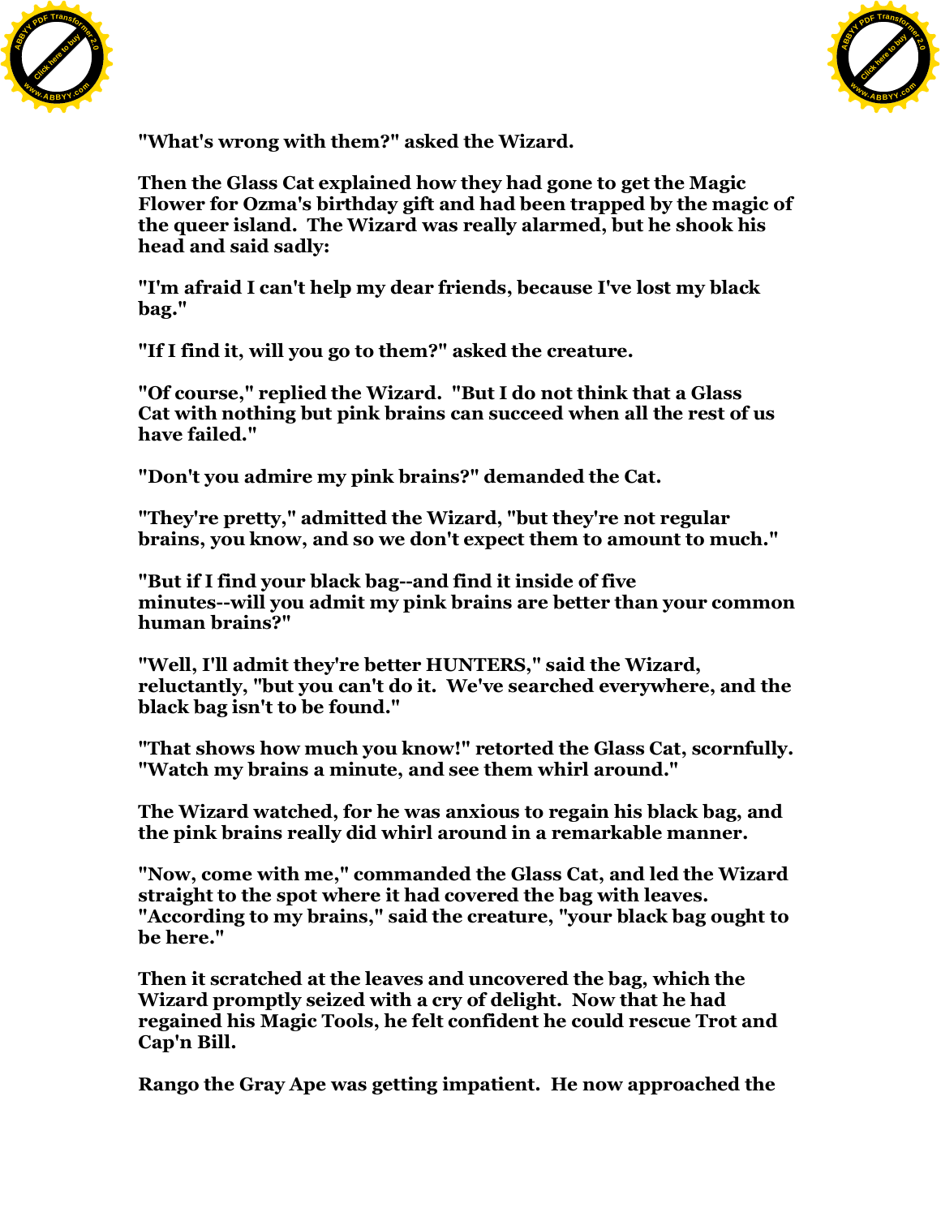"What's wrong with them?" asked the Wizard.

Then the Glass Cat explained how they had gone to get the Magic Flower for Ozma's birthday gift and had been trapped by the magic of the queer island. The Wizard was really alarmed, but he shook his head and said sadly:

"I'm afraid I can't help my dear friends, because I've lost my black bag."

"If I find it, will you go to them?" asked the creature.

"Of course," replied the Wizard. "But I do not think that a Glass Cat with nothing but pink brains can succeed when all the rest of us have failed."

"Don't you admire my pink brains?" demanded the Cat.

"They're pretty," admitted the Wizard, "but they're not regular brains, you know, and so we don't expect them to amount to much."

"But if I find your black bag--and find it inside of five minutes--will you admit my pink brains are better than your common human brains?"

"Well, I'll admit they're better HUNTERS," said the Wizard, reluctantly, "but you can't do it. We've searched everywhere, and the black bag isn't to be found."

"That shows how much you know!" retorted the Glass Cat, scornfully. "Watch my brains a minute, and see them whirl around."

The Wizard watched, for he was anxious to regain his black bag, and the pink brains really did whirl around in a remarkable manner.

"Now, come with me," commanded the Glass Cat, and led the Wizard straight to the spot where it had covered the bag with leaves. "According to my brains," said the creature, "your black bag ought to be here."

Then it scratched at the leaves and uncovered the bag, which the Wizard promptly seized with a cry of delight. Now that he had regained his Magic Tools, he felt confident he could rescue Trot and Cap'n Bill.

Rango the Gray Ape was getting impatient. He now approached the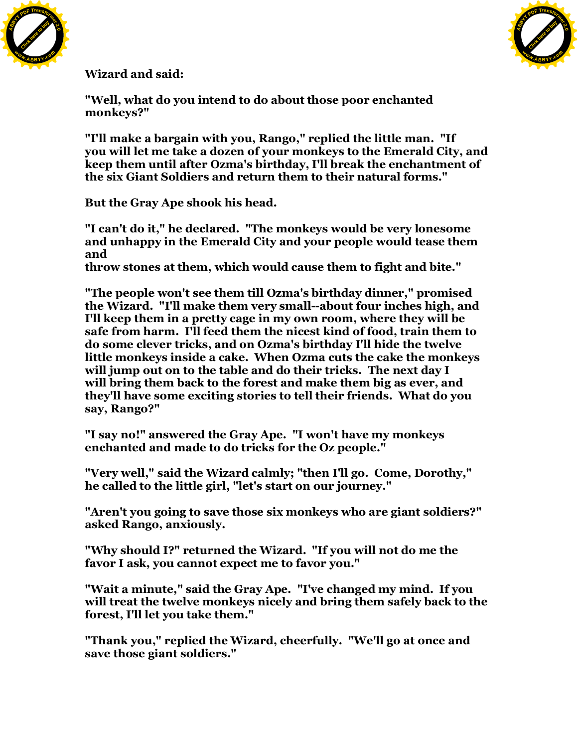Wizard and said:

"Well, what do you intend to do about those poor enchanted monkeys?"

"I'll make a bargain with you, Rango," replied the little man. "If you will let me take a dozen of your monkeys to the Emerald City, and keep them until after Ozma's birthday, I'll break the enchantment of the six Giant Soldiers and return them to their natural forms."

But the Gray Ape shook his head.

"I can't do it," he declared. "The monkeys would be very lonesome and unhappy in the Emerald City and your people would tease them and throw stones at them, which would cause them to fight and bite."

"The people won't see them till Ozma's birthday dinner," promised the Wizard. "I'll make them very small--about four inches high, and I'll keep them in a pretty cage in my own room, where they will be safe from harm. I'll feed them the nicest kind of food, train them to do some clever tricks, and on Ozma's birthday I'll hide the twelve little monkeys inside a cake. When Ozma cuts the cake the monkeys will jump out on to the table and do their tricks. The next day I will bring them back to the forest and make them big as ever, and they'll have some exciting stories to tell their friends. What do you say, Rango?"

"I say no!" answered the Gray Ape. "I won't have my monkeys enchanted and made to do tricks for the Oz people."

"Very well," said the Wizard calmly; "then I'll go. Come, Dorothy," he called to the little girl, "let's start on our journey."

"Aren't you going to save those six monkeys who are giant soldiers?" asked Rango, anxiously.

"Why should I?" returned the Wizard. "If you will not do me the favor I ask, you cannot expect me to favor you."

"Wait a minute," said the Gray Ape. "I've changed my mind. If you will treat the twelve monkeys nicely and bring them safely back to the forest, I'll let you take them."

"Thank you," replied the Wizard, cheerfully. "We'll go at once and save those giant soldiers."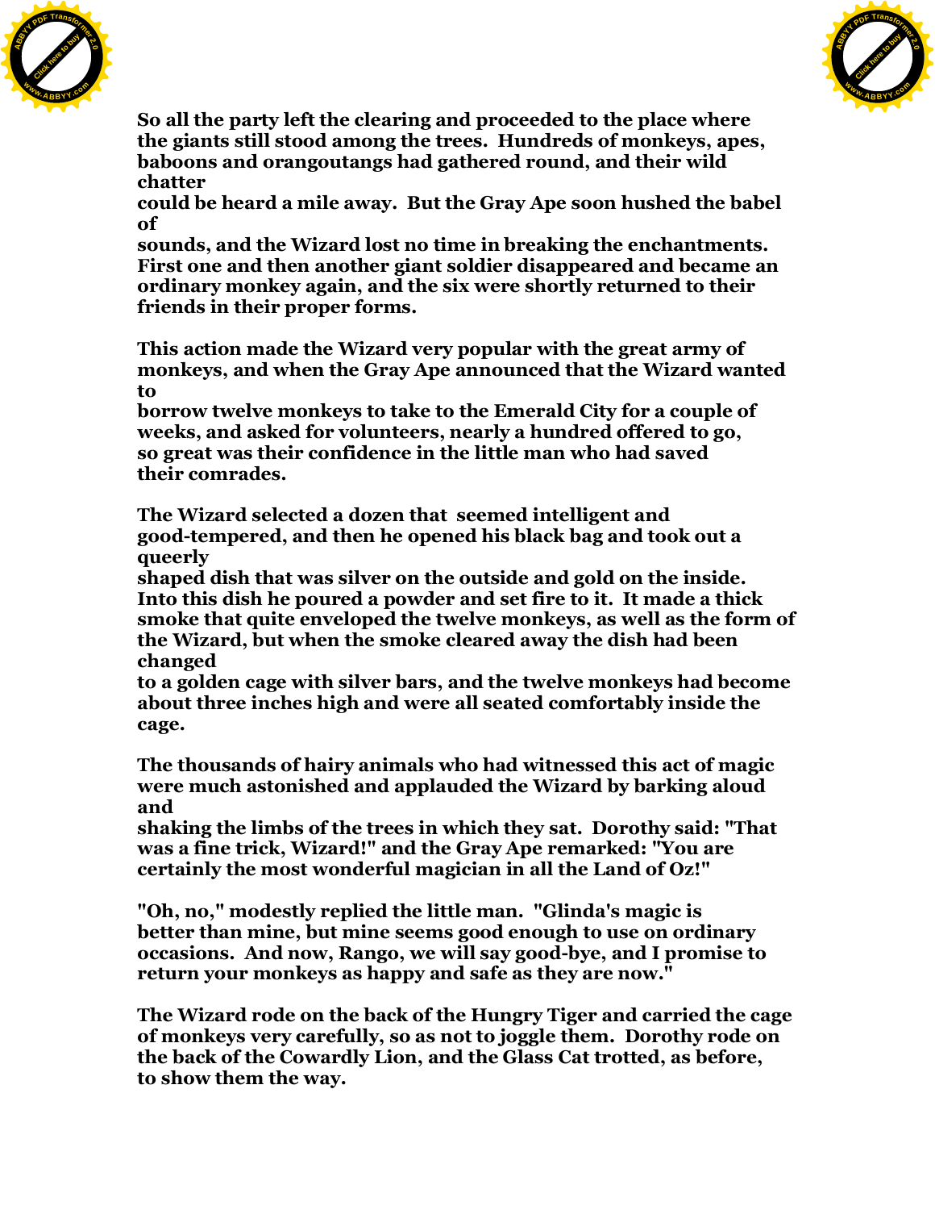So all the party left the clearing and proceeded to the place where the giants still stood among the trees. Hundreds of monkeys, apes, baboons and orangoutangs had gathered round, and their wild chatter could be heard a mile away. But the Gray Ape soon hushed the babel of sounds, and the Wizard lost no time in breaking the enchantments. First one and then another giant soldier disappeared and became an ordinary monkey again, and the six were shortly returned to their friends in their proper forms.

This action made the Wizard very popular with the great army of monkeys, and when the Gray Ape announced that the Wizard wanted to borrow twelve monkeys to take to the Emerald City for a couple of weeks, and asked for volunteers, nearly a hundred offered to go, so great was their confidence in the little man who had saved their comrades.

The Wizard selected a dozen that seemed intelligent and good-tempered, and then he opened his black bag and took out a queerly shaped dish that was silver on the outside and gold on the inside. Into this dish he poured a powder and set fire to it. It made a thick smoke that quite enveloped the twelve monkeys, as well as the form of the Wizard, but when the smoke cleared away the dish had been changed to a golden cage with silver bars, and the twelve monkeys had become about three inches high and were all seated comfortably inside the cage.

The thousands of hairy animals who had witnessed this act of magic were much astonished and applauded the Wizard by barking aloud and shaking the limbs of the trees in which they sat. Dorothy said: "That was a fine trick, Wizard!" and the Gray Ape remarked: "You are certainly the most wonderful magician in all the Land of Oz!"

"Oh, no," modestly replied the little man. "Glinda's magic is better than mine, but mine seems good enough to use on ordinary occasions. And now, Rango, we will say good-bye, and I promise to return your monkeys as happy and safe as they are now."

The Wizard rode on the back of the Hungry Tiger and carried the cage of monkeys very carefully, so as not to joggle them. Dorothy rode on the back of the Cowardly Lion, and the Glass Cat trotted, as before, to show them the way.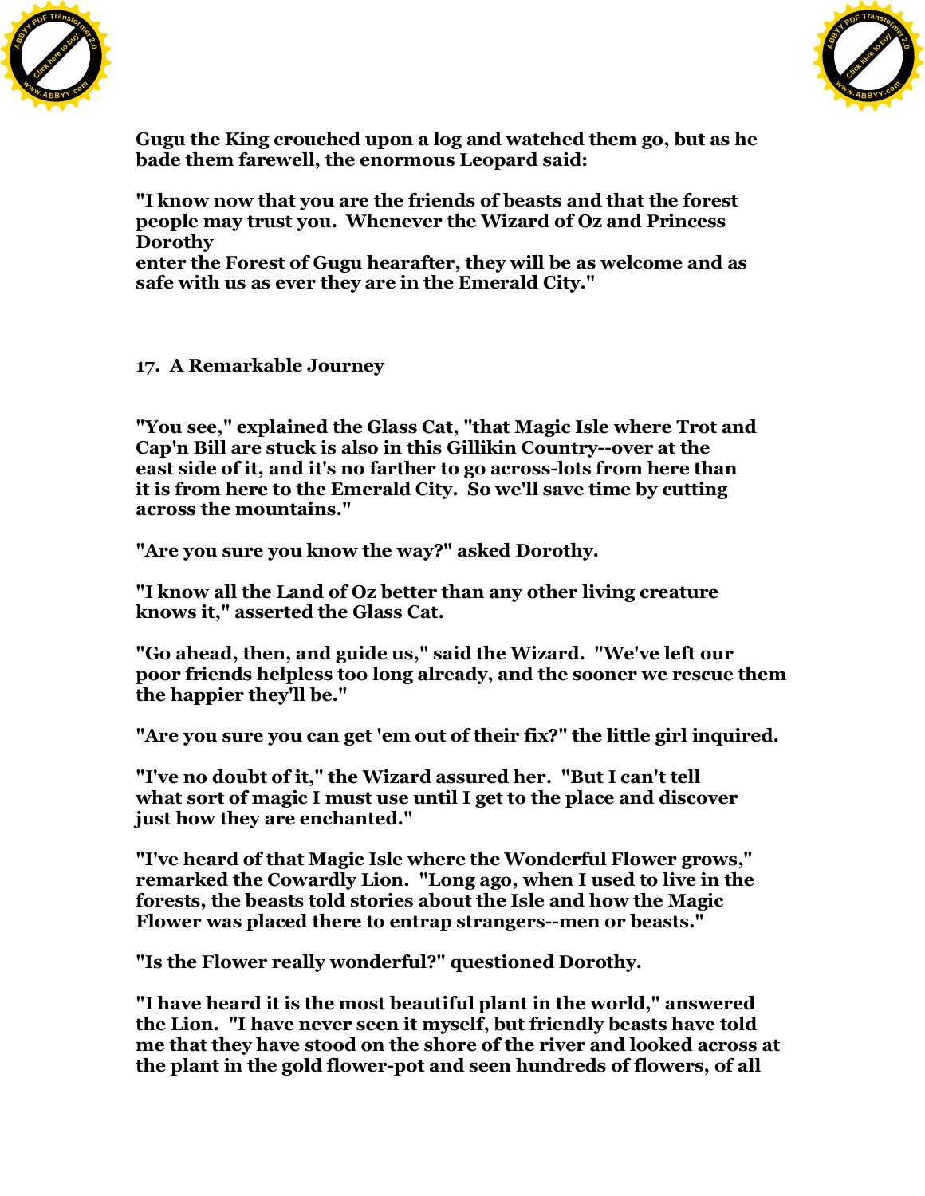Gugu the King crouched upon a log and watched them go, but as he bade them farewell, the enormous Leopard said:

"I know now that you are the friends of beasts and that the forest people may trust you. Whenever the Wizard of Oz and Princess Dorothy enter the Forest of Gugu hearafter, they will be as welcome and as safe with us as ever they are in the Emerald City."

## 17. A Remarkable Journey

"You see," explained the Glass Cat, "that Magic Isle where Trot and Cap'n Bill are stuck is also in this Gillikin Country--over at the east side of it, and it's no farther to go across-lots from here than it is from here to the Emerald City. So we'll save time by cutting across the mountains."

"Are you sure you know the way?" asked Dorothy.

"I know all the Land of Oz better than any other living creature knows it," asserted the Glass Cat.

"Go ahead, then, and guide us," said the Wizard. "We've left our poor friends helpless too long already, and the sooner we rescue them the happier they'll be."

"Are you sure you can get 'em out of their fix?" the little girl inquired.

"I've no doubt of it," the Wizard assured her. "But I can't tell what sort of magic I must use until I get to the place and discover just how they are enchanted."

"I've heard of that Magic Isle where the Wonderful Flower grows," remarked the Cowardly Lion. "Long ago, when I used to live in the forests, the beasts told stories about the Isle and how the Magic Flower was placed there to entrap strangers--men or beasts."

"Is the Flower really wonderful?" questioned Dorothy.

"I have heard it is the most beautiful plant in the world," answered the Lion. "I have never seen it myself, but friendly beasts have told me that they have stood on the shore of the river and looked across at the plant in the gold flower-pot and seen hundreds of flowers, of all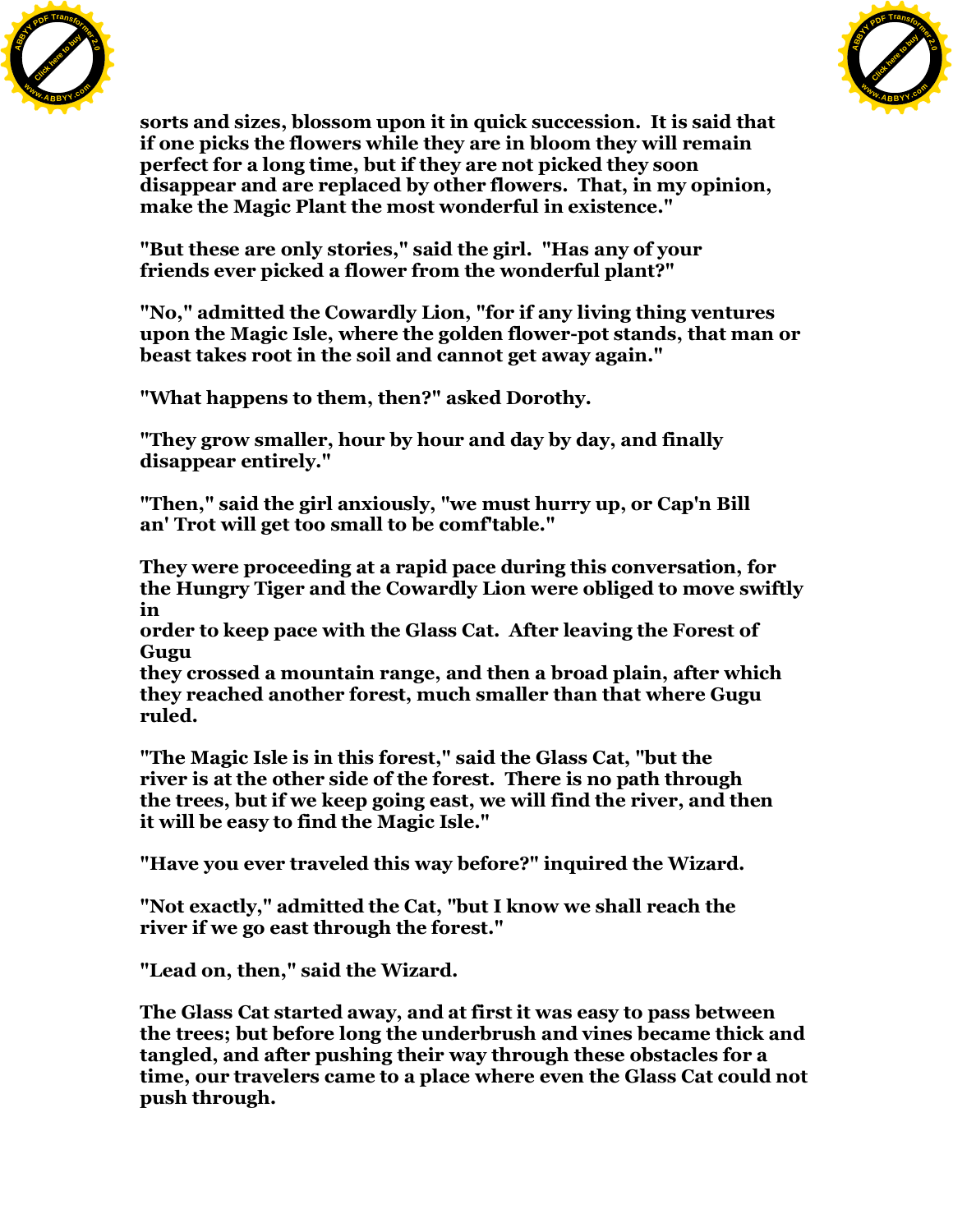sorts and sizes, blossom upon it in quick succession. It is said that if one picks the flowers while they are in bloom they will remain perfect for a long time, but if they are not picked they soon disappear and are replaced by other flowers. That, in my opinion, make the Magic Plant the most wonderful in existence."

"But these are only stories," said the girl. "Has any of your friends ever picked a flower from the wonderful plant?"

"No," admitted the Cowardly Lion, "for if any living thing ventures upon the Magic Isle, where the golden flower-pot stands, that man or beast takes root in the soil and cannot get away again."

"What happens to them, then?" asked Dorothy.

"They grow smaller, hour by hour and day by day, and finally disappear entirely."

"Then," said the girl anxiously, "we must hurry up, or Cap'n Bill an' Trot will get too small to be comf'table."

They were proceeding at a rapid pace during this conversation, for the Hungry Tiger and the Cowardly Lion were obliged to move swiftly in order to keep pace with the Glass Cat. After leaving the Forest of Gugu they crossed a mountain range, and then a broad plain, after which they reached another forest, much smaller than that where Gugu ruled.

"The Magic Isle is in this forest," said the Glass Cat, "but the river is at the other side of the forest. There is no path through the trees, but if we keep going east, we will find the river, and then it will be easy to find the Magic Isle."

"Have you ever traveled this way before?" inquired the Wizard.

"Not exactly," admitted the Cat, "but I know we shall reach the river if we go east through the forest."

"Lead on, then," said the Wizard.

The Glass Cat started away, and at first it was easy to pass between the trees; but before long the underbrush and vines became thick and tangled, and after pushing their way through these obstacles for a time, our travelers came to a place where even the Glass Cat could not push through.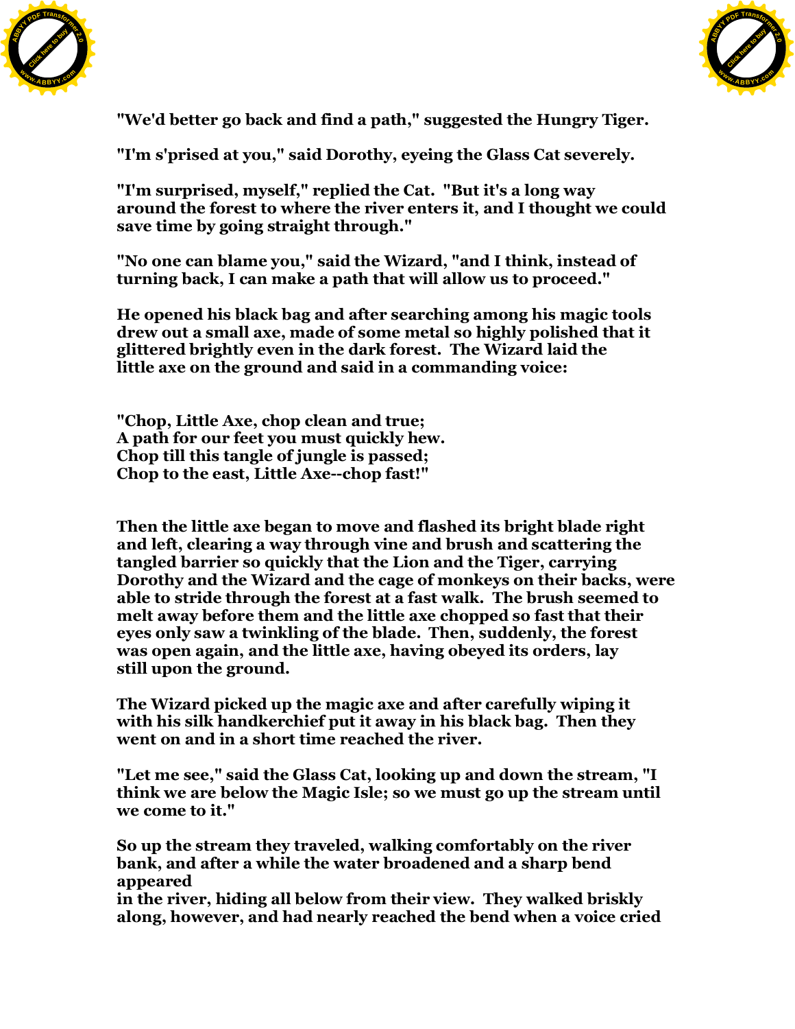"We'd better go back and find a path," suggested the Hungry Tiger.

"I'm s'prised at you," said Dorothy, eyeing the Glass Cat severely.

"I'm surprised, myself," replied the Cat. "But it's a long way around the forest to where the river enters it, and I thought we could save time by going straight through."

"No one can blame you," said the Wizard, "and I think, instead of turning back, I can make a path that will allow us to proceed."

He opened his black bag and after searching among his magic tools drew out a small axe, made of some metal so highly polished that it glittered brightly even in the dark forest. The Wizard laid the little axe on the ground and said in a commanding voice:

"Chop, Little Axe, chop clean and true;
A path for our feet you must quickly hew.
Chop till this tangle of jungle is passed;
Chop to the east, Little Axe--chop fast!"

Then the little axe began to move and flashed its bright blade right and left, clearing a way through vine and brush and scattering the tangled barrier so quickly that the Lion and the Tiger, carrying Dorothy and the Wizard and the cage of monkeys on their backs, were able to stride through the forest at a fast walk. The brush seemed to melt away before them and the little axe chopped so fast that their eyes only saw a twinkling of the blade. Then, suddenly, the forest was open again, and the little axe, having obeyed its orders, lay still upon the ground.

The Wizard picked up the magic axe and after carefully wiping it with his silk handkerchief put it away in his black bag. Then they went on and in a short time reached the river.

"Let me see," said the Glass Cat, looking up and down the stream, "I think we are below the Magic Isle; so we must go up the stream until we come to it."

So up the stream they traveled, walking comfortably on the river bank, and after a while the water broadened and a sharp bend appeared in the river, hiding all below from their view. They walked briskly along, however, and had nearly reached the bend when a voice cried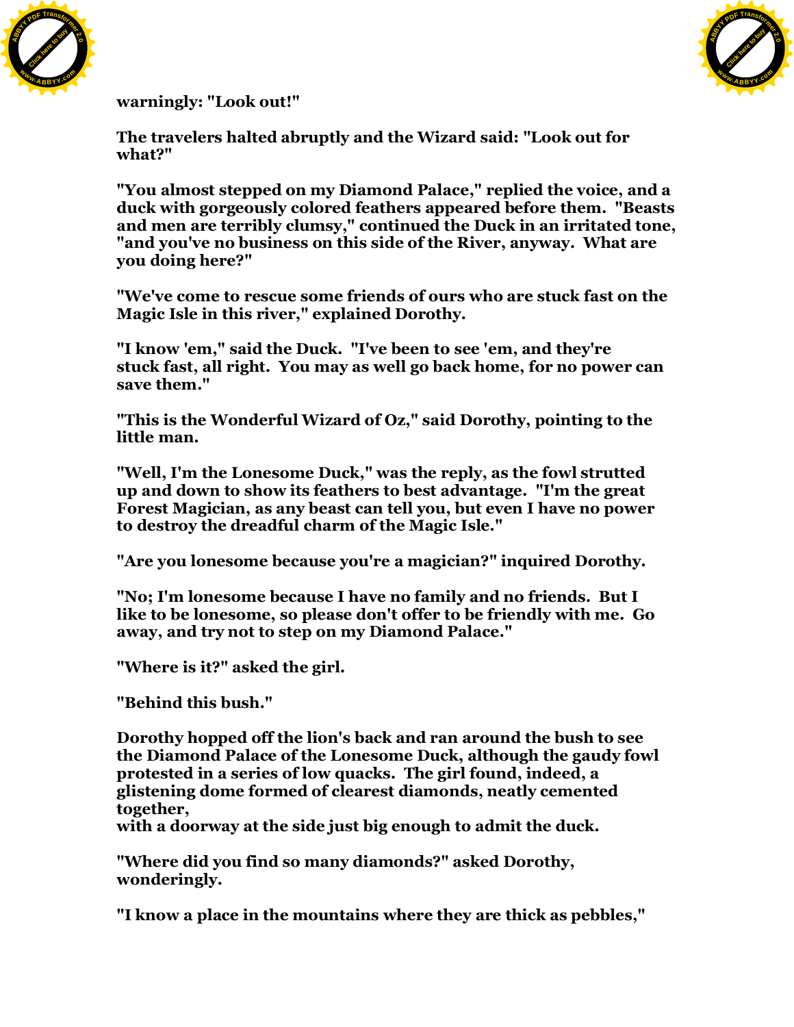warningly: "Look out!"

The travelers halted abruptly and the Wizard said: "Look out for what?"

"You almost stepped on my Diamond Palace," replied the voice, and a duck with gorgeously colored feathers appeared before them. "Beasts and men are terribly clumsy," continued the Duck in an irritated tone, "and you've no business on this side of the River, anyway. What are you doing here?"

"We've come to rescue some friends of ours who are stuck fast on the Magic Isle in this river," explained Dorothy.

"I know 'em," said the Duck. "I've been to see 'em, and they're stuck fast, all right. You may as well go back home, for no power can save them."

"This is the Wonderful Wizard of Oz," said Dorothy, pointing to the little man.

"Well, I'm the Lonesome Duck," was the reply, as the fowl strutted up and down to show its feathers to best advantage. "I'm the great Forest Magician, as any beast can tell you, but even I have no power to destroy the dreadful charm of the Magic Isle."

"Are you lonesome because you're a magician?" inquired Dorothy.

"No; I'm lonesome because I have no family and no friends. But I like to be lonesome, so please don't offer to be friendly with me. Go away, and try not to step on my Diamond Palace."

"Where is it?" asked the girl.

"Behind this bush."

Dorothy hopped off the lion's back and ran around the bush to see the Diamond Palace of the Lonesome Duck, although the gaudy fowl protested in a series of low quacks. The girl found, indeed, a glistening dome formed of clearest diamonds, neatly cemented together,
with a doorway at the side just big enough to admit the duck.

"Where did you find so many diamonds?" asked Dorothy, wonderingly.

"I know a place in the mountains where they are thick as pebbles,"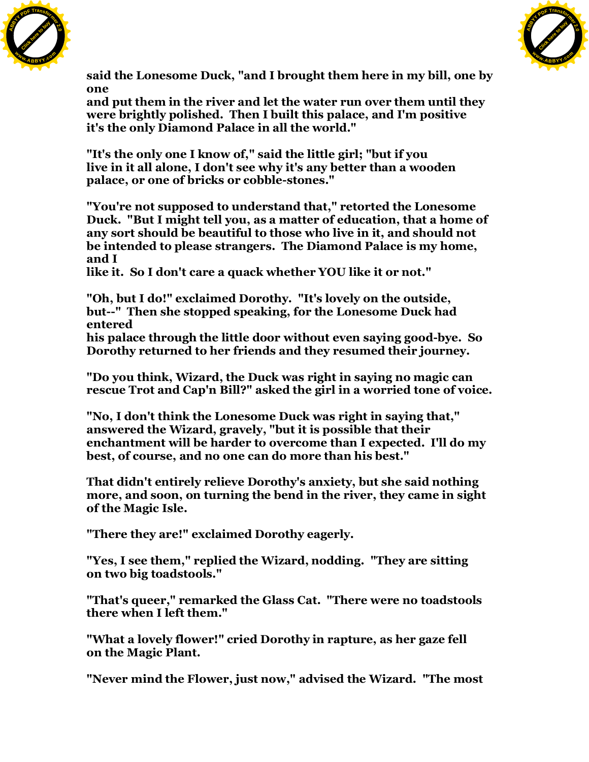said the Lonesome Duck, "and I brought them here in my bill, one by one and put them in the river and let the water run over them until they were brightly polished. Then I built this palace, and I'm positive it's the only Diamond Palace in all the world."

"It's the only one I know of," said the little girl; "but if you live in it all alone, I don't see why it's any better than a wooden palace, or one of bricks or cobble-stones."

"You're not supposed to understand that," retorted the Lonesome Duck. "But I might tell you, as a matter of education, that a home of any sort should be beautiful to those who live in it, and should not be intended to please strangers. The Diamond Palace is my home, and I like it. So I don't care a quack whether YOU like it or not."

"Oh, but I do!" exclaimed Dorothy. "It's lovely on the outside, but--" Then she stopped speaking, for the Lonesome Duck had entered his palace through the little door without even saying good-bye. So Dorothy returned to her friends and they resumed their journey.

"Do you think, Wizard, the Duck was right in saying no magic can rescue Trot and Cap'n Bill?" asked the girl in a worried tone of voice.

"No, I don't think the Lonesome Duck was right in saying that," answered the Wizard, gravely, "but it is possible that their enchantment will be harder to overcome than I expected. I'll do my best, of course, and no one can do more than his best."

That didn't entirely relieve Dorothy's anxiety, but she said nothing more, and soon, on turning the bend in the river, they came in sight of the Magic Isle.

"There they are!" exclaimed Dorothy eagerly.

"Yes, I see them," replied the Wizard, nodding. "They are sitting on two big toadstools."

"That's queer," remarked the Glass Cat. "There were no toadstools there when I left them."

"What a lovely flower!" cried Dorothy in rapture, as her gaze fell on the Magic Plant.

"Never mind the Flower, just now," advised the Wizard. "The most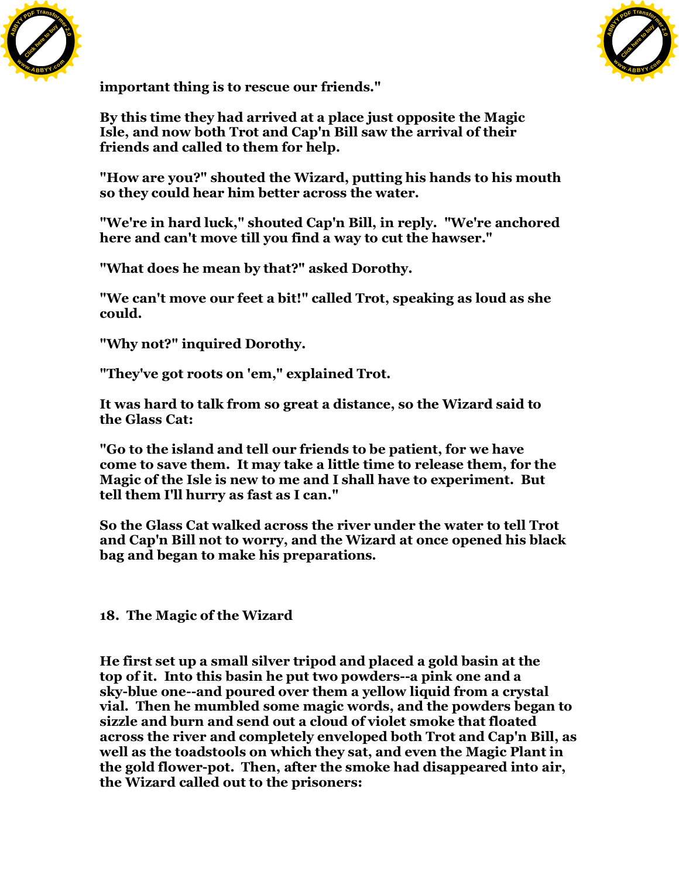important thing is to rescue our friends."

By this time they had arrived at a place just opposite the Magic Isle, and now both Trot and Cap'n Bill saw the arrival of their friends and called to them for help.

"How are you?" shouted the Wizard, putting his hands to his mouth so they could hear him better across the water.

"We're in hard luck," shouted Cap'n Bill, in reply. "We're anchored here and can't move till you find a way to cut the hawser."

"What does he mean by that?" asked Dorothy.

"We can't move our feet a bit!" called Trot, speaking as loud as she could.

"Why not?" inquired Dorothy.

"They've got roots on 'em," explained Trot.

It was hard to talk from so great a distance, so the Wizard said to the Glass Cat:

"Go to the island and tell our friends to be patient, for we have come to save them. It may take a little time to release them, for the Magic of the Isle is new to me and I shall have to experiment. But tell them I'll hurry as fast as I can."

So the Glass Cat walked across the river under the water to tell Trot and Cap'n Bill not to worry, and the Wizard at once opened his black bag and began to make his preparations.

## 18. The Magic of the Wizard

He first set up a small silver tripod and placed a gold basin at the top of it. Into this basin he put two powders--a pink one and a sky-blue one--and poured over them a yellow liquid from a crystal vial. Then he mumbled some magic words, and the powders began to sizzle and burn and send out a cloud of violet smoke that floated across the river and completely enveloped both Trot and Cap'n Bill, as well as the toadstools on which they sat, and even the Magic Plant in the gold flower-pot. Then, after the smoke had disappeared into air, the Wizard called out to the prisoners: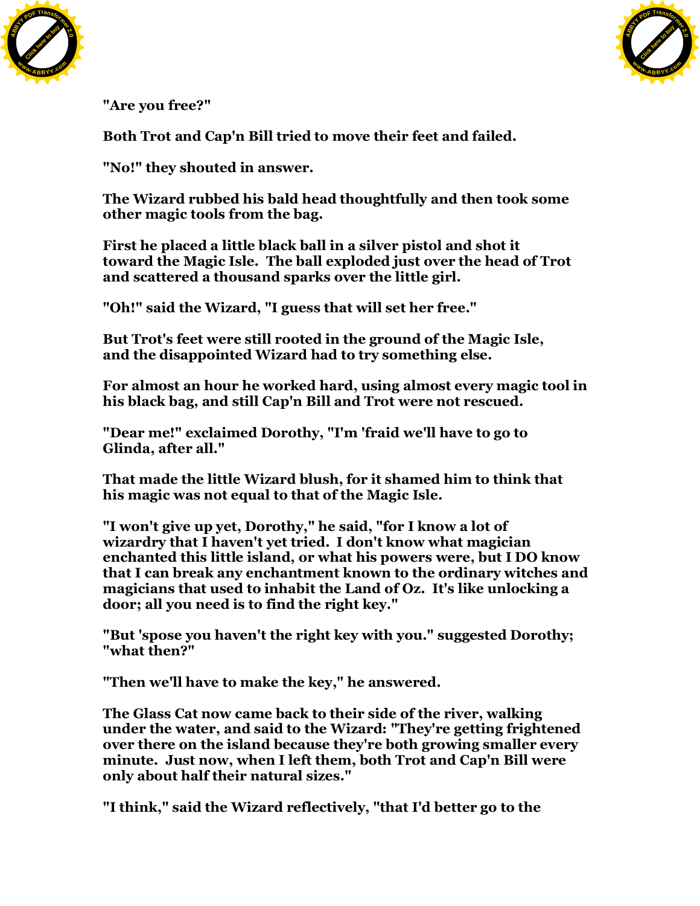"Are you free?"

Both Trot and Cap'n Bill tried to move their feet and failed.

"No!" they shouted in answer.

The Wizard rubbed his bald head thoughtfully and then took some other magic tools from the bag.

First he placed a little black ball in a silver pistol and shot it toward the Magic Isle. The ball exploded just over the head of Trot and scattered a thousand sparks over the little girl.

"Oh!" said the Wizard, "I guess that will set her free."

But Trot's feet were still rooted in the ground of the Magic Isle, and the disappointed Wizard had to try something else.

For almost an hour he worked hard, using almost every magic tool in his black bag, and still Cap'n Bill and Trot were not rescued.

"Dear me!" exclaimed Dorothy, "I'm 'fraid we'll have to go to Glinda, after all."

That made the little Wizard blush, for it shamed him to think that his magic was not equal to that of the Magic Isle.

"I won't give up yet, Dorothy," he said, "for I know a lot of wizardry that I haven't yet tried. I don't know what magician enchanted this little island, or what his powers were, but I DO know that I can break any enchantment known to the ordinary witches and magicians that used to inhabit the Land of Oz. It's like unlocking a door; all you need is to find the right key."

"But 'spose you haven't the right key with you." suggested Dorothy; "what then?"

"Then we'll have to make the key," he answered.

The Glass Cat now came back to their side of the river, walking under the water, and said to the Wizard: "They're getting frightened over there on the island because they're both growing smaller every minute. Just now, when I left them, both Trot and Cap'n Bill were only about half their natural sizes."

"I think," said the Wizard reflectively, "that I'd better go to the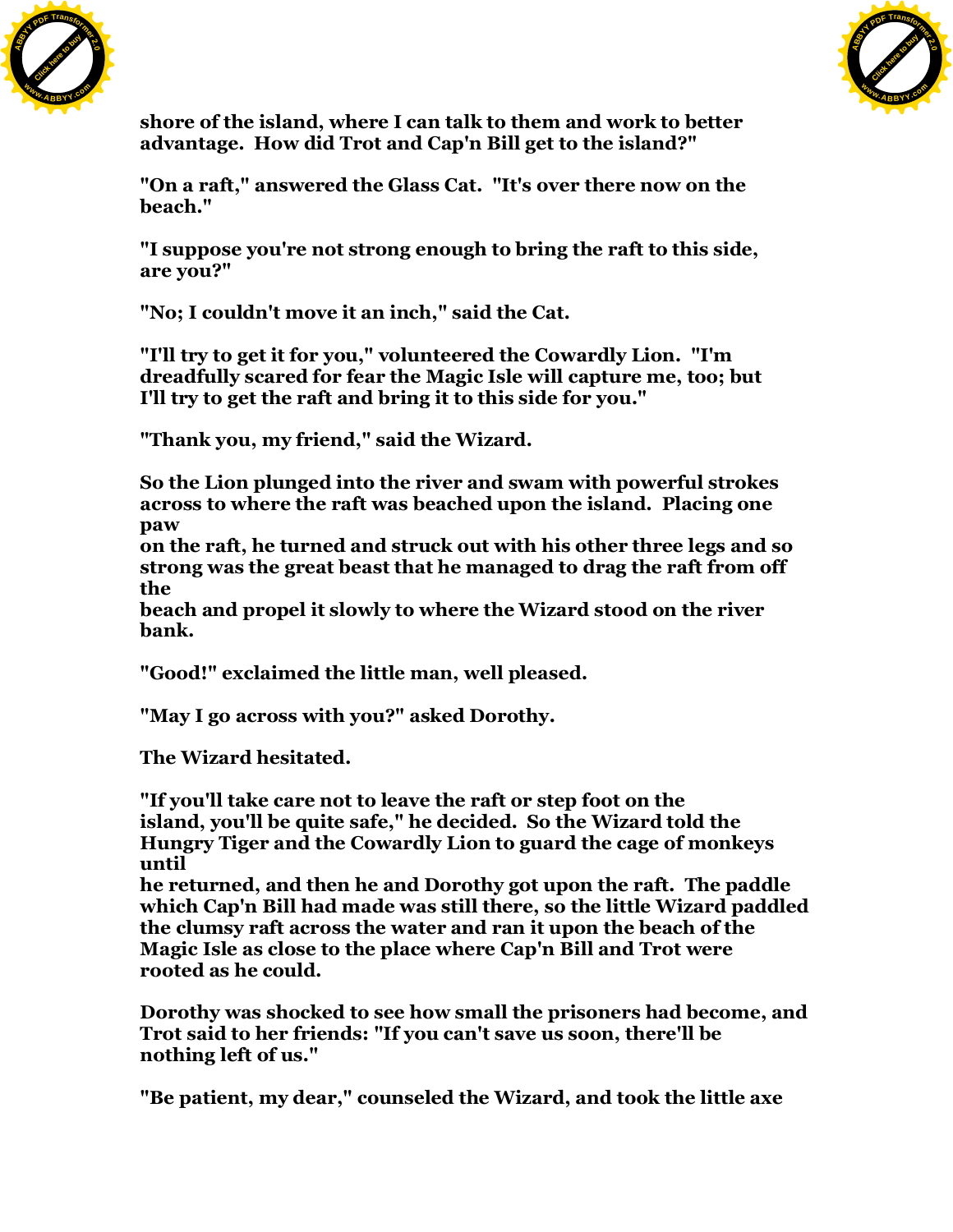shore of the island, where I can talk to them and work to better advantage. How did Trot and Cap'n Bill get to the island?"

"On a raft," answered the Glass Cat. "It's over there now on the beach."

"I suppose you're not strong enough to bring the raft to this side, are you?"

"No; I couldn't move it an inch," said the Cat.

"I'll try to get it for you," volunteered the Cowardly Lion. "I'm dreadfully scared for fear the Magic Isle will capture me, too; but I'll try to get the raft and bring it to this side for you."

"Thank you, my friend," said the Wizard.

So the Lion plunged into the river and swam with powerful strokes across to where the raft was beached upon the island. Placing one paw on the raft, he turned and struck out with his other three legs and so strong was the great beast that he managed to drag the raft from off the beach and propel it slowly to where the Wizard stood on the river bank.

"Good!" exclaimed the little man, well pleased.

"May I go across with you?" asked Dorothy.

The Wizard hesitated.

"If you'll take care not to leave the raft or step foot on the island, you'll be quite safe," he decided. So the Wizard told the Hungry Tiger and the Cowardly Lion to guard the cage of monkeys until he returned, and then he and Dorothy got upon the raft. The paddle which Cap'n Bill had made was still there, so the little Wizard paddled the clumsy raft across the water and ran it upon the beach of the Magic Isle as close to the place where Cap'n Bill and Trot were rooted as he could.

Dorothy was shocked to see how small the prisoners had become, and Trot said to her friends: "If you can't save us soon, there'll be nothing left of us."

"Be patient, my dear," counseled the Wizard, and took the little axe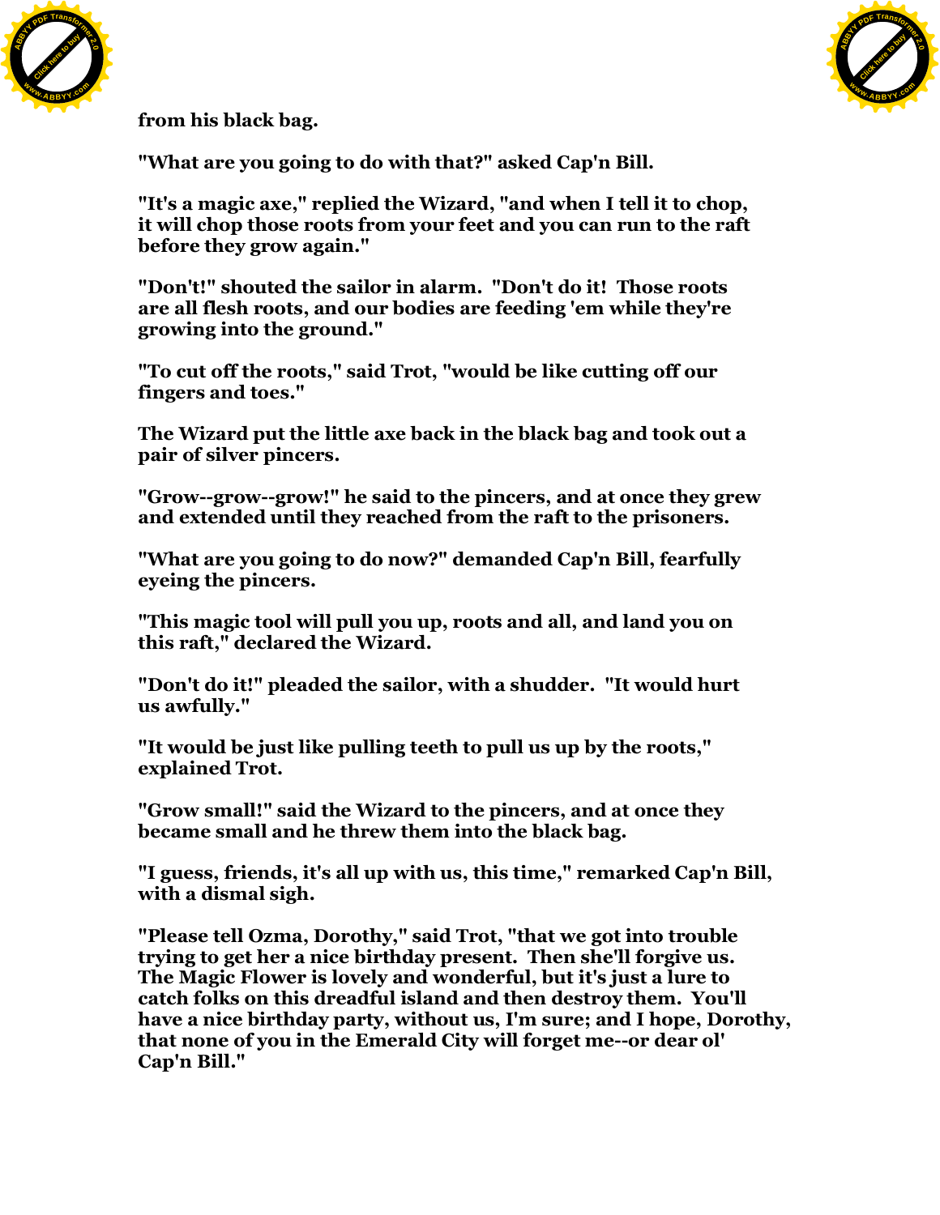from his black bag.

"What are you going to do with that?" asked Cap'n Bill.

"It's a magic axe," replied the Wizard, "and when I tell it to chop, it will chop those roots from your feet and you can run to the raft before they grow again."

"Don't!" shouted the sailor in alarm. "Don't do it! Those roots are all flesh roots, and our bodies are feeding 'em while they're growing into the ground."

"To cut off the roots," said Trot, "would be like cutting off our fingers and toes."

The Wizard put the little axe back in the black bag and took out a pair of silver pincers.

"Grow--grow--grow!" he said to the pincers, and at once they grew and extended until they reached from the raft to the prisoners.

"What are you going to do now?" demanded Cap'n Bill, fearfully eyeing the pincers.

"This magic tool will pull you up, roots and all, and land you on this raft," declared the Wizard.

"Don't do it!" pleaded the sailor, with a shudder. "It would hurt us awfully."

"It would be just like pulling teeth to pull us up by the roots," explained Trot.

"Grow small!" said the Wizard to the pincers, and at once they became small and he threw them into the black bag.

"I guess, friends, it's all up with us, this time," remarked Cap'n Bill, with a dismal sigh.

"Please tell Ozma, Dorothy," said Trot, "that we got into trouble trying to get her a nice birthday present. Then she'll forgive us. The Magic Flower is lovely and wonderful, but it's just a lure to catch folks on this dreadful island and then destroy them. You'll have a nice birthday party, without us, I'm sure; and I hope, Dorothy, that none of you in the Emerald City will forget me--or dear ol' Cap'n Bill."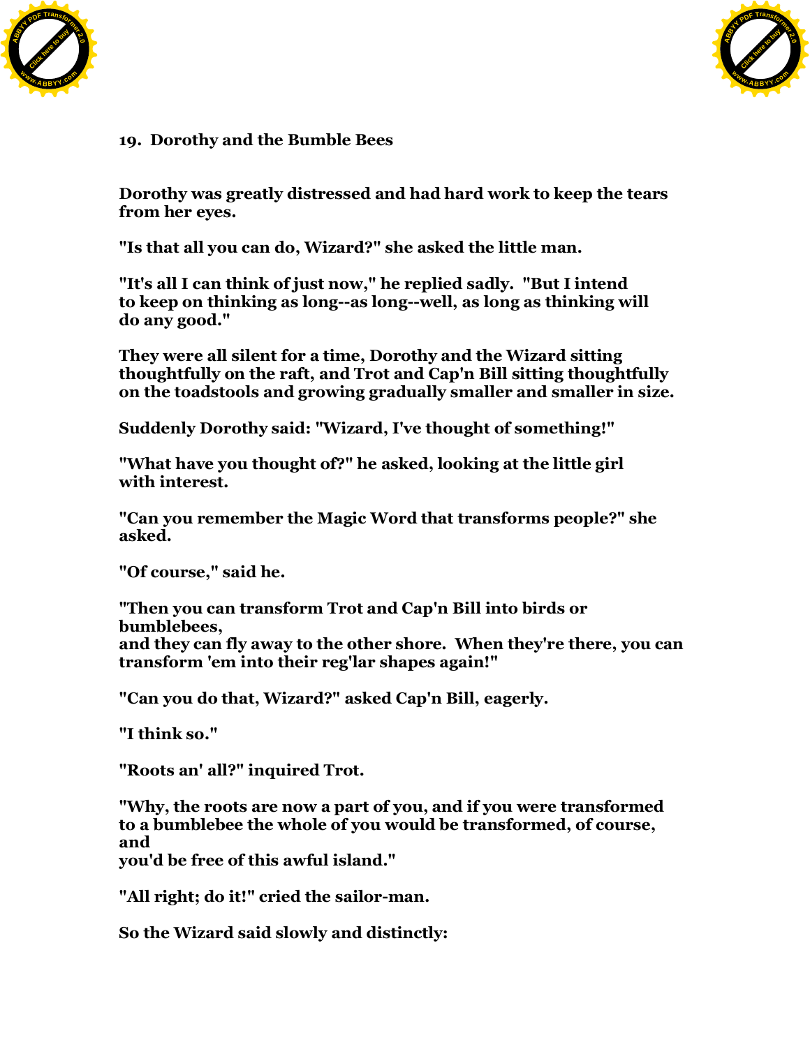## 19. Dorothy and the Bumble Bees

Dorothy was greatly distressed and had hard work to keep the tears from her eyes.

"Is that all you can do, Wizard?" she asked the little man.

"It's all I can think of just now," he replied sadly. "But I intend to keep on thinking as long--as long--well, as long as thinking will do any good."

They were all silent for a time, Dorothy and the Wizard sitting thoughtfully on the raft, and Trot and Cap'n Bill sitting thoughtfully on the toadstools and growing gradually smaller and smaller in size.

Suddenly Dorothy said: "Wizard, I've thought of something!"

"What have you thought of?" he asked, looking at the little girl with interest.

"Can you remember the Magic Word that transforms people?" she asked.

"Of course," said he.

"Then you can transform Trot and Cap'n Bill into birds or bumblebees, and they can fly away to the other shore. When they're there, you can transform 'em into their reg'lar shapes again!"

"Can you do that, Wizard?" asked Cap'n Bill, eagerly.

"I think so."

"Roots an' all?" inquired Trot.

"Why, the roots are now a part of you, and if you were transformed to a bumblebee the whole of you would be transformed, of course, and you'd be free of this awful island."

"All right; do it!" cried the sailor-man.

So the Wizard said slowly and distinctly: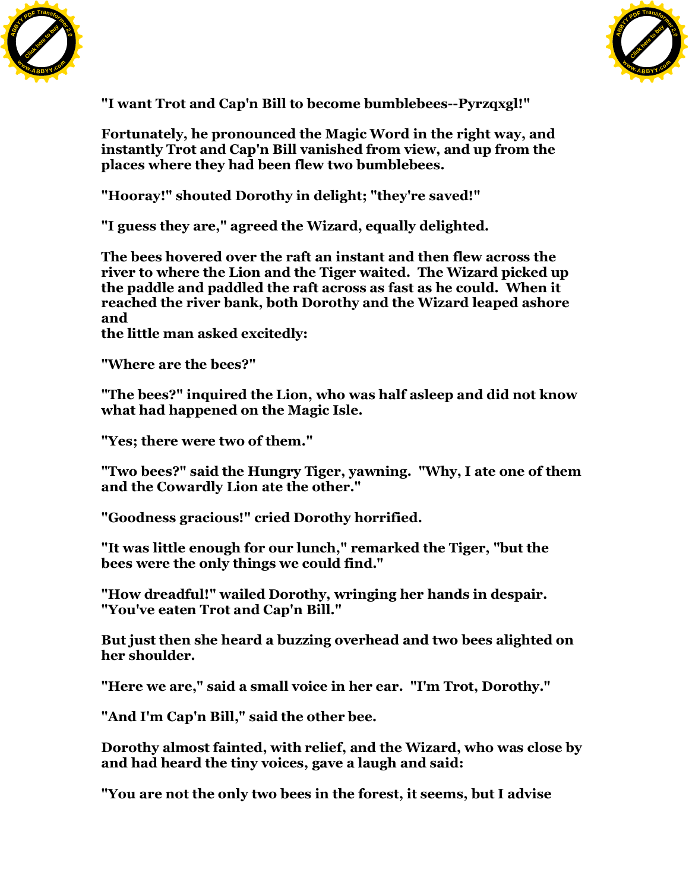"I want Trot and Cap'n Bill to become bumblebees--Pyrzqxgl!"

Fortunately, he pronounced the Magic Word in the right way, and instantly Trot and Cap'n Bill vanished from view, and up from the places where they had been flew two bumblebees.

"Hooray!" shouted Dorothy in delight; "they're saved!"

"I guess they are," agreed the Wizard, equally delighted.

The bees hovered over the raft an instant and then flew across the river to where the Lion and the Tiger waited. The Wizard picked up the paddle and paddled the raft across as fast as he could. When it reached the river bank, both Dorothy and the Wizard leaped ashore and the little man asked excitedly:

"Where are the bees?"

"The bees?" inquired the Lion, who was half asleep and did not know what had happened on the Magic Isle.

"Yes; there were two of them."

"Two bees?" said the Hungry Tiger, yawning. "Why, I ate one of them and the Cowardly Lion ate the other."

"Goodness gracious!" cried Dorothy horrified.

"It was little enough for our lunch," remarked the Tiger, "but the bees were the only things we could find."

"How dreadful!" wailed Dorothy, wringing her hands in despair. "You've eaten Trot and Cap'n Bill."

But just then she heard a buzzing overhead and two bees alighted on her shoulder.

"Here we are," said a small voice in her ear. "I'm Trot, Dorothy."

"And I'm Cap'n Bill," said the other bee.

Dorothy almost fainted, with relief, and the Wizard, who was close by and had heard the tiny voices, gave a laugh and said:

"You are not the only two bees in the forest, it seems, but I advise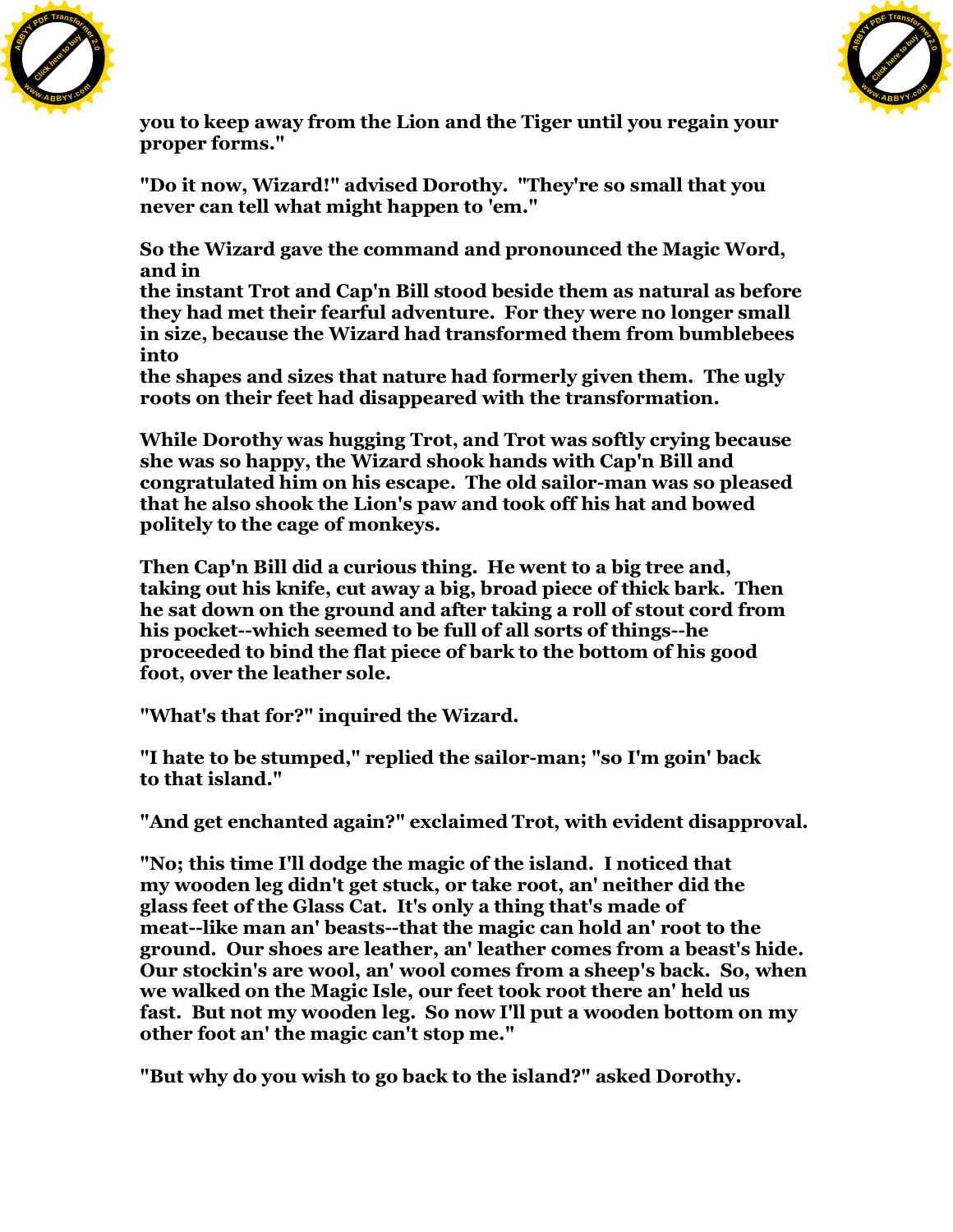you to keep away from the Lion and the Tiger until you regain your proper forms."

"Do it now, Wizard!" advised Dorothy. "They're so small that you never can tell what might happen to 'em."

So the Wizard gave the command and pronounced the Magic Word, and in the instant Trot and Cap'n Bill stood beside them as natural as before they had met their fearful adventure. For they were no longer small in size, because the Wizard had transformed them from bumblebees into the shapes and sizes that nature had formerly given them. The ugly roots on their feet had disappeared with the transformation.

While Dorothy was hugging Trot, and Trot was softly crying because she was so happy, the Wizard shook hands with Cap'n Bill and congratulated him on his escape. The old sailor-man was so pleased that he also shook the Lion's paw and took off his hat and bowed politely to the cage of monkeys.

Then Cap'n Bill did a curious thing. He went to a big tree and, taking out his knife, cut away a big, broad piece of thick bark. Then he sat down on the ground and after taking a roll of stout cord from his pocket--which seemed to be full of all sorts of things--he proceeded to bind the flat piece of bark to the bottom of his good foot, over the leather sole.

"What's that for?" inquired the Wizard.

"I hate to be stumped," replied the sailor-man; "so I'm goin' back to that island."

"And get enchanted again?" exclaimed Trot, with evident disapproval.

"No; this time I'll dodge the magic of the island. I noticed that my wooden leg didn't get stuck, or take root, an' neither did the glass feet of the Glass Cat. It's only a thing that's made of meat--like man an' beasts--that the magic can hold an' root to the ground. Our shoes are leather, an' leather comes from a beast's hide. Our stockin's are wool, an' wool comes from a sheep's back. So, when we walked on the Magic Isle, our feet took root there an' held us fast. But not my wooden leg. So now I'll put a wooden bottom on my other foot an' the magic can't stop me."

"But why do you wish to go back to the island?" asked Dorothy.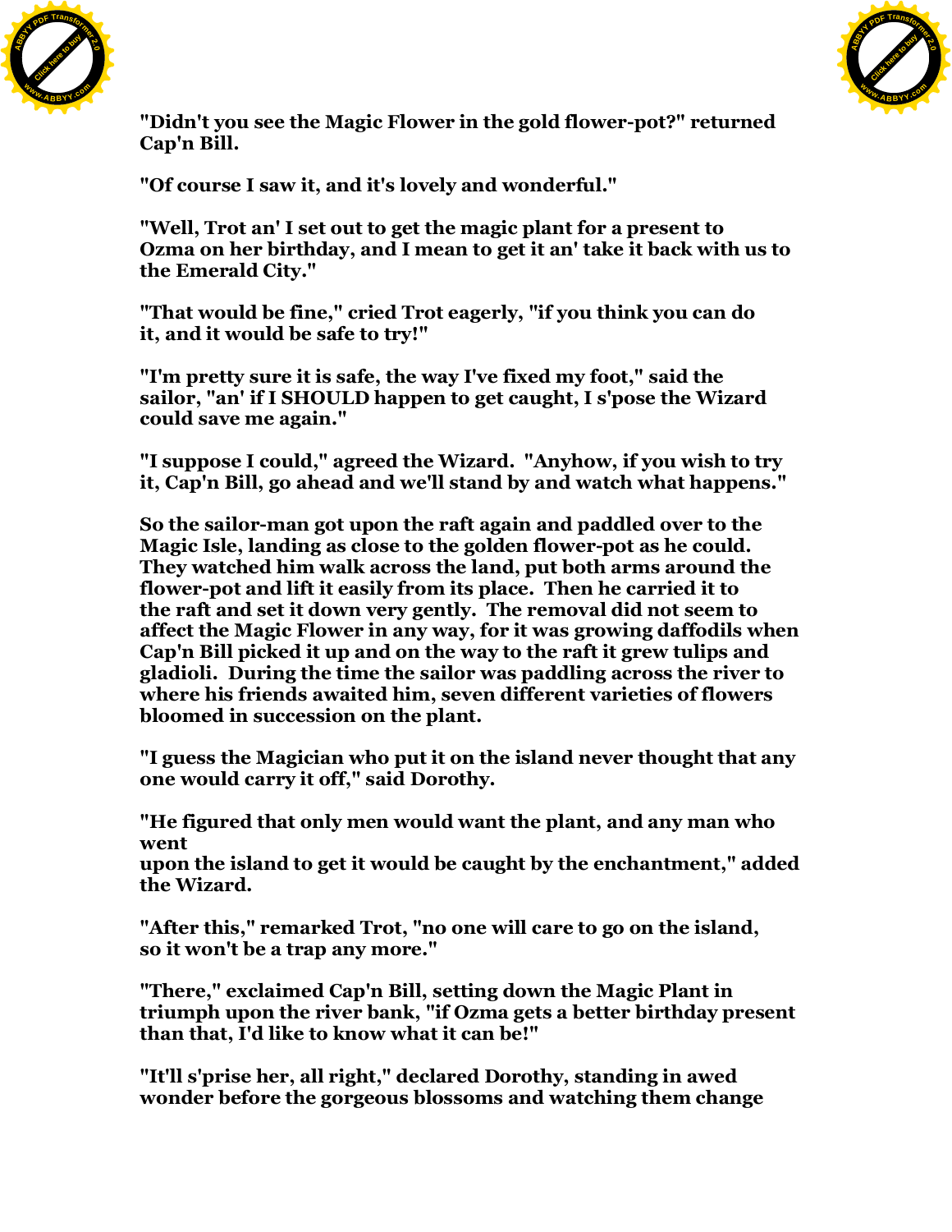"Didn't you see the Magic Flower in the gold flower-pot?" returned Cap'n Bill.

"Of course I saw it, and it's lovely and wonderful."

"Well, Trot an' I set out to get the magic plant for a present to Ozma on her birthday, and I mean to get it an' take it back with us to the Emerald City."

"That would be fine," cried Trot eagerly, "if you think you can do it, and it would be safe to try!"

"I'm pretty sure it is safe, the way I've fixed my foot," said the sailor, "an' if I SHOULD happen to get caught, I s'pose the Wizard could save me again."

"I suppose I could," agreed the Wizard. "Anyhow, if you wish to try it, Cap'n Bill, go ahead and we'll stand by and watch what happens."

So the sailor-man got upon the raft again and paddled over to the Magic Isle, landing as close to the golden flower-pot as he could. They watched him walk across the land, put both arms around the flower-pot and lift it easily from its place. Then he carried it to the raft and set it down very gently. The removal did not seem to affect the Magic Flower in any way, for it was growing daffodils when Cap'n Bill picked it up and on the way to the raft it grew tulips and gladioli. During the time the sailor was paddling across the river to where his friends awaited him, seven different varieties of flowers bloomed in succession on the plant.

"I guess the Magician who put it on the island never thought that any one would carry it off," said Dorothy.

"He figured that only men would want the plant, and any man who went upon the island to get it would be caught by the enchantment," added the Wizard.

"After this," remarked Trot, "no one will care to go on the island, so it won't be a trap any more."

"There," exclaimed Cap'n Bill, setting down the Magic Plant in triumph upon the river bank, "if Ozma gets a better birthday present than that, I'd like to know what it can be!"

"It'll s'prise her, all right," declared Dorothy, standing in awed wonder before the gorgeous blossoms and watching them change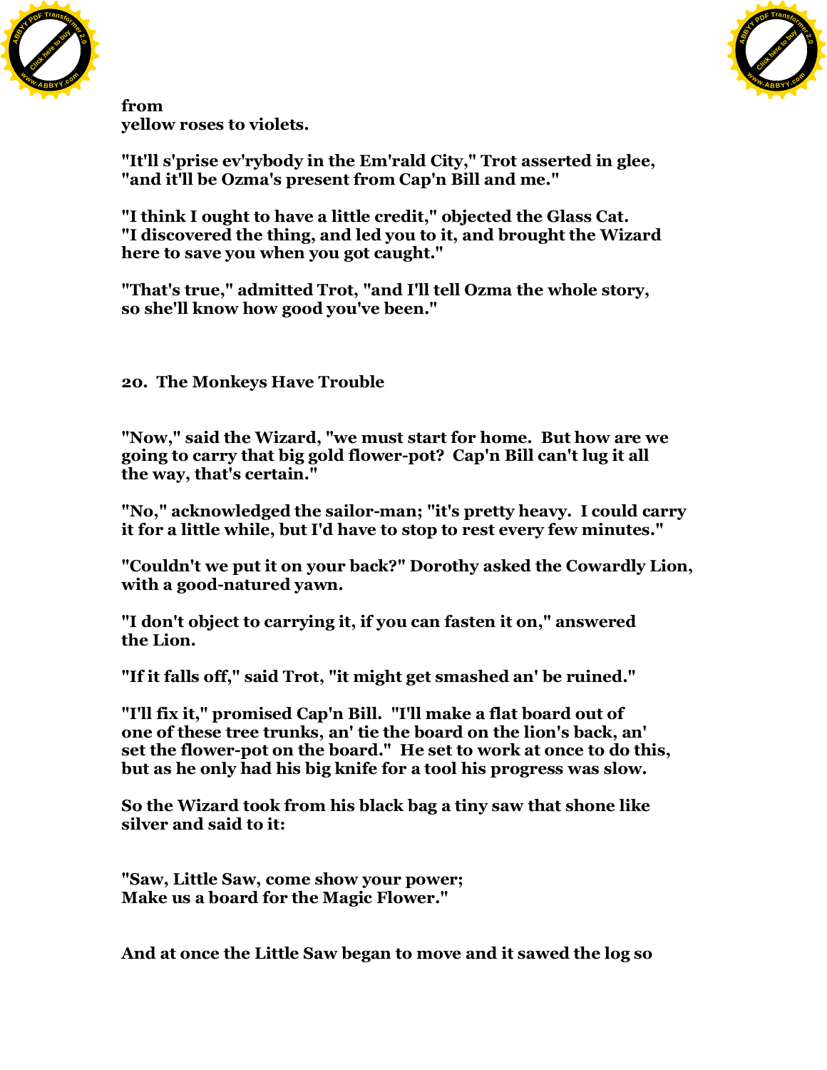from
yellow roses to violets.

"It'll s'prise ev'rybody in the Em'rald City," Trot asserted in glee, "and it'll be Ozma's present from Cap'n Bill and me."

"I think I ought to have a little credit," objected the Glass Cat. "I discovered the thing, and led you to it, and brought the Wizard here to save you when you got caught."

"That's true," admitted Trot, "and I'll tell Ozma the whole story, so she'll know how good you've been."

## 20. The Monkeys Have Trouble

"Now," said the Wizard, "we must start for home. But how are we going to carry that big gold flower-pot? Cap'n Bill can't lug it all the way, that's certain."

"No," acknowledged the sailor-man; "it's pretty heavy. I could carry it for a little while, but I'd have to stop to rest every few minutes."

"Couldn't we put it on your back?" Dorothy asked the Cowardly Lion, with a good-natured yawn.

"I don't object to carrying it, if you can fasten it on," answered the Lion.

"If it falls off," said Trot, "it might get smashed an' be ruined."

"I'll fix it," promised Cap'n Bill. "I'll make a flat board out of one of these tree trunks, an' tie the board on the lion's back, an' set the flower-pot on the board." He set to work at once to do this, but as he only had his big knife for a tool his progress was slow.

So the Wizard took from his black bag a tiny saw that shone like silver and said to it:

"Saw, Little Saw, come show your power;
Make us a board for the Magic Flower."

And at once the Little Saw began to move and it sawed the log so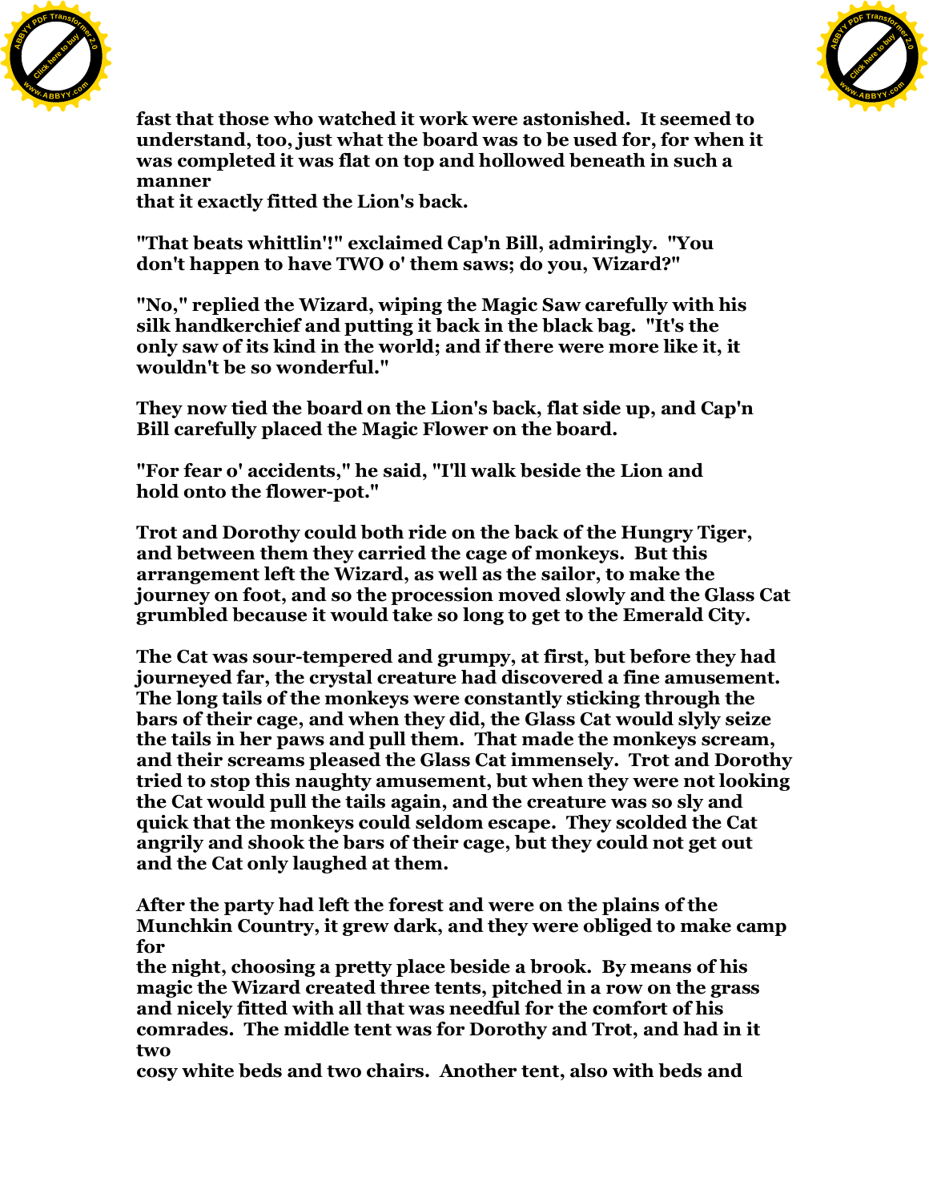fast that those who watched it work were astonished. It seemed to understand, too, just what the board was to be used for, for when it was completed it was flat on top and hollowed beneath in such a manner that it exactly fitted the Lion's back.

"That beats whittlin'!" exclaimed Cap'n Bill, admiringly. "You don't happen to have TWO o' them saws; do you, Wizard?"

"No," replied the Wizard, wiping the Magic Saw carefully with his silk handkerchief and putting it back in the black bag. "It's the only saw of its kind in the world; and if there were more like it, it wouldn't be so wonderful."

They now tied the board on the Lion's back, flat side up, and Cap'n Bill carefully placed the Magic Flower on the board.

"For fear o' accidents," he said, "I'll walk beside the Lion and hold onto the flower-pot."

Trot and Dorothy could both ride on the back of the Hungry Tiger, and between them they carried the cage of monkeys. But this arrangement left the Wizard, as well as the sailor, to make the journey on foot, and so the procession moved slowly and the Glass Cat grumbled because it would take so long to get to the Emerald City.

The Cat was sour-tempered and grumpy, at first, but before they had journeyed far, the crystal creature had discovered a fine amusement. The long tails of the monkeys were constantly sticking through the bars of their cage, and when they did, the Glass Cat would slyly seize the tails in her paws and pull them. That made the monkeys scream, and their screams pleased the Glass Cat immensely. Trot and Dorothy tried to stop this naughty amusement, but when they were not looking the Cat would pull the tails again, and the creature was so sly and quick that the monkeys could seldom escape. They scolded the Cat angrily and shook the bars of their cage, but they could not get out and the Cat only laughed at them.

After the party had left the forest and were on the plains of the Munchkin Country, it grew dark, and they were obliged to make camp for the night, choosing a pretty place beside a brook. By means of his magic the Wizard created three tents, pitched in a row on the grass and nicely fitted with all that was needful for the comfort of his comrades. The middle tent was for Dorothy and Trot, and had in it two cosy white beds and two chairs. Another tent, also with beds and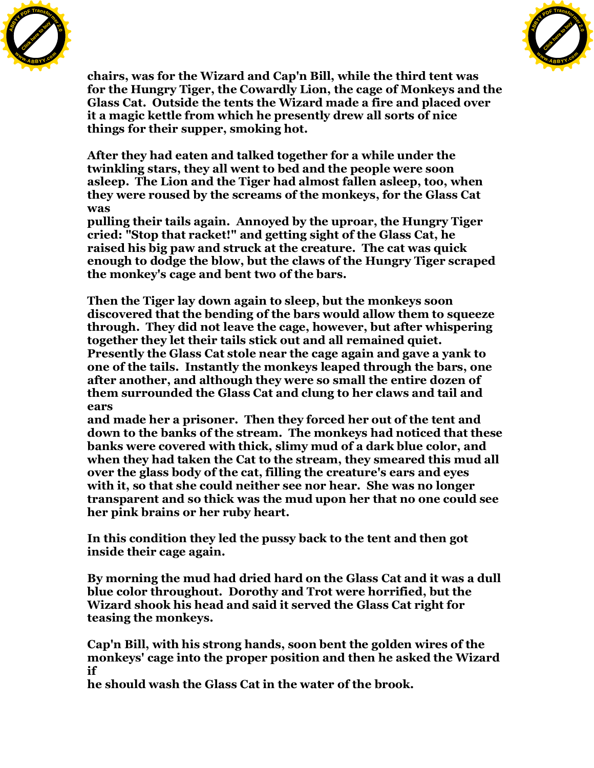chairs, was for the Wizard and Cap'n Bill, while the third tent was for the Hungry Tiger, the Cowardly Lion, the cage of Monkeys and the Glass Cat. Outside the tents the Wizard made a fire and placed over it a magic kettle from which he presently drew all sorts of nice things for their supper, smoking hot.

After they had eaten and talked together for a while under the twinkling stars, they all went to bed and the people were soon asleep. The Lion and the Tiger had almost fallen asleep, too, when they were roused by the screams of the monkeys, for the Glass Cat was pulling their tails again. Annoyed by the uproar, the Hungry Tiger cried: "Stop that racket!" and getting sight of the Glass Cat, he raised his big paw and struck at the creature. The cat was quick enough to dodge the blow, but the claws of the Hungry Tiger scraped the monkey's cage and bent two of the bars.

Then the Tiger lay down again to sleep, but the monkeys soon discovered that the bending of the bars would allow them to squeeze through. They did not leave the cage, however, but after whispering together they let their tails stick out and all remained quiet. Presently the Glass Cat stole near the cage again and gave a yank to one of the tails. Instantly the monkeys leaped through the bars, one after another, and although they were so small the entire dozen of them surrounded the Glass Cat and clung to her claws and tail and ears and made her a prisoner. Then they forced her out of the tent and down to the banks of the stream. The monkeys had noticed that these banks were covered with thick, slimy mud of a dark blue color, and when they had taken the Cat to the stream, they smeared this mud all over the glass body of the cat, filling the creature's ears and eyes with it, so that she could neither see nor hear. She was no longer transparent and so thick was the mud upon her that no one could see her pink brains or her ruby heart.

In this condition they led the pussy back to the tent and then got inside their cage again.

By morning the mud had dried hard on the Glass Cat and it was a dull blue color throughout. Dorothy and Trot were horrified, but the Wizard shook his head and said it served the Glass Cat right for teasing the monkeys.

Cap'n Bill, with his strong hands, soon bent the golden wires of the monkeys' cage into the proper position and then he asked the Wizard if he should wash the Glass Cat in the water of the brook.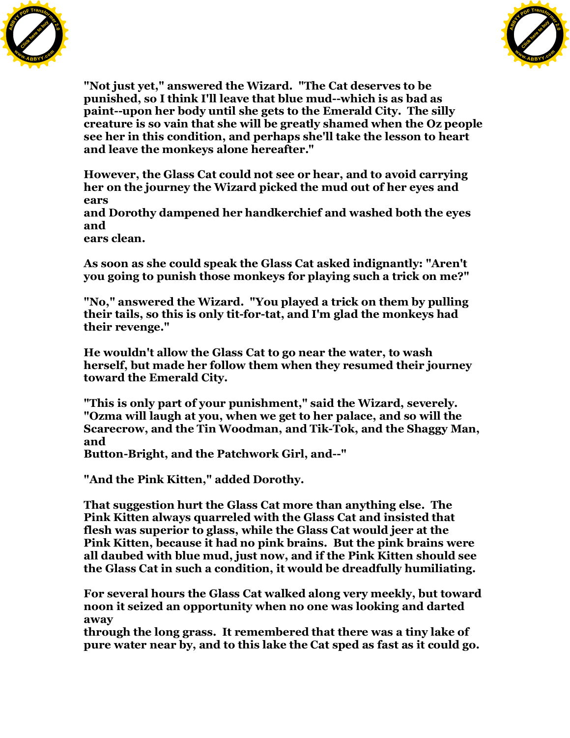"Not just yet," answered the Wizard. "The Cat deserves to be punished, so I think I'll leave that blue mud--which is as bad as paint--upon her body until she gets to the Emerald City. The silly creature is so vain that she will be greatly shamed when the Oz people see her in this condition, and perhaps she'll take the lesson to heart and leave the monkeys alone hereafter."

However, the Glass Cat could not see or hear, and to avoid carrying her on the journey the Wizard picked the mud out of her eyes and ears and Dorothy dampened her handkerchief and washed both the eyes and ears clean.

As soon as she could speak the Glass Cat asked indignantly: "Aren't you going to punish those monkeys for playing such a trick on me?"

"No," answered the Wizard. "You played a trick on them by pulling their tails, so this is only tit-for-tat, and I'm glad the monkeys had their revenge."

He wouldn't allow the Glass Cat to go near the water, to wash herself, but made her follow them when they resumed their journey toward the Emerald City.

"This is only part of your punishment," said the Wizard, severely. "Ozma will laugh at you, when we get to her palace, and so will the Scarecrow, and the Tin Woodman, and Tik-Tok, and the Shaggy Man, and Button-Bright, and the Patchwork Girl, and--"

"And the Pink Kitten," added Dorothy.

That suggestion hurt the Glass Cat more than anything else. The Pink Kitten always quarreled with the Glass Cat and insisted that flesh was superior to glass, while the Glass Cat would jeer at the Pink Kitten, because it had no pink brains. But the pink brains were all daubed with blue mud, just now, and if the Pink Kitten should see the Glass Cat in such a condition, it would be dreadfully humiliating.

For several hours the Glass Cat walked along very meekly, but toward noon it seized an opportunity when no one was looking and darted away through the long grass. It remembered that there was a tiny lake of pure water near by, and to this lake the Cat sped as fast as it could go.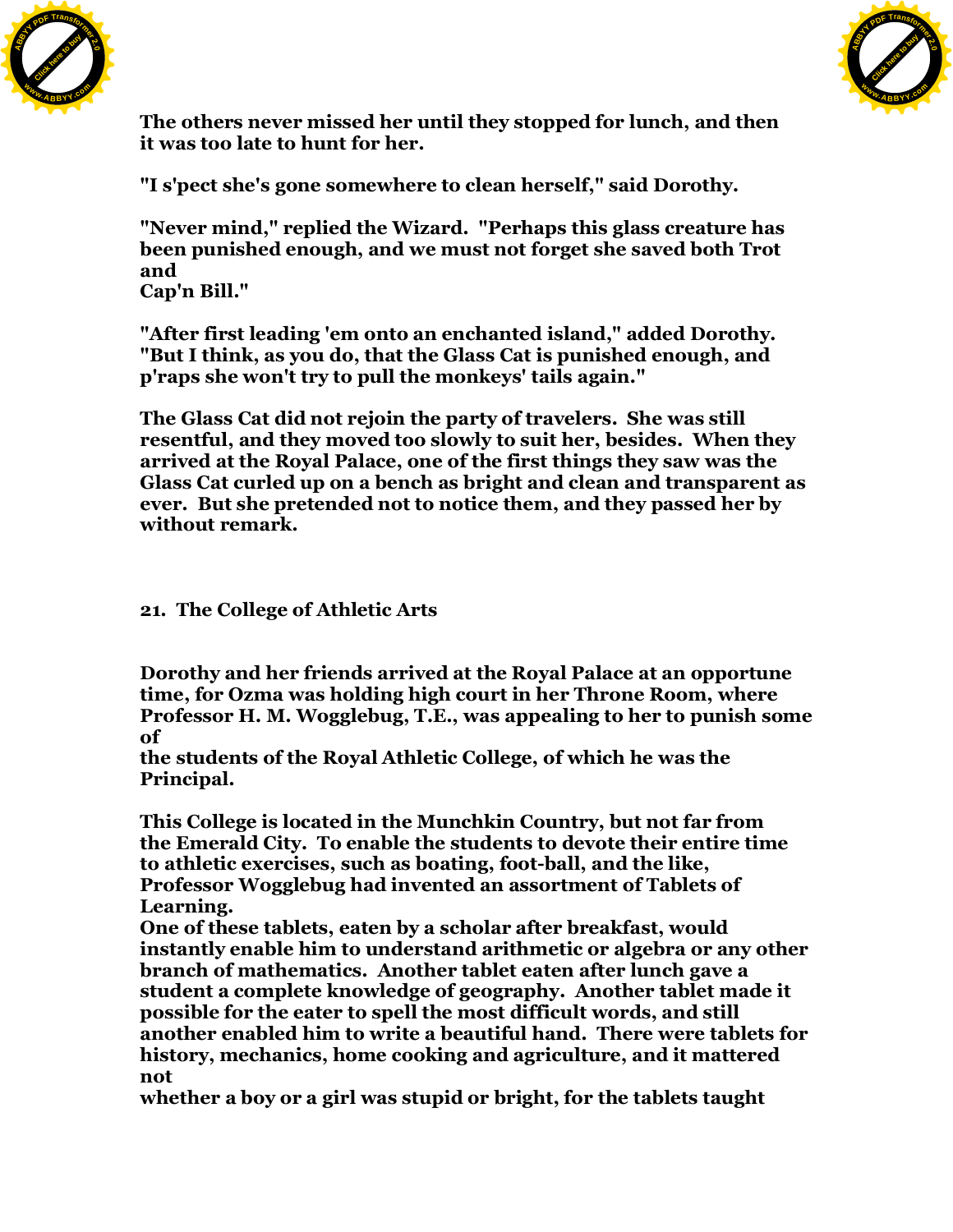The others never missed her until they stopped for lunch, and then it was too late to hunt for her.

"I s'pect she's gone somewhere to clean herself," said Dorothy.

"Never mind," replied the Wizard. "Perhaps this glass creature has been punished enough, and we must not forget she saved both Trot and Cap'n Bill."

"After first leading 'em onto an enchanted island," added Dorothy. "But I think, as you do, that the Glass Cat is punished enough, and p'raps she won't try to pull the monkeys' tails again."

The Glass Cat did not rejoin the party of travelers. She was still resentful, and they moved too slowly to suit her, besides. When they arrived at the Royal Palace, one of the first things they saw was the Glass Cat curled up on a bench as bright and clean and transparent as ever. But she pretended not to notice them, and they passed her by without remark.

## 21. The College of Athletic Arts

Dorothy and her friends arrived at the Royal Palace at an opportune time, for Ozma was holding high court in her Throne Room, where Professor H. M. Wogglebug, T.E., was appealing to her to punish some of the students of the Royal Athletic College, of which he was the Principal.

This College is located in the Munchkin Country, but not far from the Emerald City. To enable the students to devote their entire time to athletic exercises, such as boating, foot-ball, and the like, Professor Wogglebug had invented an assortment of Tablets of Learning.
One of these tablets, eaten by a scholar after breakfast, would instantly enable him to understand arithmetic or algebra or any other branch of mathematics. Another tablet eaten after lunch gave a student a complete knowledge of geography. Another tablet made it possible for the eater to spell the most difficult words, and still another enabled him to write a beautiful hand. There were tablets for history, mechanics, home cooking and agriculture, and it mattered not whether a boy or a girl was stupid or bright, for the tablets taught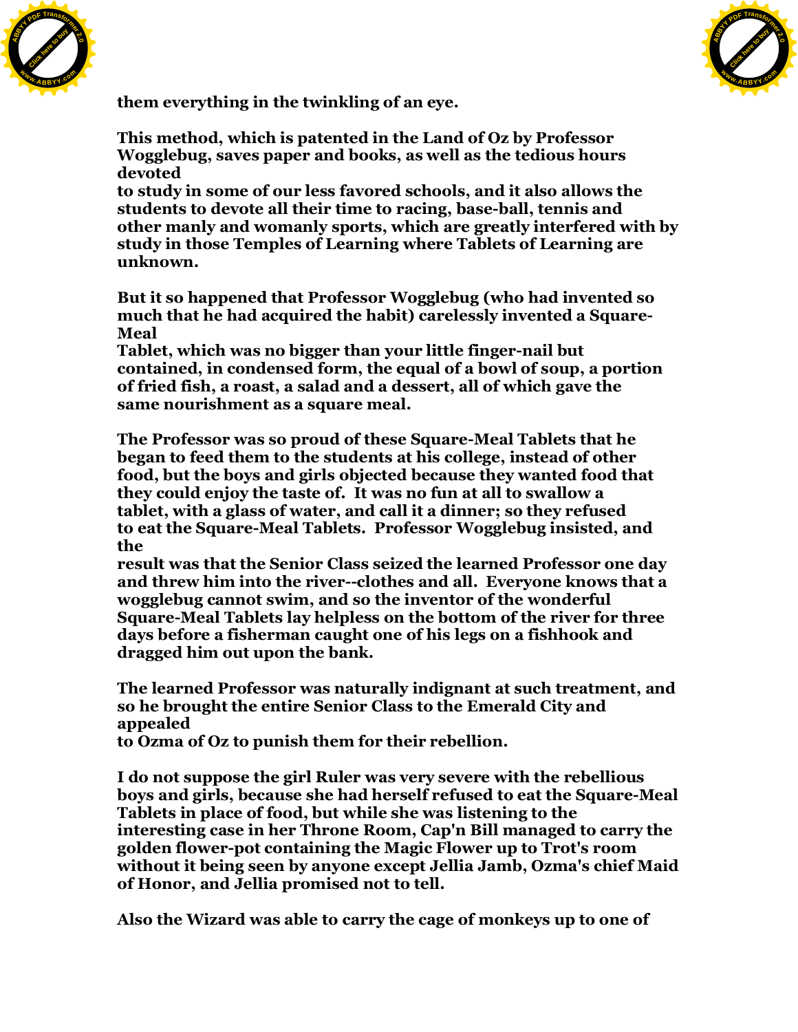them everything in the twinkling of an eye.

This method, which is patented in the Land of Oz by Professor Wogglebug, saves paper and books, as well as the tedious hours devoted to study in some of our less favored schools, and it also allows the students to devote all their time to racing, base-ball, tennis and other manly and womanly sports, which are greatly interfered with by study in those Temples of Learning where Tablets of Learning are unknown.

But it so happened that Professor Wogglebug (who had invented so much that he had acquired the habit) carelessly invented a Square-Meal Tablet, which was no bigger than your little finger-nail but contained, in condensed form, the equal of a bowl of soup, a portion of fried fish, a roast, a salad and a dessert, all of which gave the same nourishment as a square meal.

The Professor was so proud of these Square-Meal Tablets that he began to feed them to the students at his college, instead of other food, but the boys and girls objected because they wanted food that they could enjoy the taste of. It was no fun at all to swallow a tablet, with a glass of water, and call it a dinner; so they refused to eat the Square-Meal Tablets. Professor Wogglebug insisted, and the result was that the Senior Class seized the learned Professor one day and threw him into the river--clothes and all. Everyone knows that a wogglebug cannot swim, and so the inventor of the wonderful Square-Meal Tablets lay helpless on the bottom of the river for three days before a fisherman caught one of his legs on a fishhook and dragged him out upon the bank.

The learned Professor was naturally indignant at such treatment, and so he brought the entire Senior Class to the Emerald City and appealed to Ozma of Oz to punish them for their rebellion.

I do not suppose the girl Ruler was very severe with the rebellious boys and girls, because she had herself refused to eat the Square-Meal Tablets in place of food, but while she was listening to the interesting case in her Throne Room, Cap'n Bill managed to carry the golden flower-pot containing the Magic Flower up to Trot's room without it being seen by anyone except Jellia Jamb, Ozma's chief Maid of Honor, and Jellia promised not to tell.

Also the Wizard was able to carry the cage of monkeys up to one of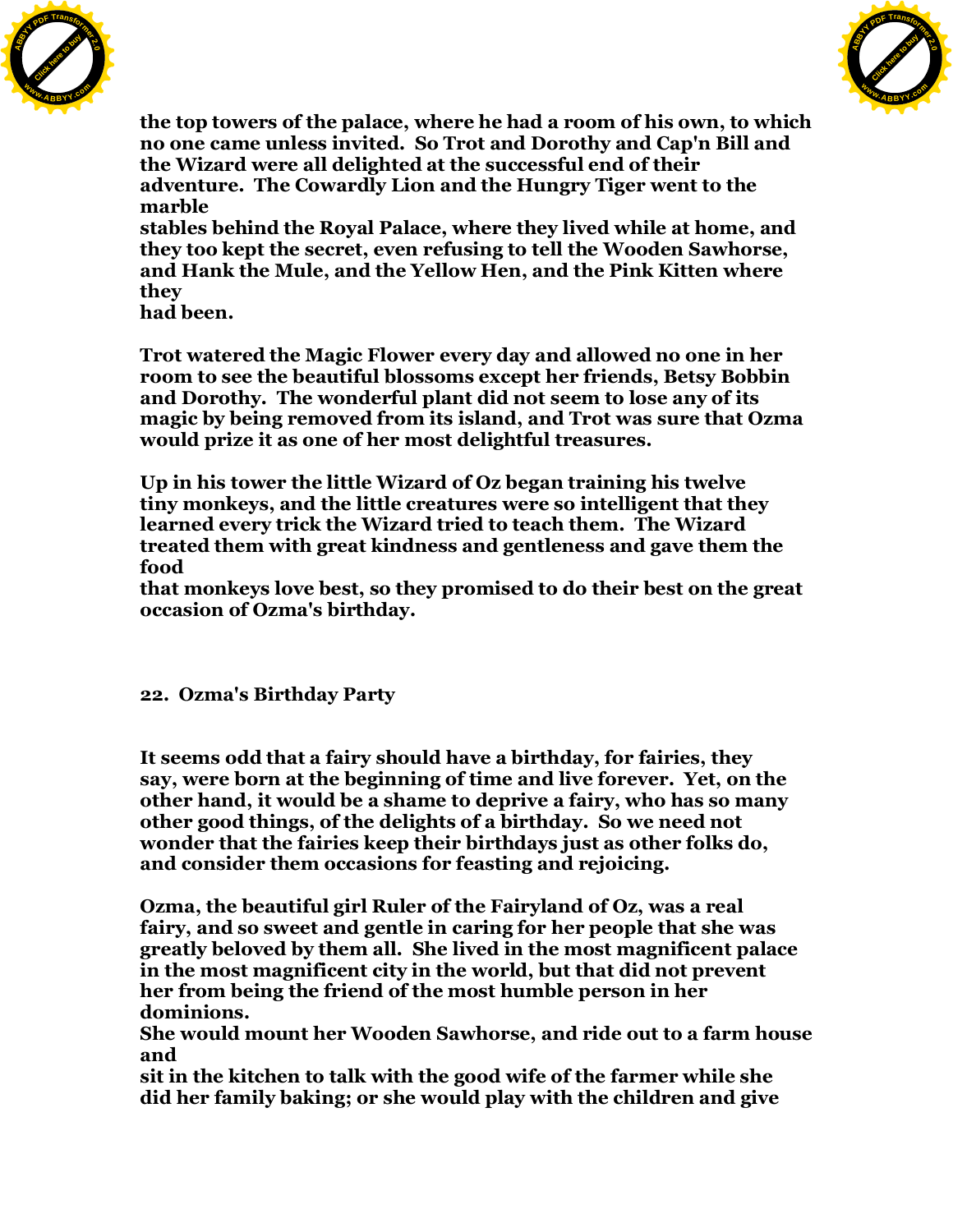the top towers of the palace, where he had a room of his own, to which no one came unless invited. So Trot and Dorothy and Cap'n Bill and the Wizard were all delighted at the successful end of their adventure. The Cowardly Lion and the Hungry Tiger went to the marble stables behind the Royal Palace, where they lived while at home, and they too kept the secret, even refusing to tell the Wooden Sawhorse, and Hank the Mule, and the Yellow Hen, and the Pink Kitten where they had been.

Trot watered the Magic Flower every day and allowed no one in her room to see the beautiful blossoms except her friends, Betsy Bobbin and Dorothy. The wonderful plant did not seem to lose any of its magic by being removed from its island, and Trot was sure that Ozma would prize it as one of her most delightful treasures.

Up in his tower the little Wizard of Oz began training his twelve tiny monkeys, and the little creatures were so intelligent that they learned every trick the Wizard tried to teach them. The Wizard treated them with great kindness and gentleness and gave them the food that monkeys love best, so they promised to do their best on the great occasion of Ozma's birthday.

## 22. Ozma's Birthday Party

It seems odd that a fairy should have a birthday, for fairies, they say, were born at the beginning of time and live forever. Yet, on the other hand, it would be a shame to deprive a fairy, who has so many other good things, of the delights of a birthday. So we need not wonder that the fairies keep their birthdays just as other folks do, and consider them occasions for feasting and rejoicing.

Ozma, the beautiful girl Ruler of the Fairyland of Oz, was a real fairy, and so sweet and gentle in caring for her people that she was greatly beloved by them all. She lived in the most magnificent palace in the most magnificent city in the world, but that did not prevent her from being the friend of the most humble person in her dominions. She would mount her Wooden Sawhorse, and ride out to a farm house and sit in the kitchen to talk with the good wife of the farmer while she did her family baking; or she would play with the children and give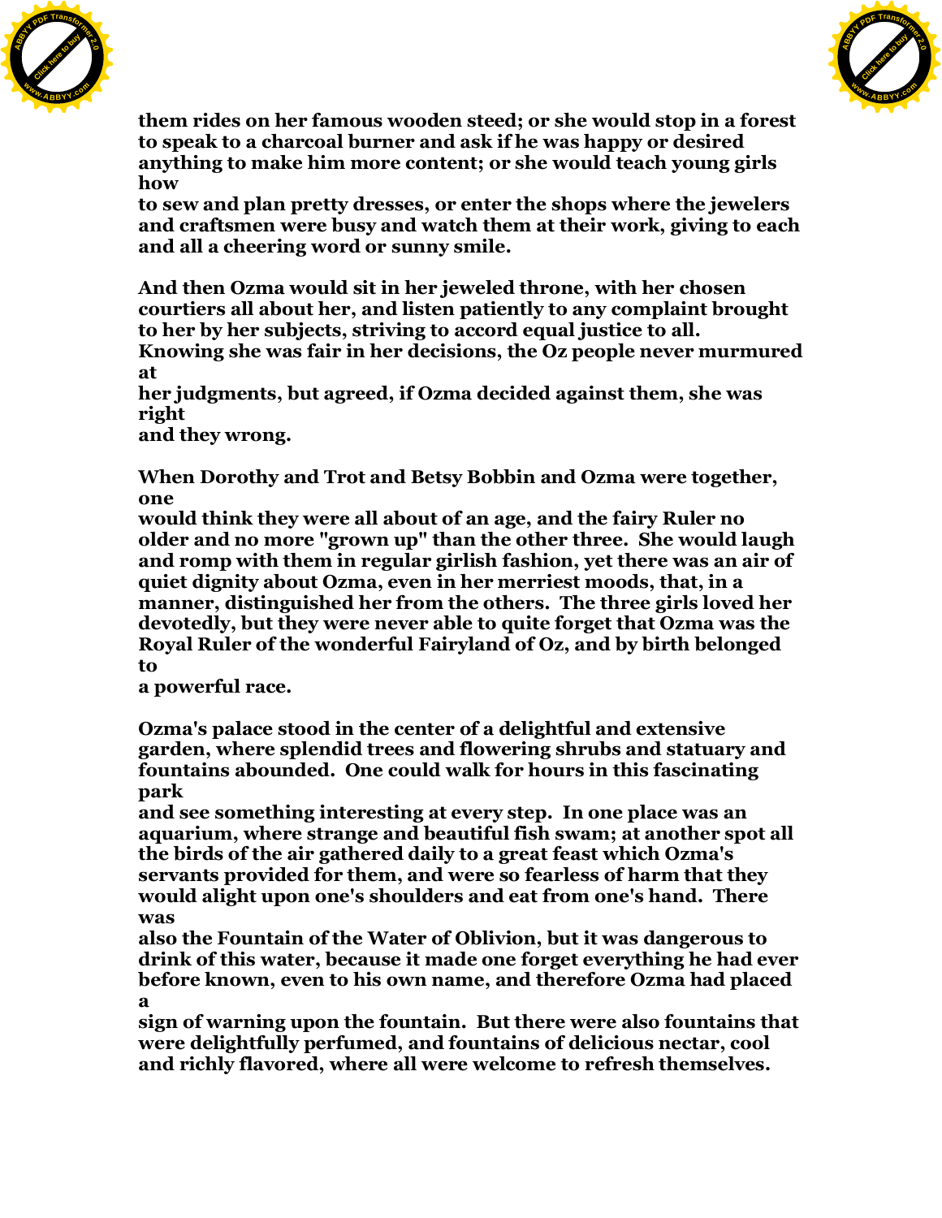them rides on her famous wooden steed; or she would stop in a forest to speak to a charcoal burner and ask if he was happy or desired anything to make him more content; or she would teach young girls how to sew and plan pretty dresses, or enter the shops where the jewelers and craftsmen were busy and watch them at their work, giving to each and all a cheering word or sunny smile.

And then Ozma would sit in her jeweled throne, with her chosen courtiers all about her, and listen patiently to any complaint brought to her by her subjects, striving to accord equal justice to all. Knowing she was fair in her decisions, the Oz people never murmured at her judgments, but agreed, if Ozma decided against them, she was right and they wrong.

When Dorothy and Trot and Betsy Bobbin and Ozma were together, one would think they were all about of an age, and the fairy Ruler no older and no more "grown up" than the other three. She would laugh and romp with them in regular girlish fashion, yet there was an air of quiet dignity about Ozma, even in her merriest moods, that, in a manner, distinguished her from the others. The three girls loved her devotedly, but they were never able to quite forget that Ozma was the Royal Ruler of the wonderful Fairyland of Oz, and by birth belonged to a powerful race.

Ozma's palace stood in the center of a delightful and extensive garden, where splendid trees and flowering shrubs and statuary and fountains abounded. One could walk for hours in this fascinating park and see something interesting at every step. In one place was an aquarium, where strange and beautiful fish swam; at another spot all the birds of the air gathered daily to a great feast which Ozma's servants provided for them, and were so fearless of harm that they would alight upon one's shoulders and eat from one's hand. There was also the Fountain of the Water of Oblivion, but it was dangerous to drink of this water, because it made one forget everything he had ever before known, even to his own name, and therefore Ozma had placed a sign of warning upon the fountain. But there were also fountains that were delightfully perfumed, and fountains of delicious nectar, cool and richly flavored, where all were welcome to refresh themselves.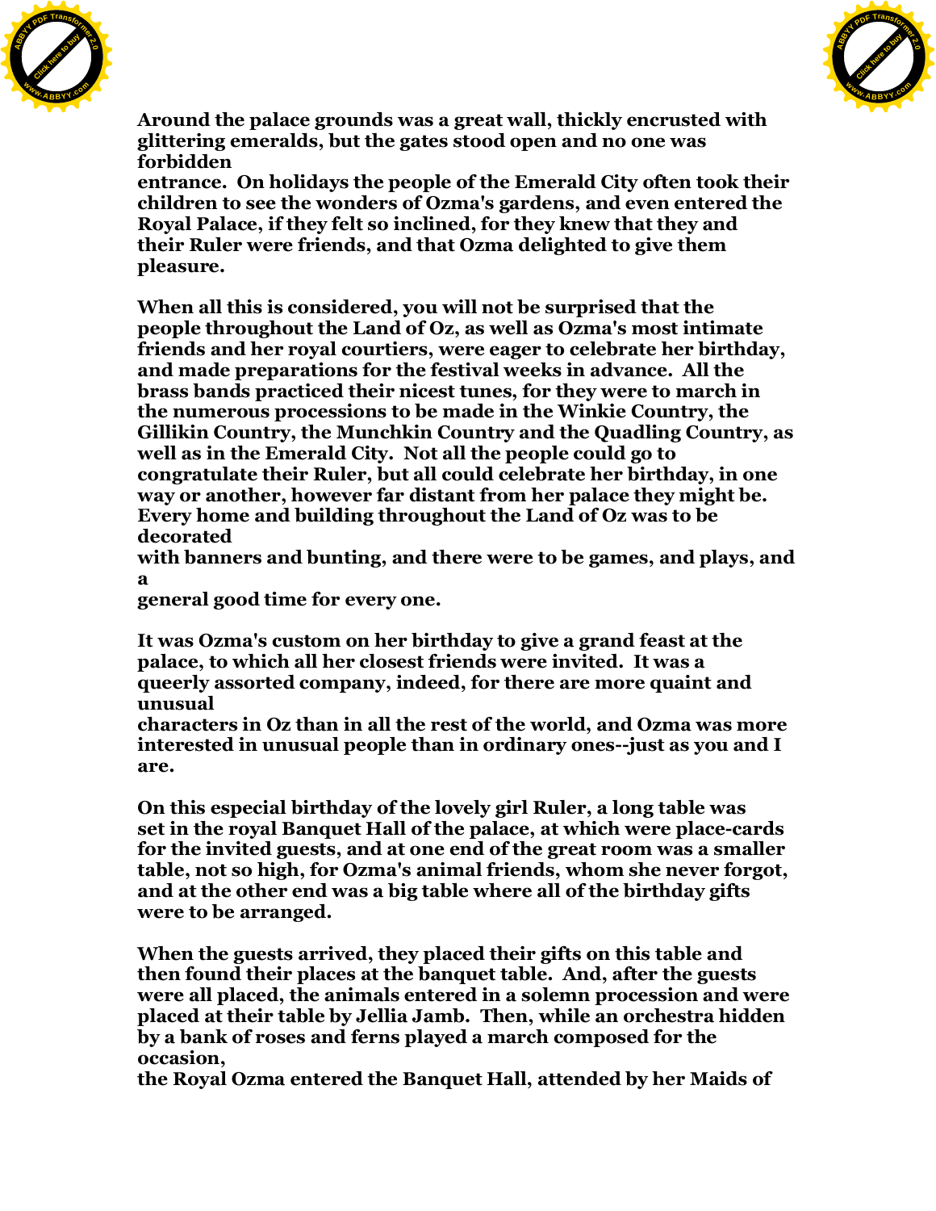Around the palace grounds was a great wall, thickly encrusted with glittering emeralds, but the gates stood open and no one was forbidden entrance. On holidays the people of the Emerald City often took their children to see the wonders of Ozma's gardens, and even entered the Royal Palace, if they felt so inclined, for they knew that they and their Ruler were friends, and that Ozma delighted to give them pleasure.

When all this is considered, you will not be surprised that the people throughout the Land of Oz, as well as Ozma's most intimate friends and her royal courtiers, were eager to celebrate her birthday, and made preparations for the festival weeks in advance. All the brass bands practiced their nicest tunes, for they were to march in the numerous processions to be made in the Winkie Country, the Gillikin Country, the Munchkin Country and the Quadling Country, as well as in the Emerald City. Not all the people could go to congratulate their Ruler, but all could celebrate her birthday, in one way or another, however far distant from her palace they might be. Every home and building throughout the Land of Oz was to be decorated with banners and bunting, and there were to be games, and plays, and a general good time for every one.

It was Ozma's custom on her birthday to give a grand feast at the palace, to which all her closest friends were invited. It was a queerly assorted company, indeed, for there are more quaint and unusual characters in Oz than in all the rest of the world, and Ozma was more interested in unusual people than in ordinary ones--just as you and I are.

On this especial birthday of the lovely girl Ruler, a long table was set in the royal Banquet Hall of the palace, at which were place-cards for the invited guests, and at one end of the great room was a smaller table, not so high, for Ozma's animal friends, whom she never forgot, and at the other end was a big table where all of the birthday gifts were to be arranged.

When the guests arrived, they placed their gifts on this table and then found their places at the banquet table. And, after the guests were all placed, the animals entered in a solemn procession and were placed at their table by Jellia Jamb. Then, while an orchestra hidden by a bank of roses and ferns played a march composed for the occasion, the Royal Ozma entered the Banquet Hall, attended by her Maids of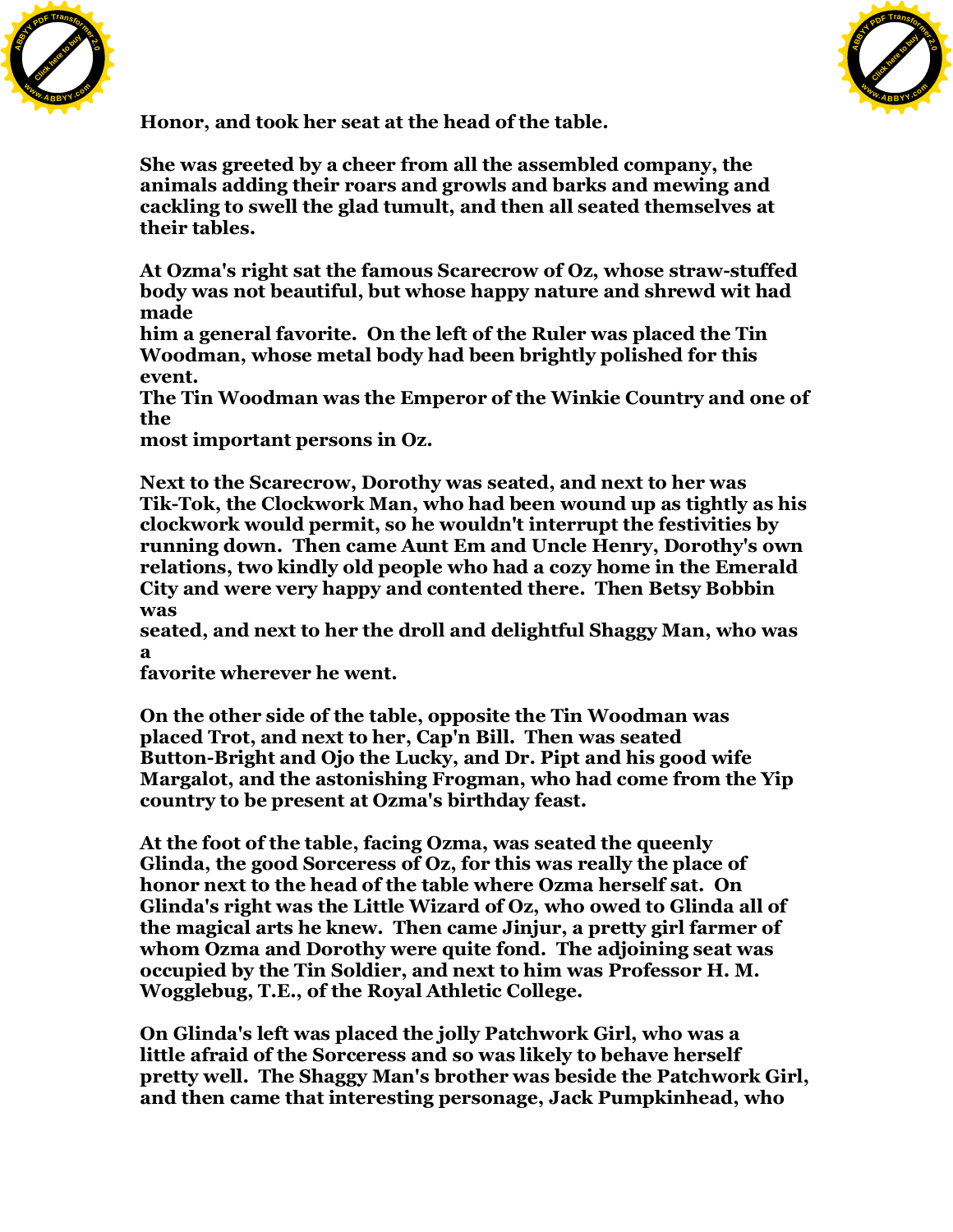Honor, and took her seat at the head of the table.

She was greeted by a cheer from all the assembled company, the animals adding their roars and growls and barks and mewing and cackling to swell the glad tumult, and then all seated themselves at their tables.

At Ozma's right sat the famous Scarecrow of Oz, whose straw-stuffed body was not beautiful, but whose happy nature and shrewd wit had made him a general favorite. On the left of the Ruler was placed the Tin Woodman, whose metal body had been brightly polished for this event. The Tin Woodman was the Emperor of the Winkie Country and one of the most important persons in Oz.

Next to the Scarecrow, Dorothy was seated, and next to her was Tik-Tok, the Clockwork Man, who had been wound up as tightly as his clockwork would permit, so he wouldn't interrupt the festivities by running down. Then came Aunt Em and Uncle Henry, Dorothy's own relations, two kindly old people who had a cozy home in the Emerald City and were very happy and contented there. Then Betsy Bobbin was seated, and next to her the droll and delightful Shaggy Man, who was a favorite wherever he went.

On the other side of the table, opposite the Tin Woodman was placed Trot, and next to her, Cap'n Bill. Then was seated Button-Bright and Ojo the Lucky, and Dr. Pipt and his good wife Margalot, and the astonishing Frogman, who had come from the Yip country to be present at Ozma's birthday feast.

At the foot of the table, facing Ozma, was seated the queenly Glinda, the good Sorceress of Oz, for this was really the place of honor next to the head of the table where Ozma herself sat. On Glinda's right was the Little Wizard of Oz, who owed to Glinda all of the magical arts he knew. Then came Jinjur, a pretty girl farmer of whom Ozma and Dorothy were quite fond. The adjoining seat was occupied by the Tin Soldier, and next to him was Professor H. M. Wogglebug, T.E., of the Royal Athletic College.

On Glinda's left was placed the jolly Patchwork Girl, who was a little afraid of the Sorceress and so was likely to behave herself pretty well. The Shaggy Man's brother was beside the Patchwork Girl, and then came that interesting personage, Jack Pumpkinhead, who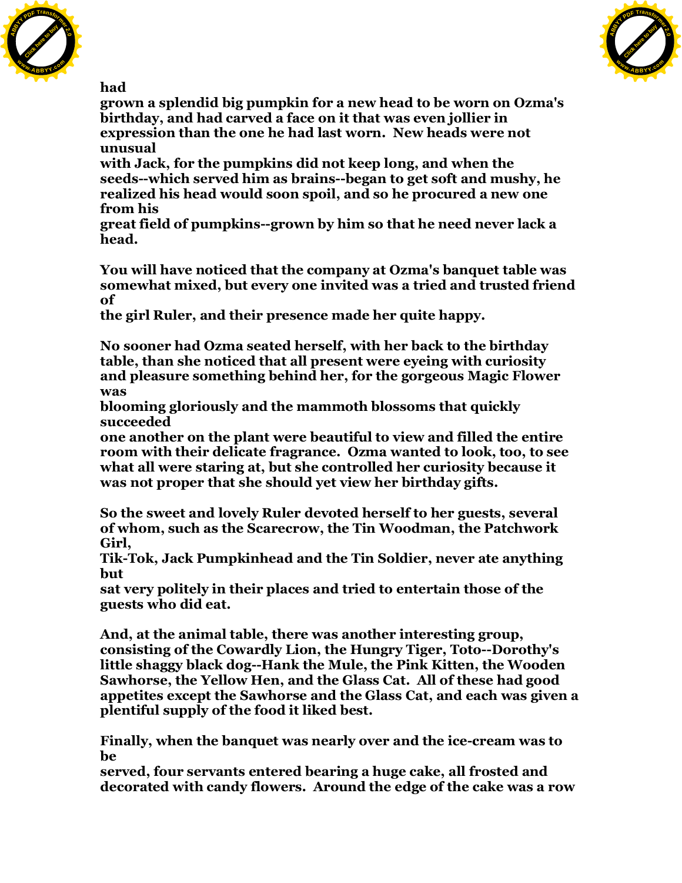had grown a splendid big pumpkin for a new head to be worn on Ozma's birthday, and had carved a face on it that was even jollier in expression than the one he had last worn. New heads were not unusual with Jack, for the pumpkins did not keep long, and when the seeds--which served him as brains--began to get soft and mushy, he realized his head would soon spoil, and so he procured a new one from his great field of pumpkins--grown by him so that he need never lack a head.

You will have noticed that the company at Ozma's banquet table was somewhat mixed, but every one invited was a tried and trusted friend of the girl Ruler, and their presence made her quite happy.

No sooner had Ozma seated herself, with her back to the birthday table, than she noticed that all present were eyeing with curiosity and pleasure something behind her, for the gorgeous Magic Flower was blooming gloriously and the mammoth blossoms that quickly succeeded one another on the plant were beautiful to view and filled the entire room with their delicate fragrance. Ozma wanted to look, too, to see what all were staring at, but she controlled her curiosity because it was not proper that she should yet view her birthday gifts.

So the sweet and lovely Ruler devoted herself to her guests, several of whom, such as the Scarecrow, the Tin Woodman, the Patchwork Girl, Tik-Tok, Jack Pumpkinhead and the Tin Soldier, never ate anything but sat very politely in their places and tried to entertain those of the guests who did eat.

And, at the animal table, there was another interesting group, consisting of the Cowardly Lion, the Hungry Tiger, Toto--Dorothy's little shaggy black dog--Hank the Mule, the Pink Kitten, the Wooden Sawhorse, the Yellow Hen, and the Glass Cat. All of these had good appetites except the Sawhorse and the Glass Cat, and each was given a plentiful supply of the food it liked best.

Finally, when the banquet was nearly over and the ice-cream was to be served, four servants entered bearing a huge cake, all frosted and decorated with candy flowers. Around the edge of the cake was a row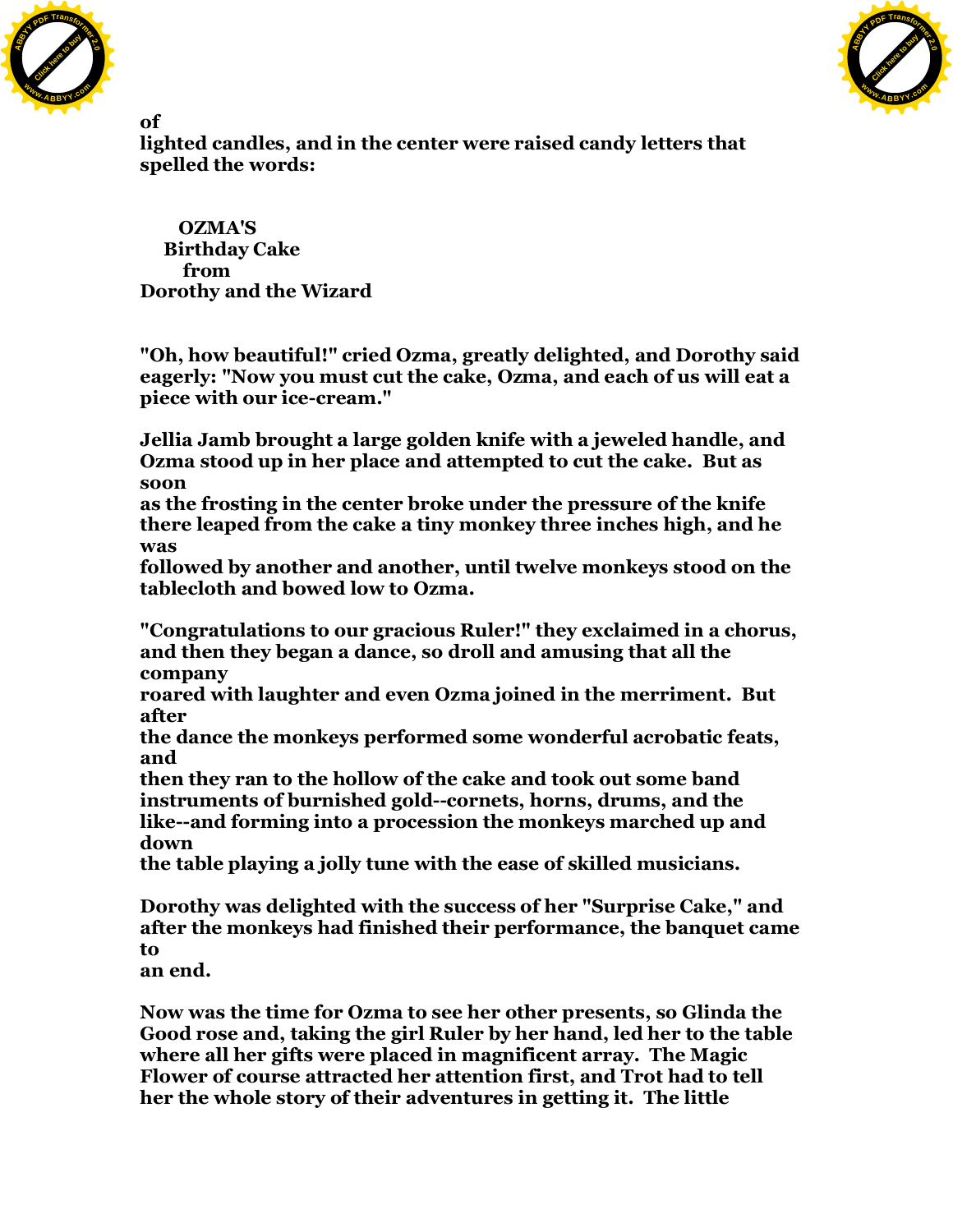of lighted candles, and in the center were raised candy letters that spelled the words:

OZMA'S
Birthday Cake
from
Dorothy and the Wizard

"Oh, how beautiful!" cried Ozma, greatly delighted, and Dorothy said eagerly: "Now you must cut the cake, Ozma, and each of us will eat a piece with our ice-cream."

Jellia Jamb brought a large golden knife with a jeweled handle, and Ozma stood up in her place and attempted to cut the cake. But as soon as the frosting in the center broke under the pressure of the knife there leaped from the cake a tiny monkey three inches high, and he was followed by another and another, until twelve monkeys stood on the tablecloth and bowed low to Ozma.

"Congratulations to our gracious Ruler!" they exclaimed in a chorus, and then they began a dance, so droll and amusing that all the company roared with laughter and even Ozma joined in the merriment. But after the dance the monkeys performed some wonderful acrobatic feats, and then they ran to the hollow of the cake and took out some band instruments of burnished gold--cornets, horns, drums, and the like--and forming into a procession the monkeys marched up and down the table playing a jolly tune with the ease of skilled musicians.

Dorothy was delighted with the success of her "Surprise Cake," and after the monkeys had finished their performance, the banquet came to an end.

Now was the time for Ozma to see her other presents, so Glinda the Good rose and, taking the girl Ruler by her hand, led her to the table where all her gifts were placed in magnificent array. The Magic Flower of course attracted her attention first, and Trot had to tell her the whole story of their adventures in getting it. The little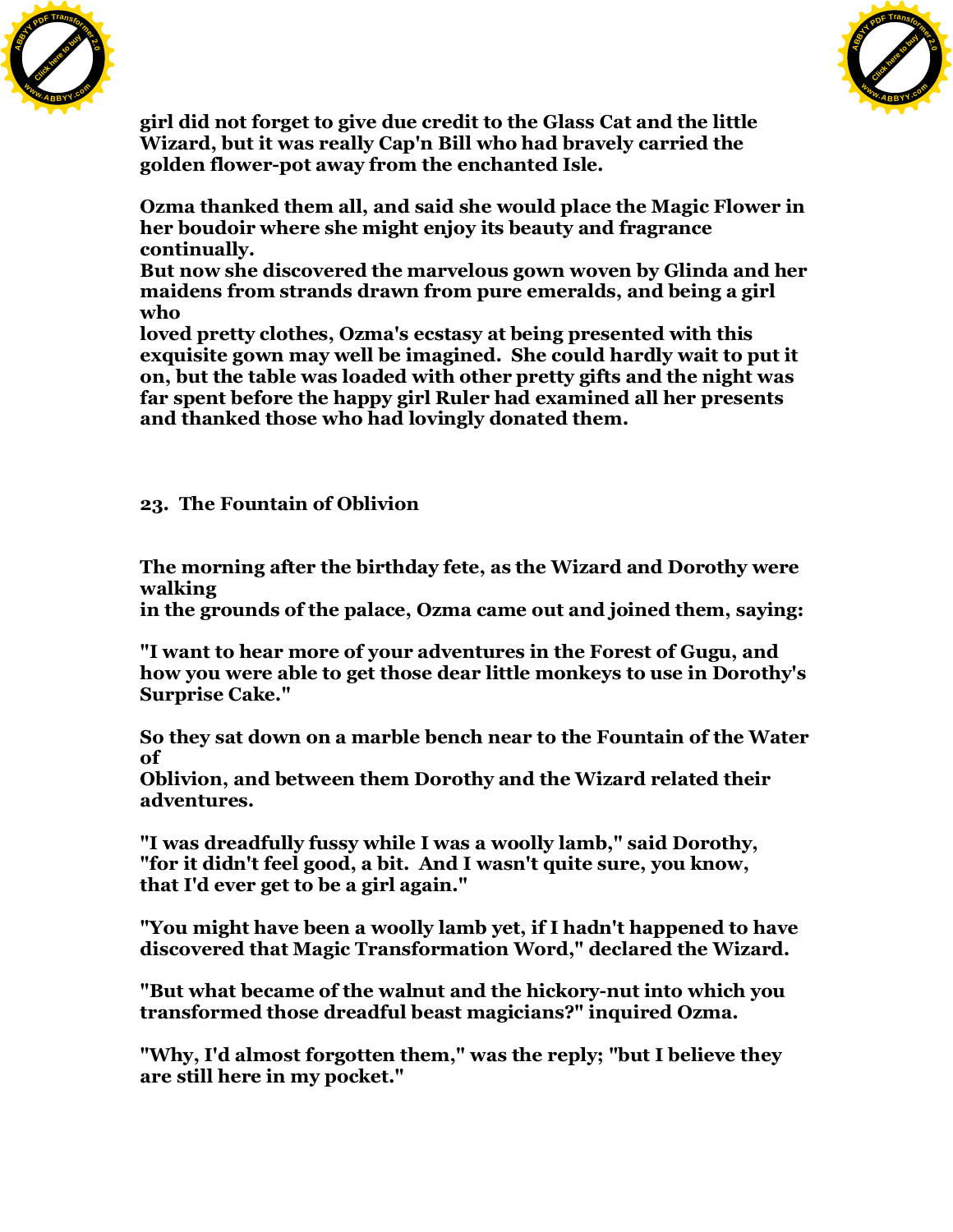girl did not forget to give due credit to the Glass Cat and the little Wizard, but it was really Cap'n Bill who had bravely carried the golden flower-pot away from the enchanted Isle.

Ozma thanked them all, and said she would place the Magic Flower in her boudoir where she might enjoy its beauty and fragrance continually.

But now she discovered the marvelous gown woven by Glinda and her maidens from strands drawn from pure emeralds, and being a girl who loved pretty clothes, Ozma's ecstasy at being presented with this exquisite gown may well be imagined. She could hardly wait to put it on, but the table was loaded with other pretty gifts and the night was far spent before the happy girl Ruler had examined all her presents and thanked those who had lovingly donated them.

## 23. The Fountain of Oblivion

The morning after the birthday fete, as the Wizard and Dorothy were walking in the grounds of the palace, Ozma came out and joined them, saying:

"I want to hear more of your adventures in the Forest of Gugu, and how you were able to get those dear little monkeys to use in Dorothy's Surprise Cake."

So they sat down on a marble bench near to the Fountain of the Water of Oblivion, and between them Dorothy and the Wizard related their adventures.

"I was dreadfully fussy while I was a woolly lamb," said Dorothy, "for it didn't feel good, a bit. And I wasn't quite sure, you know, that I'd ever get to be a girl again."

"You might have been a woolly lamb yet, if I hadn't happened to have discovered that Magic Transformation Word," declared the Wizard.

"But what became of the walnut and the hickory-nut into which you transformed those dreadful beast magicians?" inquired Ozma.

"Why, I'd almost forgotten them," was the reply; "but I believe they are still here in my pocket."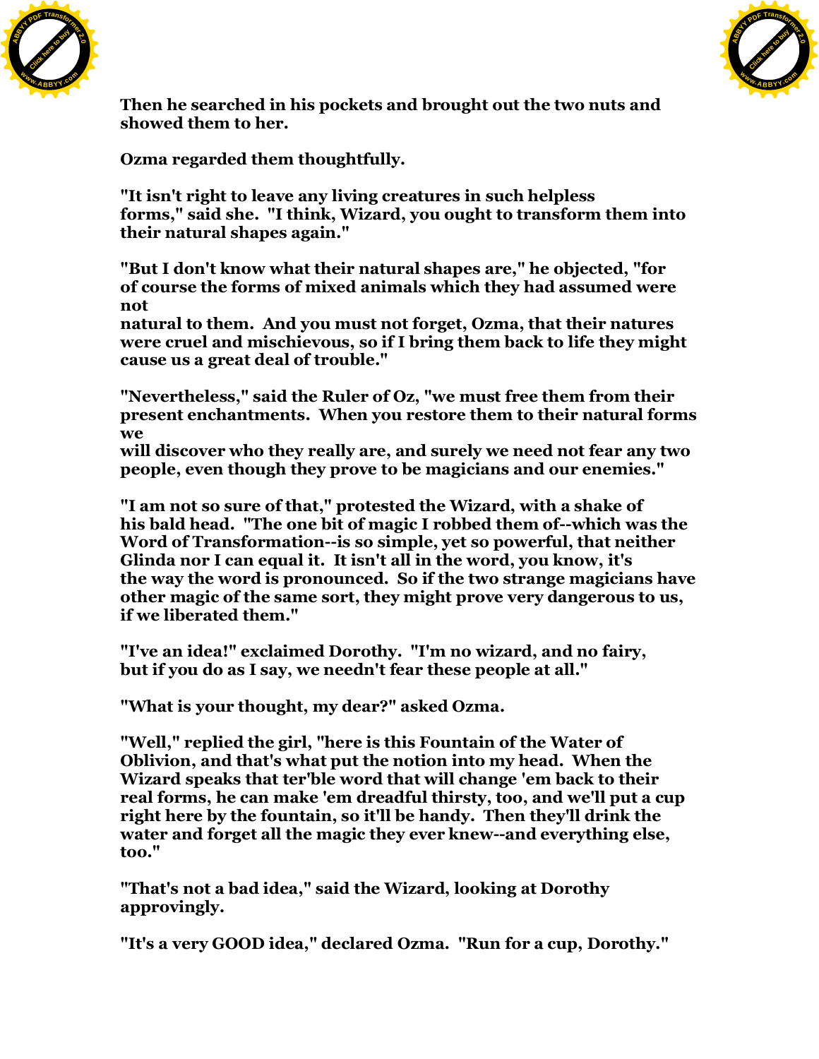Then he searched in his pockets and brought out the two nuts and showed them to her.

Ozma regarded them thoughtfully.

"It isn't right to leave any living creatures in such helpless forms," said she. "I think, Wizard, you ought to transform them into their natural shapes again."

"But I don't know what their natural shapes are," he objected, "for of course the forms of mixed animals which they had assumed were not natural to them. And you must not forget, Ozma, that their natures were cruel and mischievous, so if I bring them back to life they might cause us a great deal of trouble."

"Nevertheless," said the Ruler of Oz, "we must free them from their present enchantments. When you restore them to their natural forms we will discover who they really are, and surely we need not fear any two people, even though they prove to be magicians and our enemies."

"I am not so sure of that," protested the Wizard, with a shake of his bald head. "The one bit of magic I robbed them of--which was the Word of Transformation--is so simple, yet so powerful, that neither Glinda nor I can equal it. It isn't all in the word, you know, it's the way the word is pronounced. So if the two strange magicians have other magic of the same sort, they might prove very dangerous to us, if we liberated them."

"I've an idea!" exclaimed Dorothy. "I'm no wizard, and no fairy, but if you do as I say, we needn't fear these people at all."

"What is your thought, my dear?" asked Ozma.

"Well," replied the girl, "here is this Fountain of the Water of Oblivion, and that's what put the notion into my head. When the Wizard speaks that ter'ble word that will change 'em back to their real forms, he can make 'em dreadful thirsty, too, and we'll put a cup right here by the fountain, so it'll be handy. Then they'll drink the water and forget all the magic they ever knew--and everything else, too."

"That's not a bad idea," said the Wizard, looking at Dorothy approvingly.

"It's a very GOOD idea," declared Ozma. "Run for a cup, Dorothy."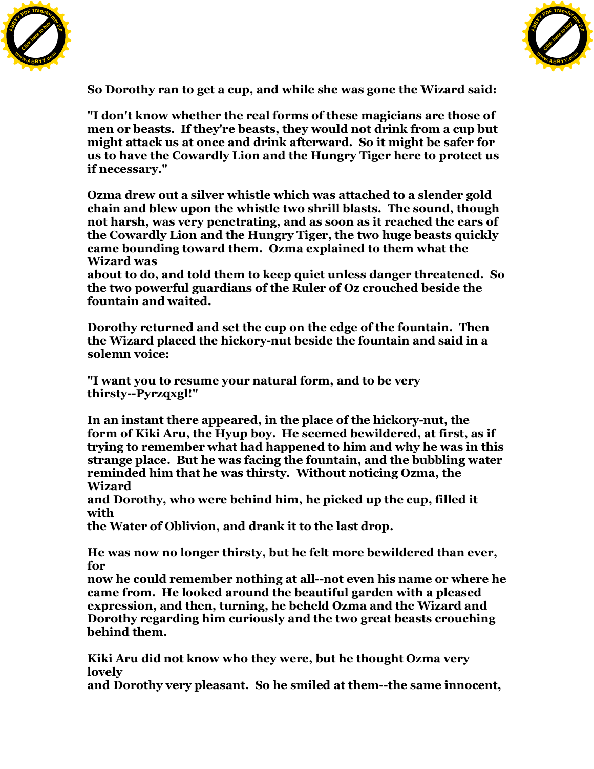So Dorothy ran to get a cup, and while she was gone the Wizard said:

"I don't know whether the real forms of these magicians are those of men or beasts. If they're beasts, they would not drink from a cup but might attack us at once and drink afterward. So it might be safer for us to have the Cowardly Lion and the Hungry Tiger here to protect us if necessary."

Ozma drew out a silver whistle which was attached to a slender gold chain and blew upon the whistle two shrill blasts. The sound, though not harsh, was very penetrating, and as soon as it reached the ears of the Cowardly Lion and the Hungry Tiger, the two huge beasts quickly came bounding toward them. Ozma explained to them what the Wizard was about to do, and told them to keep quiet unless danger threatened. So the two powerful guardians of the Ruler of Oz crouched beside the fountain and waited.

Dorothy returned and set the cup on the edge of the fountain. Then the Wizard placed the hickory-nut beside the fountain and said in a solemn voice:

"I want you to resume your natural form, and to be very thirsty--Pyrzqxgl!"

In an instant there appeared, in the place of the hickory-nut, the form of Kiki Aru, the Hyup boy. He seemed bewildered, at first, as if trying to remember what had happened to him and why he was in this strange place. But he was facing the fountain, and the bubbling water reminded him that he was thirsty. Without noticing Ozma, the Wizard and Dorothy, who were behind him, he picked up the cup, filled it with the Water of Oblivion, and drank it to the last drop.

He was now no longer thirsty, but he felt more bewildered than ever, for now he could remember nothing at all--not even his name or where he came from. He looked around the beautiful garden with a pleased expression, and then, turning, he beheld Ozma and the Wizard and Dorothy regarding him curiously and the two great beasts crouching behind them.

Kiki Aru did not know who they were, but he thought Ozma very lovely and Dorothy very pleasant. So he smiled at them--the same innocent,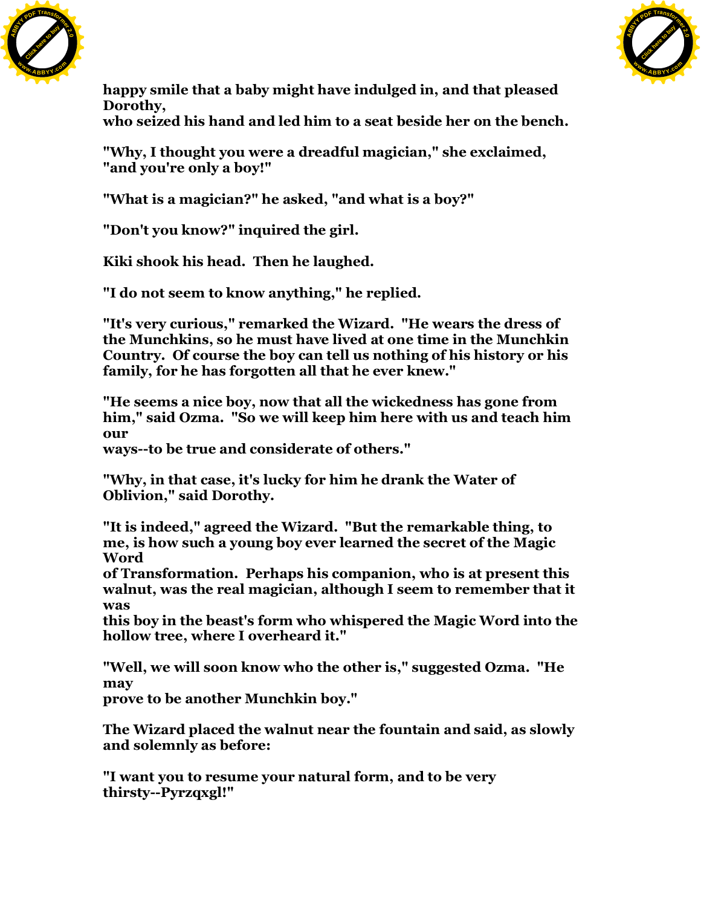happy smile that a baby might have indulged in, and that pleased Dorothy, who seized his hand and led him to a seat beside her on the bench.

"Why, I thought you were a dreadful magician," she exclaimed, "and you're only a boy!"

"What is a magician?" he asked, "and what is a boy?"

"Don't you know?" inquired the girl.

Kiki shook his head. Then he laughed.

"I do not seem to know anything," he replied.

"It's very curious," remarked the Wizard. "He wears the dress of the Munchkins, so he must have lived at one time in the Munchkin Country. Of course the boy can tell us nothing of his history or his family, for he has forgotten all that he ever knew."

"He seems a nice boy, now that all the wickedness has gone from him," said Ozma. "So we will keep him here with us and teach him our ways--to be true and considerate of others."

"Why, in that case, it's lucky for him he drank the Water of Oblivion," said Dorothy.

"It is indeed," agreed the Wizard. "But the remarkable thing, to me, is how such a young boy ever learned the secret of the Magic Word of Transformation. Perhaps his companion, who is at present this walnut, was the real magician, although I seem to remember that it was this boy in the beast's form who whispered the Magic Word into the hollow tree, where I overheard it."

"Well, we will soon know who the other is," suggested Ozma. "He may prove to be another Munchkin boy."

The Wizard placed the walnut near the fountain and said, as slowly and solemnly as before:

"I want you to resume your natural form, and to be very thirsty--Pyrzqxgl!"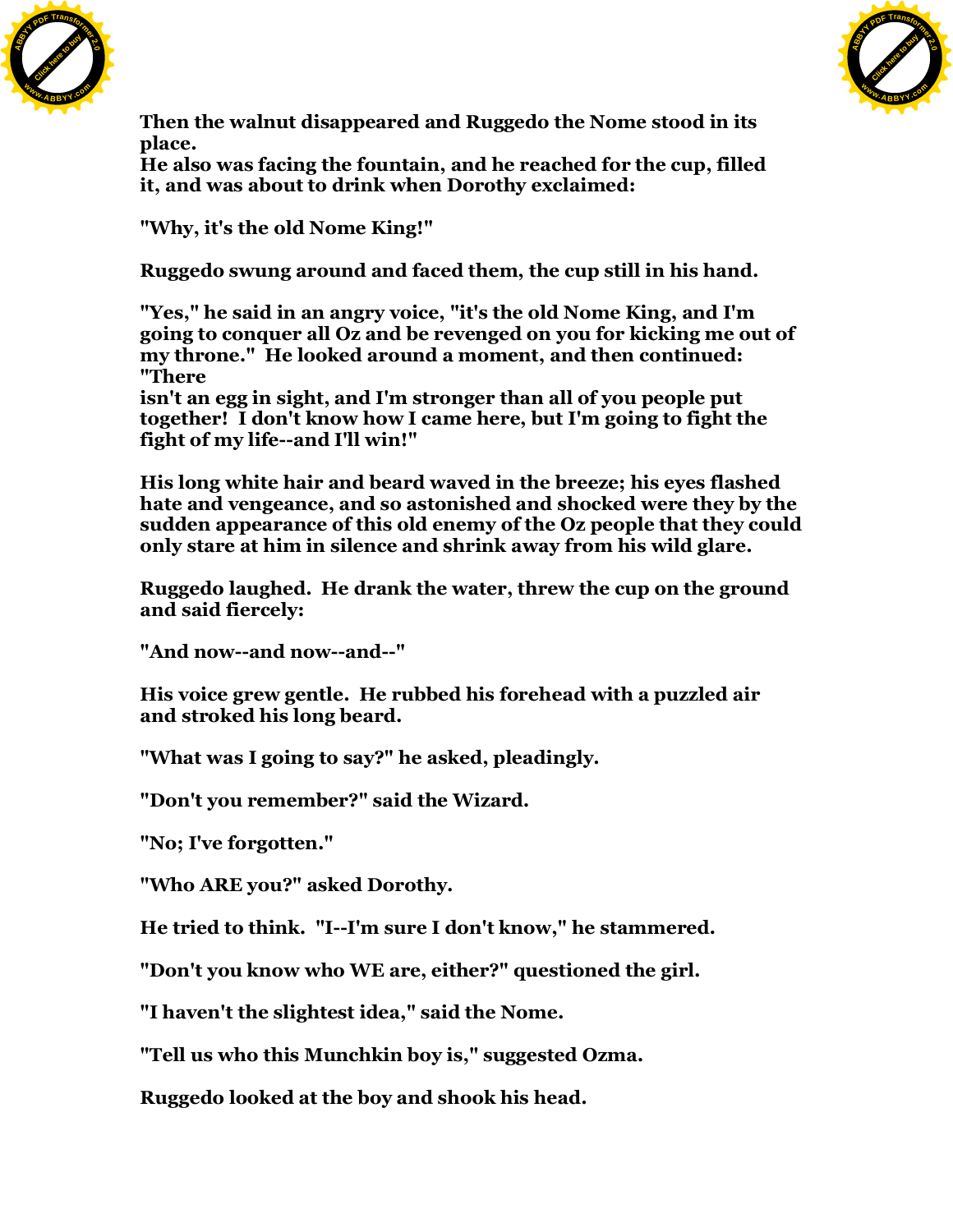Then the walnut disappeared and Ruggedo the Nome stood in its place.
He also was facing the fountain, and he reached for the cup, filled it, and was about to drink when Dorothy exclaimed:

"Why, it's the old Nome King!"

Ruggedo swung around and faced them, the cup still in his hand.

"Yes," he said in an angry voice, "it's the old Nome King, and I'm going to conquer all Oz and be revenged on you for kicking me out of my throne." He looked around a moment, and then continued: "There isn't an egg in sight, and I'm stronger than all of you people put together! I don't know how I came here, but I'm going to fight the fight of my life--and I'll win!"

His long white hair and beard waved in the breeze; his eyes flashed hate and vengeance, and so astonished and shocked were they by the sudden appearance of this old enemy of the Oz people that they could only stare at him in silence and shrink away from his wild glare.

Ruggedo laughed. He drank the water, threw the cup on the ground and said fiercely:

"And now--and now--and--"

His voice grew gentle. He rubbed his forehead with a puzzled air and stroked his long beard.

"What was I going to say?" he asked, pleadingly.

"Don't you remember?" said the Wizard.

"No; I've forgotten."

"Who ARE you?" asked Dorothy.

He tried to think. "I--I'm sure I don't know," he stammered.

"Don't you know who WE are, either?" questioned the girl.

"I haven't the slightest idea," said the Nome.

"Tell us who this Munchkin boy is," suggested Ozma.

Ruggedo looked at the boy and shook his head.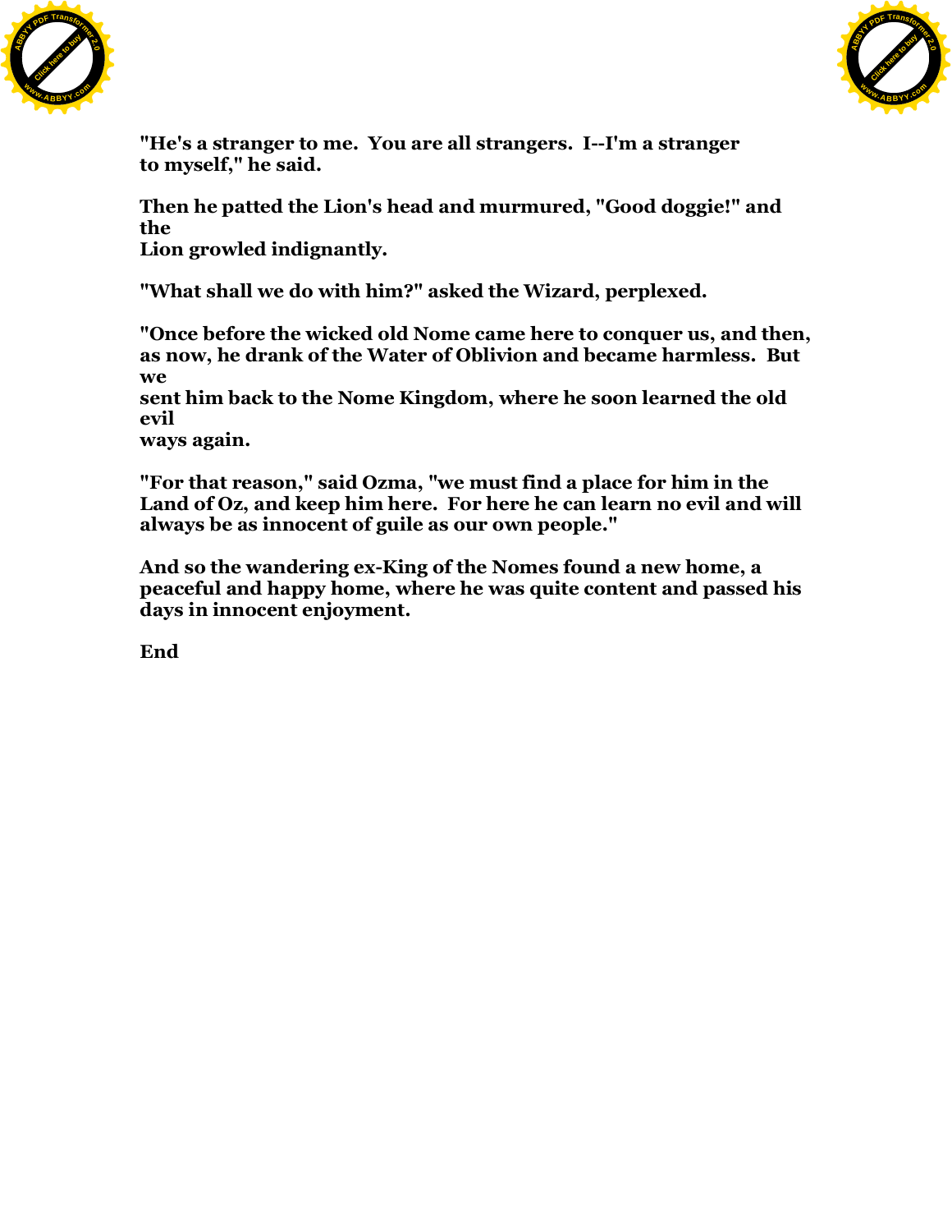"He's a stranger to me. You are all strangers. I--I'm a stranger to myself," he said.

Then he patted the Lion's head and murmured, "Good doggie!" and the Lion growled indignantly.

"What shall we do with him?" asked the Wizard, perplexed.

"Once before the wicked old Nome came here to conquer us, and then, as now, he drank of the Water of Oblivion and became harmless. But we sent him back to the Nome Kingdom, where he soon learned the old evil ways again.

"For that reason," said Ozma, "we must find a place for him in the Land of Oz, and keep him here. For here he can learn no evil and will always be as innocent of guile as our own people."

And so the wandering ex-King of the Nomes found a new home, a peaceful and happy home, where he was quite content and passed his days in innocent enjoyment.

End